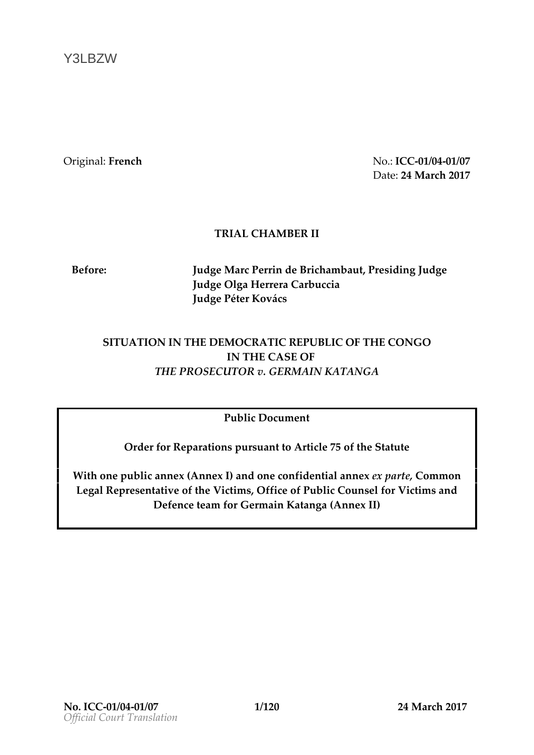Y3LBZW

Original: **French**

No.: **ICC-01/04-01/07**
Date: **24 March 2017**

**TRIAL CHAMBER II**

**Before:** **Judge Marc Perrin de Brichambaut, Presiding Judge**
**Judge Olga Herrera Carbuccia**
**Judge Péter Kovács**

**SITUATION IN THE DEMOCRATIC REPUBLIC OF THE CONGO**
**IN THE CASE OF**
***THE PROSECUTOR v. GERMAIN KATANGA***

**Public Document**

**Order for Reparations pursuant to Article 75 of the Statute**

**With one public annex (Annex I) and one confidential annex *ex parte*, Common Legal Representative of the Victims, Office of Public Counsel for Victims and Defence team for Germain Katanga (Annex II)**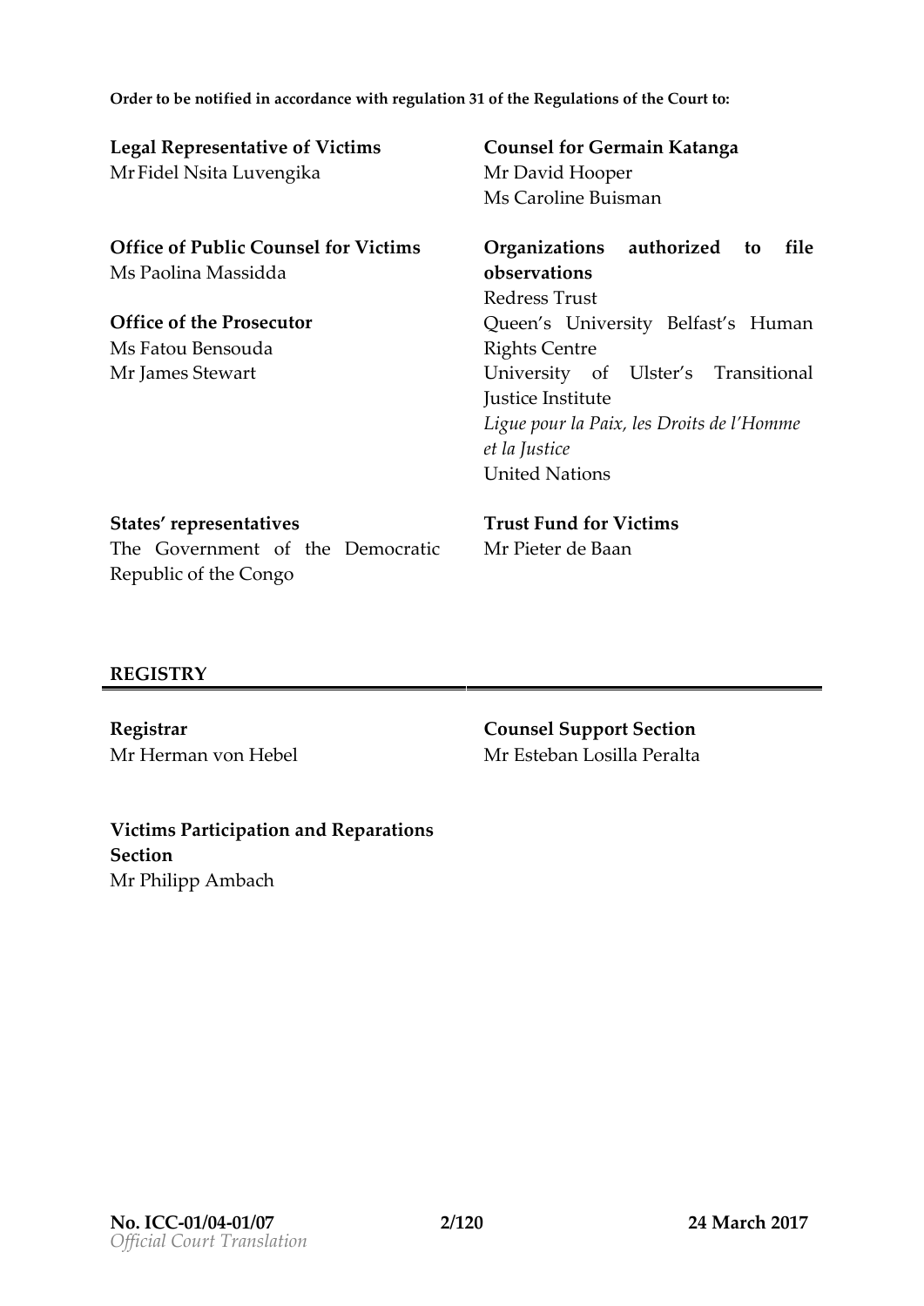**Order to be notified in accordance with regulation 31 of the Regulations of the Court to:**

**Legal Representative of Victims**
Mr Fidel Nsita Luvengika

**Office of Public Counsel for Victims**
Ms Paolina Massidda

**Office of the Prosecutor**
Ms Fatou Bensouda
Mr James Stewart

**Counsel for Germain Katanga**
Mr David Hooper
Ms Caroline Buisman

**Organizations authorized to file observations**
Redress Trust
Queen's University Belfast's Human Rights Centre
University of Ulster's Transitional Justice Institute
*Ligue pour la Paix, les Droits de l'Homme et la Justice*
United Nations

**States' representatives**
The Government of the Democratic Republic of the Congo

**Trust Fund for Victims**
Mr Pieter de Baan

**REGISTRY**

**Registrar**
Mr Herman von Hebel

**Counsel Support Section**
Mr Esteban Losilla Peralta

**Victims Participation and Reparations Section**
Mr Philipp Ambach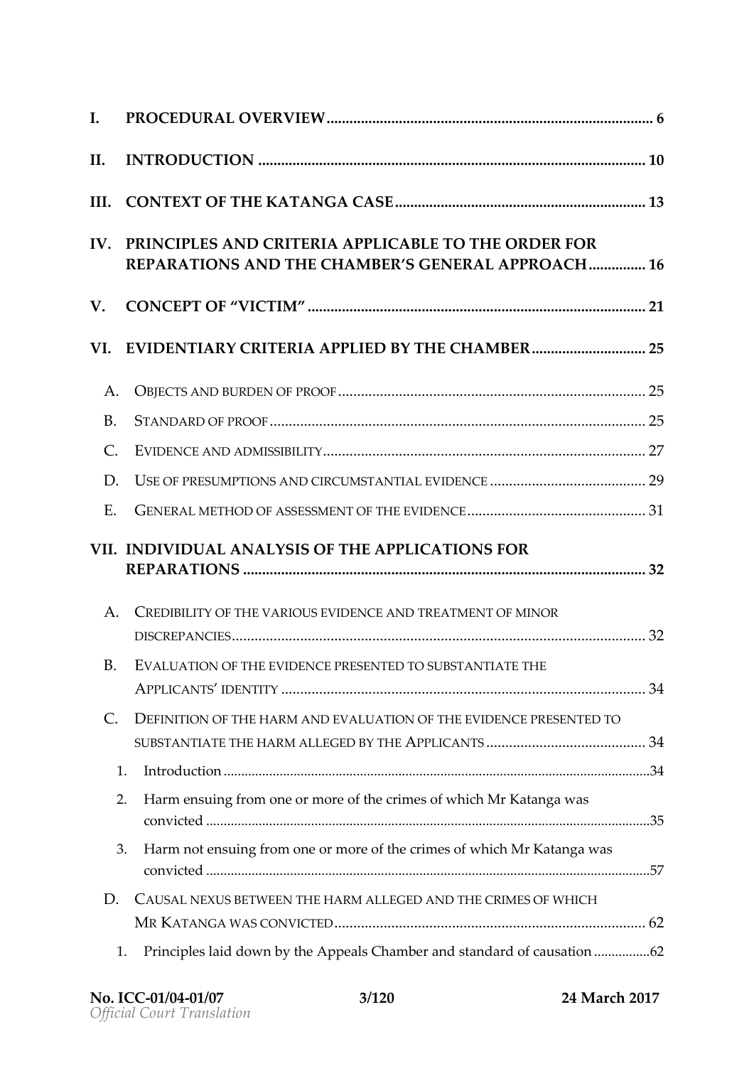I. PROCEDURAL OVERVIEW ... 6

II. INTRODUCTION ... 10

III. CONTEXT OF THE KATANGA CASE ... 13

IV. PRINCIPLES AND CRITERIA APPLICABLE TO THE ORDER FOR REPARATIONS AND THE CHAMBER'S GENERAL APPROACH ... 16

V. CONCEPT OF "VICTIM" ... 21

VI. EVIDENTIARY CRITERIA APPLIED BY THE CHAMBER ... 25

- A. OBJECTS AND BURDEN OF PROOF ... 25
- B. STANDARD OF PROOF ... 25
- C. EVIDENCE AND ADMISSIBILITY ... 27
- D. USE OF PRESUMPTIONS AND CIRCUMSTANTIAL EVIDENCE ... 29
- E. GENERAL METHOD OF ASSESSMENT OF THE EVIDENCE ... 31

VII. INDIVIDUAL ANALYSIS OF THE APPLICATIONS FOR REPARATIONS ... 32

- A. CREDIBILITY OF THE VARIOUS EVIDENCE AND TREATMENT OF MINOR DISCREPANCIES ... 32
- B. EVALUATION OF THE EVIDENCE PRESENTED TO SUBSTANTIATE THE APPLICANTS' IDENTITY ... 34
- C. DEFINITION OF THE HARM AND EVALUATION OF THE EVIDENCE PRESENTED TO SUBSTANTIATE THE HARM ALLEGED BY THE APPLICANTS ... 34
  1. Introduction ... 34
  2. Harm ensuing from one or more of the crimes of which Mr Katanga was convicted ... 35
  3. Harm not ensuing from one or more of the crimes of which Mr Katanga was convicted ... 57
- D. CAUSAL NEXUS BETWEEN THE HARM ALLEGED AND THE CRIMES OF WHICH MR KATANGA WAS CONVICTED ... 62
  1. Principles laid down by the Appeals Chamber and standard of causation ... 62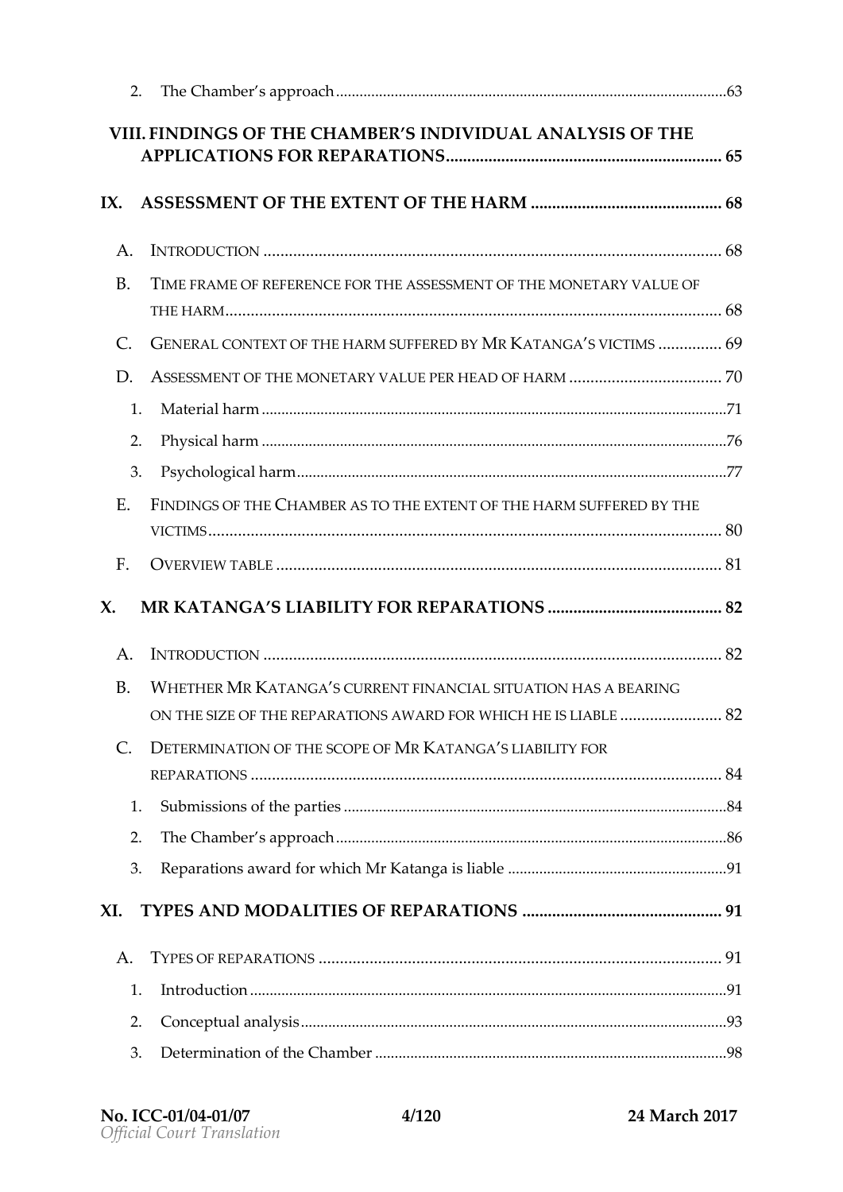2. The Chamber's approach ........................................................................................ 63

VIII. FINDINGS OF THE CHAMBER'S INDIVIDUAL ANALYSIS OF THE APPLICATIONS FOR REPARATIONS ................................................................ 65

IX. ASSESSMENT OF THE EXTENT OF THE HARM ............................................ 68

A. INTRODUCTION ........................................................................................................ 68

B. TIME FRAME OF REFERENCE FOR THE ASSESSMENT OF THE MONETARY VALUE OF THE HARM ................................................................................................................ 68

C. GENERAL CONTEXT OF THE HARM SUFFERED BY MR KATANGA'S VICTIMS ............... 69

D. ASSESSMENT OF THE MONETARY VALUE PER HEAD OF HARM .................................... 70

1. Material harm ......................................................................................................... 71

2. Physical harm ......................................................................................................... 76

3. Psychological harm ................................................................................................ 77

E. FINDINGS OF THE CHAMBER AS TO THE EXTENT OF THE HARM SUFFERED BY THE VICTIMS ..................................................................................................................... 80

F. OVERVIEW TABLE ...................................................................................................... 81

X. MR KATANGA'S LIABILITY FOR REPARATIONS ......................................... 82

A. INTRODUCTION ........................................................................................................ 82

B. WHETHER MR KATANGA'S CURRENT FINANCIAL SITUATION HAS A BEARING ON THE SIZE OF THE REPARATIONS AWARD FOR WHICH HE IS LIABLE ........................ 82

C. DETERMINATION OF THE SCOPE OF MR KATANGA'S LIABILITY FOR REPARATIONS ........................................................................................................... 84

1. Submissions of the parties ....................................................................................... 84

2. The Chamber's approach ........................................................................................ 86

3. Reparations award for which Mr Katanga is liable .................................................... 91

XI. TYPES AND MODALITIES OF REPARATIONS .............................................. 91

A. TYPES OF REPARATIONS ........................................................................................... 91

1. Introduction ............................................................................................................ 91

2. Conceptual analysis ................................................................................................ 93

3. Determination of the Chamber ................................................................................ 98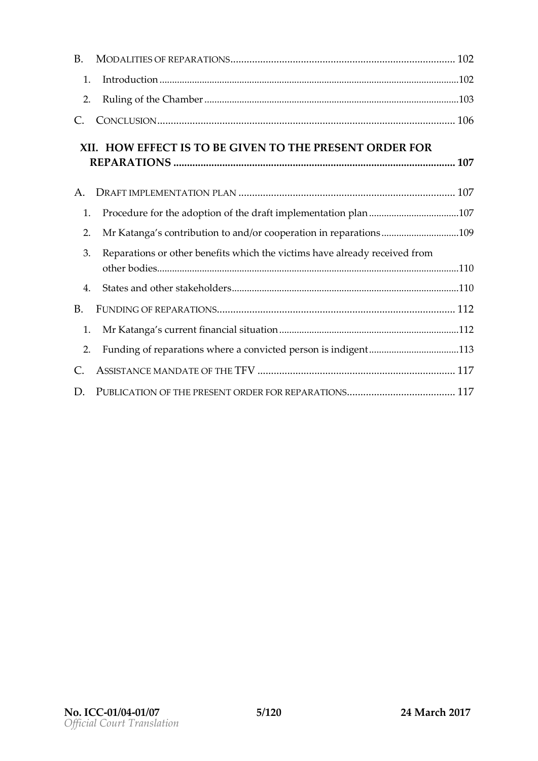B. Modalities of reparations .......... 102

1. Introduction .......... 102
2. Ruling of the Chamber .......... 103

C. Conclusion .......... 106

**XII. HOW EFFECT IS TO BE GIVEN TO THE PRESENT ORDER FOR REPARATIONS .......... 107**

A. Draft implementation plan .......... 107

1. Procedure for the adoption of the draft implementation plan .......... 107
2. Mr Katanga's contribution to and/or cooperation in reparations .......... 109
3. Reparations or other benefits which the victims have already received from other bodies .......... 110
4. States and other stakeholders .......... 110

B. Funding of reparations .......... 112

1. Mr Katanga's current financial situation .......... 112
2. Funding of reparations where a convicted person is indigent .......... 113

C. Assistance mandate of the TFV .......... 117

D. Publication of the present order for reparations .......... 117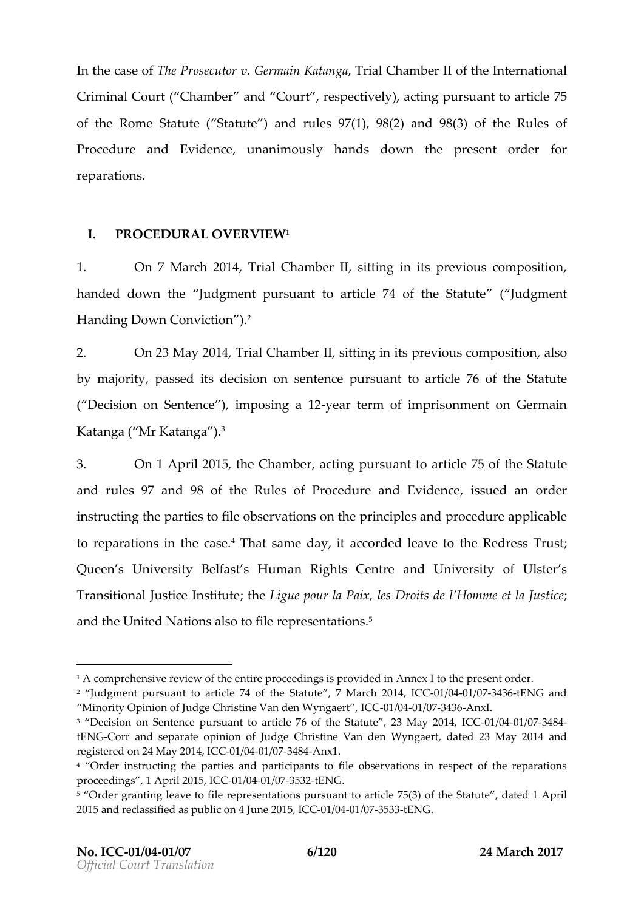In the case of *The Prosecutor v. Germain Katanga*, Trial Chamber II of the International Criminal Court ("Chamber" and "Court", respectively), acting pursuant to article 75 of the Rome Statute ("Statute") and rules 97(1), 98(2) and 98(3) of the Rules of Procedure and Evidence, unanimously hands down the present order for reparations.

## I. PROCEDURAL OVERVIEW[1]

1. On 7 March 2014, Trial Chamber II, sitting in its previous composition, handed down the "Judgment pursuant to article 74 of the Statute" ("Judgment Handing Down Conviction").[2]

2. On 23 May 2014, Trial Chamber II, sitting in its previous composition, also by majority, passed its decision on sentence pursuant to article 76 of the Statute ("Decision on Sentence"), imposing a 12-year term of imprisonment on Germain Katanga ("Mr Katanga").[3]

3. On 1 April 2015, the Chamber, acting pursuant to article 75 of the Statute and rules 97 and 98 of the Rules of Procedure and Evidence, issued an order instructing the parties to file observations on the principles and procedure applicable to reparations in the case.[4] That same day, it accorded leave to the Redress Trust; Queen's University Belfast's Human Rights Centre and University of Ulster's Transitional Justice Institute; the *Ligue pour la Paix, les Droits de l'Homme et la Justice*; and the United Nations also to file representations.[5]

---

[1] A comprehensive review of the entire proceedings is provided in Annex I to the present order.

[2] "Judgment pursuant to article 74 of the Statute", 7 March 2014, ICC-01/04-01/07-3436-tENG and "Minority Opinion of Judge Christine Van den Wyngaert", ICC-01/04-01/07-3436-AnxI.

[3] "Decision on Sentence pursuant to article 76 of the Statute", 23 May 2014, ICC-01/04-01/07-3484-tENG-Corr and separate opinion of Judge Christine Van den Wyngaert, dated 23 May 2014 and registered on 24 May 2014, ICC-01/04-01/07-3484-Anx1.

[4] "Order instructing the parties and participants to file observations in respect of the reparations proceedings", 1 April 2015, ICC-01/04-01/07-3532-tENG.

[5] "Order granting leave to file representations pursuant to article 75(3) of the Statute", dated 1 April 2015 and reclassified as public on 4 June 2015, ICC-01/04-01/07-3533-tENG.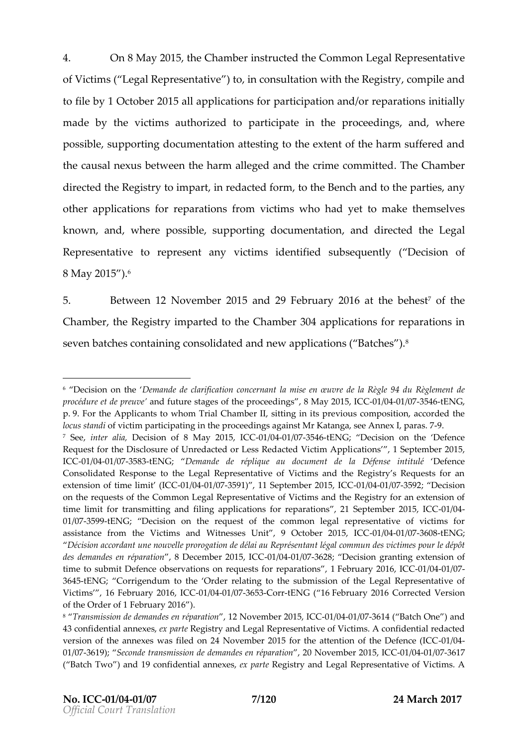4. On 8 May 2015, the Chamber instructed the Common Legal Representative of Victims ("Legal Representative") to, in consultation with the Registry, compile and to file by 1 October 2015 all applications for participation and/or reparations initially made by the victims authorized to participate in the proceedings, and, where possible, supporting documentation attesting to the extent of the harm suffered and the causal nexus between the harm alleged and the crime committed. The Chamber directed the Registry to impart, in redacted form, to the Bench and to the parties, any other applications for reparations from victims who had yet to make themselves known, and, where possible, supporting documentation, and directed the Legal Representative to represent any victims identified subsequently ("Decision of 8 May 2015").[6]

5. Between 12 November 2015 and 29 February 2016 at the behest[7] of the Chamber, the Registry imparted to the Chamber 304 applications for reparations in seven batches containing consolidated and new applications ("Batches").[8]

---

[6] "Decision on the '*Demande de clarification concernant la mise en œuvre de la Règle 94 du Règlement de procédure et de preuve*' and future stages of the proceedings", 8 May 2015, ICC-01/04-01/07-3546-tENG, p. 9. For the Applicants to whom Trial Chamber II, sitting in its previous composition, accorded the *locus standi* of victim participating in the proceedings against Mr Katanga, see Annex I, paras. 7-9.

[7] See, *inter alia*, Decision of 8 May 2015, ICC-01/04-01/07-3546-tENG; "Decision on the 'Defence Request for the Disclosure of Unredacted or Less Redacted Victim Applications'", 1 September 2015, ICC-01/04-01/07-3583-tENG; "*Demande de réplique au document de la Défense intitulé* 'Defence Consolidated Response to the Legal Representative of Victims and the Registry's Requests for an extension of time limit' (ICC-01/04-01/07-3591)", 11 September 2015, ICC-01/04-01/07-3592; "Decision on the requests of the Common Legal Representative of Victims and the Registry for an extension of time limit for transmitting and filing applications for reparations", 21 September 2015, ICC-01/04-01/07-3599-tENG; "Decision on the request of the common legal representative of victims for assistance from the Victims and Witnesses Unit", 9 October 2015, ICC-01/04-01/07-3608-tENG; "*Décision accordant une nouvelle prorogation de délai au Représentant légal commun des victimes pour le dépôt des demandes en réparation*", 8 December 2015, ICC-01/04-01/07-3628; "Decision granting extension of time to submit Defence observations on requests for reparations", 1 February 2016, ICC-01/04-01/07-3645-tENG; "Corrigendum to the 'Order relating to the submission of the Legal Representative of Victims'", 16 February 2016, ICC-01/04-01/07-3653-Corr-tENG ("16 February 2016 Corrected Version of the Order of 1 February 2016").

[8] "*Transmission de demandes en réparation*", 12 November 2015, ICC-01/04-01/07-3614 ("Batch One") and 43 confidential annexes, *ex parte* Registry and Legal Representative of Victims. A confidential redacted version of the annexes was filed on 24 November 2015 for the attention of the Defence (ICC-01/04-01/07-3619); "*Seconde transmission de demandes en réparation*", 20 November 2015, ICC-01/04-01/07-3617 ("Batch Two") and 19 confidential annexes, *ex parte* Registry and Legal Representative of Victims. A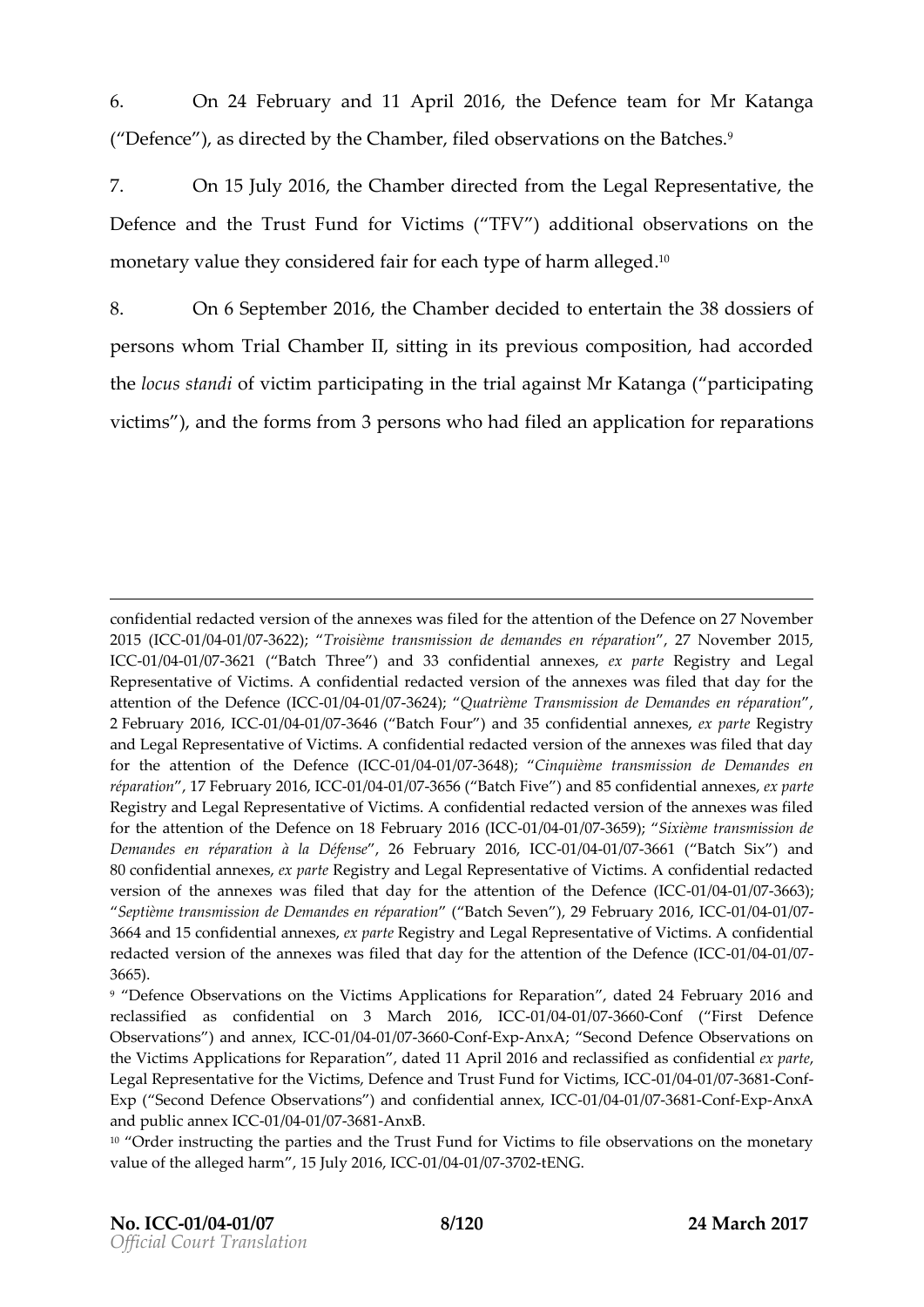6. On 24 February and 11 April 2016, the Defence team for Mr Katanga ("Defence"), as directed by the Chamber, filed observations on the Batches.[9]

7. On 15 July 2016, the Chamber directed from the Legal Representative, the Defence and the Trust Fund for Victims ("TFV") additional observations on the monetary value they considered fair for each type of harm alleged.[10]

8. On 6 September 2016, the Chamber decided to entertain the 38 dossiers of persons whom Trial Chamber II, sitting in its previous composition, had accorded the *locus standi* of victim participating in the trial against Mr Katanga ("participating victims"), and the forms from 3 persons who had filed an application for reparations

---

confidential redacted version of the annexes was filed for the attention of the Defence on 27 November 2015 (ICC-01/04-01/07-3622); "*Troisième transmission de demandes en réparation*", 27 November 2015, ICC-01/04-01/07-3621 ("Batch Three") and 33 confidential annexes, *ex parte* Registry and Legal Representative of Victims. A confidential redacted version of the annexes was filed that day for the attention of the Defence (ICC-01/04-01/07-3624); "*Quatrième Transmission de Demandes en réparation*", 2 February 2016, ICC-01/04-01/07-3646 ("Batch Four") and 35 confidential annexes, *ex parte* Registry and Legal Representative of Victims. A confidential redacted version of the annexes was filed that day for the attention of the Defence (ICC-01/04-01/07-3648); "*Cinquième transmission de Demandes en réparation*", 17 February 2016, ICC-01/04-01/07-3656 ("Batch Five") and 85 confidential annexes, *ex parte* Registry and Legal Representative of Victims. A confidential redacted version of the annexes was filed for the attention of the Defence on 18 February 2016 (ICC-01/04-01/07-3659); "*Sixième transmission de Demandes en réparation à la Défense*", 26 February 2016, ICC-01/04-01/07-3661 ("Batch Six") and 80 confidential annexes, *ex parte* Registry and Legal Representative of Victims. A confidential redacted version of the annexes was filed that day for the attention of the Defence (ICC-01/04-01/07-3663); "*Septième transmission de Demandes en réparation*" ("Batch Seven"), 29 February 2016, ICC-01/04-01/07-3664 and 15 confidential annexes, *ex parte* Registry and Legal Representative of Victims. A confidential redacted version of the annexes was filed that day for the attention of the Defence (ICC-01/04-01/07-3665).

[9] "Defence Observations on the Victims Applications for Reparation", dated 24 February 2016 and reclassified as confidential on 3 March 2016, ICC-01/04-01/07-3660-Conf ("First Defence Observations") and annex, ICC-01/04-01/07-3660-Conf-Exp-AnxA; "Second Defence Observations on the Victims Applications for Reparation", dated 11 April 2016 and reclassified as confidential *ex parte*, Legal Representative for the Victims, Defence and Trust Fund for Victims, ICC-01/04-01/07-3681-Conf-Exp ("Second Defence Observations") and confidential annex, ICC-01/04-01/07-3681-Conf-Exp-AnxA and public annex ICC-01/04-01/07-3681-AnxB.

[10] "Order instructing the parties and the Trust Fund for Victims to file observations on the monetary value of the alleged harm", 15 July 2016, ICC-01/04-01/07-3702-tENG.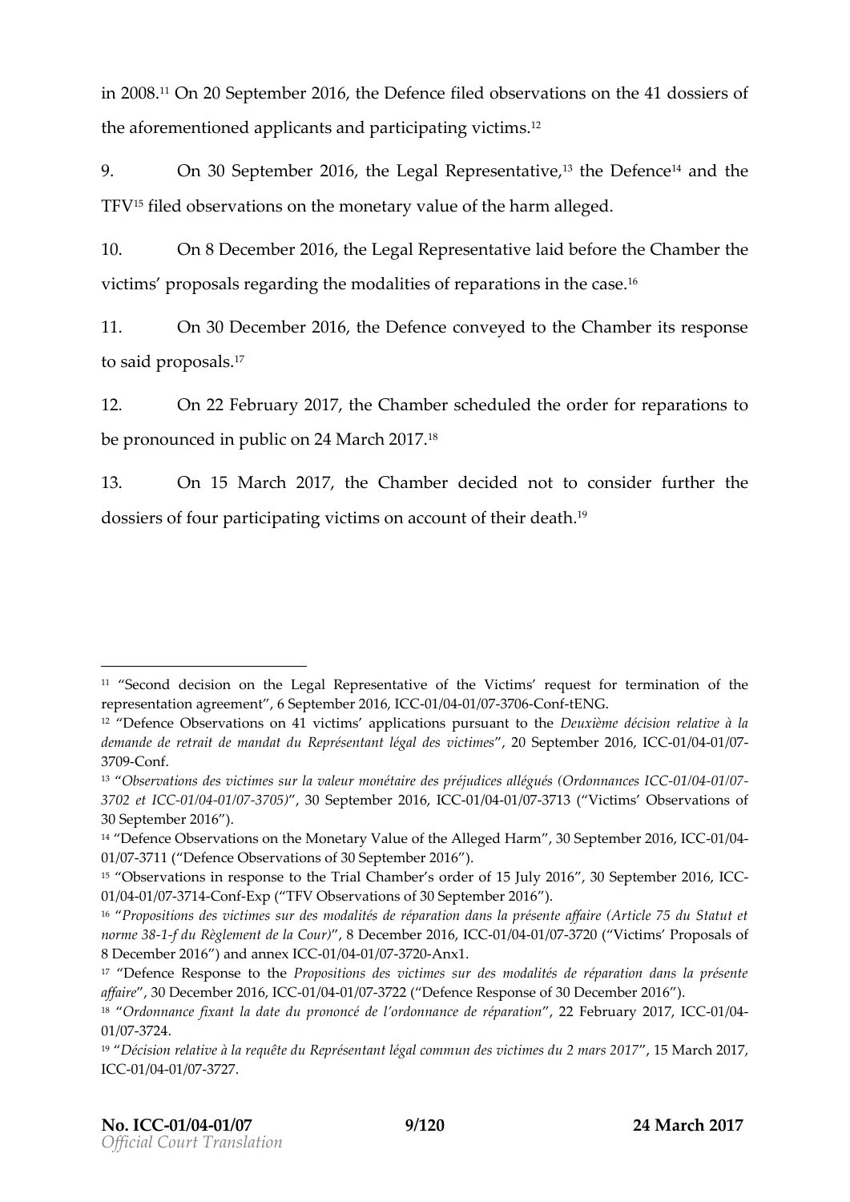in 2008.[11] On 20 September 2016, the Defence filed observations on the 41 dossiers of the aforementioned applicants and participating victims.[12]

9. On 30 September 2016, the Legal Representative,[13] the Defence[14] and the TFV[15] filed observations on the monetary value of the harm alleged.

10. On 8 December 2016, the Legal Representative laid before the Chamber the victims' proposals regarding the modalities of reparations in the case.[16]

11. On 30 December 2016, the Defence conveyed to the Chamber its response to said proposals.[17]

12. On 22 February 2017, the Chamber scheduled the order for reparations to be pronounced in public on 24 March 2017.[18]

13. On 15 March 2017, the Chamber decided not to consider further the dossiers of four participating victims on account of their death.[19]

---

[11] "Second decision on the Legal Representative of the Victims' request for termination of the representation agreement", 6 September 2016, ICC-01/04-01/07-3706-Conf-tENG.

[12] "Defence Observations on 41 victims' applications pursuant to the *Deuxième décision relative à la demande de retrait de mandat du Représentant légal des victimes*", 20 September 2016, ICC-01/04-01/07-3709-Conf.

[13] "*Observations des victimes sur la valeur monétaire des préjudices allégués (Ordonnances ICC-01/04-01/07-3702 et ICC-01/04-01/07-3705)*", 30 September 2016, ICC-01/04-01/07-3713 ("Victims' Observations of 30 September 2016").

[14] "Defence Observations on the Monetary Value of the Alleged Harm", 30 September 2016, ICC-01/04-01/07-3711 ("Defence Observations of 30 September 2016").

[15] "Observations in response to the Trial Chamber's order of 15 July 2016", 30 September 2016, ICC-01/04-01/07-3714-Conf-Exp ("TFV Observations of 30 September 2016").

[16] "*Propositions des victimes sur des modalités de réparation dans la présente affaire (Article 75 du Statut et norme 38-1-f du Règlement de la Cour)*", 8 December 2016, ICC-01/04-01/07-3720 ("Victims' Proposals of 8 December 2016") and annex ICC-01/04-01/07-3720-Anx1.

[17] "Defence Response to the *Propositions des victimes sur des modalités de réparation dans la présente affaire*", 30 December 2016, ICC-01/04-01/07-3722 ("Defence Response of 30 December 2016").

[18] "*Ordonnance fixant la date du prononcé de l'ordonnance de réparation*", 22 February 2017, ICC-01/04-01/07-3724.

[19] "*Décision relative à la requête du Représentant légal commun des victimes du 2 mars 2017*", 15 March 2017, ICC-01/04-01/07-3727.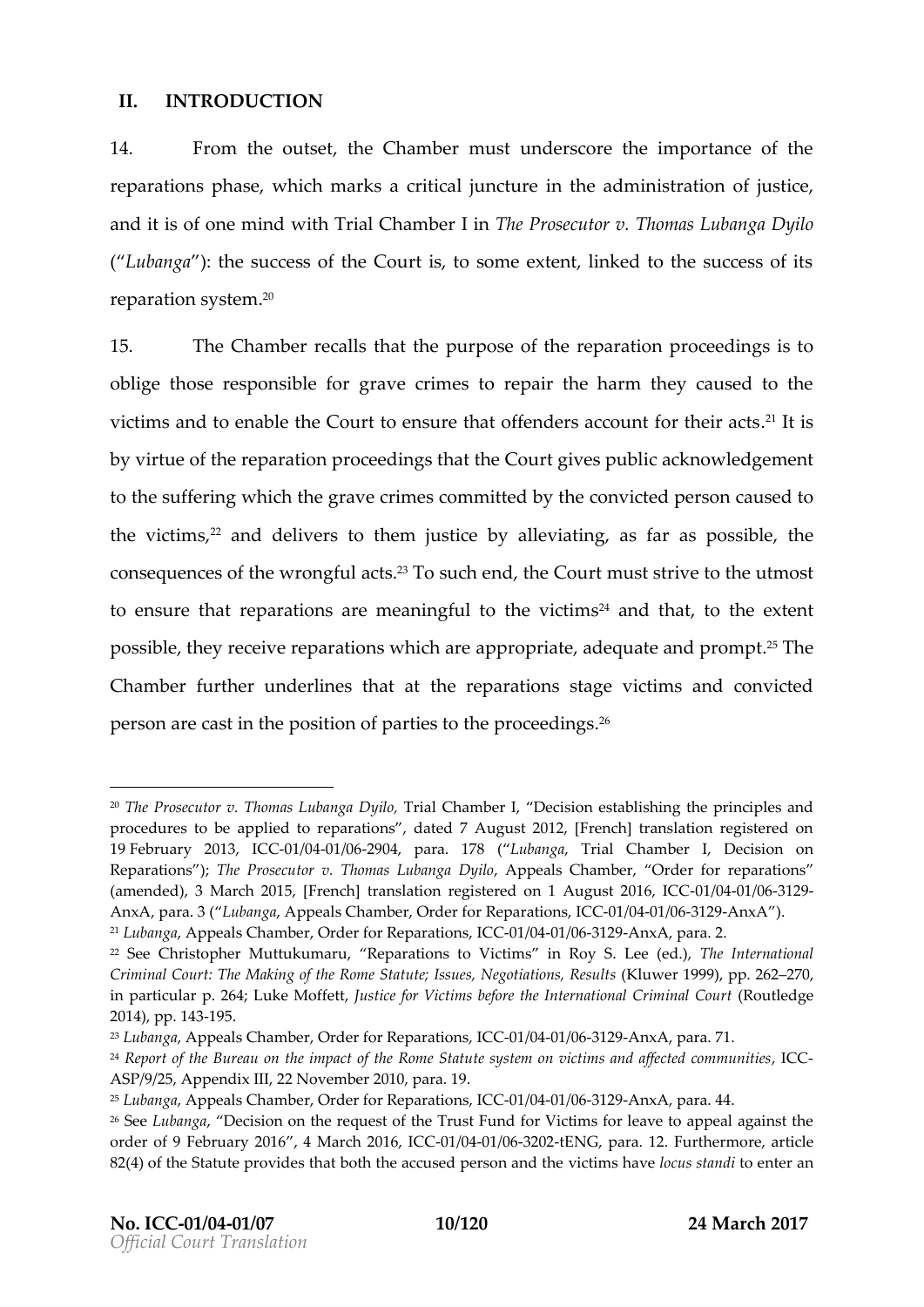## II. INTRODUCTION

14. From the outset, the Chamber must underscore the importance of the reparations phase, which marks a critical juncture in the administration of justice, and it is of one mind with Trial Chamber I in *The Prosecutor v. Thomas Lubanga Dyilo* ("*Lubanga*"): the success of the Court is, to some extent, linked to the success of its reparation system.[20]

15. The Chamber recalls that the purpose of the reparation proceedings is to oblige those responsible for grave crimes to repair the harm they caused to the victims and to enable the Court to ensure that offenders account for their acts.[21] It is by virtue of the reparation proceedings that the Court gives public acknowledgement to the suffering which the grave crimes committed by the convicted person caused to the victims,[22] and delivers to them justice by alleviating, as far as possible, the consequences of the wrongful acts.[23] To such end, the Court must strive to the utmost to ensure that reparations are meaningful to the victims[24] and that, to the extent possible, they receive reparations which are appropriate, adequate and prompt.[25] The Chamber further underlines that at the reparations stage victims and convicted person are cast in the position of parties to the proceedings.[26]

---

[20] *The Prosecutor v. Thomas Lubanga Dyilo*, Trial Chamber I, "Decision establishing the principles and procedures to be applied to reparations", dated 7 August 2012, [French] translation registered on 19 February 2013, ICC-01/04-01/06-2904, para. 178 ("*Lubanga*, Trial Chamber I, Decision on Reparations"); *The Prosecutor v. Thomas Lubanga Dyilo*, Appeals Chamber, "Order for reparations" (amended), 3 March 2015, [French] translation registered on 1 August 2016, ICC-01/04-01/06-3129-AnxA, para. 3 ("*Lubanga*, Appeals Chamber, Order for Reparations, ICC-01/04-01/06-3129-AnxA").

[21] *Lubanga*, Appeals Chamber, Order for Reparations, ICC-01/04-01/06-3129-AnxA, para. 2.

[22] See Christopher Muttukumaru, "Reparations to Victims" in Roy S. Lee (ed.), *The International Criminal Court: The Making of the Rome Statute; Issues, Negotiations, Results* (Kluwer 1999), pp. 262–270, in particular p. 264; Luke Moffett, *Justice for Victims before the International Criminal Court* (Routledge 2014), pp. 143-195.

[23] *Lubanga*, Appeals Chamber, Order for Reparations, ICC-01/04-01/06-3129-AnxA, para. 71.

[24] *Report of the Bureau on the impact of the Rome Statute system on victims and affected communities*, ICC-ASP/9/25, Appendix III, 22 November 2010, para. 19.

[25] *Lubanga*, Appeals Chamber, Order for Reparations, ICC-01/04-01/06-3129-AnxA, para. 44.

[26] See *Lubanga*, "Decision on the request of the Trust Fund for Victims for leave to appeal against the order of 9 February 2016", 4 March 2016, ICC-01/04-01/06-3202-tENG, para. 12. Furthermore, article 82(4) of the Statute provides that both the accused person and the victims have *locus standi* to enter an

No. ICC-01/04-01/07 | 24 March 2017

*Official Court Translation*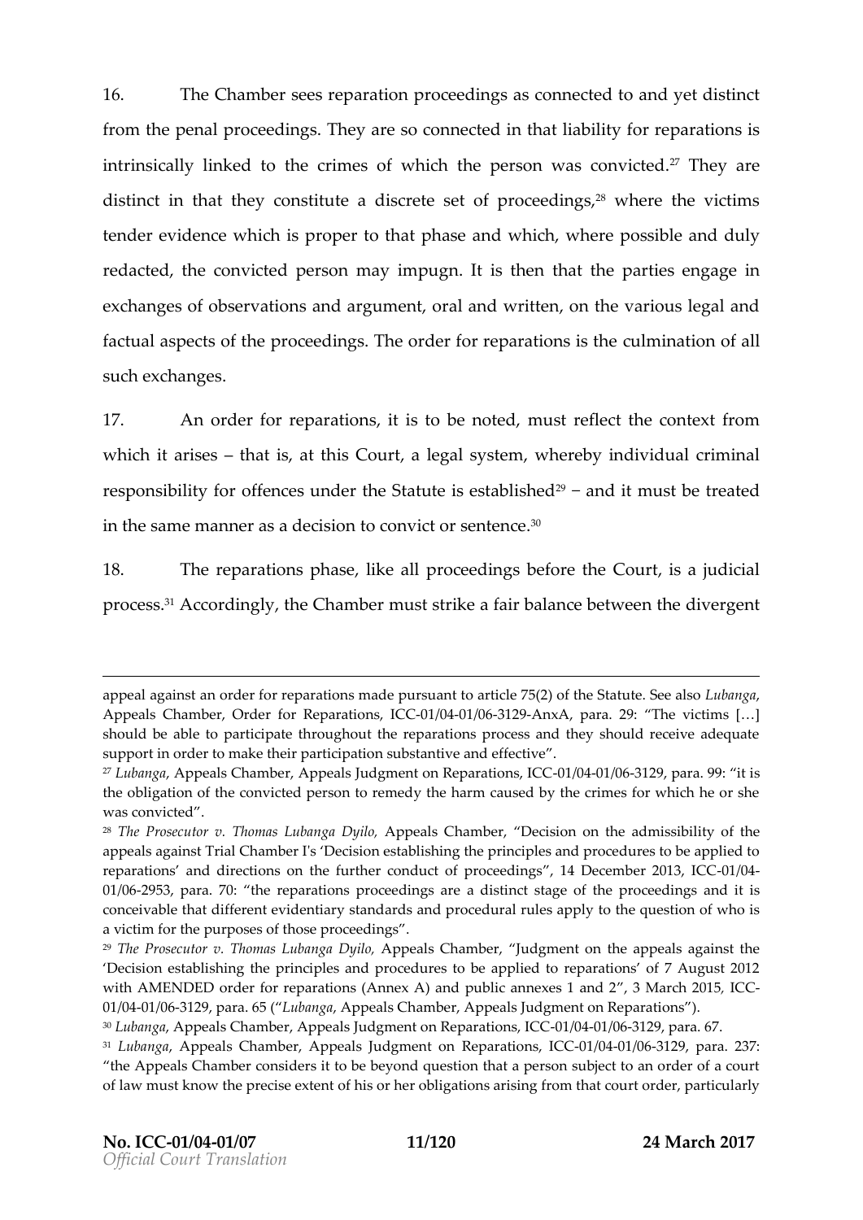16. The Chamber sees reparation proceedings as connected to and yet distinct from the penal proceedings. They are so connected in that liability for reparations is intrinsically linked to the crimes of which the person was convicted.[27] They are distinct in that they constitute a discrete set of proceedings,[28] where the victims tender evidence which is proper to that phase and which, where possible and duly redacted, the convicted person may impugn. It is then that the parties engage in exchanges of observations and argument, oral and written, on the various legal and factual aspects of the proceedings. The order for reparations is the culmination of all such exchanges.

17. An order for reparations, it is to be noted, must reflect the context from which it arises – that is, at this Court, a legal system, whereby individual criminal responsibility for offences under the Statute is established[29] – and it must be treated in the same manner as a decision to convict or sentence.[30]

18. The reparations phase, like all proceedings before the Court, is a judicial process.[31] Accordingly, the Chamber must strike a fair balance between the divergent

---

appeal against an order for reparations made pursuant to article 75(2) of the Statute. See also *Lubanga*, Appeals Chamber, Order for Reparations, ICC-01/04-01/06-3129-AnxA, para. 29: "The victims […] should be able to participate throughout the reparations process and they should receive adequate support in order to make their participation substantive and effective".

[27] *Lubanga*, Appeals Chamber, Appeals Judgment on Reparations, ICC-01/04-01/06-3129, para. 99: "it is the obligation of the convicted person to remedy the harm caused by the crimes for which he or she was convicted".

[28] *The Prosecutor v. Thomas Lubanga Dyilo*, Appeals Chamber, "Decision on the admissibility of the appeals against Trial Chamber I's 'Decision establishing the principles and procedures to be applied to reparations' and directions on the further conduct of proceedings", 14 December 2013, ICC-01/04-01/06-2953, para. 70: "the reparations proceedings are a distinct stage of the proceedings and it is conceivable that different evidentiary standards and procedural rules apply to the question of who is a victim for the purposes of those proceedings".

[29] *The Prosecutor v. Thomas Lubanga Dyilo*, Appeals Chamber, "Judgment on the appeals against the 'Decision establishing the principles and procedures to be applied to reparations' of 7 August 2012 with AMENDED order for reparations (Annex A) and public annexes 1 and 2", 3 March 2015, ICC-01/04-01/06-3129, para. 65 ("*Lubanga*, Appeals Chamber, Appeals Judgment on Reparations").

[30] *Lubanga*, Appeals Chamber, Appeals Judgment on Reparations, ICC-01/04-01/06-3129, para. 67.

[31] *Lubanga*, Appeals Chamber, Appeals Judgment on Reparations, ICC-01/04-01/06-3129, para. 237: "the Appeals Chamber considers it to be beyond question that a person subject to an order of a court of law must know the precise extent of his or her obligations arising from that court order, particularly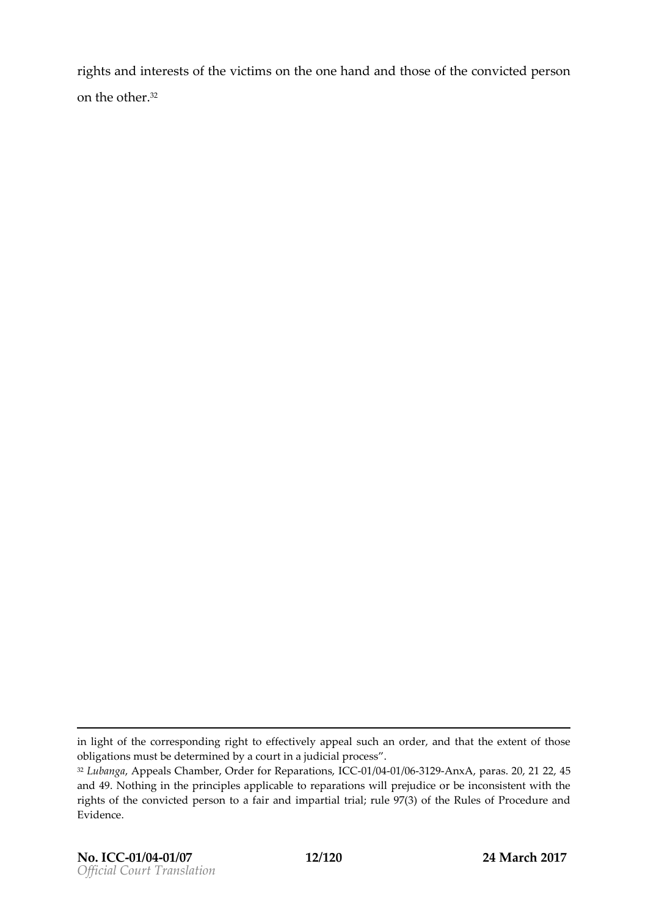rights and interests of the victims on the one hand and those of the convicted person on the other.[32]

---

in light of the corresponding right to effectively appeal such an order, and that the extent of those obligations must be determined by a court in a judicial process".

[32] *Lubanga*, Appeals Chamber, Order for Reparations, ICC-01/04-01/06-3129-AnxA, paras. 20, 21 22, 45 and 49. Nothing in the principles applicable to reparations will prejudice or be inconsistent with the rights of the convicted person to a fair and impartial trial; rule 97(3) of the Rules of Procedure and Evidence.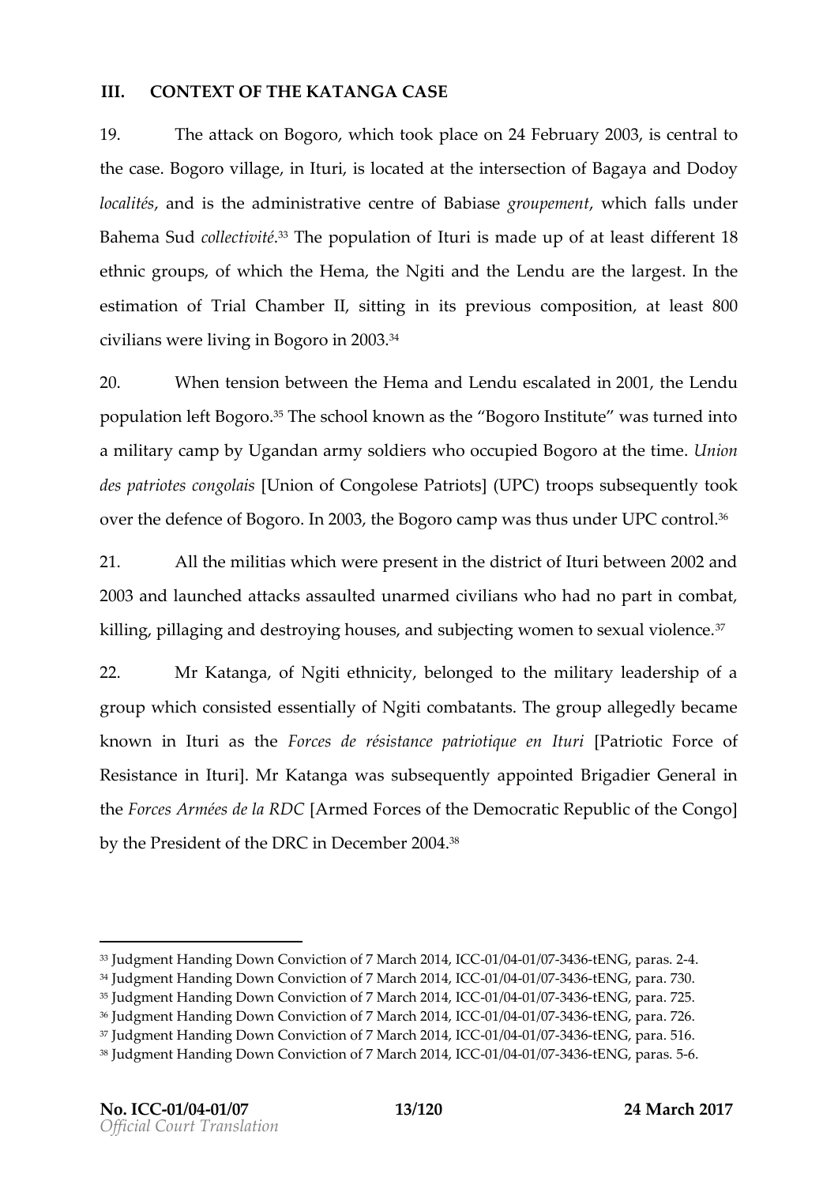## III. CONTEXT OF THE KATANGA CASE

19. The attack on Bogoro, which took place on 24 February 2003, is central to the case. Bogoro village, in Ituri, is located at the intersection of Bagaya and Dodoy *localités*, and is the administrative centre of Babiase *groupement*, which falls under Bahema Sud *collectivité*.[33] The population of Ituri is made up of at least different 18 ethnic groups, of which the Hema, the Ngiti and the Lendu are the largest. In the estimation of Trial Chamber II, sitting in its previous composition, at least 800 civilians were living in Bogoro in 2003.[34]

20. When tension between the Hema and Lendu escalated in 2001, the Lendu population left Bogoro.[35] The school known as the "Bogoro Institute" was turned into a military camp by Ugandan army soldiers who occupied Bogoro at the time. *Union des patriotes congolais* [Union of Congolese Patriots] (UPC) troops subsequently took over the defence of Bogoro. In 2003, the Bogoro camp was thus under UPC control.[36]

21. All the militias which were present in the district of Ituri between 2002 and 2003 and launched attacks assaulted unarmed civilians who had no part in combat, killing, pillaging and destroying houses, and subjecting women to sexual violence.[37]

22. Mr Katanga, of Ngiti ethnicity, belonged to the military leadership of a group which consisted essentially of Ngiti combatants. The group allegedly became known in Ituri as the *Forces de résistance patriotique en Ituri* [Patriotic Force of Resistance in Ituri]. Mr Katanga was subsequently appointed Brigadier General in the *Forces Armées de la RDC* [Armed Forces of the Democratic Republic of the Congo] by the President of the DRC in December 2004.[38]

---

[33] Judgment Handing Down Conviction of 7 March 2014, ICC-01/04-01/07-3436-tENG, paras. 2-4.
[34] Judgment Handing Down Conviction of 7 March 2014, ICC-01/04-01/07-3436-tENG, para. 730.
[35] Judgment Handing Down Conviction of 7 March 2014, ICC-01/04-01/07-3436-tENG, para. 725.
[36] Judgment Handing Down Conviction of 7 March 2014, ICC-01/04-01/07-3436-tENG, para. 726.
[37] Judgment Handing Down Conviction of 7 March 2014, ICC-01/04-01/07-3436-tENG, para. 516.
[38] Judgment Handing Down Conviction of 7 March 2014, ICC-01/04-01/07-3436-tENG, paras. 5-6.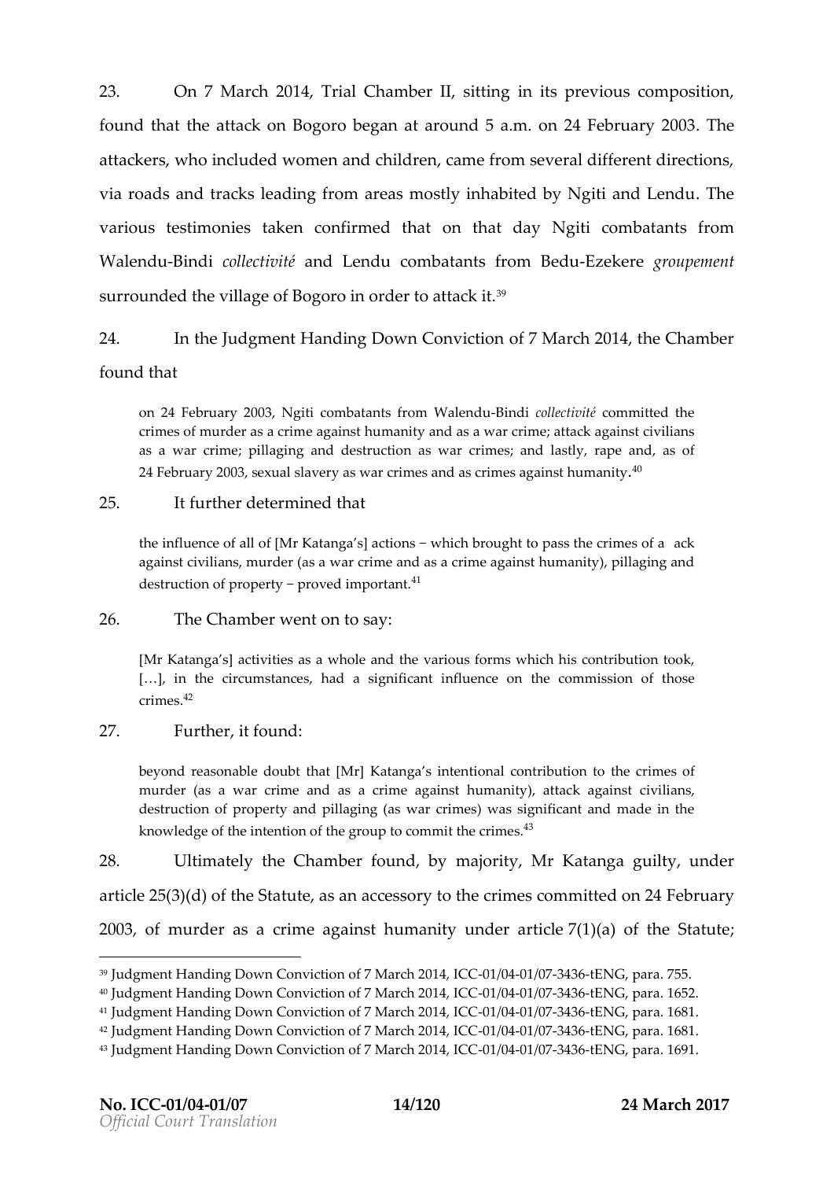23. On 7 March 2014, Trial Chamber II, sitting in its previous composition, found that the attack on Bogoro began at around 5 a.m. on 24 February 2003. The attackers, who included women and children, came from several different directions, via roads and tracks leading from areas mostly inhabited by Ngiti and Lendu. The various testimonies taken confirmed that on that day Ngiti combatants from Walendu-Bindi *collectivité* and Lendu combatants from Bedu-Ezekere *groupement* surrounded the village of Bogoro in order to attack it.[39]

24. In the Judgment Handing Down Conviction of 7 March 2014, the Chamber found that

> on 24 February 2003, Ngiti combatants from Walendu-Bindi *collectivité* committed the crimes of murder as a crime against humanity and as a war crime; attack against civilians as a war crime; pillaging and destruction as war crimes; and lastly, rape and, as of 24 February 2003, sexual slavery as war crimes and as crimes against humanity.[40]

25. It further determined that

> the influence of all of [Mr Katanga's] actions − which brought to pass the crimes of a ack against civilians, murder (as a war crime and as a crime against humanity), pillaging and destruction of property − proved important.[41]

26. The Chamber went on to say:

> [Mr Katanga's] activities as a whole and the various forms which his contribution took, […], in the circumstances, had a significant influence on the commission of those crimes.[42]

27. Further, it found:

> beyond reasonable doubt that [Mr] Katanga's intentional contribution to the crimes of murder (as a war crime and as a crime against humanity), attack against civilians, destruction of property and pillaging (as war crimes) was significant and made in the knowledge of the intention of the group to commit the crimes.[43]

28. Ultimately the Chamber found, by majority, Mr Katanga guilty, under article 25(3)(d) of the Statute, as an accessory to the crimes committed on 24 February 2003, of murder as a crime against humanity under article 7(1)(a) of the Statute;

---

[39] Judgment Handing Down Conviction of 7 March 2014, ICC-01/04-01/07-3436-tENG, para. 755.
[40] Judgment Handing Down Conviction of 7 March 2014, ICC-01/04-01/07-3436-tENG, para. 1652.
[41] Judgment Handing Down Conviction of 7 March 2014, ICC-01/04-01/07-3436-tENG, para. 1681.
[42] Judgment Handing Down Conviction of 7 March 2014, ICC-01/04-01/07-3436-tENG, para. 1681.
[43] Judgment Handing Down Conviction of 7 March 2014, ICC-01/04-01/07-3436-tENG, para. 1691.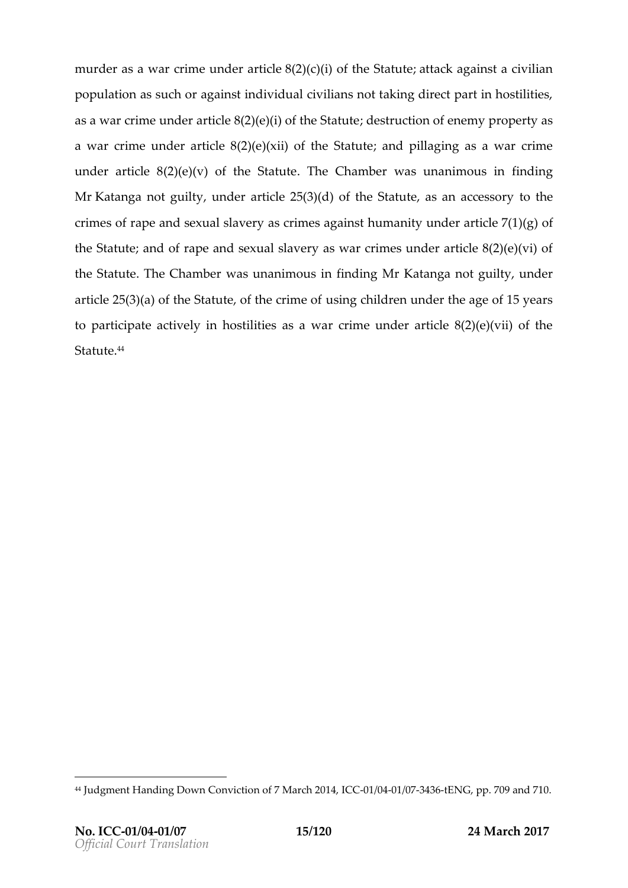murder as a war crime under article 8(2)(c)(i) of the Statute; attack against a civilian population as such or against individual civilians not taking direct part in hostilities, as a war crime under article 8(2)(e)(i) of the Statute; destruction of enemy property as a war crime under article 8(2)(e)(xii) of the Statute; and pillaging as a war crime under article 8(2)(e)(v) of the Statute. The Chamber was unanimous in finding Mr Katanga not guilty, under article 25(3)(d) of the Statute, as an accessory to the crimes of rape and sexual slavery as crimes against humanity under article 7(1)(g) of the Statute; and of rape and sexual slavery as war crimes under article 8(2)(e)(vi) of the Statute. The Chamber was unanimous in finding Mr Katanga not guilty, under article 25(3)(a) of the Statute, of the crime of using children under the age of 15 years to participate actively in hostilities as a war crime under article 8(2)(e)(vii) of the Statute.[44]

---

[44] Judgment Handing Down Conviction of 7 March 2014, ICC-01/04-01/07-3436-tENG, pp. 709 and 710.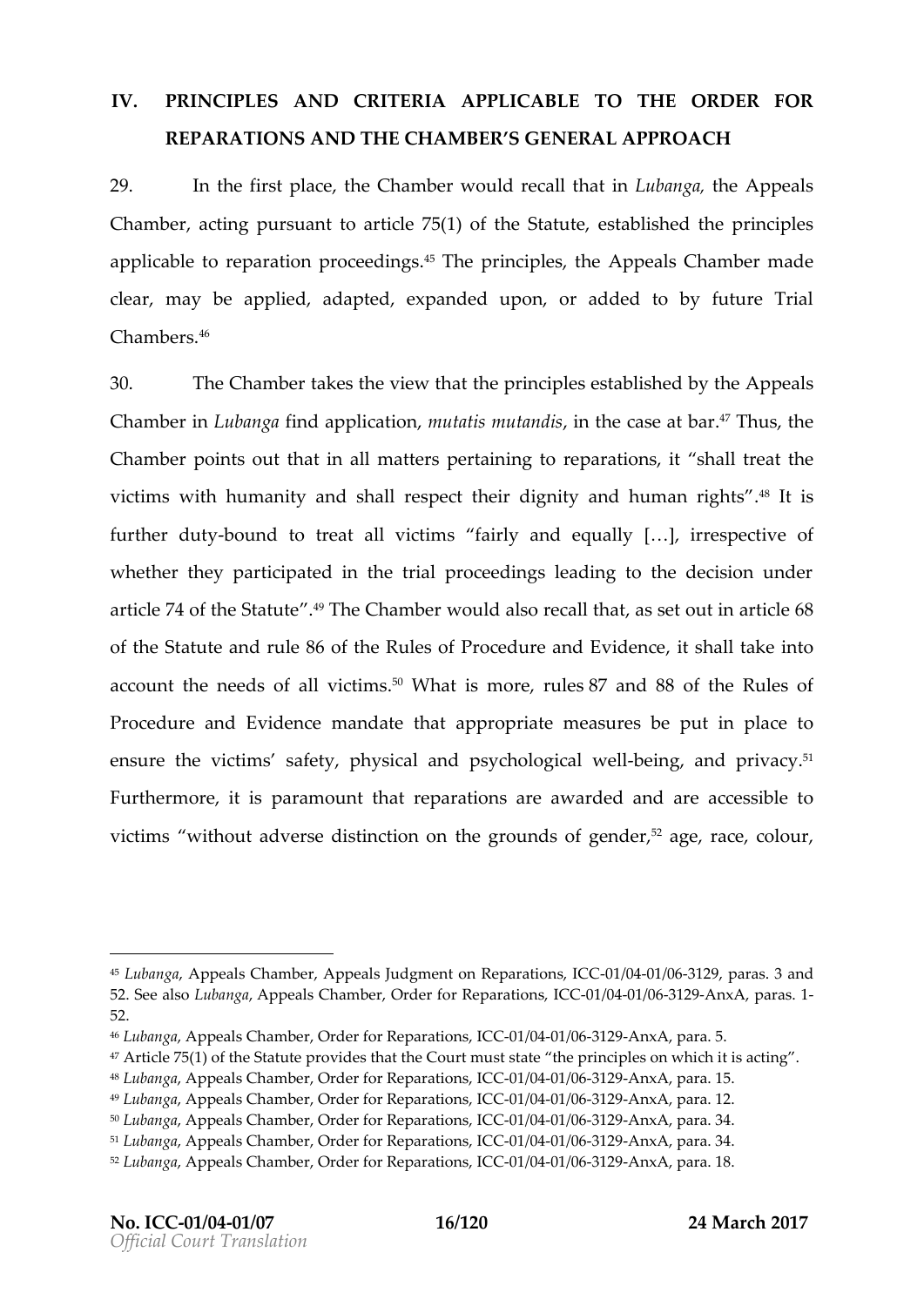## IV. PRINCIPLES AND CRITERIA APPLICABLE TO THE ORDER FOR REPARATIONS AND THE CHAMBER'S GENERAL APPROACH

29. In the first place, the Chamber would recall that in *Lubanga*, the Appeals Chamber, acting pursuant to article 75(1) of the Statute, established the principles applicable to reparation proceedings.[45] The principles, the Appeals Chamber made clear, may be applied, adapted, expanded upon, or added to by future Trial Chambers.[46]

30. The Chamber takes the view that the principles established by the Appeals Chamber in *Lubanga* find application, *mutatis mutandis*, in the case at bar.[47] Thus, the Chamber points out that in all matters pertaining to reparations, it "shall treat the victims with humanity and shall respect their dignity and human rights".[48] It is further duty-bound to treat all victims "fairly and equally […], irrespective of whether they participated in the trial proceedings leading to the decision under article 74 of the Statute".[49] The Chamber would also recall that, as set out in article 68 of the Statute and rule 86 of the Rules of Procedure and Evidence, it shall take into account the needs of all victims.[50] What is more, rules 87 and 88 of the Rules of Procedure and Evidence mandate that appropriate measures be put in place to ensure the victims' safety, physical and psychological well-being, and privacy.[51] Furthermore, it is paramount that reparations are awarded and are accessible to victims "without adverse distinction on the grounds of gender,[52] age, race, colour,

---

[45] *Lubanga*, Appeals Chamber, Appeals Judgment on Reparations, ICC-01/04-01/06-3129, paras. 3 and 52. See also *Lubanga*, Appeals Chamber, Order for Reparations, ICC-01/04-01/06-3129-AnxA, paras. 1-52.

[46] *Lubanga*, Appeals Chamber, Order for Reparations, ICC-01/04-01/06-3129-AnxA, para. 5.

[47] Article 75(1) of the Statute provides that the Court must state "the principles on which it is acting".

[48] *Lubanga*, Appeals Chamber, Order for Reparations, ICC-01/04-01/06-3129-AnxA, para. 15.

[49] *Lubanga*, Appeals Chamber, Order for Reparations, ICC-01/04-01/06-3129-AnxA, para. 12.

[50] *Lubanga*, Appeals Chamber, Order for Reparations, ICC-01/04-01/06-3129-AnxA, para. 34.

[51] *Lubanga*, Appeals Chamber, Order for Reparations, ICC-01/04-01/06-3129-AnxA, para. 34.

[52] *Lubanga*, Appeals Chamber, Order for Reparations, ICC-01/04-01/06-3129-AnxA, para. 18.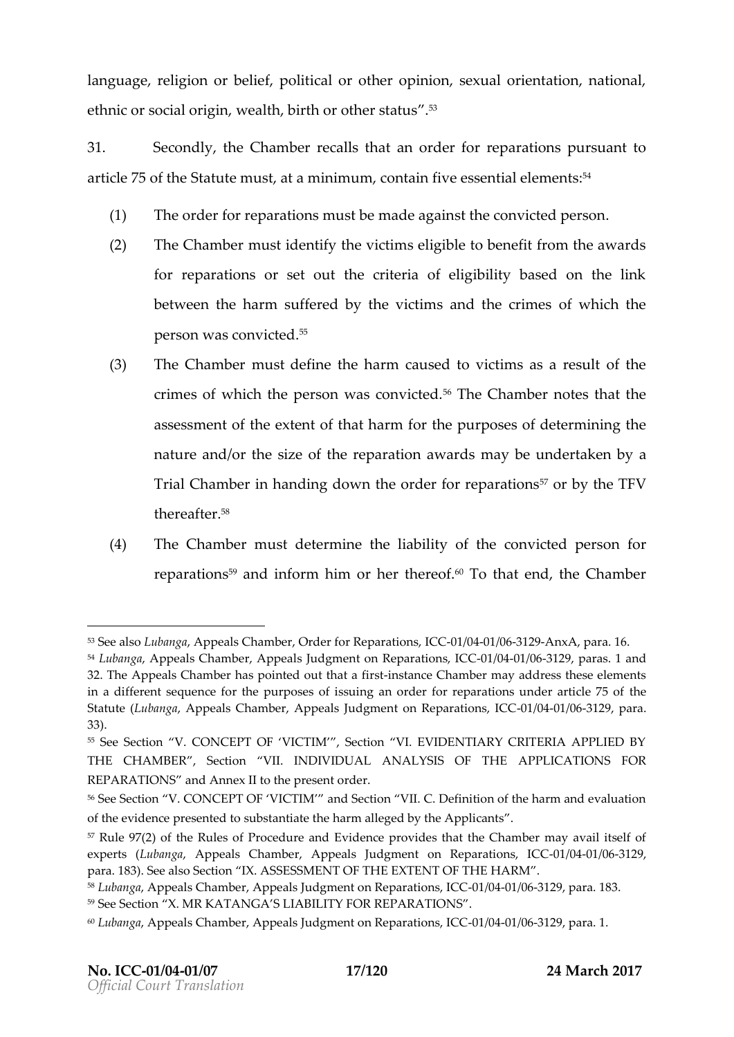language, religion or belief, political or other opinion, sexual orientation, national, ethnic or social origin, wealth, birth or other status".[53]

31. Secondly, the Chamber recalls that an order for reparations pursuant to article 75 of the Statute must, at a minimum, contain five essential elements:[54]

(1) The order for reparations must be made against the convicted person.

(2) The Chamber must identify the victims eligible to benefit from the awards for reparations or set out the criteria of eligibility based on the link between the harm suffered by the victims and the crimes of which the person was convicted.[55]

(3) The Chamber must define the harm caused to victims as a result of the crimes of which the person was convicted.[56] The Chamber notes that the assessment of the extent of that harm for the purposes of determining the nature and/or the size of the reparation awards may be undertaken by a Trial Chamber in handing down the order for reparations[57] or by the TFV thereafter.[58]

(4) The Chamber must determine the liability of the convicted person for reparations[59] and inform him or her thereof.[60] To that end, the Chamber

---

[53] See also *Lubanga*, Appeals Chamber, Order for Reparations, ICC-01/04-01/06-3129-AnxA, para. 16.

[54] *Lubanga*, Appeals Chamber, Appeals Judgment on Reparations, ICC-01/04-01/06-3129, paras. 1 and 32. The Appeals Chamber has pointed out that a first-instance Chamber may address these elements in a different sequence for the purposes of issuing an order for reparations under article 75 of the Statute (*Lubanga*, Appeals Chamber, Appeals Judgment on Reparations, ICC-01/04-01/06-3129, para. 33).

[55] See Section "V. CONCEPT OF 'VICTIM'", Section "VI. EVIDENTIARY CRITERIA APPLIED BY THE CHAMBER", Section "VII. INDIVIDUAL ANALYSIS OF THE APPLICATIONS FOR REPARATIONS" and Annex II to the present order.

[56] See Section "V. CONCEPT OF 'VICTIM'" and Section "VII. C. Definition of the harm and evaluation of the evidence presented to substantiate the harm alleged by the Applicants".

[57] Rule 97(2) of the Rules of Procedure and Evidence provides that the Chamber may avail itself of experts (*Lubanga*, Appeals Chamber, Appeals Judgment on Reparations, ICC-01/04-01/06-3129, para. 183). See also Section "IX. ASSESSMENT OF THE EXTENT OF THE HARM".

[58] *Lubanga*, Appeals Chamber, Appeals Judgment on Reparations, ICC-01/04-01/06-3129, para. 183.

[59] See Section "X. MR KATANGA'S LIABILITY FOR REPARATIONS".

[60] *Lubanga*, Appeals Chamber, Appeals Judgment on Reparations, ICC-01/04-01/06-3129, para. 1.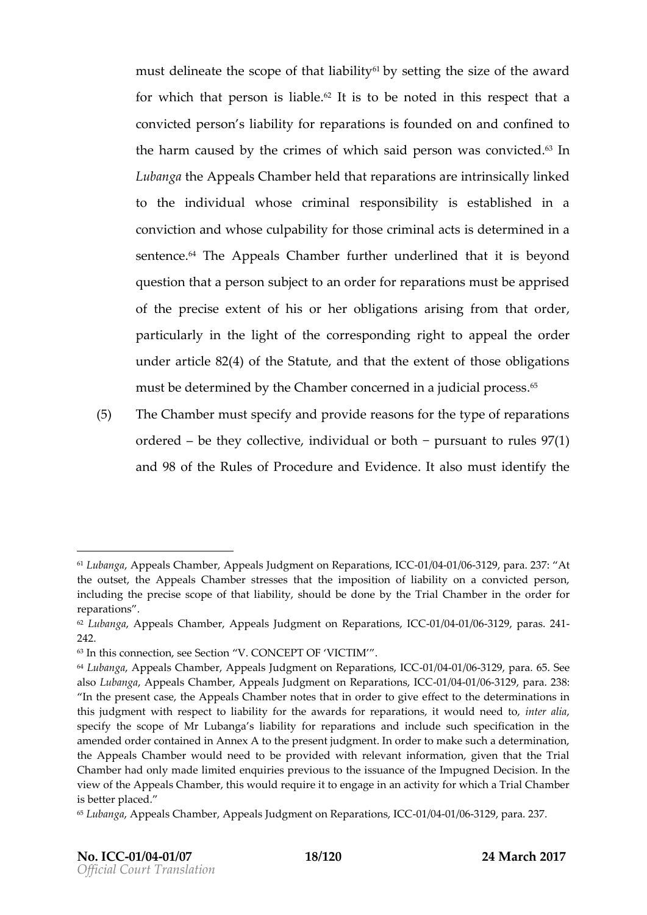must delineate the scope of that liability[61] by setting the size of the award for which that person is liable.[62] It is to be noted in this respect that a convicted person's liability for reparations is founded on and confined to the harm caused by the crimes of which said person was convicted.[63] In *Lubanga* the Appeals Chamber held that reparations are intrinsically linked to the individual whose criminal responsibility is established in a conviction and whose culpability for those criminal acts is determined in a sentence.[64] The Appeals Chamber further underlined that it is beyond question that a person subject to an order for reparations must be apprised of the precise extent of his or her obligations arising from that order, particularly in the light of the corresponding right to appeal the order under article 82(4) of the Statute, and that the extent of those obligations must be determined by the Chamber concerned in a judicial process.[65]

(5) The Chamber must specify and provide reasons for the type of reparations ordered – be they collective, individual or both − pursuant to rules 97(1) and 98 of the Rules of Procedure and Evidence. It also must identify the

---

[61] *Lubanga*, Appeals Chamber, Appeals Judgment on Reparations, ICC-01/04-01/06-3129, para. 237: "At the outset, the Appeals Chamber stresses that the imposition of liability on a convicted person, including the precise scope of that liability, should be done by the Trial Chamber in the order for reparations".

[62] *Lubanga*, Appeals Chamber, Appeals Judgment on Reparations, ICC-01/04-01/06-3129, paras. 241-242.

[63] In this connection, see Section "V. CONCEPT OF 'VICTIM'".

[64] *Lubanga*, Appeals Chamber, Appeals Judgment on Reparations, ICC-01/04-01/06-3129, para. 65. See also *Lubanga*, Appeals Chamber, Appeals Judgment on Reparations, ICC-01/04-01/06-3129, para. 238: "In the present case, the Appeals Chamber notes that in order to give effect to the determinations in this judgment with respect to liability for the awards for reparations, it would need to, *inter alia*, specify the scope of Mr Lubanga's liability for reparations and include such specification in the amended order contained in Annex A to the present judgment. In order to make such a determination, the Appeals Chamber would need to be provided with relevant information, given that the Trial Chamber had only made limited enquiries previous to the issuance of the Impugned Decision. In the view of the Appeals Chamber, this would require it to engage in an activity for which a Trial Chamber is better placed."

[65] *Lubanga*, Appeals Chamber, Appeals Judgment on Reparations, ICC-01/04-01/06-3129, para. 237.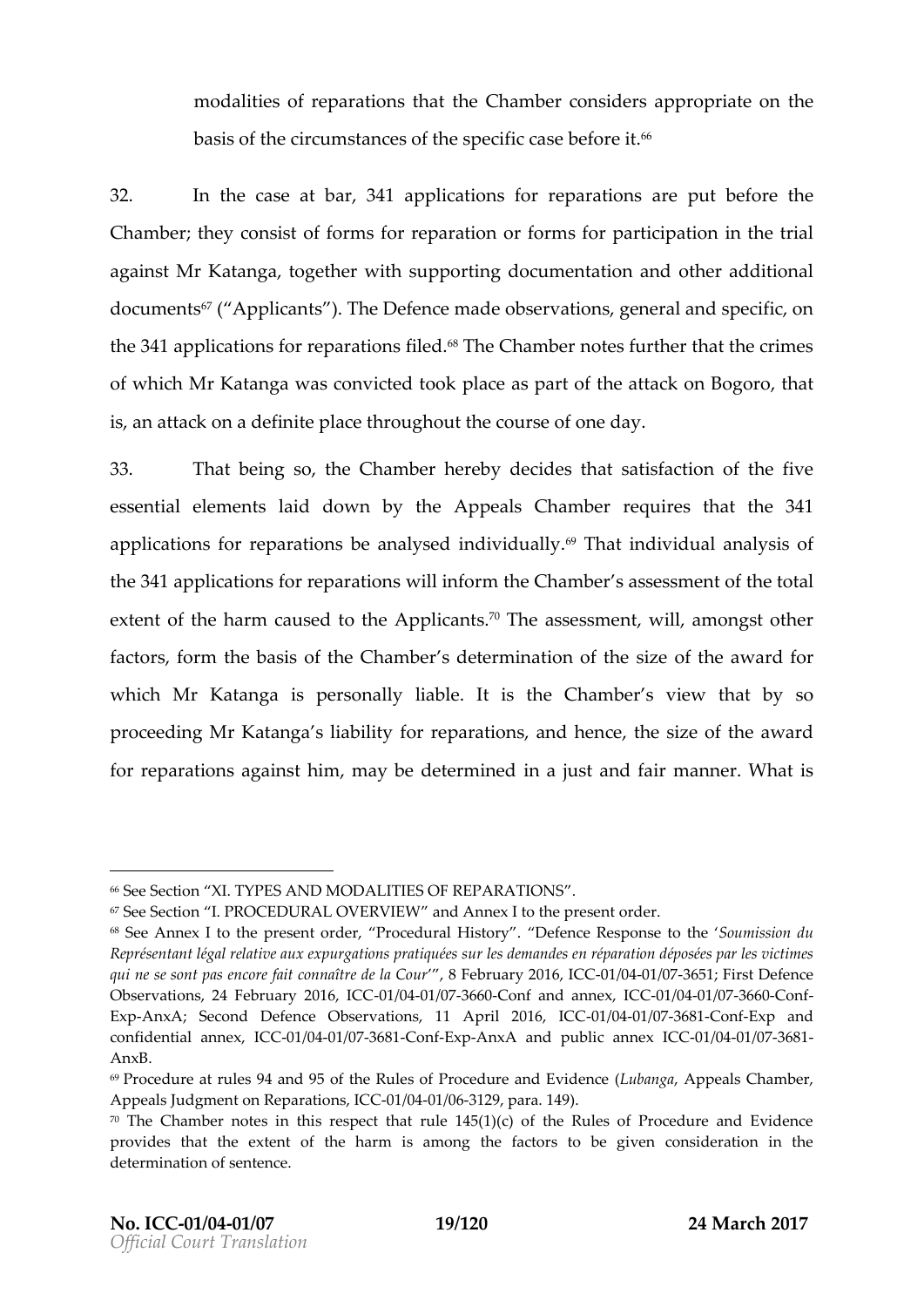modalities of reparations that the Chamber considers appropriate on the basis of the circumstances of the specific case before it.[66]

32. In the case at bar, 341 applications for reparations are put before the Chamber; they consist of forms for reparation or forms for participation in the trial against Mr Katanga, together with supporting documentation and other additional documents[67] ("Applicants"). The Defence made observations, general and specific, on the 341 applications for reparations filed.[68] The Chamber notes further that the crimes of which Mr Katanga was convicted took place as part of the attack on Bogoro, that is, an attack on a definite place throughout the course of one day.

33. That being so, the Chamber hereby decides that satisfaction of the five essential elements laid down by the Appeals Chamber requires that the 341 applications for reparations be analysed individually.[69] That individual analysis of the 341 applications for reparations will inform the Chamber's assessment of the total extent of the harm caused to the Applicants.[70] The assessment, will, amongst other factors, form the basis of the Chamber's determination of the size of the award for which Mr Katanga is personally liable. It is the Chamber's view that by so proceeding Mr Katanga's liability for reparations, and hence, the size of the award for reparations against him, may be determined in a just and fair manner. What is

---

[66] See Section "XI. TYPES AND MODALITIES OF REPARATIONS".

[67] See Section "I. PROCEDURAL OVERVIEW" and Annex I to the present order.

[68] See Annex I to the present order, "Procedural History". "Defence Response to the '*Soumission du Représentant légal relative aux expurgations pratiquées sur les demandes en réparation déposées par les victimes qui ne se sont pas encore fait connaître de la Cour*'", 8 February 2016, ICC-01/04-01/07-3651; First Defence Observations, 24 February 2016, ICC-01/04-01/07-3660-Conf and annex, ICC-01/04-01/07-3660-Conf-Exp-AnxA; Second Defence Observations, 11 April 2016, ICC-01/04-01/07-3681-Conf-Exp and confidential annex, ICC-01/04-01/07-3681-Conf-Exp-AnxA and public annex ICC-01/04-01/07-3681-AnxB.

[69] Procedure at rules 94 and 95 of the Rules of Procedure and Evidence (*Lubanga*, Appeals Chamber, Appeals Judgment on Reparations, ICC-01/04-01/06-3129, para. 149).

[70] The Chamber notes in this respect that rule 145(1)(c) of the Rules of Procedure and Evidence provides that the extent of the harm is among the factors to be given consideration in the determination of sentence.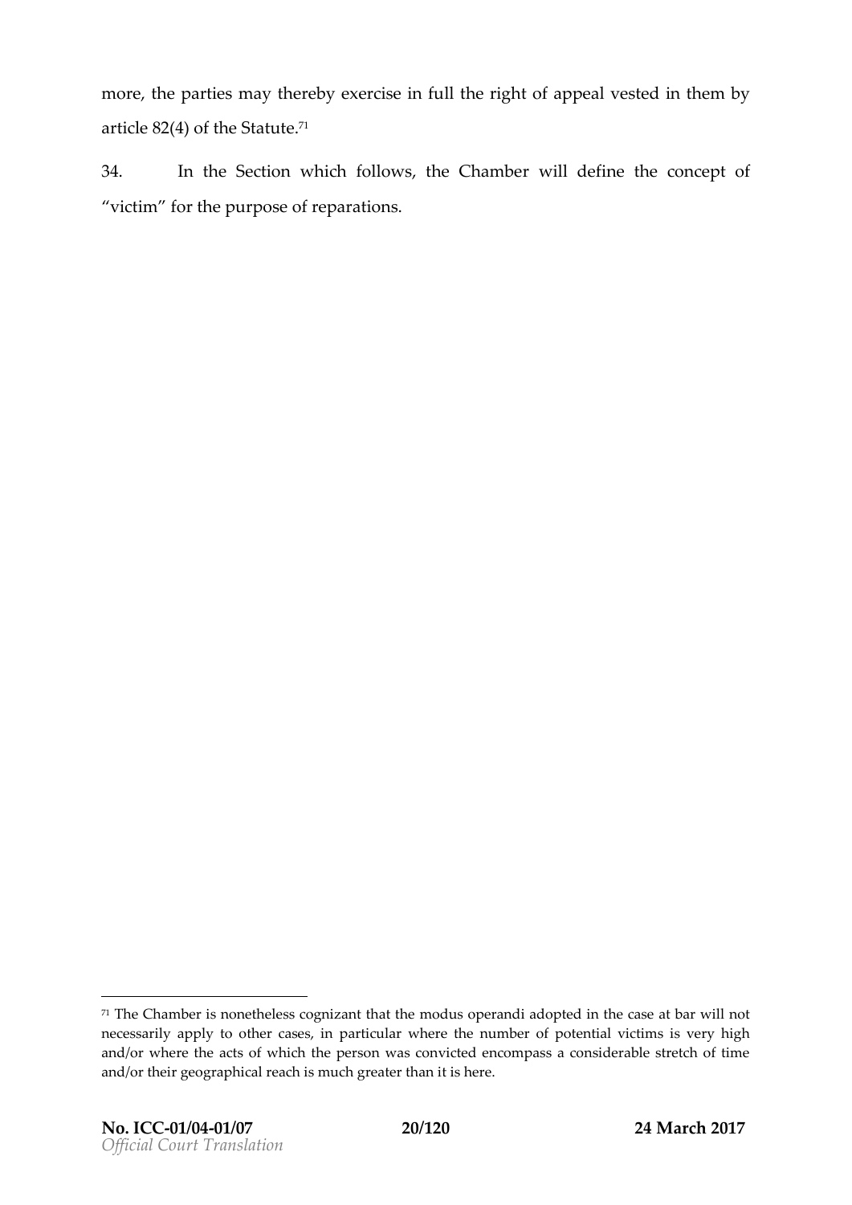more, the parties may thereby exercise in full the right of appeal vested in them by article 82(4) of the Statute.[71]

34. In the Section which follows, the Chamber will define the concept of "victim" for the purpose of reparations.

---

[71] The Chamber is nonetheless cognizant that the modus operandi adopted in the case at bar will not necessarily apply to other cases, in particular where the number of potential victims is very high and/or where the acts of which the person was convicted encompass a considerable stretch of time and/or their geographical reach is much greater than it is here.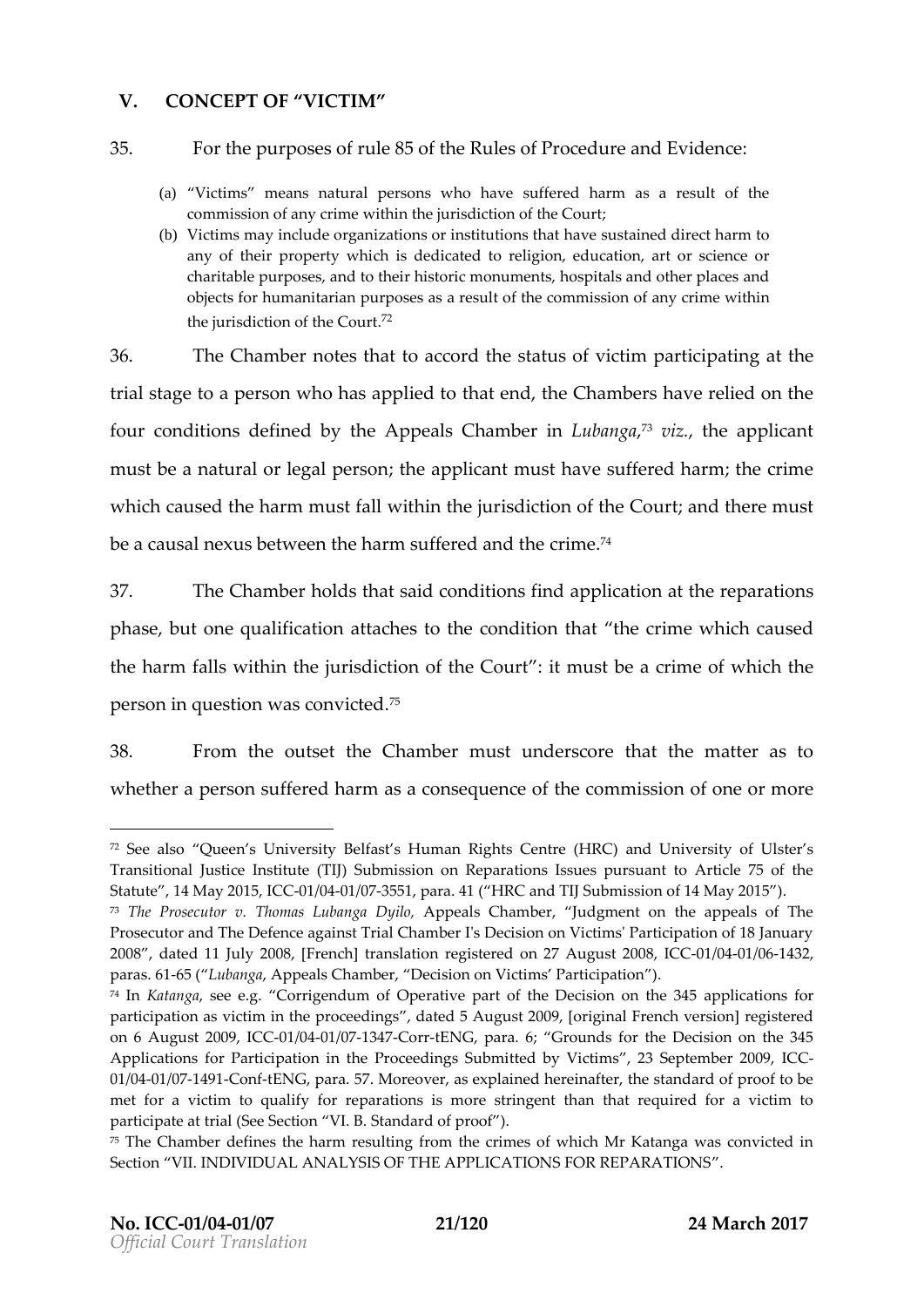## V. CONCEPT OF "VICTIM"

35. For the purposes of rule 85 of the Rules of Procedure and Evidence:

(a) "Victims" means natural persons who have suffered harm as a result of the commission of any crime within the jurisdiction of the Court;

(b) Victims may include organizations or institutions that have sustained direct harm to any of their property which is dedicated to religion, education, art or science or charitable purposes, and to their historic monuments, hospitals and other places and objects for humanitarian purposes as a result of the commission of any crime within the jurisdiction of the Court.[72]

36. The Chamber notes that to accord the status of victim participating at the trial stage to a person who has applied to that end, the Chambers have relied on the four conditions defined by the Appeals Chamber in *Lubanga*,[73] *viz.*, the applicant must be a natural or legal person; the applicant must have suffered harm; the crime which caused the harm must fall within the jurisdiction of the Court; and there must be a causal nexus between the harm suffered and the crime.[74]

37. The Chamber holds that said conditions find application at the reparations phase, but one qualification attaches to the condition that "the crime which caused the harm falls within the jurisdiction of the Court": it must be a crime of which the person in question was convicted.[75]

38. From the outset the Chamber must underscore that the matter as to whether a person suffered harm as a consequence of the commission of one or more

---

[72] See also "Queen's University Belfast's Human Rights Centre (HRC) and University of Ulster's Transitional Justice Institute (TIJ) Submission on Reparations Issues pursuant to Article 75 of the Statute", 14 May 2015, ICC-01/04-01/07-3551, para. 41 ("HRC and TIJ Submission of 14 May 2015").

[73] *The Prosecutor v. Thomas Lubanga Dyilo*, Appeals Chamber, "Judgment on the appeals of The Prosecutor and The Defence against Trial Chamber I's Decision on Victims' Participation of 18 January 2008", dated 11 July 2008, [French] translation registered on 27 August 2008, ICC-01/04-01/06-1432, paras. 61-65 ("*Lubanga*, Appeals Chamber, "Decision on Victims' Participation").

[74] In *Katanga*, see e.g. "Corrigendum of Operative part of the Decision on the 345 applications for participation as victim in the proceedings", dated 5 August 2009, [original French version] registered on 6 August 2009, ICC-01/04-01/07-1347-Corr-tENG, para. 6; "Grounds for the Decision on the 345 Applications for Participation in the Proceedings Submitted by Victims", 23 September 2009, ICC-01/04-01/07-1491-Conf-tENG, para. 57. Moreover, as explained hereinafter, the standard of proof to be met for a victim to qualify for reparations is more stringent than that required for a victim to participate at trial (See Section "VI. B. Standard of proof").

[75] The Chamber defines the harm resulting from the crimes of which Mr Katanga was convicted in Section "VII. INDIVIDUAL ANALYSIS OF THE APPLICATIONS FOR REPARATIONS".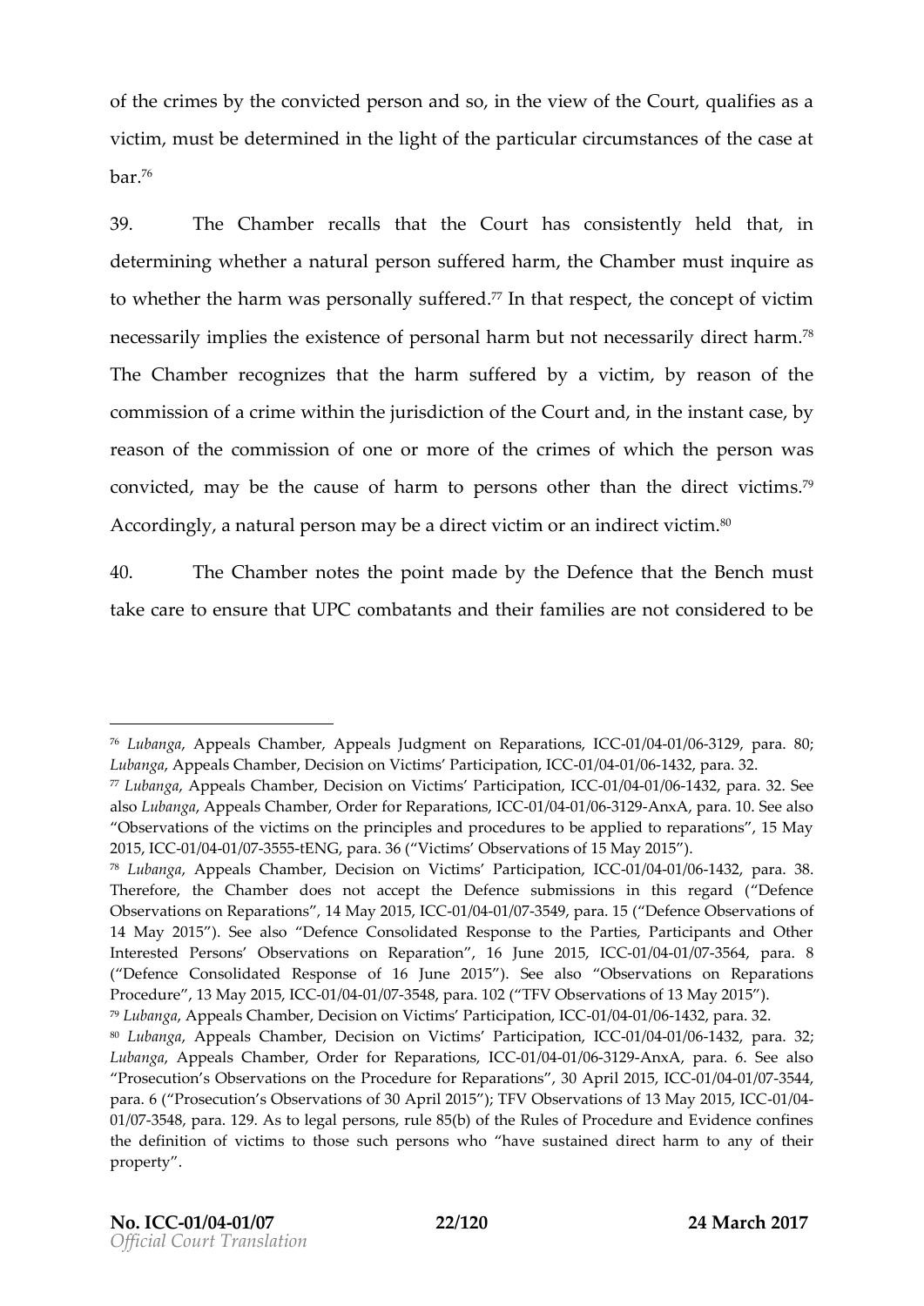of the crimes by the convicted person and so, in the view of the Court, qualifies as a victim, must be determined in the light of the particular circumstances of the case at bar.[76]

39. The Chamber recalls that the Court has consistently held that, in determining whether a natural person suffered harm, the Chamber must inquire as to whether the harm was personally suffered.[77] In that respect, the concept of victim necessarily implies the existence of personal harm but not necessarily direct harm.[78] The Chamber recognizes that the harm suffered by a victim, by reason of the commission of a crime within the jurisdiction of the Court and, in the instant case, by reason of the commission of one or more of the crimes of which the person was convicted, may be the cause of harm to persons other than the direct victims.[79] Accordingly, a natural person may be a direct victim or an indirect victim.[80]

40. The Chamber notes the point made by the Defence that the Bench must take care to ensure that UPC combatants and their families are not considered to be

---

[76] *Lubanga*, Appeals Chamber, Appeals Judgment on Reparations, ICC-01/04-01/06-3129, para. 80; *Lubanga*, Appeals Chamber, Decision on Victims' Participation, ICC-01/04-01/06-1432, para. 32.

[77] *Lubanga*, Appeals Chamber, Decision on Victims' Participation, ICC-01/04-01/06-1432, para. 32. See also *Lubanga*, Appeals Chamber, Order for Reparations, ICC-01/04-01/06-3129-AnxA, para. 10. See also "Observations of the victims on the principles and procedures to be applied to reparations", 15 May 2015, ICC-01/04-01/07-3555-tENG, para. 36 ("Victims' Observations of 15 May 2015").

[78] *Lubanga*, Appeals Chamber, Decision on Victims' Participation, ICC-01/04-01/06-1432, para. 38. Therefore, the Chamber does not accept the Defence submissions in this regard ("Defence Observations on Reparations", 14 May 2015, ICC-01/04-01/07-3549, para. 15 ("Defence Observations of 14 May 2015"). See also "Defence Consolidated Response to the Parties, Participants and Other Interested Persons' Observations on Reparation", 16 June 2015, ICC-01/04-01/07-3564, para. 8 ("Defence Consolidated Response of 16 June 2015"). See also "Observations on Reparations Procedure", 13 May 2015, ICC-01/04-01/07-3548, para. 102 ("TFV Observations of 13 May 2015").

[79] *Lubanga*, Appeals Chamber, Decision on Victims' Participation, ICC-01/04-01/06-1432, para. 32.

[80] *Lubanga*, Appeals Chamber, Decision on Victims' Participation, ICC-01/04-01/06-1432, para. 32; *Lubanga*, Appeals Chamber, Order for Reparations, ICC-01/04-01/06-3129-AnxA, para. 6. See also "Prosecution's Observations on the Procedure for Reparations", 30 April 2015, ICC-01/04-01/07-3544, para. 6 ("Prosecution's Observations of 30 April 2015"); TFV Observations of 13 May 2015, ICC-01/04-01/07-3548, para. 129. As to legal persons, rule 85(b) of the Rules of Procedure and Evidence confines the definition of victims to those such persons who "have sustained direct harm to any of their property".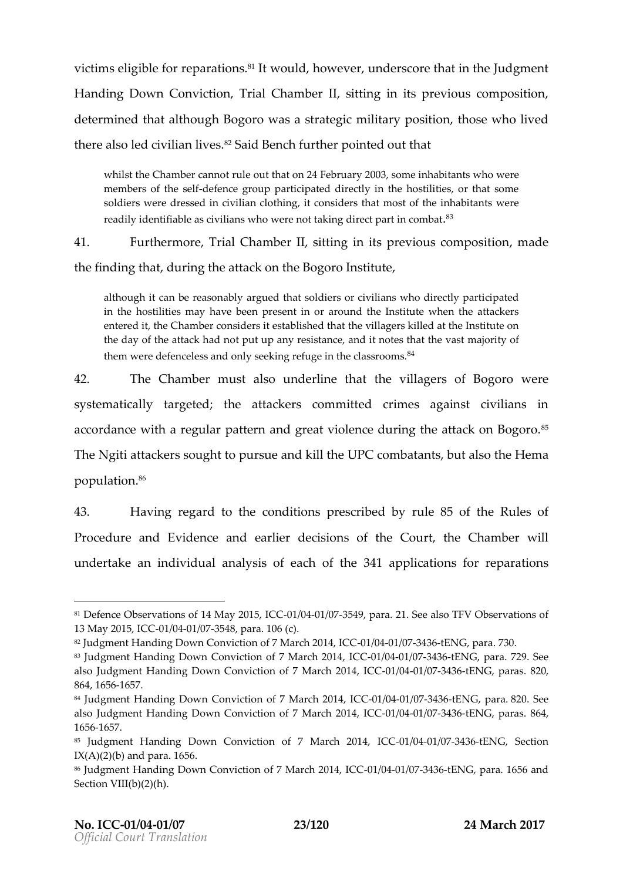victims eligible for reparations.[81] It would, however, underscore that in the Judgment Handing Down Conviction, Trial Chamber II, sitting in its previous composition, determined that although Bogoro was a strategic military position, those who lived there also led civilian lives.[82] Said Bench further pointed out that

> whilst the Chamber cannot rule out that on 24 February 2003, some inhabitants who were members of the self-defence group participated directly in the hostilities, or that some soldiers were dressed in civilian clothing, it considers that most of the inhabitants were readily identifiable as civilians who were not taking direct part in combat.[83]

41. Furthermore, Trial Chamber II, sitting in its previous composition, made the finding that, during the attack on the Bogoro Institute,

> although it can be reasonably argued that soldiers or civilians who directly participated in the hostilities may have been present in or around the Institute when the attackers entered it, the Chamber considers it established that the villagers killed at the Institute on the day of the attack had not put up any resistance, and it notes that the vast majority of them were defenceless and only seeking refuge in the classrooms.[84]

42. The Chamber must also underline that the villagers of Bogoro were systematically targeted; the attackers committed crimes against civilians in accordance with a regular pattern and great violence during the attack on Bogoro.[85] The Ngiti attackers sought to pursue and kill the UPC combatants, but also the Hema population.[86]

43. Having regard to the conditions prescribed by rule 85 of the Rules of Procedure and Evidence and earlier decisions of the Court, the Chamber will undertake an individual analysis of each of the 341 applications for reparations

---

[81] Defence Observations of 14 May 2015, ICC-01/04-01/07-3549, para. 21. See also TFV Observations of 13 May 2015, ICC-01/04-01/07-3548, para. 106 (c).

[82] Judgment Handing Down Conviction of 7 March 2014, ICC-01/04-01/07-3436-tENG, para. 730.

[83] Judgment Handing Down Conviction of 7 March 2014, ICC-01/04-01/07-3436-tENG, para. 729. See also Judgment Handing Down Conviction of 7 March 2014, ICC-01/04-01/07-3436-tENG, paras. 820, 864, 1656-1657.

[84] Judgment Handing Down Conviction of 7 March 2014, ICC-01/04-01/07-3436-tENG, para. 820. See also Judgment Handing Down Conviction of 7 March 2014, ICC-01/04-01/07-3436-tENG, paras. 864, 1656-1657.

[85] Judgment Handing Down Conviction of 7 March 2014, ICC-01/04-01/07-3436-tENG, Section IX(A)(2)(b) and para. 1656.

[86] Judgment Handing Down Conviction of 7 March 2014, ICC-01/04-01/07-3436-tENG, para. 1656 and Section VIII(b)(2)(h).

**No. ICC-01/04-01/07** **24 March 2017**
*Official Court Translation*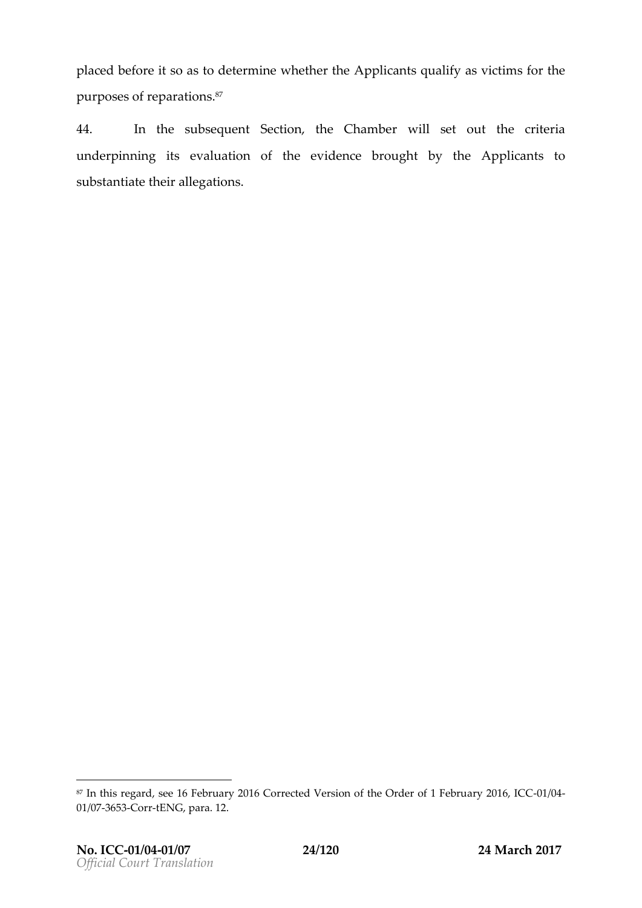placed before it so as to determine whether the Applicants qualify as victims for the purposes of reparations.[87]

44. In the subsequent Section, the Chamber will set out the criteria underpinning its evaluation of the evidence brought by the Applicants to substantiate their allegations.

[87] In this regard, see 16 February 2016 Corrected Version of the Order of 1 February 2016, ICC-01/04-01/07-3653-Corr-tENG, para. 12.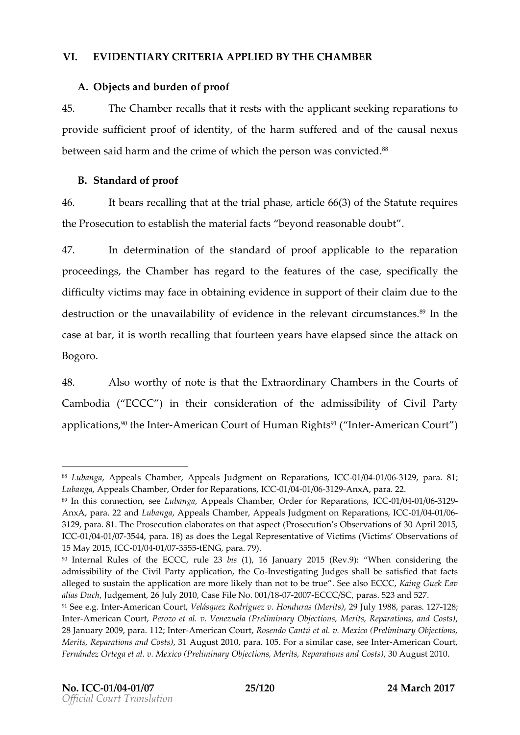## VI. EVIDENTIARY CRITERIA APPLIED BY THE CHAMBER

### A. Objects and burden of proof

45. The Chamber recalls that it rests with the applicant seeking reparations to provide sufficient proof of identity, of the harm suffered and of the causal nexus between said harm and the crime of which the person was convicted.[88]

### B. Standard of proof

46. It bears recalling that at the trial phase, article 66(3) of the Statute requires the Prosecution to establish the material facts "beyond reasonable doubt".

47. In determination of the standard of proof applicable to the reparation proceedings, the Chamber has regard to the features of the case, specifically the difficulty victims may face in obtaining evidence in support of their claim due to the destruction or the unavailability of evidence in the relevant circumstances.[89] In the case at bar, it is worth recalling that fourteen years have elapsed since the attack on Bogoro.

48. Also worthy of note is that the Extraordinary Chambers in the Courts of Cambodia ("ECCC") in their consideration of the admissibility of Civil Party applications,[90] the Inter-American Court of Human Rights[91] ("Inter-American Court")

---

[88] *Lubanga*, Appeals Chamber, Appeals Judgment on Reparations, ICC-01/04-01/06-3129, para. 81; *Lubanga*, Appeals Chamber, Order for Reparations, ICC-01/04-01/06-3129-AnxA, para. 22.

[89] In this connection, see *Lubanga*, Appeals Chamber, Order for Reparations, ICC-01/04-01/06-3129-AnxA, para. 22 and *Lubanga*, Appeals Chamber, Appeals Judgment on Reparations, ICC-01/04-01/06-3129, para. 81. The Prosecution elaborates on that aspect (Prosecution's Observations of 30 April 2015, ICC-01/04-01/07-3544, para. 18) as does the Legal Representative of Victims (Victims' Observations of 15 May 2015, ICC-01/04-01/07-3555-tENG, para. 79).

[90] Internal Rules of the ECCC, rule 23 *bis* (1), 16 January 2015 (Rev.9): "When considering the admissibility of the Civil Party application, the Co-Investigating Judges shall be satisfied that facts alleged to sustain the application are more likely than not to be true". See also ECCC, *Kaing Guek Eav alias Duch*, Judgement, 26 July 2010, Case File No. 001/18-07-2007-ECCC/SC, paras. 523 and 527.

[91] See e.g. Inter-American Court, *Velásquez Rodriguez v. Honduras (Merits)*, 29 July 1988, paras. 127-128; Inter-American Court, *Perozo et al. v. Venezuela (Preliminary Objections, Merits, Reparations, and Costs)*, 28 January 2009, para. 112; Inter-American Court, *Rosendo Cantú et al. v. Mexico (Preliminary Objections, Merits, Reparations and Costs)*, 31 August 2010, para. 105. For a similar case, see Inter-American Court, *Fernández Ortega et al. v. Mexico (Preliminary Objections, Merits, Reparations and Costs)*, 30 August 2010.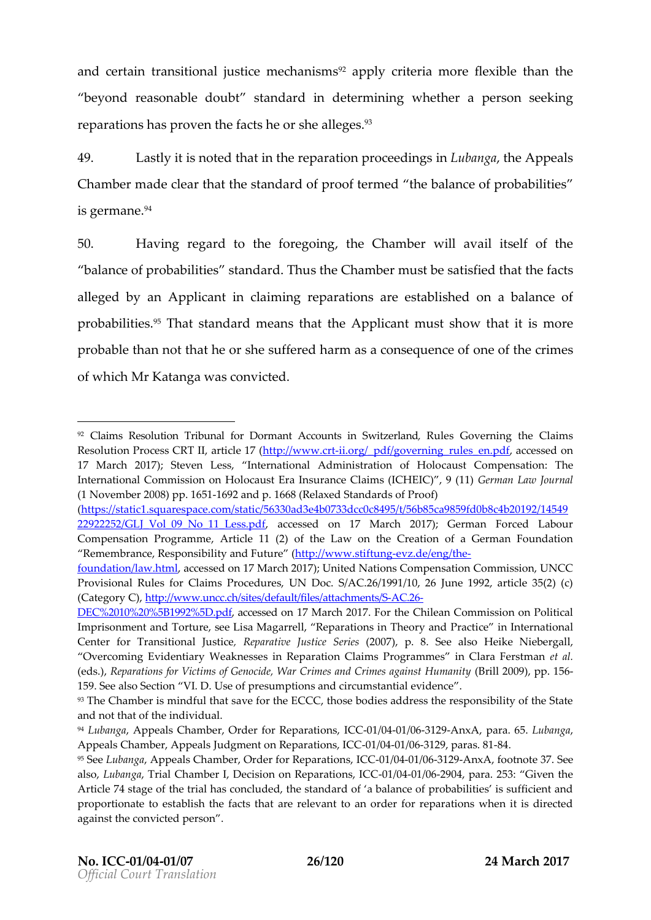and certain transitional justice mechanisms[92] apply criteria more flexible than the "beyond reasonable doubt" standard in determining whether a person seeking reparations has proven the facts he or she alleges.[93]

49. Lastly it is noted that in the reparation proceedings in *Lubanga*, the Appeals Chamber made clear that the standard of proof termed "the balance of probabilities" is germane.[94]

50. Having regard to the foregoing, the Chamber will avail itself of the "balance of probabilities" standard. Thus the Chamber must be satisfied that the facts alleged by an Applicant in claiming reparations are established on a balance of probabilities.[95] That standard means that the Applicant must show that it is more probable than not that he or she suffered harm as a consequence of one of the crimes of which Mr Katanga was convicted.

---

[92] Claims Resolution Tribunal for Dormant Accounts in Switzerland, Rules Governing the Claims Resolution Process CRT II, article 17 (http://www.crt-ii.org/_pdf/governing_rules_en.pdf, accessed on 17 March 2017); Steven Less, "International Administration of Holocaust Compensation: The International Commission on Holocaust Era Insurance Claims (ICHEIC)", 9 (11) *German Law Journal* (1 November 2008) pp. 1651-1692 and p. 1668 (Relaxed Standards of Proof) (https://static1.squarespace.com/static/56330ad3e4b0733dcc0c8495/t/56b85ca9859fd0b8c4b20192/1454922252/GLJ_Vol_09_No_11_Less.pdf, accessed on 17 March 2017); German Forced Labour Compensation Programme, Article 11 (2) of the Law on the Creation of a German Foundation "Remembrance, Responsibility and Future" (http://www.stiftung-evz.de/eng/the-foundation/law.html, accessed on 17 March 2017); United Nations Compensation Commission, UNCC Provisional Rules for Claims Procedures, UN Doc. S/AC.26/1991/10, 26 June 1992, article 35(2) (c) (Category C), http://www.uncc.ch/sites/default/files/attachments/S-AC.26-DEC%2010%20%5B1992%5D.pdf, accessed on 17 March 2017. For the Chilean Commission on Political Imprisonment and Torture, see Lisa Magarrell, "Reparations in Theory and Practice" in International Center for Transitional Justice, *Reparative Justice Series* (2007), p. 8. See also Heike Niebergall, "Overcoming Evidentiary Weaknesses in Reparation Claims Programmes" in Clara Ferstman *et al.* (eds.), *Reparations for Victims of Genocide, War Crimes and Crimes against Humanity* (Brill 2009), pp. 156-159. See also Section "VI. D. Use of presumptions and circumstantial evidence".

[93] The Chamber is mindful that save for the ECCC, those bodies address the responsibility of the State and not that of the individual.

[94] *Lubanga*, Appeals Chamber, Order for Reparations, ICC-01/04-01/06-3129-AnxA, para. 65. *Lubanga*, Appeals Chamber, Appeals Judgment on Reparations, ICC-01/04-01/06-3129, paras. 81-84.

[95] See *Lubanga*, Appeals Chamber, Order for Reparations, ICC-01/04-01/06-3129-AnxA, footnote 37. See also, *Lubanga*, Trial Chamber I, Decision on Reparations, ICC-01/04-01/06-2904, para. 253: "Given the Article 74 stage of the trial has concluded, the standard of 'a balance of probabilities' is sufficient and proportionate to establish the facts that are relevant to an order for reparations when it is directed against the convicted person".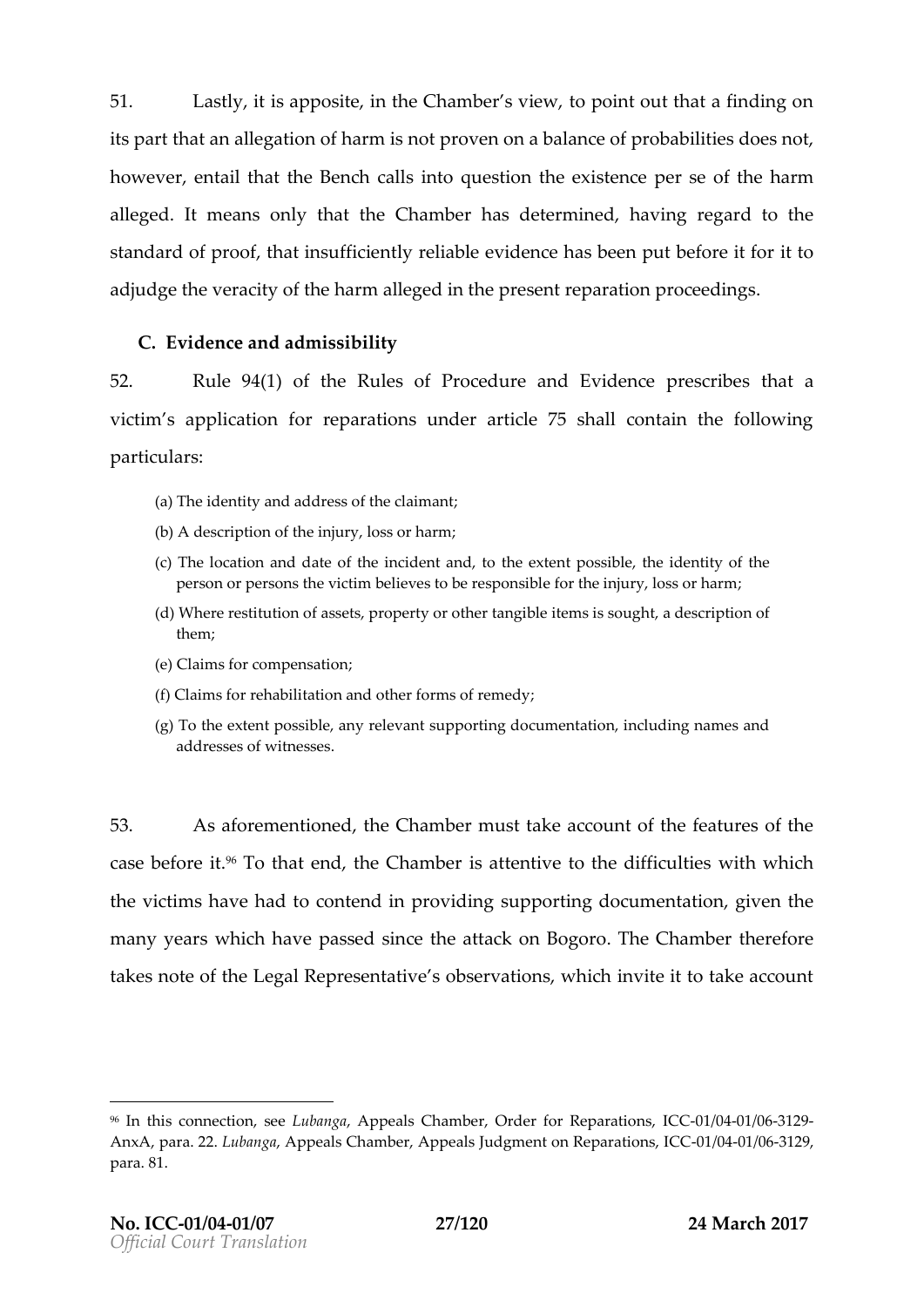51. Lastly, it is apposite, in the Chamber's view, to point out that a finding on its part that an allegation of harm is not proven on a balance of probabilities does not, however, entail that the Bench calls into question the existence per se of the harm alleged. It means only that the Chamber has determined, having regard to the standard of proof, that insufficiently reliable evidence has been put before it for it to adjudge the veracity of the harm alleged in the present reparation proceedings.

## C. Evidence and admissibility

52. Rule 94(1) of the Rules of Procedure and Evidence prescribes that a victim's application for reparations under article 75 shall contain the following particulars:

> (a) The identity and address of the claimant;
>
> (b) A description of the injury, loss or harm;
>
> (c) The location and date of the incident and, to the extent possible, the identity of the person or persons the victim believes to be responsible for the injury, loss or harm;
>
> (d) Where restitution of assets, property or other tangible items is sought, a description of them;
>
> (e) Claims for compensation;
>
> (f) Claims for rehabilitation and other forms of remedy;
>
> (g) To the extent possible, any relevant supporting documentation, including names and addresses of witnesses.

53. As aforementioned, the Chamber must take account of the features of the case before it.[96] To that end, the Chamber is attentive to the difficulties with which the victims have had to contend in providing supporting documentation, given the many years which have passed since the attack on Bogoro. The Chamber therefore takes note of the Legal Representative's observations, which invite it to take account

---

[96] In this connection, see *Lubanga*, Appeals Chamber, Order for Reparations, ICC-01/04-01/06-3129-AnxA, para. 22. *Lubanga*, Appeals Chamber, Appeals Judgment on Reparations, ICC-01/04-01/06-3129, para. 81.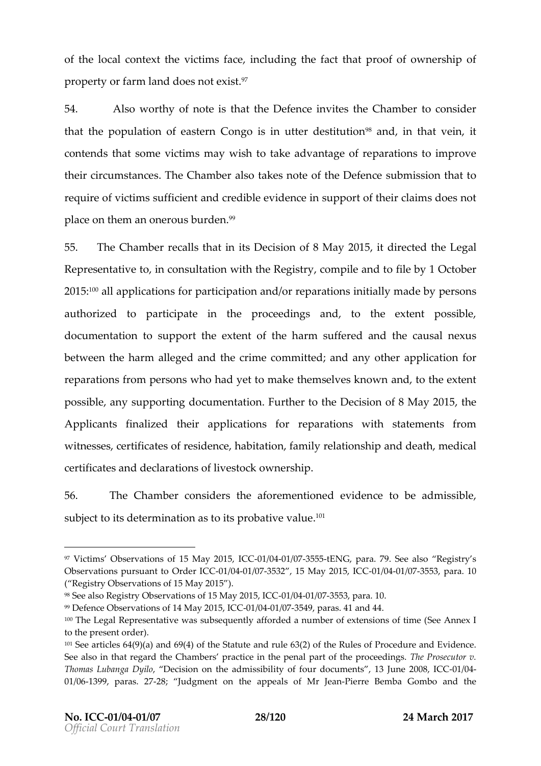of the local context the victims face, including the fact that proof of ownership of property or farm land does not exist.[97]

54. Also worthy of note is that the Defence invites the Chamber to consider that the population of eastern Congo is in utter destitution[98] and, in that vein, it contends that some victims may wish to take advantage of reparations to improve their circumstances. The Chamber also takes note of the Defence submission that to require of victims sufficient and credible evidence in support of their claims does not place on them an onerous burden.[99]

55. The Chamber recalls that in its Decision of 8 May 2015, it directed the Legal Representative to, in consultation with the Registry, compile and to file by 1 October 2015:[100] all applications for participation and/or reparations initially made by persons authorized to participate in the proceedings and, to the extent possible, documentation to support the extent of the harm suffered and the causal nexus between the harm alleged and the crime committed; and any other application for reparations from persons who had yet to make themselves known and, to the extent possible, any supporting documentation. Further to the Decision of 8 May 2015, the Applicants finalized their applications for reparations with statements from witnesses, certificates of residence, habitation, family relationship and death, medical certificates and declarations of livestock ownership.

56. The Chamber considers the aforementioned evidence to be admissible, subject to its determination as to its probative value.[101]

---

[97] Victims' Observations of 15 May 2015, ICC-01/04-01/07-3555-tENG, para. 79. See also "Registry's Observations pursuant to Order ICC-01/04-01/07-3532", 15 May 2015, ICC-01/04-01/07-3553, para. 10 ("Registry Observations of 15 May 2015").

[98] See also Registry Observations of 15 May 2015, ICC-01/04-01/07-3553, para. 10.

[99] Defence Observations of 14 May 2015, ICC-01/04-01/07-3549, paras. 41 and 44.

[100] The Legal Representative was subsequently afforded a number of extensions of time (See Annex I to the present order).

[101] See articles 64(9)(a) and 69(4) of the Statute and rule 63(2) of the Rules of Procedure and Evidence. See also in that regard the Chambers' practice in the penal part of the proceedings. *The Prosecutor v. Thomas Lubanga Dyilo*, "Decision on the admissibility of four documents", 13 June 2008, ICC-01/04-01/06-1399, paras. 27-28; "Judgment on the appeals of Mr Jean-Pierre Bemba Gombo and the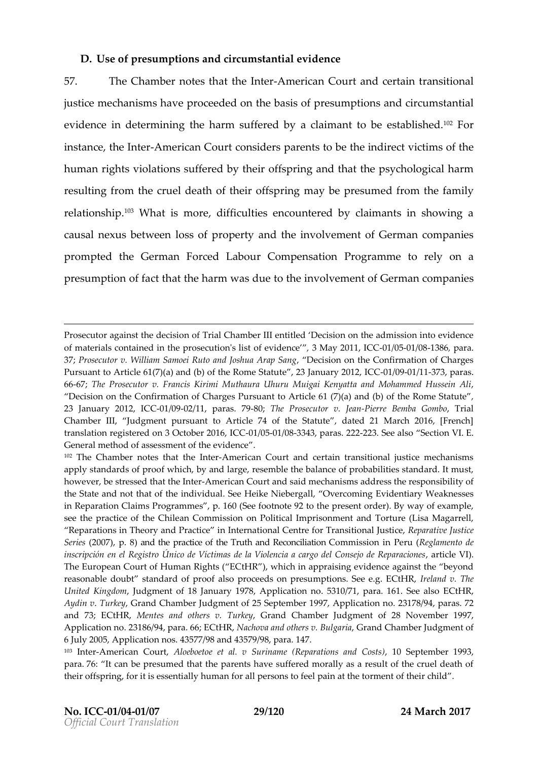## D. Use of presumptions and circumstantial evidence

57. The Chamber notes that the Inter-American Court and certain transitional justice mechanisms have proceeded on the basis of presumptions and circumstantial evidence in determining the harm suffered by a claimant to be established.[102] For instance, the Inter-American Court considers parents to be the indirect victims of the human rights violations suffered by their offspring and that the psychological harm resulting from the cruel death of their offspring may be presumed from the family relationship.[103] What is more, difficulties encountered by claimants in showing a causal nexus between loss of property and the involvement of German companies prompted the German Forced Labour Compensation Programme to rely on a presumption of fact that the harm was due to the involvement of German companies

---

Prosecutor against the decision of Trial Chamber III entitled 'Decision on the admission into evidence of materials contained in the prosecution's list of evidence'", 3 May 2011, ICC-01/05-01/08-1386, para. 37; *Prosecutor v. William Samoei Ruto and Joshua Arap Sang*, "Decision on the Confirmation of Charges Pursuant to Article 61(7)(a) and (b) of the Rome Statute", 23 January 2012, ICC-01/09-01/11-373, paras. 66-67; *The Prosecutor v. Francis Kirimi Muthaura Uhuru Muigai Kenyatta and Mohammed Hussein Ali*, "Decision on the Confirmation of Charges Pursuant to Article 61 (7)(a) and (b) of the Rome Statute", 23 January 2012, ICC-01/09-02/11, paras. 79-80; *The Prosecutor v. Jean-Pierre Bemba Gombo*, Trial Chamber III, "Judgment pursuant to Article 74 of the Statute", dated 21 March 2016, [French] translation registered on 3 October 2016, ICC-01/05-01/08-3343, paras. 222-223. See also "Section VI. E. General method of assessment of the evidence".

[102] The Chamber notes that the Inter-American Court and certain transitional justice mechanisms apply standards of proof which, by and large, resemble the balance of probabilities standard. It must, however, be stressed that the Inter-American Court and said mechanisms address the responsibility of the State and not that of the individual. See Heike Niebergall, "Overcoming Evidentiary Weaknesses in Reparation Claims Programmes", p. 160 (See footnote 92 to the present order). By way of example, see the practice of the Chilean Commission on Political Imprisonment and Torture (Lisa Magarrell, "Reparations in Theory and Practice" in International Centre for Transitional Justice, *Reparative Justice Series* (2007), p. 8) and the practice of the Truth and Reconciliation Commission in Peru (*Reglamento de inscripción en el Registro Único de Víctimas de la Violencia a cargo del Consejo de Reparaciones*, article VI). The European Court of Human Rights ("ECtHR"), which in appraising evidence against the "beyond reasonable doubt" standard of proof also proceeds on presumptions. See e.g. ECtHR, *Ireland v. The United Kingdom*, Judgment of 18 January 1978, Application no. 5310/71, para. 161. See also ECtHR, *Aydin v. Turkey*, Grand Chamber Judgment of 25 September 1997, Application no. 23178/94, paras. 72 and 73; ECtHR, *Mentes and others v. Turkey*, Grand Chamber Judgment of 28 November 1997, Application no. 23186/94, para. 66; ECtHR, *Nachova and others v. Bulgaria*, Grand Chamber Judgment of 6 July 2005, Application nos. 43577/98 and 43579/98, para. 147.

[103] Inter-American Court, *Aloeboetoe et al. v Suriname (Reparations and Costs)*, 10 September 1993, para. 76: "It can be presumed that the parents have suffered morally as a result of the cruel death of their offspring, for it is essentially human for all persons to feel pain at the torment of their child".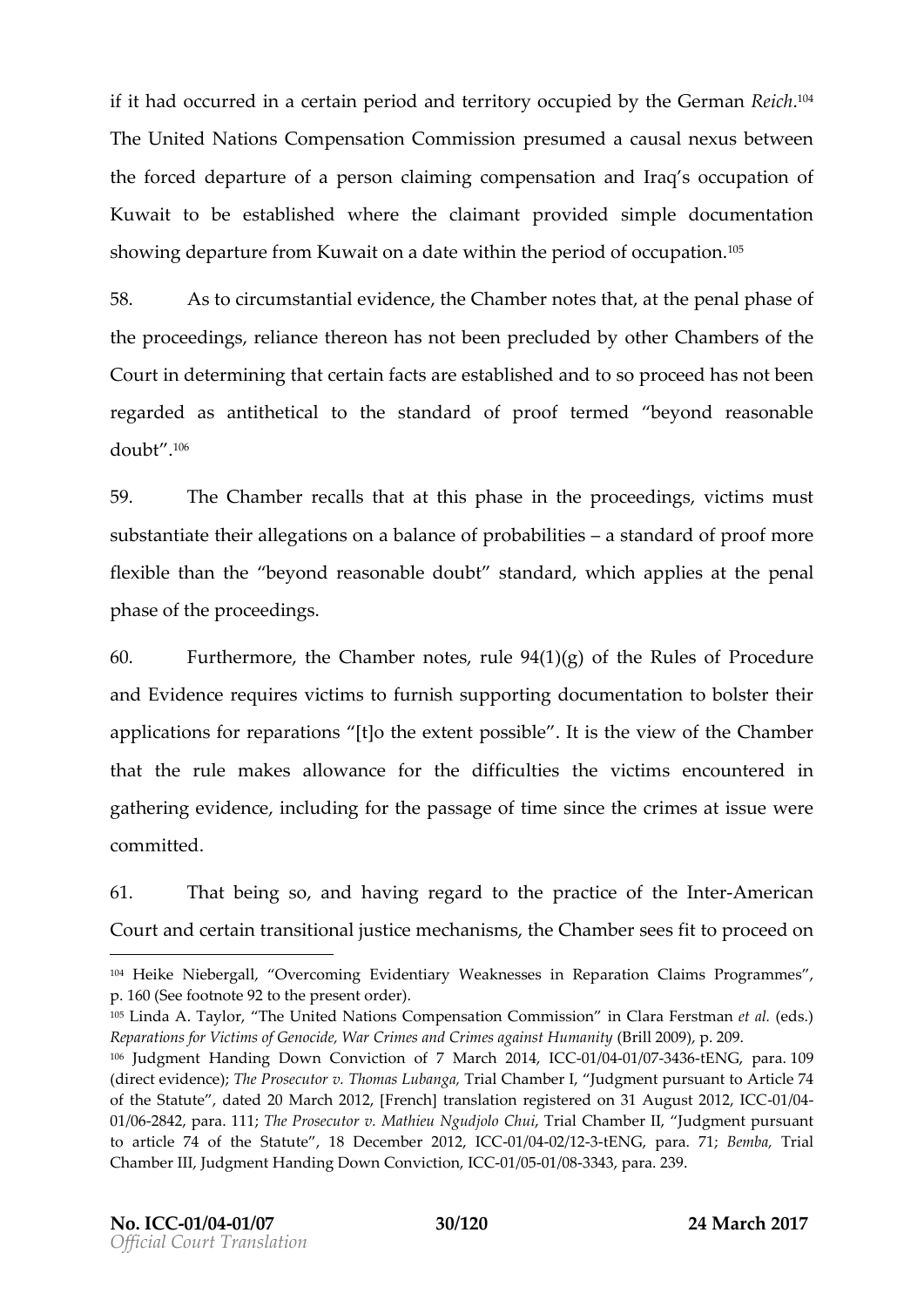if it had occurred in a certain period and territory occupied by the German *Reich*.[104] The United Nations Compensation Commission presumed a causal nexus between the forced departure of a person claiming compensation and Iraq's occupation of Kuwait to be established where the claimant provided simple documentation showing departure from Kuwait on a date within the period of occupation.[105]

58. As to circumstantial evidence, the Chamber notes that, at the penal phase of the proceedings, reliance thereon has not been precluded by other Chambers of the Court in determining that certain facts are established and to so proceed has not been regarded as antithetical to the standard of proof termed "beyond reasonable doubt".[106]

59. The Chamber recalls that at this phase in the proceedings, victims must substantiate their allegations on a balance of probabilities – a standard of proof more flexible than the "beyond reasonable doubt" standard, which applies at the penal phase of the proceedings.

60. Furthermore, the Chamber notes, rule 94(1)(g) of the Rules of Procedure and Evidence requires victims to furnish supporting documentation to bolster their applications for reparations "[t]o the extent possible". It is the view of the Chamber that the rule makes allowance for the difficulties the victims encountered in gathering evidence, including for the passage of time since the crimes at issue were committed.

61. That being so, and having regard to the practice of the Inter-American Court and certain transitional justice mechanisms, the Chamber sees fit to proceed on

---

[104] Heike Niebergall, "Overcoming Evidentiary Weaknesses in Reparation Claims Programmes", p. 160 (See footnote 92 to the present order).

[105] Linda A. Taylor, "The United Nations Compensation Commission" in Clara Ferstman *et al.* (eds.) *Reparations for Victims of Genocide, War Crimes and Crimes against Humanity* (Brill 2009), p. 209.

[106] Judgment Handing Down Conviction of 7 March 2014, ICC-01/04-01/07-3436-tENG, para. 109 (direct evidence); *The Prosecutor v. Thomas Lubanga*, Trial Chamber I, "Judgment pursuant to Article 74 of the Statute", dated 20 March 2012, [French] translation registered on 31 August 2012, ICC-01/04-01/06-2842, para. 111; *The Prosecutor v. Mathieu Ngudjolo Chui*, Trial Chamber II, "Judgment pursuant to article 74 of the Statute", 18 December 2012, ICC-01/04-02/12-3-tENG, para. 71; *Bemba*, Trial Chamber III, Judgment Handing Down Conviction, ICC-01/05-01/08-3343, para. 239.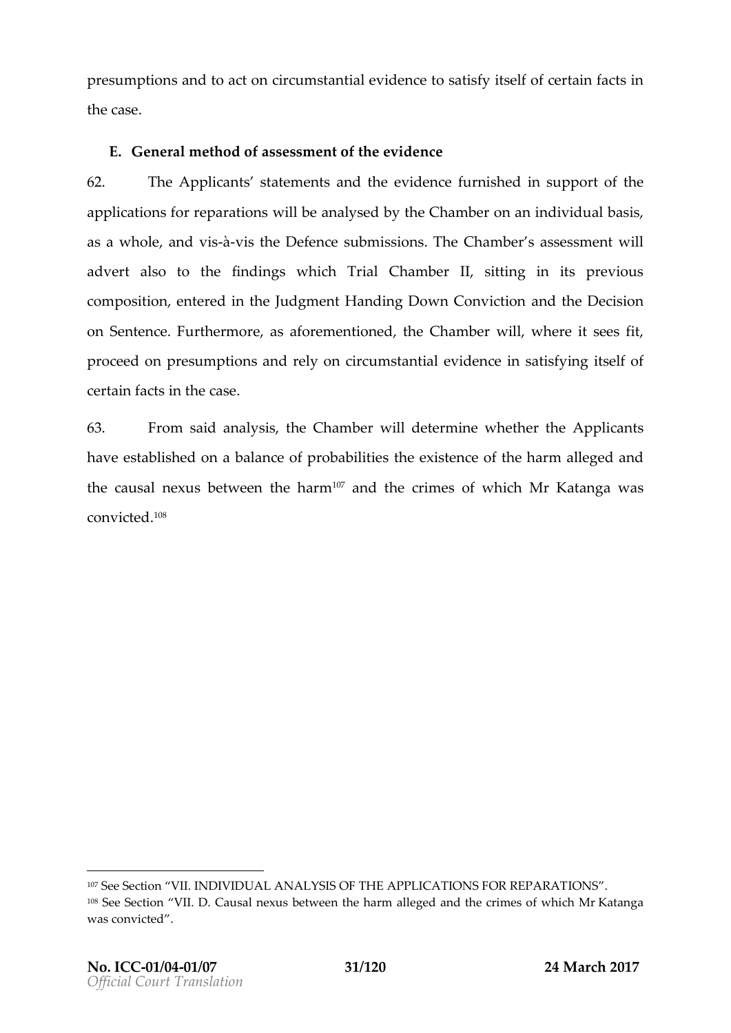presumptions and to act on circumstantial evidence to satisfy itself of certain facts in the case.

### E. General method of assessment of the evidence

62. The Applicants' statements and the evidence furnished in support of the applications for reparations will be analysed by the Chamber on an individual basis, as a whole, and vis-à-vis the Defence submissions. The Chamber's assessment will advert also to the findings which Trial Chamber II, sitting in its previous composition, entered in the Judgment Handing Down Conviction and the Decision on Sentence. Furthermore, as aforementioned, the Chamber will, where it sees fit, proceed on presumptions and rely on circumstantial evidence in satisfying itself of certain facts in the case.

63. From said analysis, the Chamber will determine whether the Applicants have established on a balance of probabilities the existence of the harm alleged and the causal nexus between the harm[107] and the crimes of which Mr Katanga was convicted.[108]

---

[107] See Section "VII. INDIVIDUAL ANALYSIS OF THE APPLICATIONS FOR REPARATIONS".

[108] See Section "VII. D. Causal nexus between the harm alleged and the crimes of which Mr Katanga was convicted".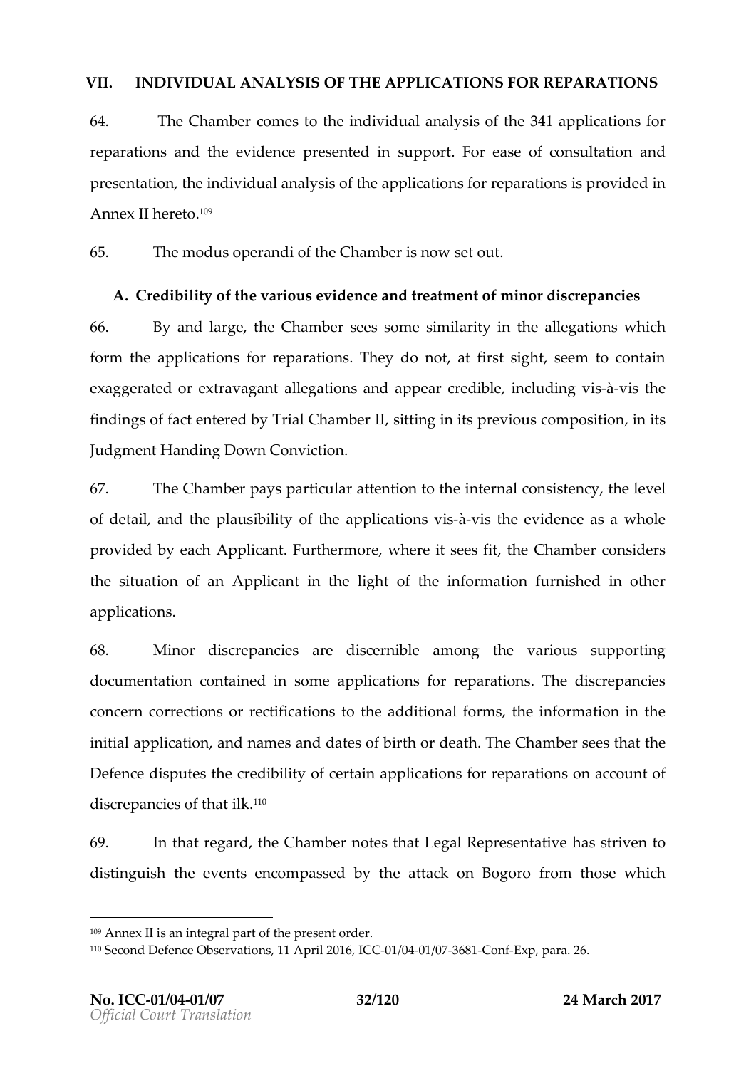## VII. INDIVIDUAL ANALYSIS OF THE APPLICATIONS FOR REPARATIONS

64. The Chamber comes to the individual analysis of the 341 applications for reparations and the evidence presented in support. For ease of consultation and presentation, the individual analysis of the applications for reparations is provided in Annex II hereto.[109]

65. The modus operandi of the Chamber is now set out.

### A. Credibility of the various evidence and treatment of minor discrepancies

66. By and large, the Chamber sees some similarity in the allegations which form the applications for reparations. They do not, at first sight, seem to contain exaggerated or extravagant allegations and appear credible, including vis-à-vis the findings of fact entered by Trial Chamber II, sitting in its previous composition, in its Judgment Handing Down Conviction.

67. The Chamber pays particular attention to the internal consistency, the level of detail, and the plausibility of the applications vis-à-vis the evidence as a whole provided by each Applicant. Furthermore, where it sees fit, the Chamber considers the situation of an Applicant in the light of the information furnished in other applications.

68. Minor discrepancies are discernible among the various supporting documentation contained in some applications for reparations. The discrepancies concern corrections or rectifications to the additional forms, the information in the initial application, and names and dates of birth or death. The Chamber sees that the Defence disputes the credibility of certain applications for reparations on account of discrepancies of that ilk.[110]

69. In that regard, the Chamber notes that Legal Representative has striven to distinguish the events encompassed by the attack on Bogoro from those which

---

[109] Annex II is an integral part of the present order.

[110] Second Defence Observations, 11 April 2016, ICC-01/04-01/07-3681-Conf-Exp, para. 26.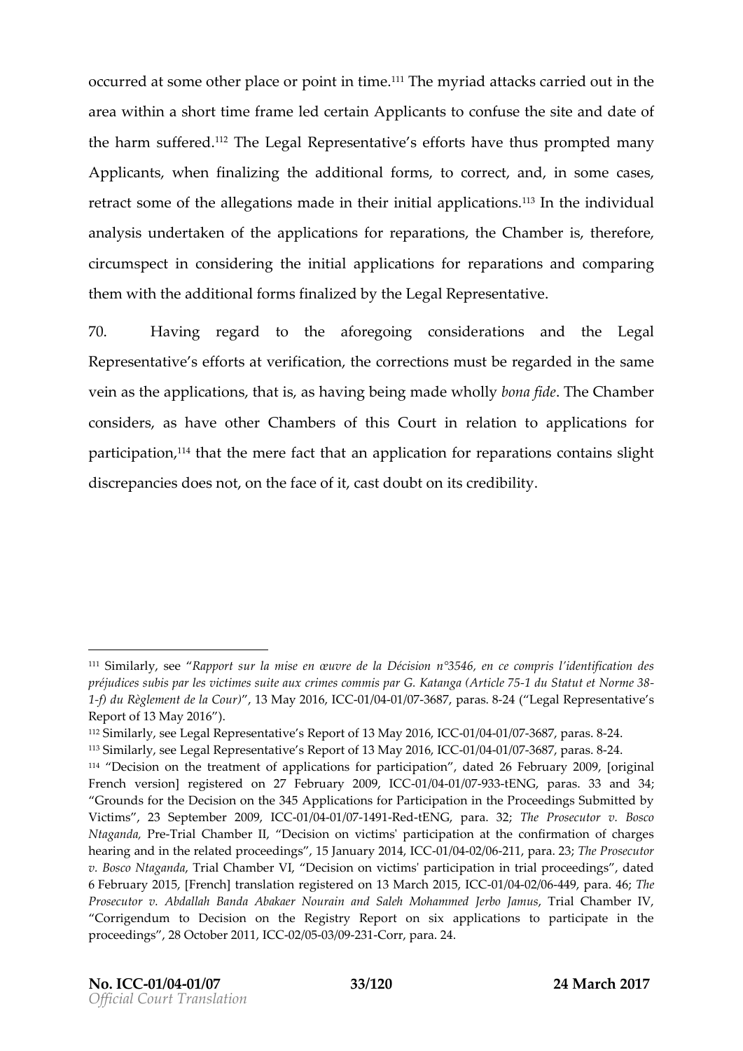occurred at some other place or point in time.[111] The myriad attacks carried out in the area within a short time frame led certain Applicants to confuse the site and date of the harm suffered.[112] The Legal Representative's efforts have thus prompted many Applicants, when finalizing the additional forms, to correct, and, in some cases, retract some of the allegations made in their initial applications.[113] In the individual analysis undertaken of the applications for reparations, the Chamber is, therefore, circumspect in considering the initial applications for reparations and comparing them with the additional forms finalized by the Legal Representative.

70. Having regard to the aforegoing considerations and the Legal Representative's efforts at verification, the corrections must be regarded in the same vein as the applications, that is, as having being made wholly *bona fide*. The Chamber considers, as have other Chambers of this Court in relation to applications for participation,[114] that the mere fact that an application for reparations contains slight discrepancies does not, on the face of it, cast doubt on its credibility.

---

[111] Similarly, see "*Rapport sur la mise en œuvre de la Décision n°3546, en ce compris l'identification des préjudices subis par les victimes suite aux crimes commis par G. Katanga (Article 75-1 du Statut et Norme 38-1-f) du Règlement de la Cour)*", 13 May 2016, ICC-01/04-01/07-3687, paras. 8-24 ("Legal Representative's Report of 13 May 2016").

[112] Similarly, see Legal Representative's Report of 13 May 2016, ICC-01/04-01/07-3687, paras. 8-24.

[113] Similarly, see Legal Representative's Report of 13 May 2016, ICC-01/04-01/07-3687, paras. 8-24.

[114] "Decision on the treatment of applications for participation", dated 26 February 2009, [original French version] registered on 27 February 2009, ICC-01/04-01/07-933-tENG, paras. 33 and 34; "Grounds for the Decision on the 345 Applications for Participation in the Proceedings Submitted by Victims", 23 September 2009, ICC-01/04-01/07-1491-Red-tENG, para. 32; *The Prosecutor v. Bosco Ntaganda*, Pre-Trial Chamber II, "Decision on victims' participation at the confirmation of charges hearing and in the related proceedings", 15 January 2014, ICC-01/04-02/06-211, para. 23; *The Prosecutor v. Bosco Ntaganda*, Trial Chamber VI, "Decision on victims' participation in trial proceedings", dated 6 February 2015, [French] translation registered on 13 March 2015, ICC-01/04-02/06-449, para. 46; *The Prosecutor v. Abdallah Banda Abakaer Nourain and Saleh Mohammed Jerbo Jamus*, Trial Chamber IV, "Corrigendum to Decision on the Registry Report on six applications to participate in the proceedings", 28 October 2011, ICC-02/05-03/09-231-Corr, para. 24.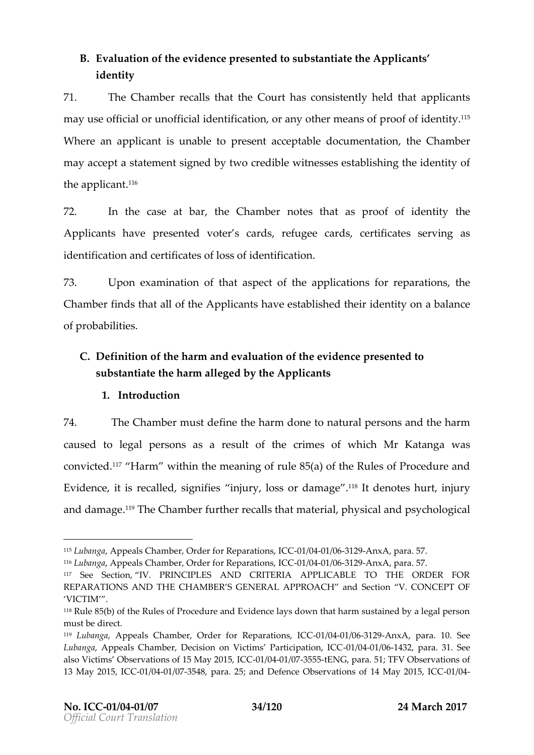## B. Evaluation of the evidence presented to substantiate the Applicants' identity

71. The Chamber recalls that the Court has consistently held that applicants may use official or unofficial identification, or any other means of proof of identity.[115] Where an applicant is unable to present acceptable documentation, the Chamber may accept a statement signed by two credible witnesses establishing the identity of the applicant.[116]

72. In the case at bar, the Chamber notes that as proof of identity the Applicants have presented voter's cards, refugee cards, certificates serving as identification and certificates of loss of identification.

73. Upon examination of that aspect of the applications for reparations, the Chamber finds that all of the Applicants have established their identity on a balance of probabilities.

## C. Definition of the harm and evaluation of the evidence presented to substantiate the harm alleged by the Applicants

### 1. Introduction

74. The Chamber must define the harm done to natural persons and the harm caused to legal persons as a result of the crimes of which Mr Katanga was convicted.[117] "Harm" within the meaning of rule 85(a) of the Rules of Procedure and Evidence, it is recalled, signifies "injury, loss or damage".[118] It denotes hurt, injury and damage.[119] The Chamber further recalls that material, physical and psychological

---

[115] *Lubanga*, Appeals Chamber, Order for Reparations, ICC-01/04-01/06-3129-AnxA, para. 57.

[116] *Lubanga*, Appeals Chamber, Order for Reparations, ICC-01/04-01/06-3129-AnxA, para. 57.

[117] See Section, "IV. PRINCIPLES AND CRITERIA APPLICABLE TO THE ORDER FOR REPARATIONS AND THE CHAMBER'S GENERAL APPROACH" and Section "V. CONCEPT OF 'VICTIM'".

[118] Rule 85(b) of the Rules of Procedure and Evidence lays down that harm sustained by a legal person must be direct.

[119] *Lubanga*, Appeals Chamber, Order for Reparations, ICC-01/04-01/06-3129-AnxA, para. 10. See *Lubanga*, Appeals Chamber, Decision on Victims' Participation, ICC-01/04-01/06-1432, para. 31. See also Victims' Observations of 15 May 2015, ICC-01/04-01/07-3555-tENG, para. 51; TFV Observations of 13 May 2015, ICC-01/04-01/07-3548, para. 25; and Defence Observations of 14 May 2015, ICC-01/04-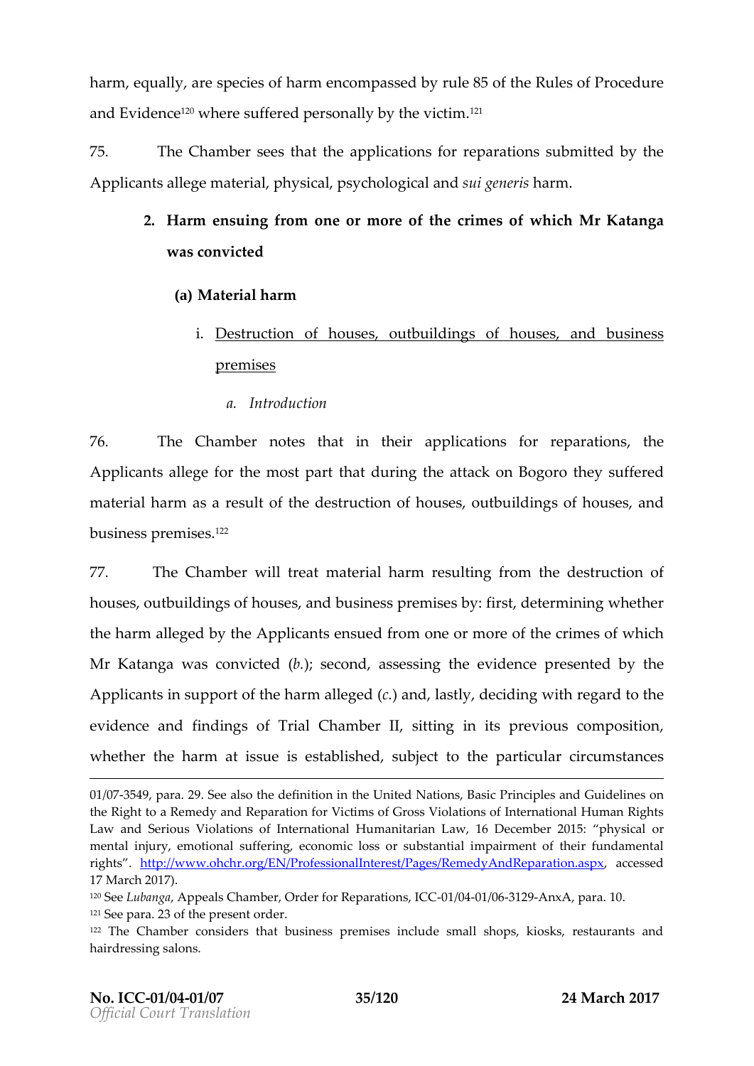harm, equally, are species of harm encompassed by rule 85 of the Rules of Procedure and Evidence[120] where suffered personally by the victim.[121]

75. The Chamber sees that the applications for reparations submitted by the Applicants allege material, physical, psychological and *sui generis* harm.

**2. Harm ensuing from one or more of the crimes of which Mr Katanga was convicted**

**(a) Material harm**

i. Destruction of houses, outbuildings of houses, and business premises

*a. Introduction*

76. The Chamber notes that in their applications for reparations, the Applicants allege for the most part that during the attack on Bogoro they suffered material harm as a result of the destruction of houses, outbuildings of houses, and business premises.[122]

77. The Chamber will treat material harm resulting from the destruction of houses, outbuildings of houses, and business premises by: first, determining whether the harm alleged by the Applicants ensued from one or more of the crimes of which Mr Katanga was convicted (*b.*); second, assessing the evidence presented by the Applicants in support of the harm alleged (*c.*) and, lastly, deciding with regard to the evidence and findings of Trial Chamber II, sitting in its previous composition, whether the harm at issue is established, subject to the particular circumstances

---

01/07-3549, para. 29. See also the definition in the United Nations, Basic Principles and Guidelines on the Right to a Remedy and Reparation for Victims of Gross Violations of International Human Rights Law and Serious Violations of International Humanitarian Law, 16 December 2015: "physical or mental injury, emotional suffering, economic loss or substantial impairment of their fundamental rights". http://www.ohchr.org/EN/ProfessionalInterest/Pages/RemedyAndReparation.aspx, accessed 17 March 2017).

[120] See *Lubanga*, Appeals Chamber, Order for Reparations, ICC-01/04-01/06-3129-AnxA, para. 10.

[121] See para. 23 of the present order.

[122] The Chamber considers that business premises include small shops, kiosks, restaurants and hairdressing salons.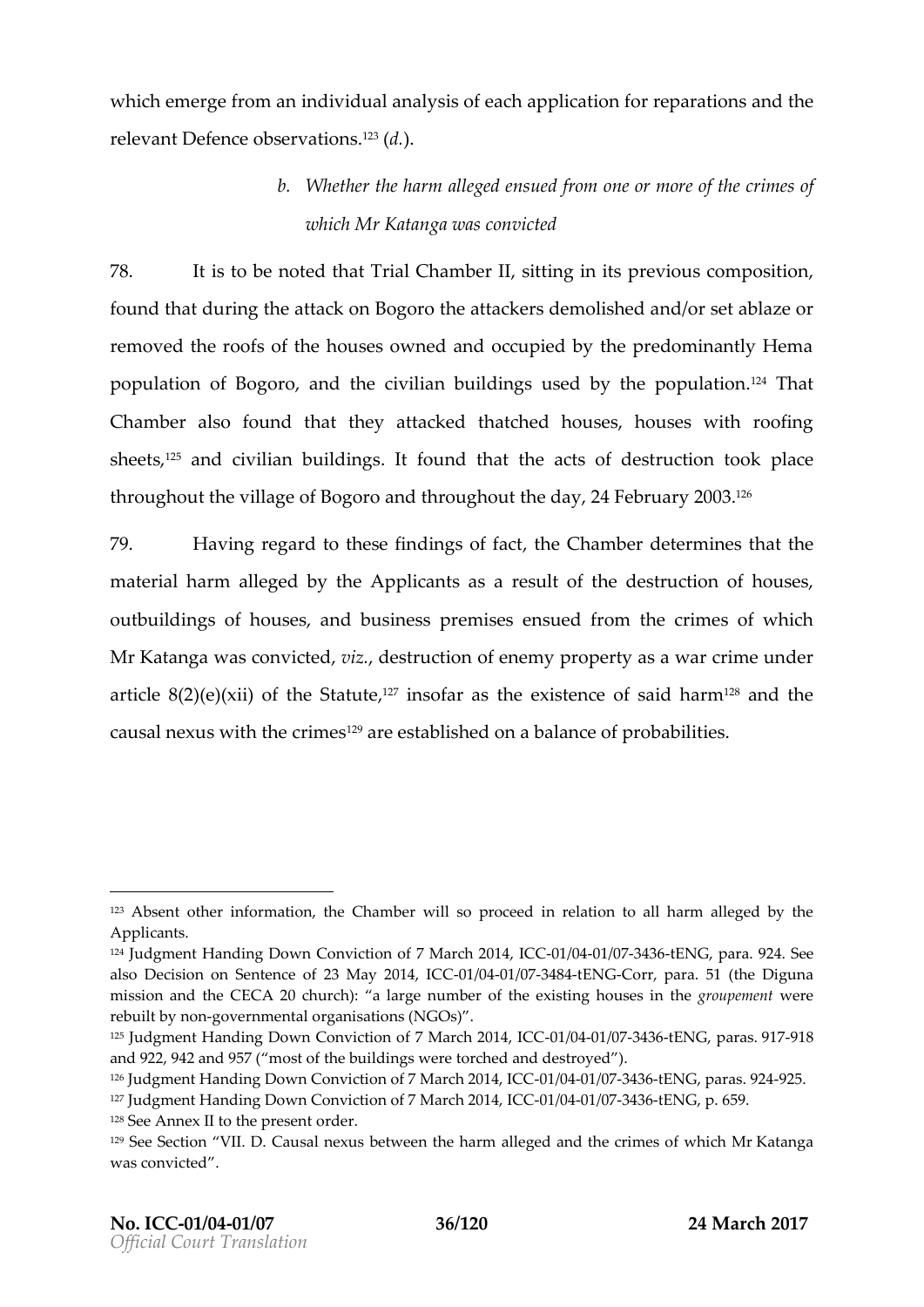which emerge from an individual analysis of each application for reparations and the relevant Defence observations.[123] (*d.*).

*b. Whether the harm alleged ensued from one or more of the crimes of which Mr Katanga was convicted*

78. It is to be noted that Trial Chamber II, sitting in its previous composition, found that during the attack on Bogoro the attackers demolished and/or set ablaze or removed the roofs of the houses owned and occupied by the predominantly Hema population of Bogoro, and the civilian buildings used by the population.[124] That Chamber also found that they attacked thatched houses, houses with roofing sheets,[125] and civilian buildings. It found that the acts of destruction took place throughout the village of Bogoro and throughout the day, 24 February 2003.[126]

79. Having regard to these findings of fact, the Chamber determines that the material harm alleged by the Applicants as a result of the destruction of houses, outbuildings of houses, and business premises ensued from the crimes of which Mr Katanga was convicted, *viz.*, destruction of enemy property as a war crime under article 8(2)(e)(xii) of the Statute,[127] insofar as the existence of said harm[128] and the causal nexus with the crimes[129] are established on a balance of probabilities.

---

[123] Absent other information, the Chamber will so proceed in relation to all harm alleged by the Applicants.

[124] Judgment Handing Down Conviction of 7 March 2014, ICC-01/04-01/07-3436-tENG, para. 924. See also Decision on Sentence of 23 May 2014, ICC-01/04-01/07-3484-tENG-Corr, para. 51 (the Diguna mission and the CECA 20 church): "a large number of the existing houses in the *groupement* were rebuilt by non-governmental organisations (NGOs)".

[125] Judgment Handing Down Conviction of 7 March 2014, ICC-01/04-01/07-3436-tENG, paras. 917-918 and 922, 942 and 957 ("most of the buildings were torched and destroyed").

[126] Judgment Handing Down Conviction of 7 March 2014, ICC-01/04-01/07-3436-tENG, paras. 924-925.

[127] Judgment Handing Down Conviction of 7 March 2014, ICC-01/04-01/07-3436-tENG, p. 659.

[128] See Annex II to the present order.

[129] See Section "VII. D. Causal nexus between the harm alleged and the crimes of which Mr Katanga was convicted".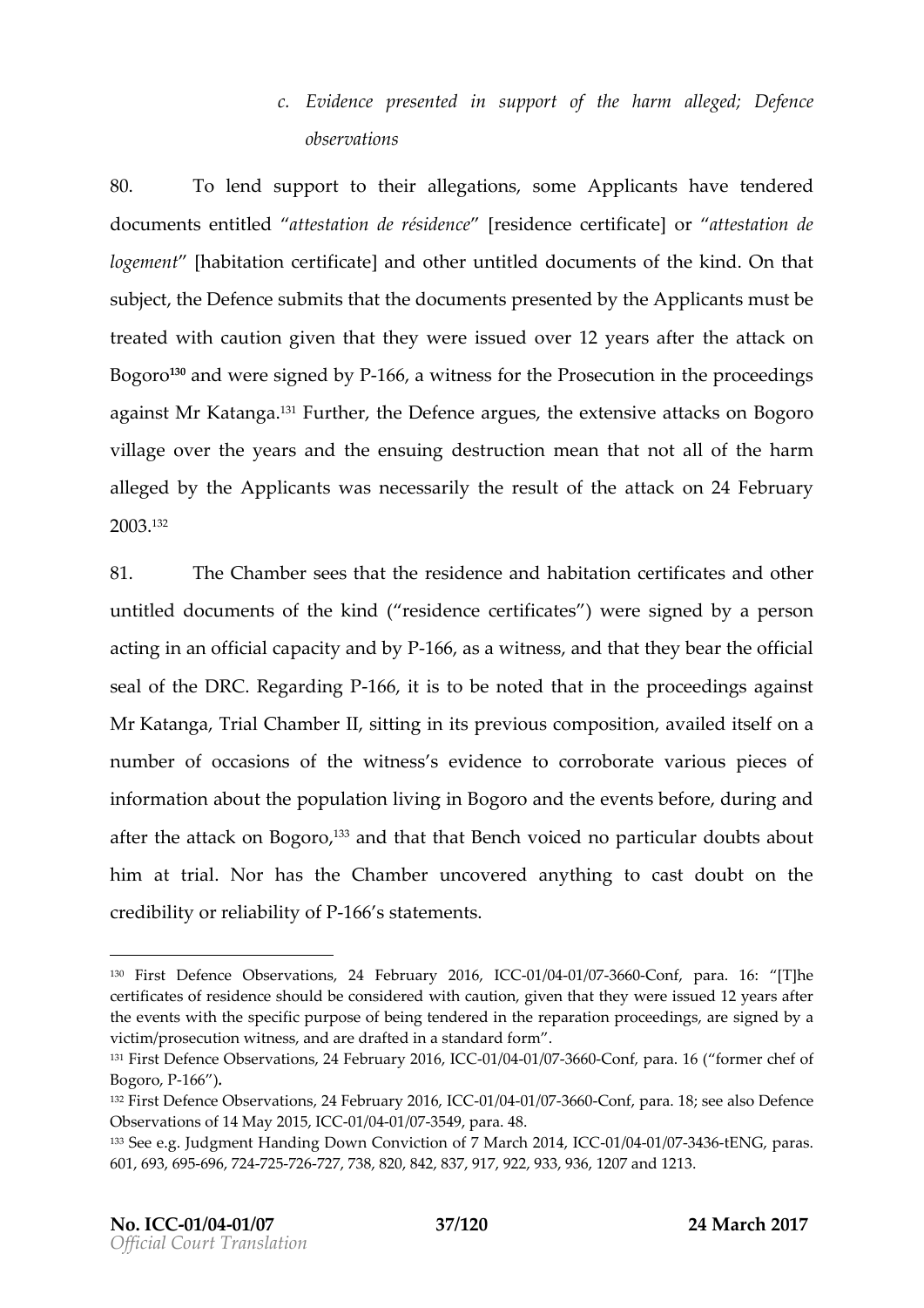*c. Evidence presented in support of the harm alleged; Defence observations*

80. To lend support to their allegations, some Applicants have tendered documents entitled "*attestation de résidence*" [residence certificate] or "*attestation de logement*" [habitation certificate] and other untitled documents of the kind. On that subject, the Defence submits that the documents presented by the Applicants must be treated with caution given that they were issued over 12 years after the attack on Bogoro[130] and were signed by P-166, a witness for the Prosecution in the proceedings against Mr Katanga.[131] Further, the Defence argues, the extensive attacks on Bogoro village over the years and the ensuing destruction mean that not all of the harm alleged by the Applicants was necessarily the result of the attack on 24 February 2003.[132]

81. The Chamber sees that the residence and habitation certificates and other untitled documents of the kind ("residence certificates") were signed by a person acting in an official capacity and by P-166, as a witness, and that they bear the official seal of the DRC. Regarding P-166, it is to be noted that in the proceedings against Mr Katanga, Trial Chamber II, sitting in its previous composition, availed itself on a number of occasions of the witness's evidence to corroborate various pieces of information about the population living in Bogoro and the events before, during and after the attack on Bogoro,[133] and that that Bench voiced no particular doubts about him at trial. Nor has the Chamber uncovered anything to cast doubt on the credibility or reliability of P-166's statements.

---

[130] First Defence Observations, 24 February 2016, ICC-01/04-01/07-3660-Conf, para. 16: "[T]he certificates of residence should be considered with caution, given that they were issued 12 years after the events with the specific purpose of being tendered in the reparation proceedings, are signed by a victim/prosecution witness, and are drafted in a standard form".

[131] First Defence Observations, 24 February 2016, ICC-01/04-01/07-3660-Conf, para. 16 ("former chef of Bogoro, P-166").

[132] First Defence Observations, 24 February 2016, ICC-01/04-01/07-3660-Conf, para. 18; see also Defence Observations of 14 May 2015, ICC-01/04-01/07-3549, para. 48.

[133] See e.g. Judgment Handing Down Conviction of 7 March 2014, ICC-01/04-01/07-3436-tENG, paras. 601, 693, 695-696, 724-725-726-727, 738, 820, 842, 837, 917, 922, 933, 936, 1207 and 1213.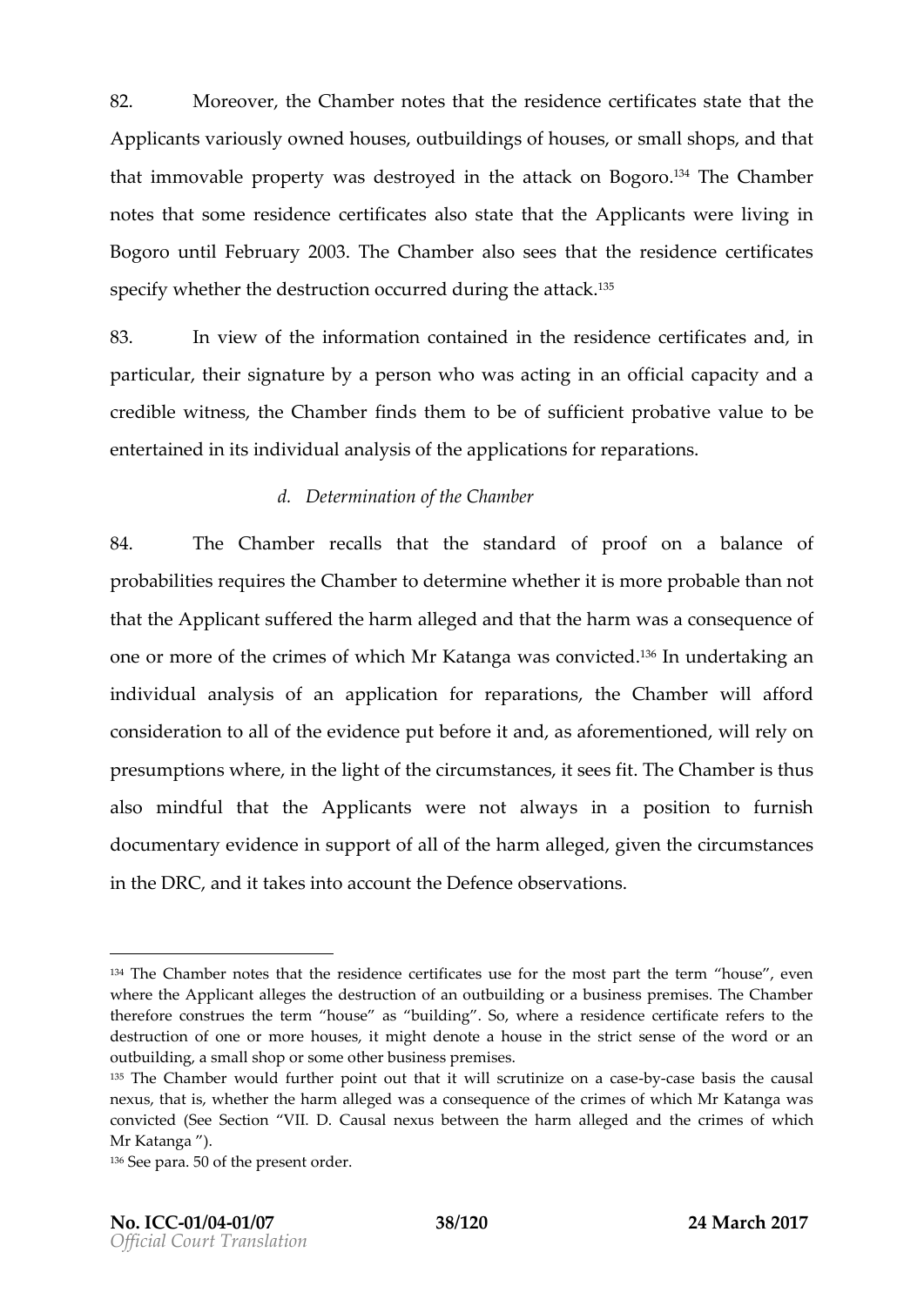82. Moreover, the Chamber notes that the residence certificates state that the Applicants variously owned houses, outbuildings of houses, or small shops, and that that immovable property was destroyed in the attack on Bogoro.[134] The Chamber notes that some residence certificates also state that the Applicants were living in Bogoro until February 2003. The Chamber also sees that the residence certificates specify whether the destruction occurred during the attack.[135]

83. In view of the information contained in the residence certificates and, in particular, their signature by a person who was acting in an official capacity and a credible witness, the Chamber finds them to be of sufficient probative value to be entertained in its individual analysis of the applications for reparations.

### d. *Determination of the Chamber*

84. The Chamber recalls that the standard of proof on a balance of probabilities requires the Chamber to determine whether it is more probable than not that the Applicant suffered the harm alleged and that the harm was a consequence of one or more of the crimes of which Mr Katanga was convicted.[136] In undertaking an individual analysis of an application for reparations, the Chamber will afford consideration to all of the evidence put before it and, as aforementioned, will rely on presumptions where, in the light of the circumstances, it sees fit. The Chamber is thus also mindful that the Applicants were not always in a position to furnish documentary evidence in support of all of the harm alleged, given the circumstances in the DRC, and it takes into account the Defence observations.

---

[134] The Chamber notes that the residence certificates use for the most part the term "house", even where the Applicant alleges the destruction of an outbuilding or a business premises. The Chamber therefore construes the term "house" as "building". So, where a residence certificate refers to the destruction of one or more houses, it might denote a house in the strict sense of the word or an outbuilding, a small shop or some other business premises.

[135] The Chamber would further point out that it will scrutinize on a case-by-case basis the causal nexus, that is, whether the harm alleged was a consequence of the crimes of which Mr Katanga was convicted (See Section "VII. D. Causal nexus between the harm alleged and the crimes of which Mr Katanga ").

[136] See para. 50 of the present order.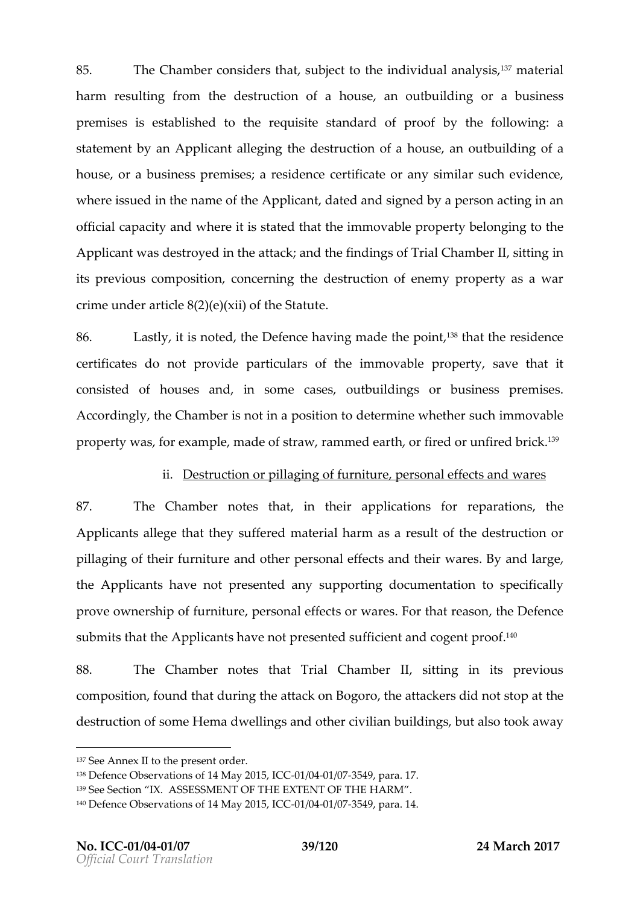85. The Chamber considers that, subject to the individual analysis,[137] material harm resulting from the destruction of a house, an outbuilding or a business premises is established to the requisite standard of proof by the following: a statement by an Applicant alleging the destruction of a house, an outbuilding of a house, or a business premises; a residence certificate or any similar such evidence, where issued in the name of the Applicant, dated and signed by a person acting in an official capacity and where it is stated that the immovable property belonging to the Applicant was destroyed in the attack; and the findings of Trial Chamber II, sitting in its previous composition, concerning the destruction of enemy property as a war crime under article 8(2)(e)(xii) of the Statute.

86. Lastly, it is noted, the Defence having made the point,[138] that the residence certificates do not provide particulars of the immovable property, save that it consisted of houses and, in some cases, outbuildings or business premises. Accordingly, the Chamber is not in a position to determine whether such immovable property was, for example, made of straw, rammed earth, or fired or unfired brick.[139]

### ii. Destruction or pillaging of furniture, personal effects and wares

87. The Chamber notes that, in their applications for reparations, the Applicants allege that they suffered material harm as a result of the destruction or pillaging of their furniture and other personal effects and their wares. By and large, the Applicants have not presented any supporting documentation to specifically prove ownership of furniture, personal effects or wares. For that reason, the Defence submits that the Applicants have not presented sufficient and cogent proof.[140]

88. The Chamber notes that Trial Chamber II, sitting in its previous composition, found that during the attack on Bogoro, the attackers did not stop at the destruction of some Hema dwellings and other civilian buildings, but also took away

---

[137] See Annex II to the present order.
[138] Defence Observations of 14 May 2015, ICC-01/04-01/07-3549, para. 17.
[139] See Section "IX. ASSESSMENT OF THE EXTENT OF THE HARM".
[140] Defence Observations of 14 May 2015, ICC-01/04-01/07-3549, para. 14.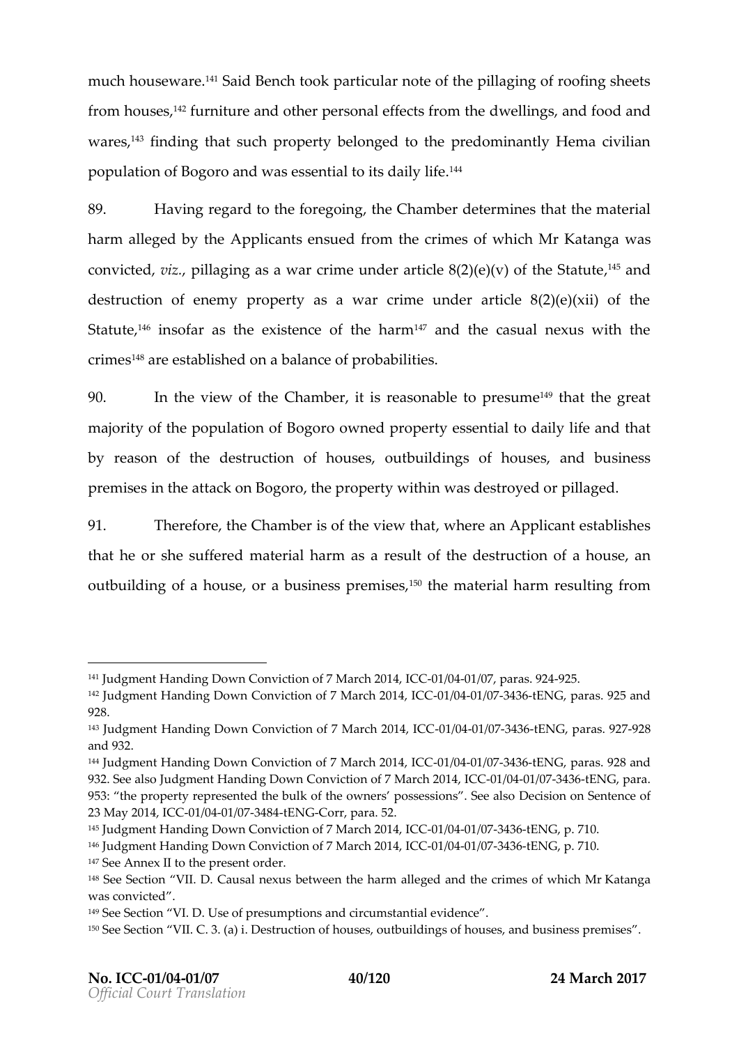much houseware.[141] Said Bench took particular note of the pillaging of roofing sheets from houses,[142] furniture and other personal effects from the dwellings, and food and wares,[143] finding that such property belonged to the predominantly Hema civilian population of Bogoro and was essential to its daily life.[144]

89. Having regard to the foregoing, the Chamber determines that the material harm alleged by the Applicants ensued from the crimes of which Mr Katanga was convicted, *viz.*, pillaging as a war crime under article 8(2)(e)(v) of the Statute,[145] and destruction of enemy property as a war crime under article 8(2)(e)(xii) of the Statute,[146] insofar as the existence of the harm[147] and the casual nexus with the crimes[148] are established on a balance of probabilities.

90. In the view of the Chamber, it is reasonable to presume[149] that the great majority of the population of Bogoro owned property essential to daily life and that by reason of the destruction of houses, outbuildings of houses, and business premises in the attack on Bogoro, the property within was destroyed or pillaged.

91. Therefore, the Chamber is of the view that, where an Applicant establishes that he or she suffered material harm as a result of the destruction of a house, an outbuilding of a house, or a business premises,[150] the material harm resulting from

---

[141] Judgment Handing Down Conviction of 7 March 2014, ICC-01/04-01/07, paras. 924-925.

[142] Judgment Handing Down Conviction of 7 March 2014, ICC-01/04-01/07-3436-tENG, paras. 925 and 928.

[143] Judgment Handing Down Conviction of 7 March 2014, ICC-01/04-01/07-3436-tENG, paras. 927-928 and 932.

[144] Judgment Handing Down Conviction of 7 March 2014, ICC-01/04-01/07-3436-tENG, paras. 928 and 932. See also Judgment Handing Down Conviction of 7 March 2014, ICC-01/04-01/07-3436-tENG, para. 953: "the property represented the bulk of the owners' possessions". See also Decision on Sentence of 23 May 2014, ICC-01/04-01/07-3484-tENG-Corr, para. 52.

[145] Judgment Handing Down Conviction of 7 March 2014, ICC-01/04-01/07-3436-tENG, p. 710.

[146] Judgment Handing Down Conviction of 7 March 2014, ICC-01/04-01/07-3436-tENG, p. 710.

[147] See Annex II to the present order.

[148] See Section "VII. D. Causal nexus between the harm alleged and the crimes of which Mr Katanga was convicted".

[149] See Section "VI. D. Use of presumptions and circumstantial evidence".

[150] See Section "VII. C. 3. (a) i. Destruction of houses, outbuildings of houses, and business premises".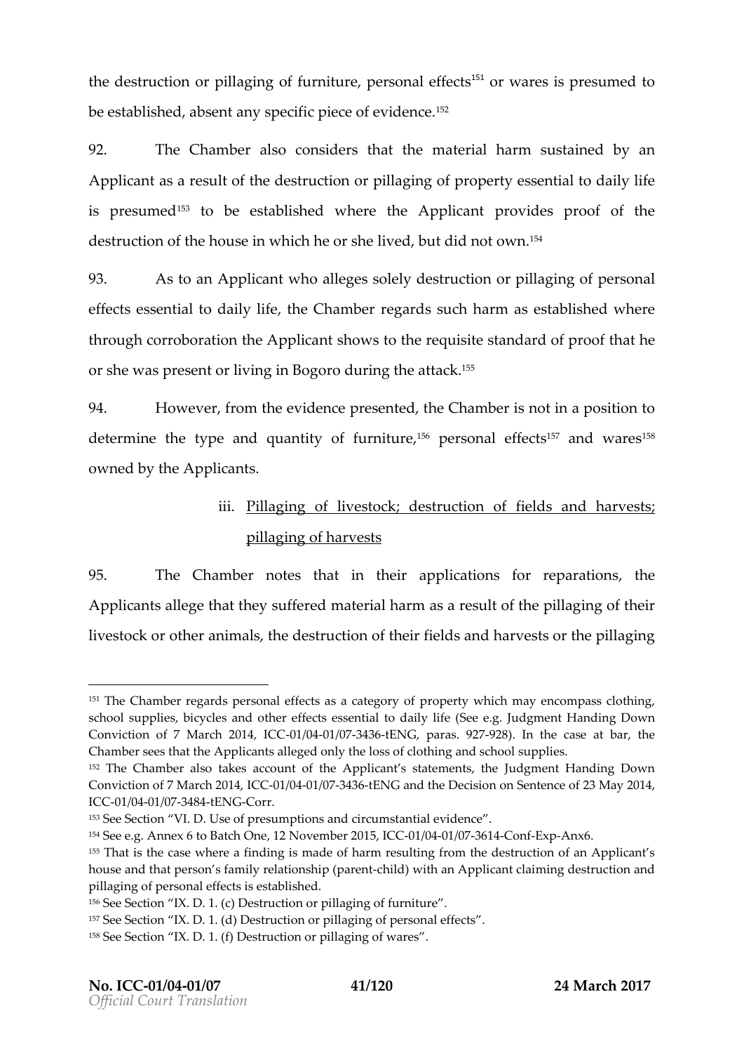the destruction or pillaging of furniture, personal effects[151] or wares is presumed to be established, absent any specific piece of evidence.[152]

92. The Chamber also considers that the material harm sustained by an Applicant as a result of the destruction or pillaging of property essential to daily life is presumed[153] to be established where the Applicant provides proof of the destruction of the house in which he or she lived, but did not own.[154]

93. As to an Applicant who alleges solely destruction or pillaging of personal effects essential to daily life, the Chamber regards such harm as established where through corroboration the Applicant shows to the requisite standard of proof that he or she was present or living in Bogoro during the attack.[155]

94. However, from the evidence presented, the Chamber is not in a position to determine the type and quantity of furniture,[156] personal effects[157] and wares[158] owned by the Applicants.

iii. <u>Pillaging of livestock; destruction of fields and harvests; pillaging of harvests</u>

95. The Chamber notes that in their applications for reparations, the Applicants allege that they suffered material harm as a result of the pillaging of their livestock or other animals, the destruction of their fields and harvests or the pillaging

---

[151] The Chamber regards personal effects as a category of property which may encompass clothing, school supplies, bicycles and other effects essential to daily life (See e.g. Judgment Handing Down Conviction of 7 March 2014, ICC-01/04-01/07-3436-tENG, paras. 927-928). In the case at bar, the Chamber sees that the Applicants alleged only the loss of clothing and school supplies.

[152] The Chamber also takes account of the Applicant's statements, the Judgment Handing Down Conviction of 7 March 2014, ICC-01/04-01/07-3436-tENG and the Decision on Sentence of 23 May 2014, ICC-01/04-01/07-3484-tENG-Corr.

[153] See Section "VI. D. Use of presumptions and circumstantial evidence".

[154] See e.g. Annex 6 to Batch One, 12 November 2015, ICC-01/04-01/07-3614-Conf-Exp-Anx6.

[155] That is the case where a finding is made of harm resulting from the destruction of an Applicant's house and that person's family relationship (parent-child) with an Applicant claiming destruction and pillaging of personal effects is established.

[156] See Section "IX. D. 1. (c) Destruction or pillaging of furniture".

[157] See Section "IX. D. 1. (d) Destruction or pillaging of personal effects".

[158] See Section "IX. D. 1. (f) Destruction or pillaging of wares".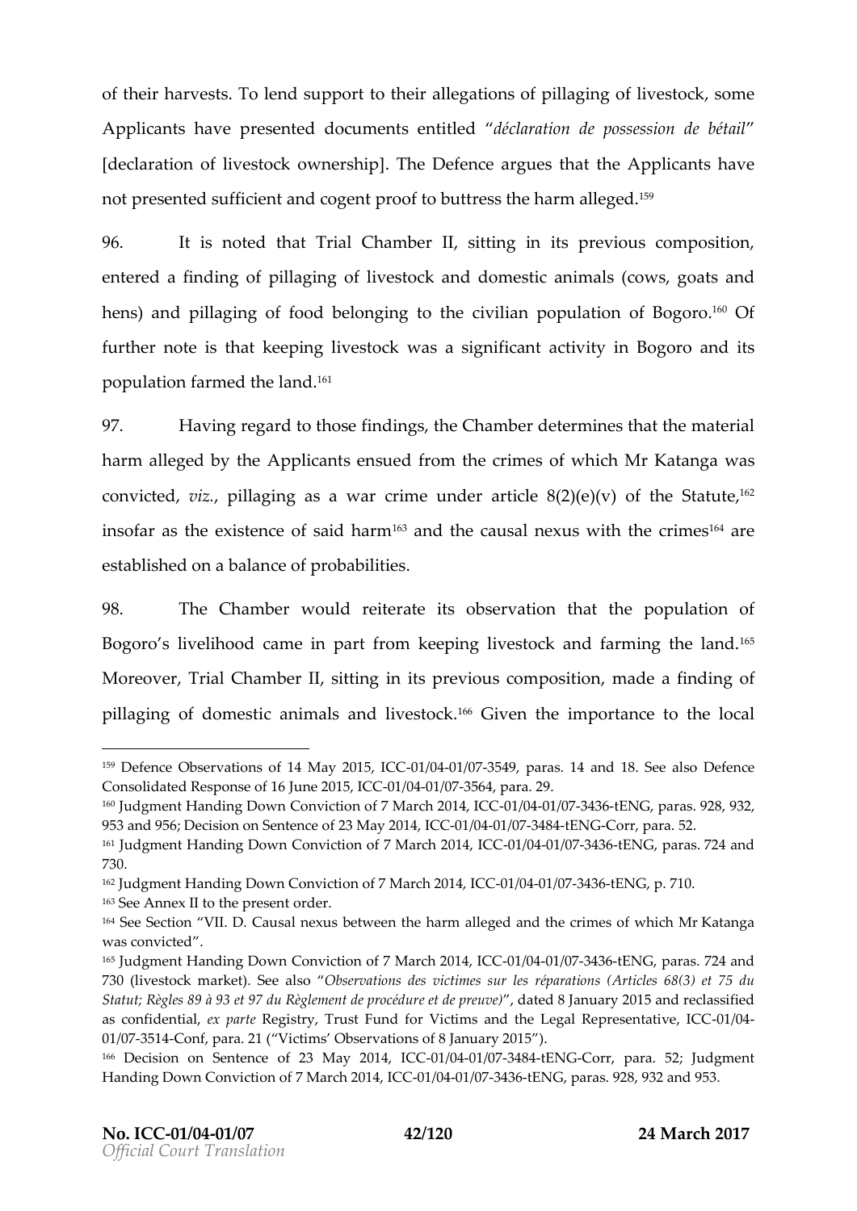of their harvests. To lend support to their allegations of pillaging of livestock, some Applicants have presented documents entitled "*déclaration de possession de bétail*" [declaration of livestock ownership]. The Defence argues that the Applicants have not presented sufficient and cogent proof to buttress the harm alleged.[159]

96. It is noted that Trial Chamber II, sitting in its previous composition, entered a finding of pillaging of livestock and domestic animals (cows, goats and hens) and pillaging of food belonging to the civilian population of Bogoro.[160] Of further note is that keeping livestock was a significant activity in Bogoro and its population farmed the land.[161]

97. Having regard to those findings, the Chamber determines that the material harm alleged by the Applicants ensued from the crimes of which Mr Katanga was convicted, *viz.*, pillaging as a war crime under article 8(2)(e)(v) of the Statute,[162] insofar as the existence of said harm[163] and the causal nexus with the crimes[164] are established on a balance of probabilities.

98. The Chamber would reiterate its observation that the population of Bogoro's livelihood came in part from keeping livestock and farming the land.[165] Moreover, Trial Chamber II, sitting in its previous composition, made a finding of pillaging of domestic animals and livestock.[166] Given the importance to the local

---

[159] Defence Observations of 14 May 2015, ICC-01/04-01/07-3549, paras. 14 and 18. See also Defence Consolidated Response of 16 June 2015, ICC-01/04-01/07-3564, para. 29.

[160] Judgment Handing Down Conviction of 7 March 2014, ICC-01/04-01/07-3436-tENG, paras. 928, 932, 953 and 956; Decision on Sentence of 23 May 2014, ICC-01/04-01/07-3484-tENG-Corr, para. 52.

[161] Judgment Handing Down Conviction of 7 March 2014, ICC-01/04-01/07-3436-tENG, paras. 724 and 730.

[162] Judgment Handing Down Conviction of 7 March 2014, ICC-01/04-01/07-3436-tENG, p. 710.

[163] See Annex II to the present order.

[164] See Section "VII. D. Causal nexus between the harm alleged and the crimes of which Mr Katanga was convicted".

[165] Judgment Handing Down Conviction of 7 March 2014, ICC-01/04-01/07-3436-tENG, paras. 724 and 730 (livestock market). See also "*Observations des victimes sur les réparations (Articles 68(3) et 75 du Statut; Règles 89 à 93 et 97 du Règlement de procédure et de preuve)*", dated 8 January 2015 and reclassified as confidential, *ex parte* Registry, Trust Fund for Victims and the Legal Representative, ICC-01/04-01/07-3514-Conf, para. 21 ("Victims' Observations of 8 January 2015").

[166] Decision on Sentence of 23 May 2014, ICC-01/04-01/07-3484-tENG-Corr, para. 52; Judgment Handing Down Conviction of 7 March 2014, ICC-01/04-01/07-3436-tENG, paras. 928, 932 and 953.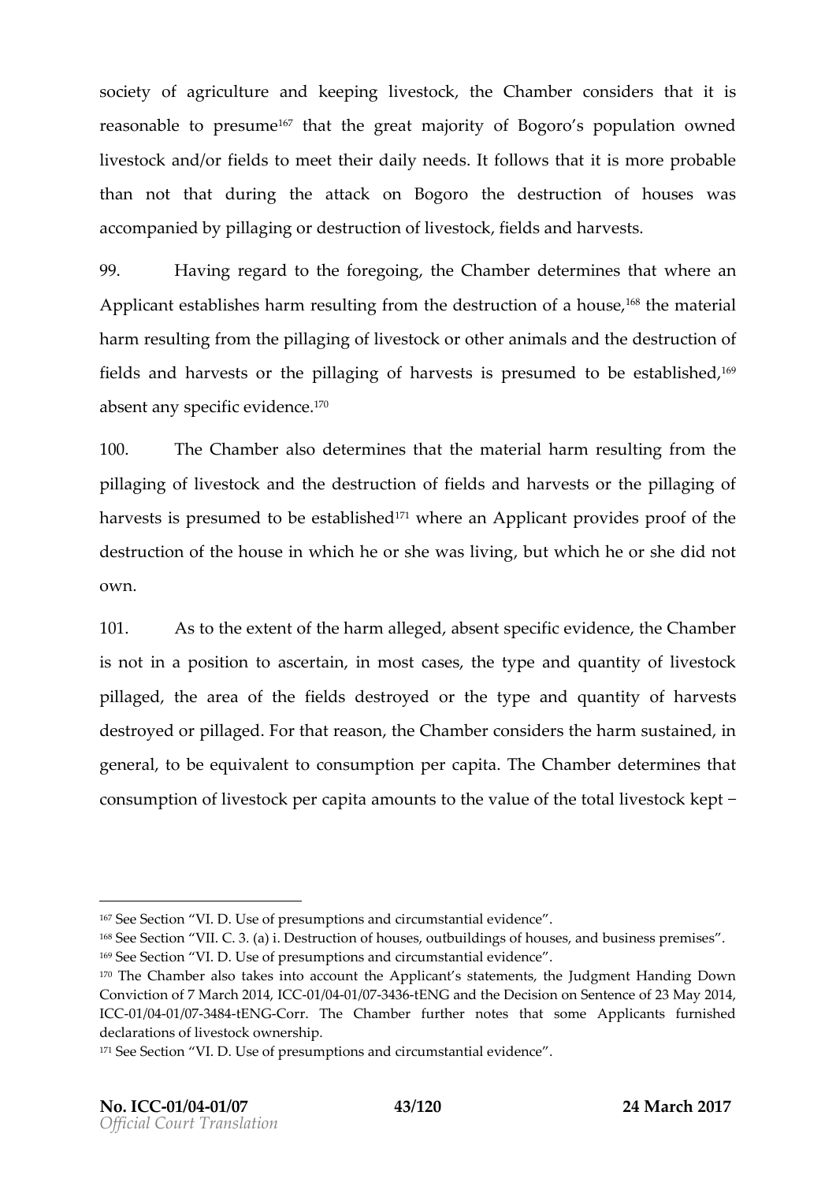society of agriculture and keeping livestock, the Chamber considers that it is reasonable to presume[167] that the great majority of Bogoro's population owned livestock and/or fields to meet their daily needs. It follows that it is more probable than not that during the attack on Bogoro the destruction of houses was accompanied by pillaging or destruction of livestock, fields and harvests.

99. Having regard to the foregoing, the Chamber determines that where an Applicant establishes harm resulting from the destruction of a house,[168] the material harm resulting from the pillaging of livestock or other animals and the destruction of fields and harvests or the pillaging of harvests is presumed to be established,[169] absent any specific evidence.[170]

100. The Chamber also determines that the material harm resulting from the pillaging of livestock and the destruction of fields and harvests or the pillaging of harvests is presumed to be established[171] where an Applicant provides proof of the destruction of the house in which he or she was living, but which he or she did not own.

101. As to the extent of the harm alleged, absent specific evidence, the Chamber is not in a position to ascertain, in most cases, the type and quantity of livestock pillaged, the area of the fields destroyed or the type and quantity of harvests destroyed or pillaged. For that reason, the Chamber considers the harm sustained, in general, to be equivalent to consumption per capita. The Chamber determines that consumption of livestock per capita amounts to the value of the total livestock kept –

---

[167] See Section "VI. D. Use of presumptions and circumstantial evidence".

[168] See Section "VII. C. 3. (a) i. Destruction of houses, outbuildings of houses, and business premises".

[169] See Section "VI. D. Use of presumptions and circumstantial evidence".

[170] The Chamber also takes into account the Applicant's statements, the Judgment Handing Down Conviction of 7 March 2014, ICC-01/04-01/07-3436-tENG and the Decision on Sentence of 23 May 2014, ICC-01/04-01/07-3484-tENG-Corr. The Chamber further notes that some Applicants furnished declarations of livestock ownership.

[171] See Section "VI. D. Use of presumptions and circumstantial evidence".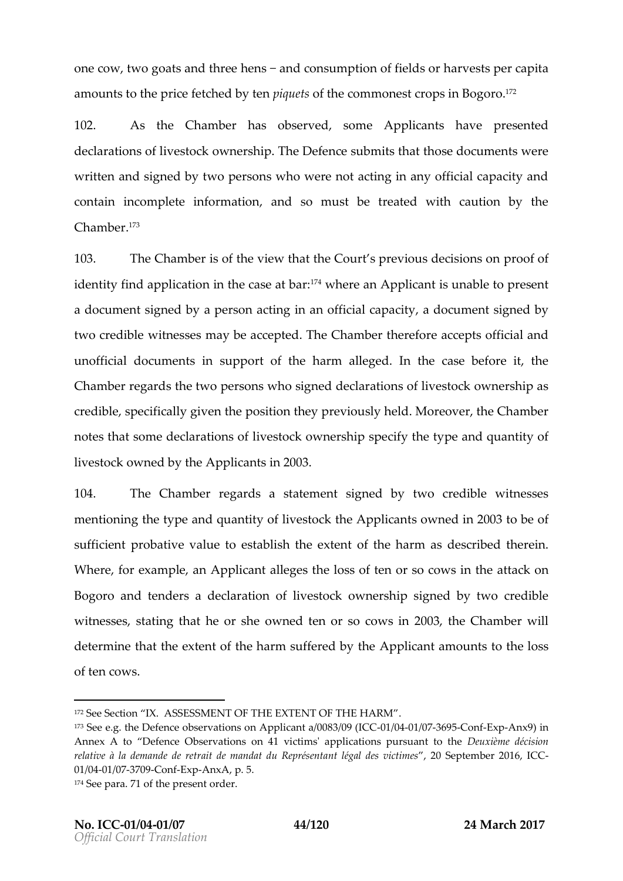one cow, two goats and three hens – and consumption of fields or harvests per capita amounts to the price fetched by ten *piquets* of the commonest crops in Bogoro.[172]

102. As the Chamber has observed, some Applicants have presented declarations of livestock ownership. The Defence submits that those documents were written and signed by two persons who were not acting in any official capacity and contain incomplete information, and so must be treated with caution by the Chamber.[173]

103. The Chamber is of the view that the Court's previous decisions on proof of identity find application in the case at bar:[174] where an Applicant is unable to present a document signed by a person acting in an official capacity, a document signed by two credible witnesses may be accepted. The Chamber therefore accepts official and unofficial documents in support of the harm alleged. In the case before it, the Chamber regards the two persons who signed declarations of livestock ownership as credible, specifically given the position they previously held. Moreover, the Chamber notes that some declarations of livestock ownership specify the type and quantity of livestock owned by the Applicants in 2003.

104. The Chamber regards a statement signed by two credible witnesses mentioning the type and quantity of livestock the Applicants owned in 2003 to be of sufficient probative value to establish the extent of the harm as described therein. Where, for example, an Applicant alleges the loss of ten or so cows in the attack on Bogoro and tenders a declaration of livestock ownership signed by two credible witnesses, stating that he or she owned ten or so cows in 2003, the Chamber will determine that the extent of the harm suffered by the Applicant amounts to the loss of ten cows.

---

[172] See Section "IX. ASSESSMENT OF THE EXTENT OF THE HARM".

[173] See e.g. the Defence observations on Applicant a/0083/09 (ICC-01/04-01/07-3695-Conf-Exp-Anx9) in Annex A to "Defence Observations on 41 victims' applications pursuant to the *Deuxième décision relative à la demande de retrait de mandat du Représentant légal des victimes*", 20 September 2016, ICC-01/04-01/07-3709-Conf-Exp-AnxA, p. 5.

[174] See para. 71 of the present order.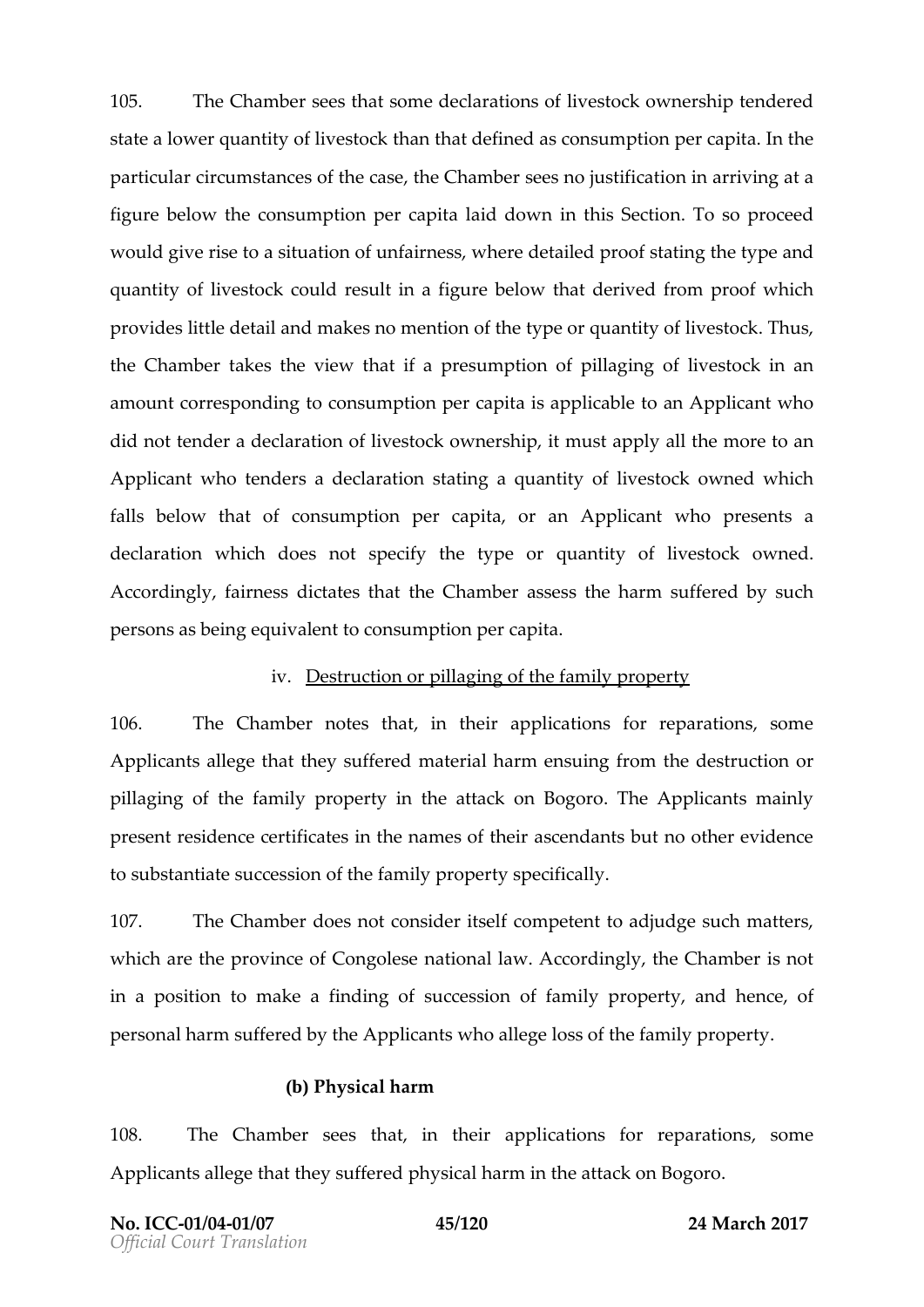105. The Chamber sees that some declarations of livestock ownership tendered state a lower quantity of livestock than that defined as consumption per capita. In the particular circumstances of the case, the Chamber sees no justification in arriving at a figure below the consumption per capita laid down in this Section. To so proceed would give rise to a situation of unfairness, where detailed proof stating the type and quantity of livestock could result in a figure below that derived from proof which provides little detail and makes no mention of the type or quantity of livestock. Thus, the Chamber takes the view that if a presumption of pillaging of livestock in an amount corresponding to consumption per capita is applicable to an Applicant who did not tender a declaration of livestock ownership, it must apply all the more to an Applicant who tenders a declaration stating a quantity of livestock owned which falls below that of consumption per capita, or an Applicant who presents a declaration which does not specify the type or quantity of livestock owned. Accordingly, fairness dictates that the Chamber assess the harm suffered by such persons as being equivalent to consumption per capita.

iv. <u>Destruction or pillaging of the family property</u>

106. The Chamber notes that, in their applications for reparations, some Applicants allege that they suffered material harm ensuing from the destruction or pillaging of the family property in the attack on Bogoro. The Applicants mainly present residence certificates in the names of their ascendants but no other evidence to substantiate succession of the family property specifically.

107. The Chamber does not consider itself competent to adjudge such matters, which are the province of Congolese national law. Accordingly, the Chamber is not in a position to make a finding of succession of family property, and hence, of personal harm suffered by the Applicants who allege loss of the family property.

**(b) Physical harm**

108. The Chamber sees that, in their applications for reparations, some Applicants allege that they suffered physical harm in the attack on Bogoro.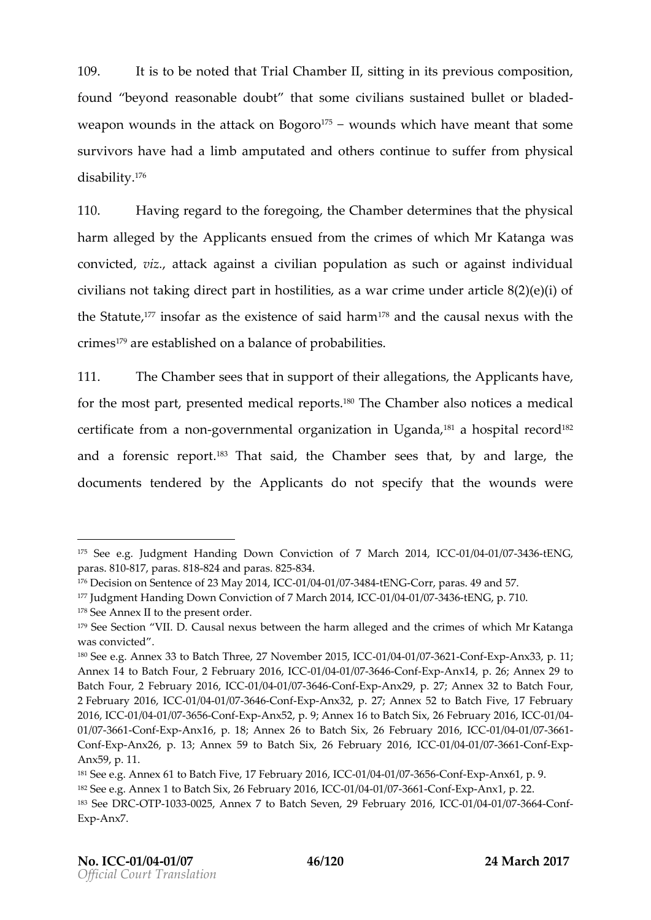109. It is to be noted that Trial Chamber II, sitting in its previous composition, found "beyond reasonable doubt" that some civilians sustained bullet or bladed-weapon wounds in the attack on Bogoro[175] – wounds which have meant that some survivors have had a limb amputated and others continue to suffer from physical disability.[176]

110. Having regard to the foregoing, the Chamber determines that the physical harm alleged by the Applicants ensued from the crimes of which Mr Katanga was convicted, *viz.*, attack against a civilian population as such or against individual civilians not taking direct part in hostilities, as a war crime under article 8(2)(e)(i) of the Statute,[177] insofar as the existence of said harm[178] and the causal nexus with the crimes[179] are established on a balance of probabilities.

111. The Chamber sees that in support of their allegations, the Applicants have, for the most part, presented medical reports.[180] The Chamber also notices a medical certificate from a non-governmental organization in Uganda,[181] a hospital record[182] and a forensic report.[183] That said, the Chamber sees that, by and large, the documents tendered by the Applicants do not specify that the wounds were

---

[175] See e.g. Judgment Handing Down Conviction of 7 March 2014, ICC-01/04-01/07-3436-tENG, paras. 810-817, paras. 818-824 and paras. 825-834.

[176] Decision on Sentence of 23 May 2014, ICC-01/04-01/07-3484-tENG-Corr, paras. 49 and 57.

[177] Judgment Handing Down Conviction of 7 March 2014, ICC-01/04-01/07-3436-tENG, p. 710.

[178] See Annex II to the present order.

[179] See Section "VII. D. Causal nexus between the harm alleged and the crimes of which Mr Katanga was convicted".

[180] See e.g. Annex 33 to Batch Three, 27 November 2015, ICC-01/04-01/07-3621-Conf-Exp-Anx33, p. 11; Annex 14 to Batch Four, 2 February 2016, ICC-01/04-01/07-3646-Conf-Exp-Anx14, p. 26; Annex 29 to Batch Four, 2 February 2016, ICC-01/04-01/07-3646-Conf-Exp-Anx29, p. 27; Annex 32 to Batch Four, 2 February 2016, ICC-01/04-01/07-3646-Conf-Exp-Anx32, p. 27; Annex 52 to Batch Five, 17 February 2016, ICC-01/04-01/07-3656-Conf-Exp-Anx52, p. 9; Annex 16 to Batch Six, 26 February 2016, ICC-01/04-01/07-3661-Conf-Exp-Anx16, p. 18; Annex 26 to Batch Six, 26 February 2016, ICC-01/04-01/07-3661-Conf-Exp-Anx26, p. 13; Annex 59 to Batch Six, 26 February 2016, ICC-01/04-01/07-3661-Conf-Exp-Anx59, p. 11.

[181] See e.g. Annex 61 to Batch Five, 17 February 2016, ICC-01/04-01/07-3656-Conf-Exp-Anx61, p. 9.

[182] See e.g. Annex 1 to Batch Six, 26 February 2016, ICC-01/04-01/07-3661-Conf-Exp-Anx1, p. 22.

[183] See DRC-OTP-1033-0025, Annex 7 to Batch Seven, 29 February 2016, ICC-01/04-01/07-3664-Conf-Exp-Anx7.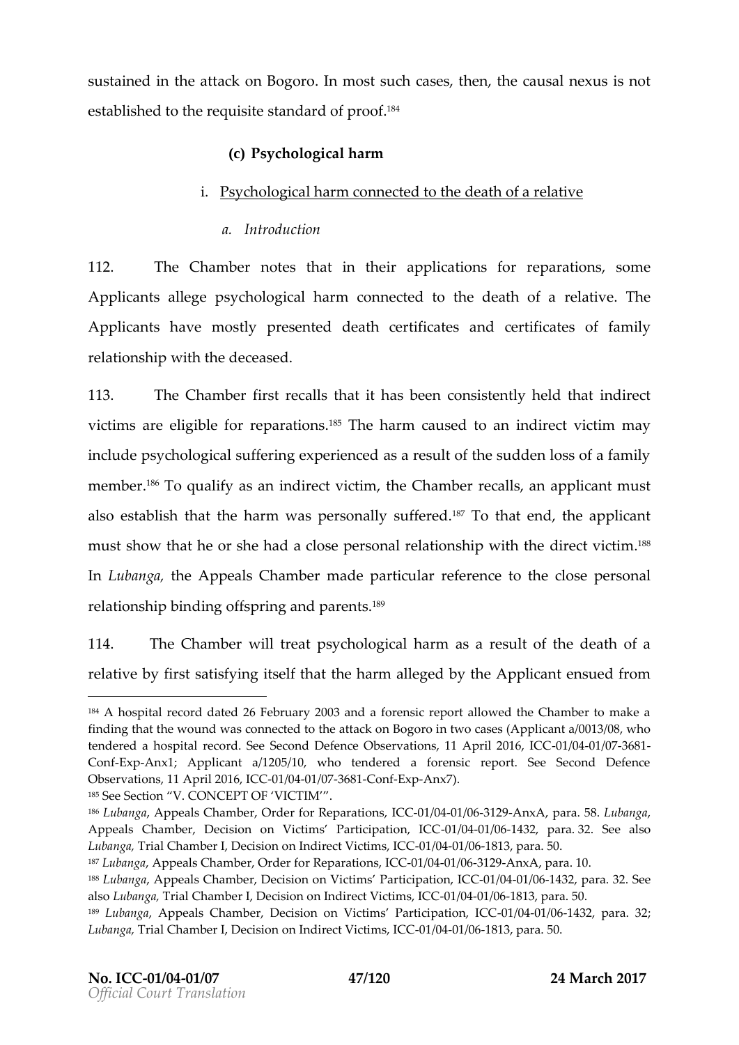sustained in the attack on Bogoro. In most such cases, then, the causal nexus is not established to the requisite standard of proof.[184]

### (c) Psychological harm

#### i. Psychological harm connected to the death of a relative

##### *a. Introduction*

112. The Chamber notes that in their applications for reparations, some Applicants allege psychological harm connected to the death of a relative. The Applicants have mostly presented death certificates and certificates of family relationship with the deceased.

113. The Chamber first recalls that it has been consistently held that indirect victims are eligible for reparations.[185] The harm caused to an indirect victim may include psychological suffering experienced as a result of the sudden loss of a family member.[186] To qualify as an indirect victim, the Chamber recalls, an applicant must also establish that the harm was personally suffered.[187] To that end, the applicant must show that he or she had a close personal relationship with the direct victim.[188] In *Lubanga*, the Appeals Chamber made particular reference to the close personal relationship binding offspring and parents.[189]

114. The Chamber will treat psychological harm as a result of the death of a relative by first satisfying itself that the harm alleged by the Applicant ensued from

---

[184] A hospital record dated 26 February 2003 and a forensic report allowed the Chamber to make a finding that the wound was connected to the attack on Bogoro in two cases (Applicant a/0013/08, who tendered a hospital record. See Second Defence Observations, 11 April 2016, ICC-01/04-01/07-3681-Conf-Exp-Anx1; Applicant a/1205/10, who tendered a forensic report. See Second Defence Observations, 11 April 2016, ICC-01/04-01/07-3681-Conf-Exp-Anx7).

[185] See Section "V. CONCEPT OF 'VICTIM'".

[186] *Lubanga*, Appeals Chamber, Order for Reparations, ICC-01/04-01/06-3129-AnxA, para. 58. *Lubanga*, Appeals Chamber, Decision on Victims' Participation, ICC-01/04-01/06-1432, para. 32. See also *Lubanga*, Trial Chamber I, Decision on Indirect Victims, ICC-01/04-01/06-1813, para. 50.

[187] *Lubanga*, Appeals Chamber, Order for Reparations, ICC-01/04-01/06-3129-AnxA, para. 10.

[188] *Lubanga*, Appeals Chamber, Decision on Victims' Participation, ICC-01/04-01/06-1432, para. 32. See also *Lubanga*, Trial Chamber I, Decision on Indirect Victims, ICC-01/04-01/06-1813, para. 50.

[189] *Lubanga*, Appeals Chamber, Decision on Victims' Participation, ICC-01/04-01/06-1432, para. 32; *Lubanga*, Trial Chamber I, Decision on Indirect Victims, ICC-01/04-01/06-1813, para. 50.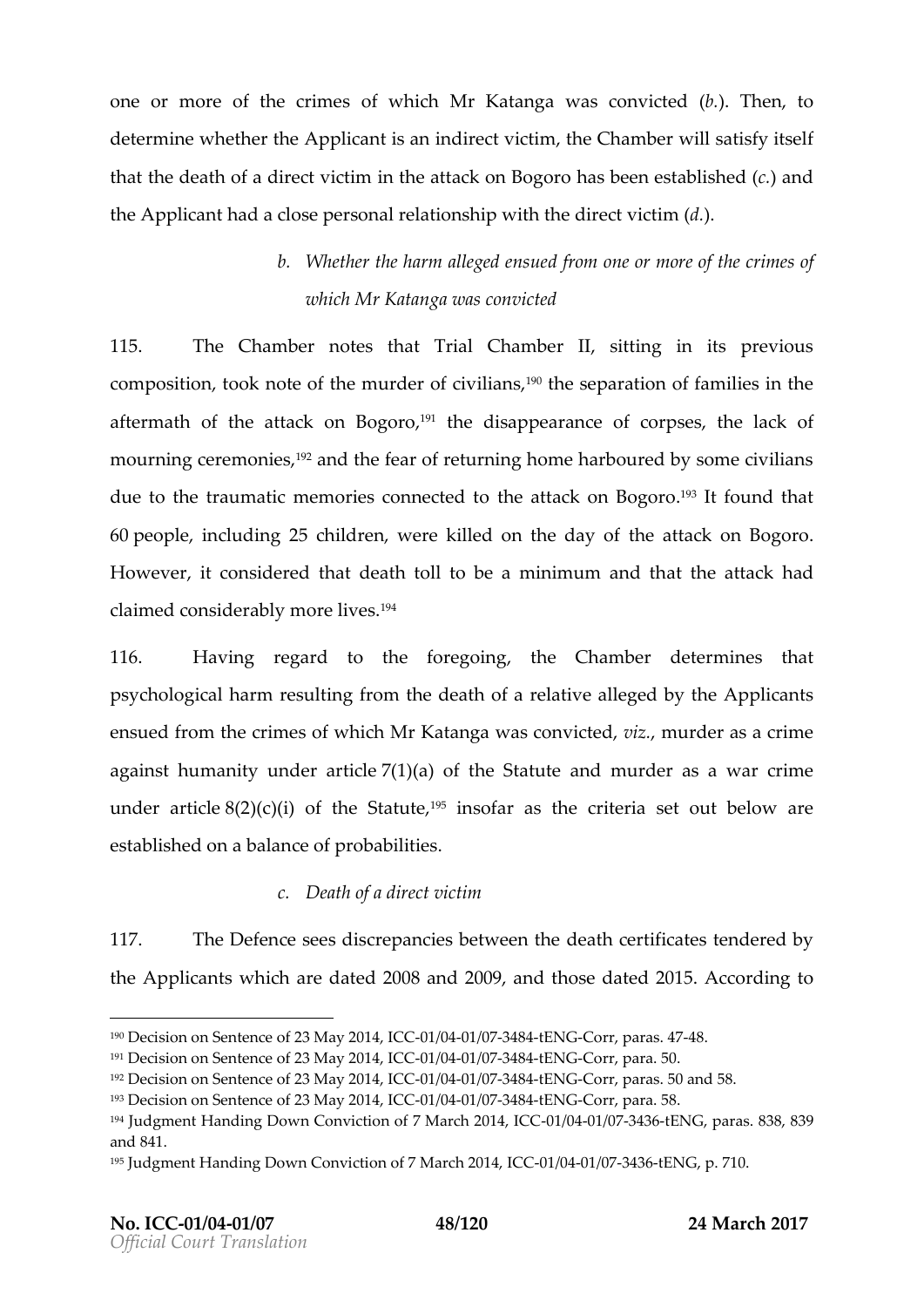one or more of the crimes of which Mr Katanga was convicted (*b.*). Then, to determine whether the Applicant is an indirect victim, the Chamber will satisfy itself that the death of a direct victim in the attack on Bogoro has been established (*c.*) and the Applicant had a close personal relationship with the direct victim (*d.*).

### *b. Whether the harm alleged ensued from one or more of the crimes of which Mr Katanga was convicted*

115. The Chamber notes that Trial Chamber II, sitting in its previous composition, took note of the murder of civilians,[190] the separation of families in the aftermath of the attack on Bogoro,[191] the disappearance of corpses, the lack of mourning ceremonies,[192] and the fear of returning home harboured by some civilians due to the traumatic memories connected to the attack on Bogoro.[193] It found that 60 people, including 25 children, were killed on the day of the attack on Bogoro. However, it considered that death toll to be a minimum and that the attack had claimed considerably more lives.[194]

116. Having regard to the foregoing, the Chamber determines that psychological harm resulting from the death of a relative alleged by the Applicants ensued from the crimes of which Mr Katanga was convicted, *viz.*, murder as a crime against humanity under article 7(1)(a) of the Statute and murder as a war crime under article 8(2)(c)(i) of the Statute,[195] insofar as the criteria set out below are established on a balance of probabilities.

### *c. Death of a direct victim*

117. The Defence sees discrepancies between the death certificates tendered by the Applicants which are dated 2008 and 2009, and those dated 2015. According to

---

[190] Decision on Sentence of 23 May 2014, ICC-01/04-01/07-3484-tENG-Corr, paras. 47-48.
[191] Decision on Sentence of 23 May 2014, ICC-01/04-01/07-3484-tENG-Corr, para. 50.
[192] Decision on Sentence of 23 May 2014, ICC-01/04-01/07-3484-tENG-Corr, paras. 50 and 58.
[193] Decision on Sentence of 23 May 2014, ICC-01/04-01/07-3484-tENG-Corr, para. 58.
[194] Judgment Handing Down Conviction of 7 March 2014, ICC-01/04-01/07-3436-tENG, paras. 838, 839 and 841.
[195] Judgment Handing Down Conviction of 7 March 2014, ICC-01/04-01/07-3436-tENG, p. 710.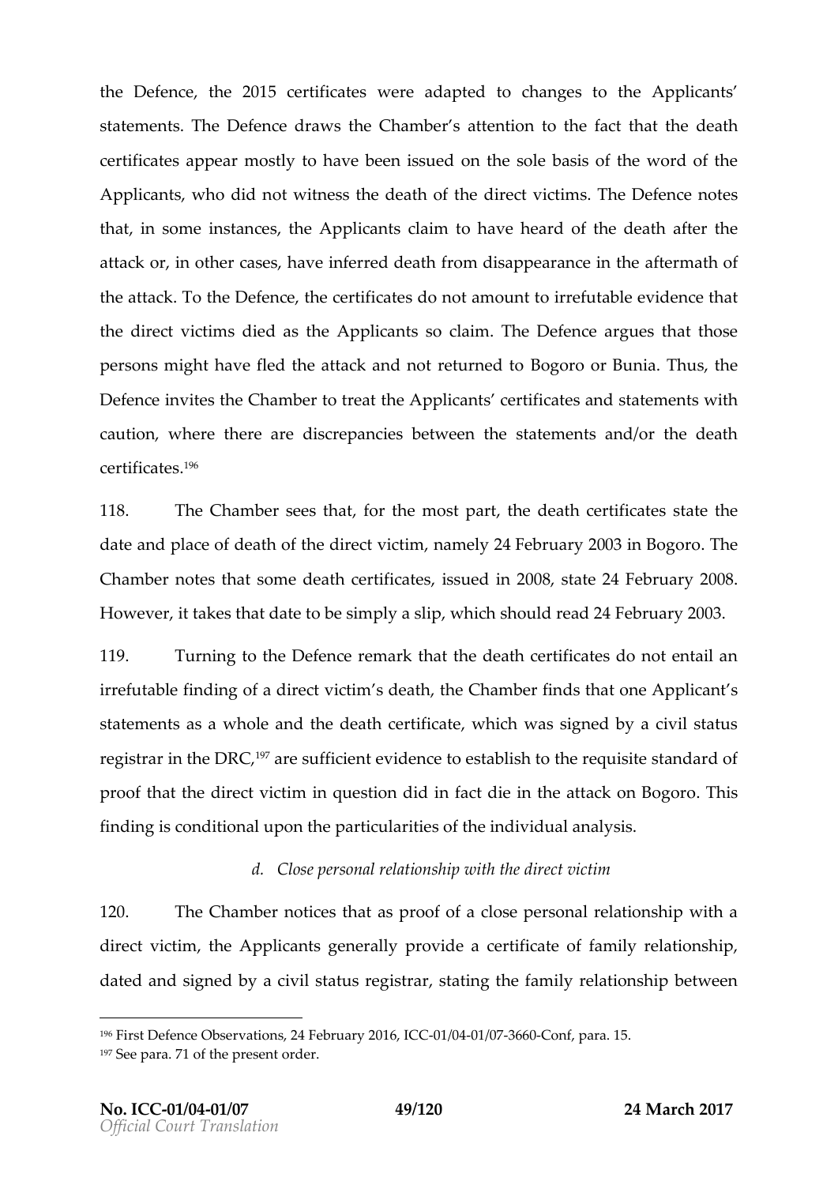the Defence, the 2015 certificates were adapted to changes to the Applicants' statements. The Defence draws the Chamber's attention to the fact that the death certificates appear mostly to have been issued on the sole basis of the word of the Applicants, who did not witness the death of the direct victims. The Defence notes that, in some instances, the Applicants claim to have heard of the death after the attack or, in other cases, have inferred death from disappearance in the aftermath of the attack. To the Defence, the certificates do not amount to irrefutable evidence that the direct victims died as the Applicants so claim. The Defence argues that those persons might have fled the attack and not returned to Bogoro or Bunia. Thus, the Defence invites the Chamber to treat the Applicants' certificates and statements with caution, where there are discrepancies between the statements and/or the death certificates.[196]

118. The Chamber sees that, for the most part, the death certificates state the date and place of death of the direct victim, namely 24 February 2003 in Bogoro. The Chamber notes that some death certificates, issued in 2008, state 24 February 2008. However, it takes that date to be simply a slip, which should read 24 February 2003.

119. Turning to the Defence remark that the death certificates do not entail an irrefutable finding of a direct victim's death, the Chamber finds that one Applicant's statements as a whole and the death certificate, which was signed by a civil status registrar in the DRC,[197] are sufficient evidence to establish to the requisite standard of proof that the direct victim in question did in fact die in the attack on Bogoro. This finding is conditional upon the particularities of the individual analysis.

*d. Close personal relationship with the direct victim*

120. The Chamber notices that as proof of a close personal relationship with a direct victim, the Applicants generally provide a certificate of family relationship, dated and signed by a civil status registrar, stating the family relationship between

---

[196] First Defence Observations, 24 February 2016, ICC-01/04-01/07-3660-Conf, para. 15.

[197] See para. 71 of the present order.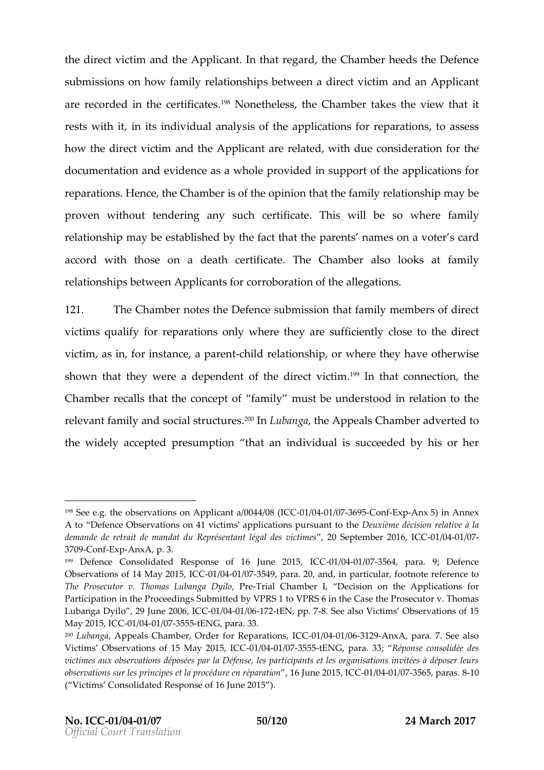the direct victim and the Applicant. In that regard, the Chamber heeds the Defence submissions on how family relationships between a direct victim and an Applicant are recorded in the certificates.[198] Nonetheless, the Chamber takes the view that it rests with it, in its individual analysis of the applications for reparations, to assess how the direct victim and the Applicant are related, with due consideration for the documentation and evidence as a whole provided in support of the applications for reparations. Hence, the Chamber is of the opinion that the family relationship may be proven without tendering any such certificate. This will be so where family relationship may be established by the fact that the parents' names on a voter's card accord with those on a death certificate. The Chamber also looks at family relationships between Applicants for corroboration of the allegations.

121. The Chamber notes the Defence submission that family members of direct victims qualify for reparations only where they are sufficiently close to the direct victim, as in, for instance, a parent-child relationship, or where they have otherwise shown that they were a dependent of the direct victim.[199] In that connection, the Chamber recalls that the concept of "family" must be understood in relation to the relevant family and social structures.[200] In *Lubanga*, the Appeals Chamber adverted to the widely accepted presumption "that an individual is succeeded by his or her

---

[198] See e.g. the observations on Applicant a/0044/08 (ICC-01/04-01/07-3695-Conf-Exp-Anx 5) in Annex A to "Defence Observations on 41 victims' applications pursuant to the *Deuxième décision relative à la demande de retrait de mandat du Représentant légal des victimes*", 20 September 2016, ICC-01/04-01/07-3709-Conf-Exp-AnxA, p. 3.

[199] Defence Consolidated Response of 16 June 2015, ICC-01/04-01/07-3564, para. 9; Defence Observations of 14 May 2015, ICC-01/04-01/07-3549, para. 20, and, in particular, footnote reference to *The Prosecutor v. Thomas Lubanga Dyilo*, Pre-Trial Chamber I, "Decision on the Applications for Participation in the Proceedings Submitted by VPRS 1 to VPRS 6 in the Case the Prosecutor v. Thomas Lubanga Dyilo", 29 June 2006, ICC-01/04-01/06-172-tEN, pp. 7-8. See also Victims' Observations of 15 May 2015, ICC-01/04-01/07-3555-tENG, para. 33.

[200] *Lubanga*, Appeals Chamber, Order for Reparations, ICC-01/04-01/06-3129-AnxA, para. 7. See also Victims' Observations of 15 May 2015, ICC-01/04-01/07-3555-tENG, para. 33; "*Réponse consolidée des victimes aux observations déposées par la Défense, les participants et les organisations invitées à déposer leurs observations sur les principes et la procédure en réparation*", 16 June 2015, ICC-01/04-01/07-3565, paras. 8-10 ("Victims' Consolidated Response of 16 June 2015").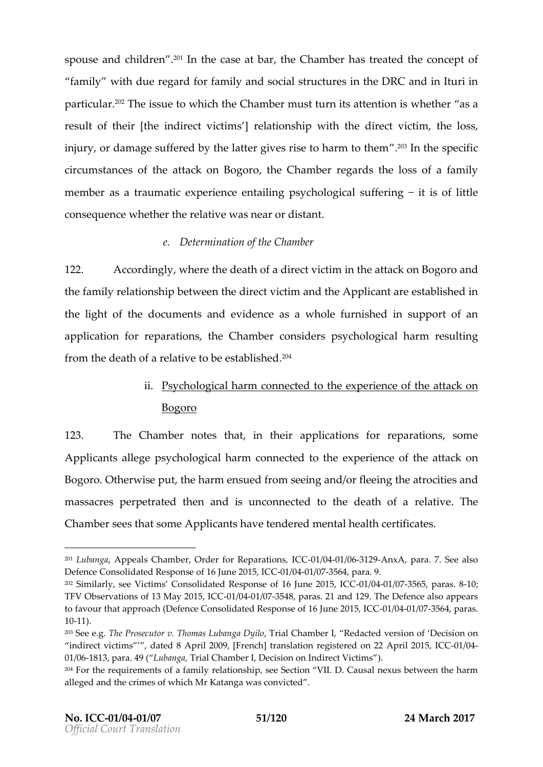spouse and children".[201] In the case at bar, the Chamber has treated the concept of "family" with due regard for family and social structures in the DRC and in Ituri in particular.[202] The issue to which the Chamber must turn its attention is whether "as a result of their [the indirect victims'] relationship with the direct victim, the loss, injury, or damage suffered by the latter gives rise to harm to them".[203] In the specific circumstances of the attack on Bogoro, the Chamber regards the loss of a family member as a traumatic experience entailing psychological suffering – it is of little consequence whether the relative was near or distant.

*e. Determination of the Chamber*

122. Accordingly, where the death of a direct victim in the attack on Bogoro and the family relationship between the direct victim and the Applicant are established in the light of the documents and evidence as a whole furnished in support of an application for reparations, the Chamber considers psychological harm resulting from the death of a relative to be established.[204]

ii. Psychological harm connected to the experience of the attack on Bogoro

123. The Chamber notes that, in their applications for reparations, some Applicants allege psychological harm connected to the experience of the attack on Bogoro. Otherwise put, the harm ensued from seeing and/or fleeing the atrocities and massacres perpetrated then and is unconnected to the death of a relative. The Chamber sees that some Applicants have tendered mental health certificates.

---

[201] *Lubanga*, Appeals Chamber, Order for Reparations, ICC-01/04-01/06-3129-AnxA, para. 7. See also Defence Consolidated Response of 16 June 2015, ICC-01/04-01/07-3564, para. 9.

[202] Similarly, see Victims' Consolidated Response of 16 June 2015, ICC-01/04-01/07-3565, paras. 8-10; TFV Observations of 13 May 2015, ICC-01/04-01/07-3548, paras. 21 and 129. The Defence also appears to favour that approach (Defence Consolidated Response of 16 June 2015, ICC-01/04-01/07-3564, paras. 10-11).

[203] See e.g. *The Prosecutor v. Thomas Lubanga Dyilo*, Trial Chamber I, "Redacted version of 'Decision on "indirect victims"'", dated 8 April 2009, [French] translation registered on 22 April 2015, ICC-01/04-01/06-1813, para. 49 ("*Lubanga*, Trial Chamber I, Decision on Indirect Victims").

[204] For the requirements of a family relationship, see Section "VII. D. Causal nexus between the harm alleged and the crimes of which Mr Katanga was convicted".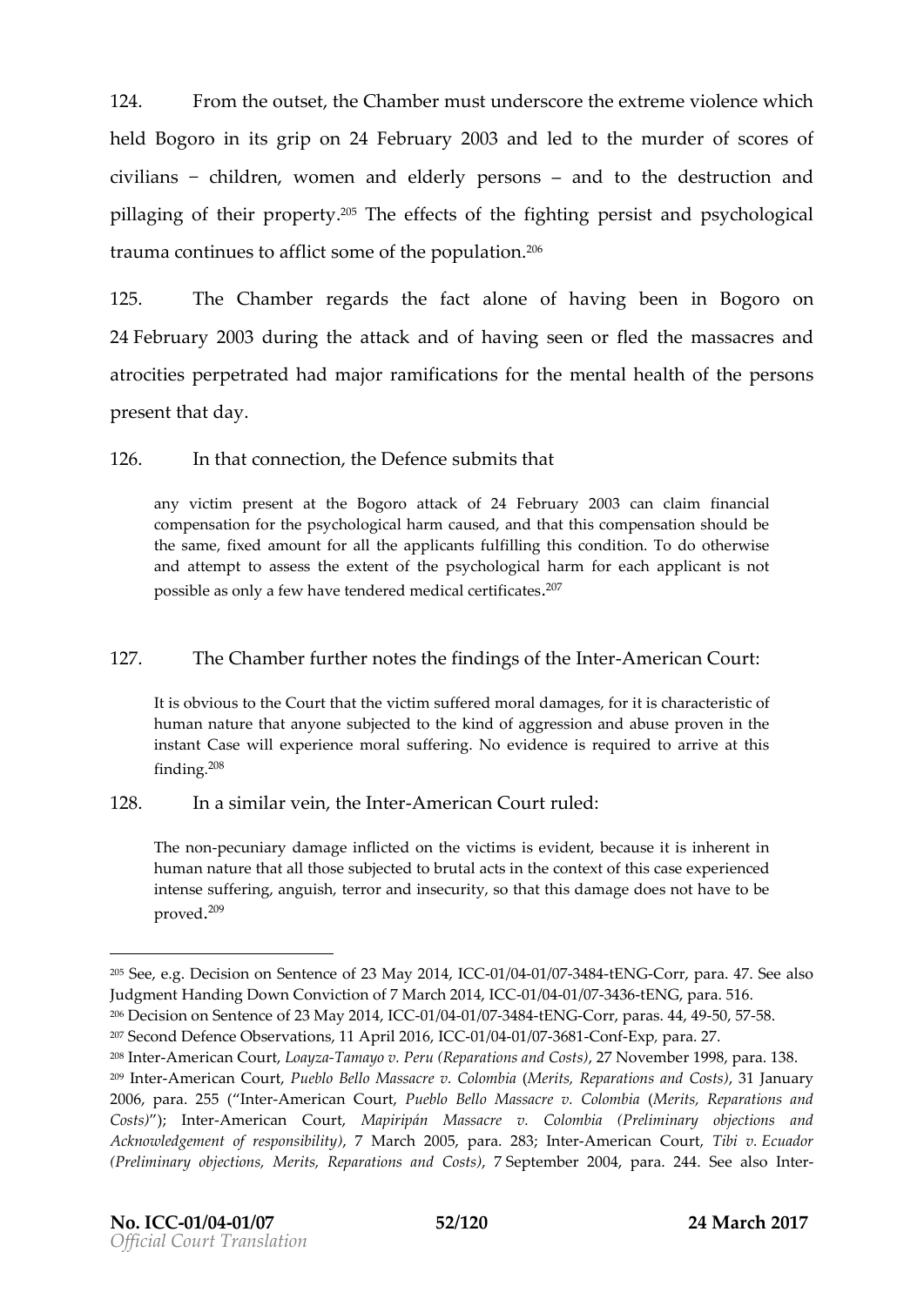124. From the outset, the Chamber must underscore the extreme violence which held Bogoro in its grip on 24 February 2003 and led to the murder of scores of civilians − children, women and elderly persons – and to the destruction and pillaging of their property.[205] The effects of the fighting persist and psychological trauma continues to afflict some of the population.[206]

125. The Chamber regards the fact alone of having been in Bogoro on 24 February 2003 during the attack and of having seen or fled the massacres and atrocities perpetrated had major ramifications for the mental health of the persons present that day.

126. In that connection, the Defence submits that

> any victim present at the Bogoro attack of 24 February 2003 can claim financial compensation for the psychological harm caused, and that this compensation should be the same, fixed amount for all the applicants fulfilling this condition. To do otherwise and attempt to assess the extent of the psychological harm for each applicant is not possible as only a few have tendered medical certificates.[207]

127. The Chamber further notes the findings of the Inter-American Court:

> It is obvious to the Court that the victim suffered moral damages, for it is characteristic of human nature that anyone subjected to the kind of aggression and abuse proven in the instant Case will experience moral suffering. No evidence is required to arrive at this finding.[208]

128. In a similar vein, the Inter-American Court ruled:

> The non-pecuniary damage inflicted on the victims is evident, because it is inherent in human nature that all those subjected to brutal acts in the context of this case experienced intense suffering, anguish, terror and insecurity, so that this damage does not have to be proved.[209]

---

[205] See, e.g. Decision on Sentence of 23 May 2014, ICC-01/04-01/07-3484-tENG-Corr, para. 47. See also Judgment Handing Down Conviction of 7 March 2014, ICC-01/04-01/07-3436-tENG, para. 516.

[206] Decision on Sentence of 23 May 2014, ICC-01/04-01/07-3484-tENG-Corr, paras. 44, 49-50, 57-58.

[207] Second Defence Observations, 11 April 2016, ICC-01/04-01/07-3681-Conf-Exp, para. 27.

[208] Inter-American Court, *Loayza-Tamayo v. Peru (Reparations and Costs)*, 27 November 1998, para. 138.

[209] Inter-American Court, *Pueblo Bello Massacre v. Colombia* (*Merits, Reparations and Costs)*, 31 January 2006, para. 255 ("Inter-American Court, *Pueblo Bello Massacre v. Colombia* (*Merits, Reparations and Costs)*"); Inter-American Court, *Mapiripán Massacre v. Colombia (Preliminary objections and Acknowledgement of responsibility)*, 7 March 2005, para. 283; Inter-American Court, *Tibi v. Ecuador (Preliminary objections, Merits, Reparations and Costs)*, 7 September 2004, para. 244. See also Inter-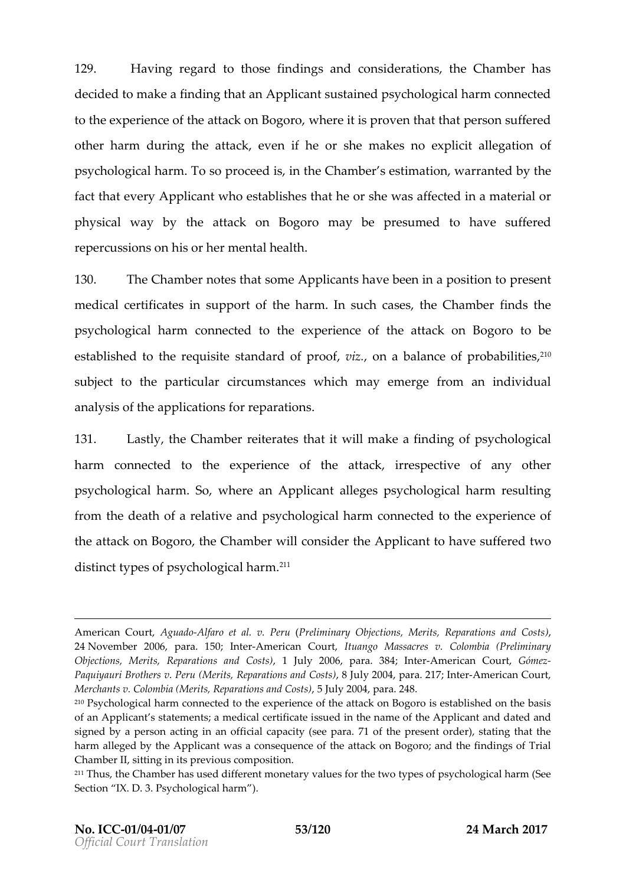129. Having regard to those findings and considerations, the Chamber has decided to make a finding that an Applicant sustained psychological harm connected to the experience of the attack on Bogoro, where it is proven that that person suffered other harm during the attack, even if he or she makes no explicit allegation of psychological harm. To so proceed is, in the Chamber's estimation, warranted by the fact that every Applicant who establishes that he or she was affected in a material or physical way by the attack on Bogoro may be presumed to have suffered repercussions on his or her mental health.

130. The Chamber notes that some Applicants have been in a position to present medical certificates in support of the harm. In such cases, the Chamber finds the psychological harm connected to the experience of the attack on Bogoro to be established to the requisite standard of proof, *viz.*, on a balance of probabilities,[210] subject to the particular circumstances which may emerge from an individual analysis of the applications for reparations.

131. Lastly, the Chamber reiterates that it will make a finding of psychological harm connected to the experience of the attack, irrespective of any other psychological harm. So, where an Applicant alleges psychological harm resulting from the death of a relative and psychological harm connected to the experience of the attack on Bogoro, the Chamber will consider the Applicant to have suffered two distinct types of psychological harm.[211]

---

American Court, *Aguado-Alfaro et al. v. Peru* (*Preliminary Objections, Merits, Reparations and Costs*), 24 November 2006, para. 150; Inter-American Court, *Ituango Massacres v. Colombia (Preliminary Objections, Merits, Reparations and Costs)*, 1 July 2006, para. 384; Inter-American Court, *Gómez-Paquiyauri Brothers v. Peru (Merits, Reparations and Costs)*, 8 July 2004, para. 217; Inter-American Court, *Merchants v. Colombia (Merits, Reparations and Costs)*, 5 July 2004, para. 248.

[210] Psychological harm connected to the experience of the attack on Bogoro is established on the basis of an Applicant's statements; a medical certificate issued in the name of the Applicant and dated and signed by a person acting in an official capacity (see para. 71 of the present order), stating that the harm alleged by the Applicant was a consequence of the attack on Bogoro; and the findings of Trial Chamber II, sitting in its previous composition.

[211] Thus, the Chamber has used different monetary values for the two types of psychological harm (See Section "IX. D. 3. Psychological harm").

**No. ICC-01/04-01/07** **24 March 2017**
*Official Court Translation*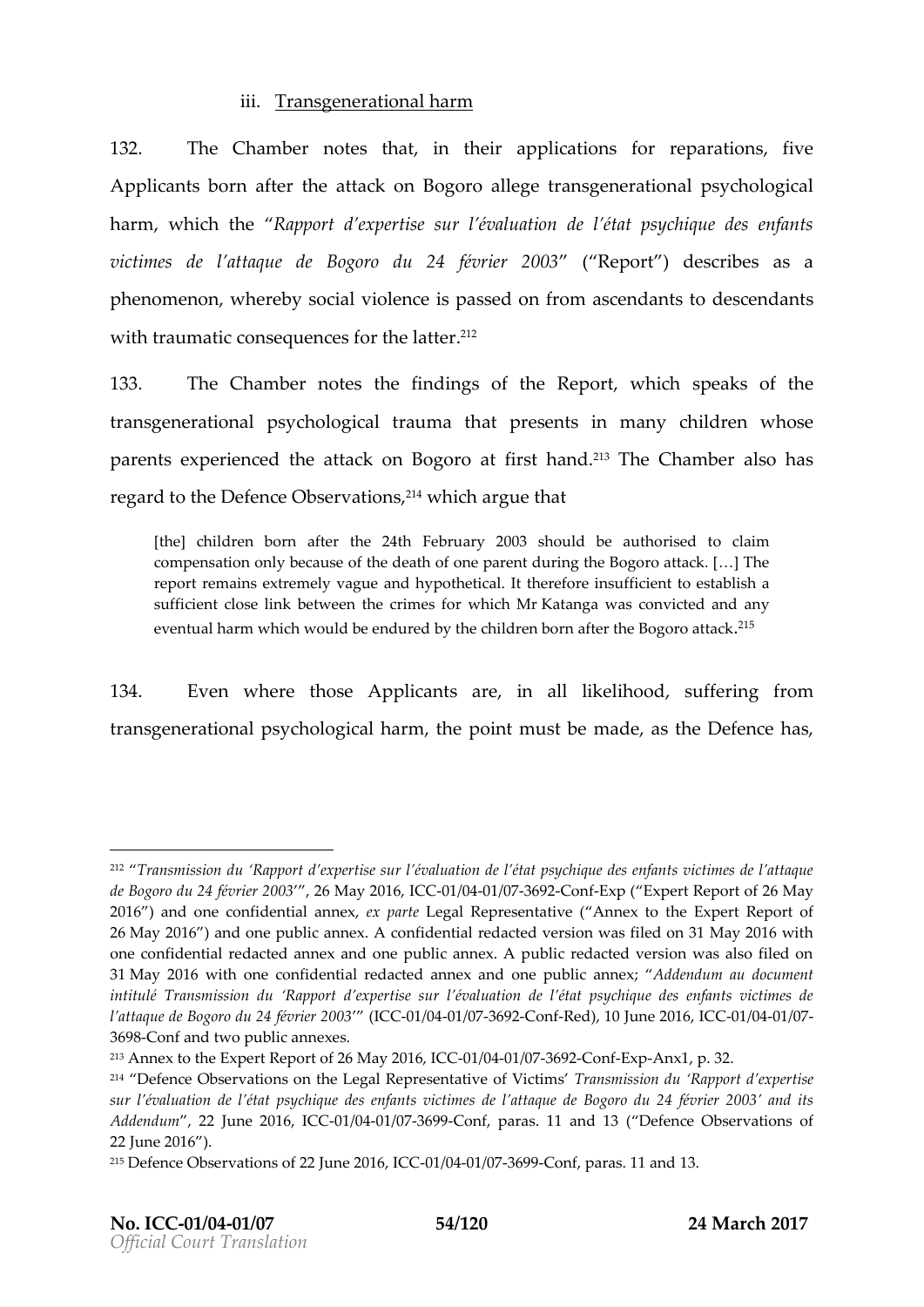### iii. Transgenerational harm

132. The Chamber notes that, in their applications for reparations, five Applicants born after the attack on Bogoro allege transgenerational psychological harm, which the "*Rapport d'expertise sur l'évaluation de l'état psychique des enfants victimes de l'attaque de Bogoro du 24 février 2003*" ("Report") describes as a phenomenon, whereby social violence is passed on from ascendants to descendants with traumatic consequences for the latter.[212]

133. The Chamber notes the findings of the Report, which speaks of the transgenerational psychological trauma that presents in many children whose parents experienced the attack on Bogoro at first hand.[213] The Chamber also has regard to the Defence Observations,[214] which argue that

> [the] children born after the 24th February 2003 should be authorised to claim compensation only because of the death of one parent during the Bogoro attack. […] The report remains extremely vague and hypothetical. It therefore insufficient to establish a sufficient close link between the crimes for which Mr Katanga was convicted and any eventual harm which would be endured by the children born after the Bogoro attack.[215]

134. Even where those Applicants are, in all likelihood, suffering from transgenerational psychological harm, the point must be made, as the Defence has,

---

[212] "*Transmission du 'Rapport d'expertise sur l'évaluation de l'état psychique des enfants victimes de l'attaque de Bogoro du 24 février 2003'*", 26 May 2016, ICC-01/04-01/07-3692-Conf-Exp ("Expert Report of 26 May 2016") and one confidential annex, *ex parte* Legal Representative ("Annex to the Expert Report of 26 May 2016") and one public annex. A confidential redacted version was filed on 31 May 2016 with one confidential redacted annex and one public annex. A public redacted version was also filed on 31 May 2016 with one confidential redacted annex and one public annex; "*Addendum au document intitulé Transmission du 'Rapport d'expertise sur l'évaluation de l'état psychique des enfants victimes de l'attaque de Bogoro du 24 février 2003'*" (ICC-01/04-01/07-3692-Conf-Red), 10 June 2016, ICC-01/04-01/07-3698-Conf and two public annexes.

[213] Annex to the Expert Report of 26 May 2016, ICC-01/04-01/07-3692-Conf-Exp-Anx1, p. 32.

[214] "Defence Observations on the Legal Representative of Victims' *Transmission du 'Rapport d'expertise sur l'évaluation de l'état psychique des enfants victimes de l'attaque de Bogoro du 24 février 2003' and its Addendum*", 22 June 2016, ICC-01/04-01/07-3699-Conf, paras. 11 and 13 ("Defence Observations of 22 June 2016").

[215] Defence Observations of 22 June 2016, ICC-01/04-01/07-3699-Conf, paras. 11 and 13.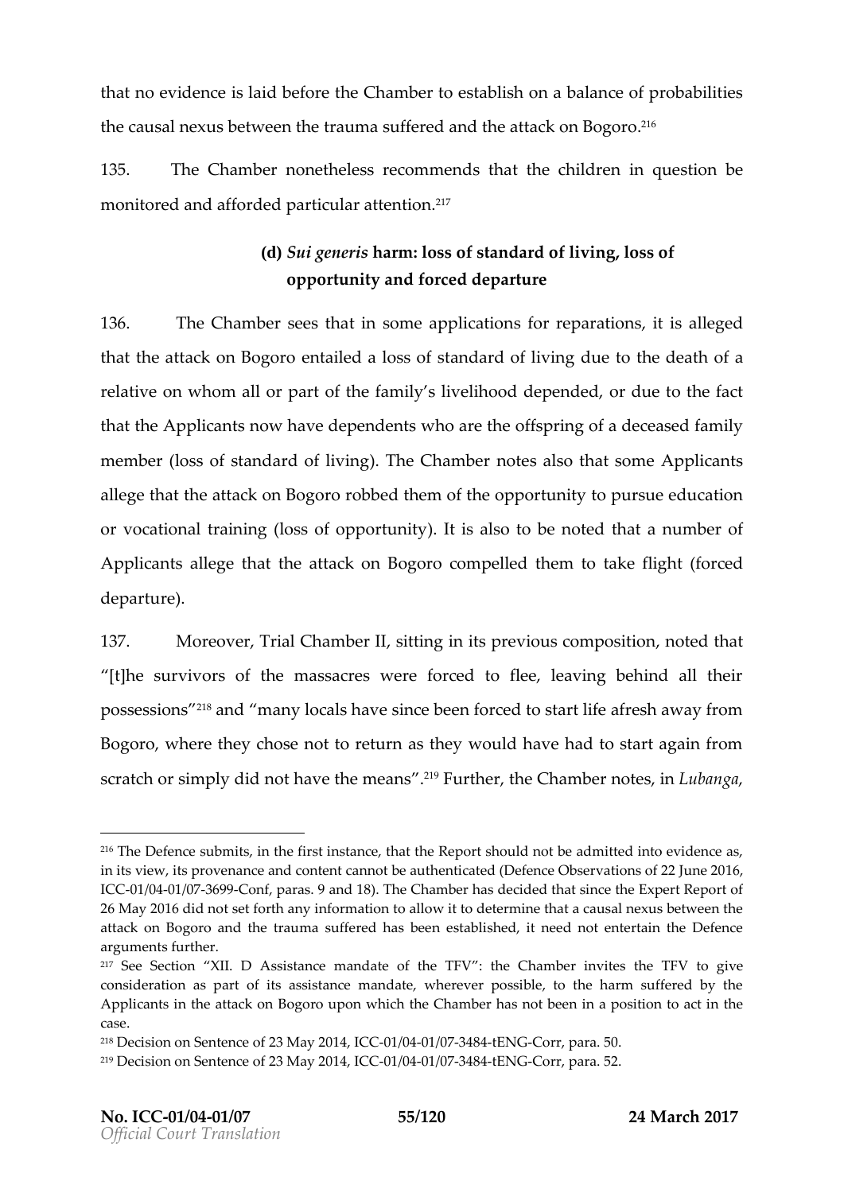that no evidence is laid before the Chamber to establish on a balance of probabilities the causal nexus between the trauma suffered and the attack on Bogoro.[216]

135. The Chamber nonetheless recommends that the children in question be monitored and afforded particular attention.[217]

### (d) *Sui generis* harm: loss of standard of living, loss of opportunity and forced departure

136. The Chamber sees that in some applications for reparations, it is alleged that the attack on Bogoro entailed a loss of standard of living due to the death of a relative on whom all or part of the family's livelihood depended, or due to the fact that the Applicants now have dependents who are the offspring of a deceased family member (loss of standard of living). The Chamber notes also that some Applicants allege that the attack on Bogoro robbed them of the opportunity to pursue education or vocational training (loss of opportunity). It is also to be noted that a number of Applicants allege that the attack on Bogoro compelled them to take flight (forced departure).

137. Moreover, Trial Chamber II, sitting in its previous composition, noted that "[t]he survivors of the massacres were forced to flee, leaving behind all their possessions"[218] and "many locals have since been forced to start life afresh away from Bogoro, where they chose not to return as they would have had to start again from scratch or simply did not have the means".[219] Further, the Chamber notes, in *Lubanga*,

---

[216] The Defence submits, in the first instance, that the Report should not be admitted into evidence as, in its view, its provenance and content cannot be authenticated (Defence Observations of 22 June 2016, ICC-01/04-01/07-3699-Conf, paras. 9 and 18). The Chamber has decided that since the Expert Report of 26 May 2016 did not set forth any information to allow it to determine that a causal nexus between the attack on Bogoro and the trauma suffered has been established, it need not entertain the Defence arguments further.

[217] See Section "XII. D Assistance mandate of the TFV": the Chamber invites the TFV to give consideration as part of its assistance mandate, wherever possible, to the harm suffered by the Applicants in the attack on Bogoro upon which the Chamber has not been in a position to act in the case.

[218] Decision on Sentence of 23 May 2014, ICC-01/04-01/07-3484-tENG-Corr, para. 50.

[219] Decision on Sentence of 23 May 2014, ICC-01/04-01/07-3484-tENG-Corr, para. 52.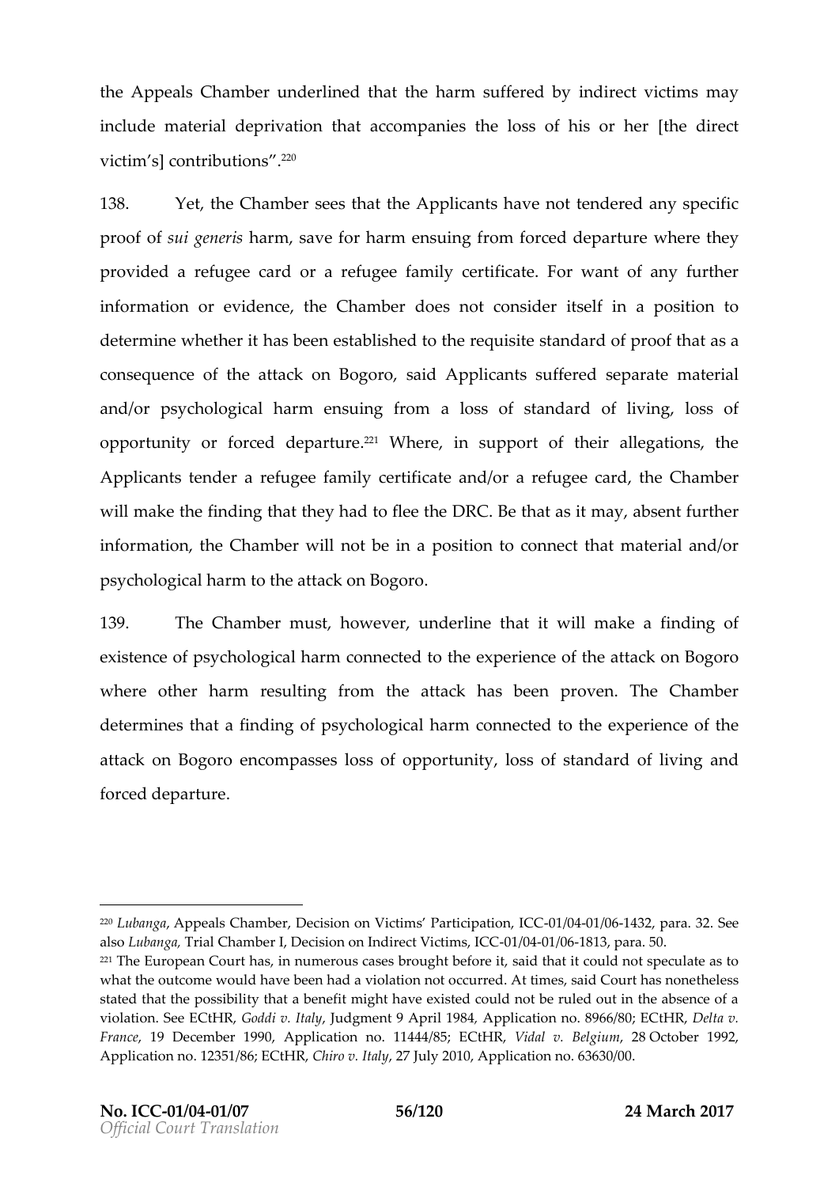the Appeals Chamber underlined that the harm suffered by indirect victims may include material deprivation that accompanies the loss of his or her [the direct victim's] contributions".[220]

138. Yet, the Chamber sees that the Applicants have not tendered any specific proof of *sui generis* harm, save for harm ensuing from forced departure where they provided a refugee card or a refugee family certificate. For want of any further information or evidence, the Chamber does not consider itself in a position to determine whether it has been established to the requisite standard of proof that as a consequence of the attack on Bogoro, said Applicants suffered separate material and/or psychological harm ensuing from a loss of standard of living, loss of opportunity or forced departure.[221] Where, in support of their allegations, the Applicants tender a refugee family certificate and/or a refugee card, the Chamber will make the finding that they had to flee the DRC. Be that as it may, absent further information, the Chamber will not be in a position to connect that material and/or psychological harm to the attack on Bogoro.

139. The Chamber must, however, underline that it will make a finding of existence of psychological harm connected to the experience of the attack on Bogoro where other harm resulting from the attack has been proven. The Chamber determines that a finding of psychological harm connected to the experience of the attack on Bogoro encompasses loss of opportunity, loss of standard of living and forced departure.

---

[220] *Lubanga*, Appeals Chamber, Decision on Victims' Participation, ICC-01/04-01/06-1432, para. 32. See also *Lubanga*, Trial Chamber I, Decision on Indirect Victims, ICC-01/04-01/06-1813, para. 50.

[221] The European Court has, in numerous cases brought before it, said that it could not speculate as to what the outcome would have been had a violation not occurred. At times, said Court has nonetheless stated that the possibility that a benefit might have existed could not be ruled out in the absence of a violation. See ECtHR, *Goddi v. Italy*, Judgment 9 April 1984, Application no. 8966/80; ECtHR, *Delta v. France*, 19 December 1990, Application no. 11444/85; ECtHR, *Vidal v. Belgium*, 28 October 1992, Application no. 12351/86; ECtHR, *Chiro v. Italy*, 27 July 2010, Application no. 63630/00.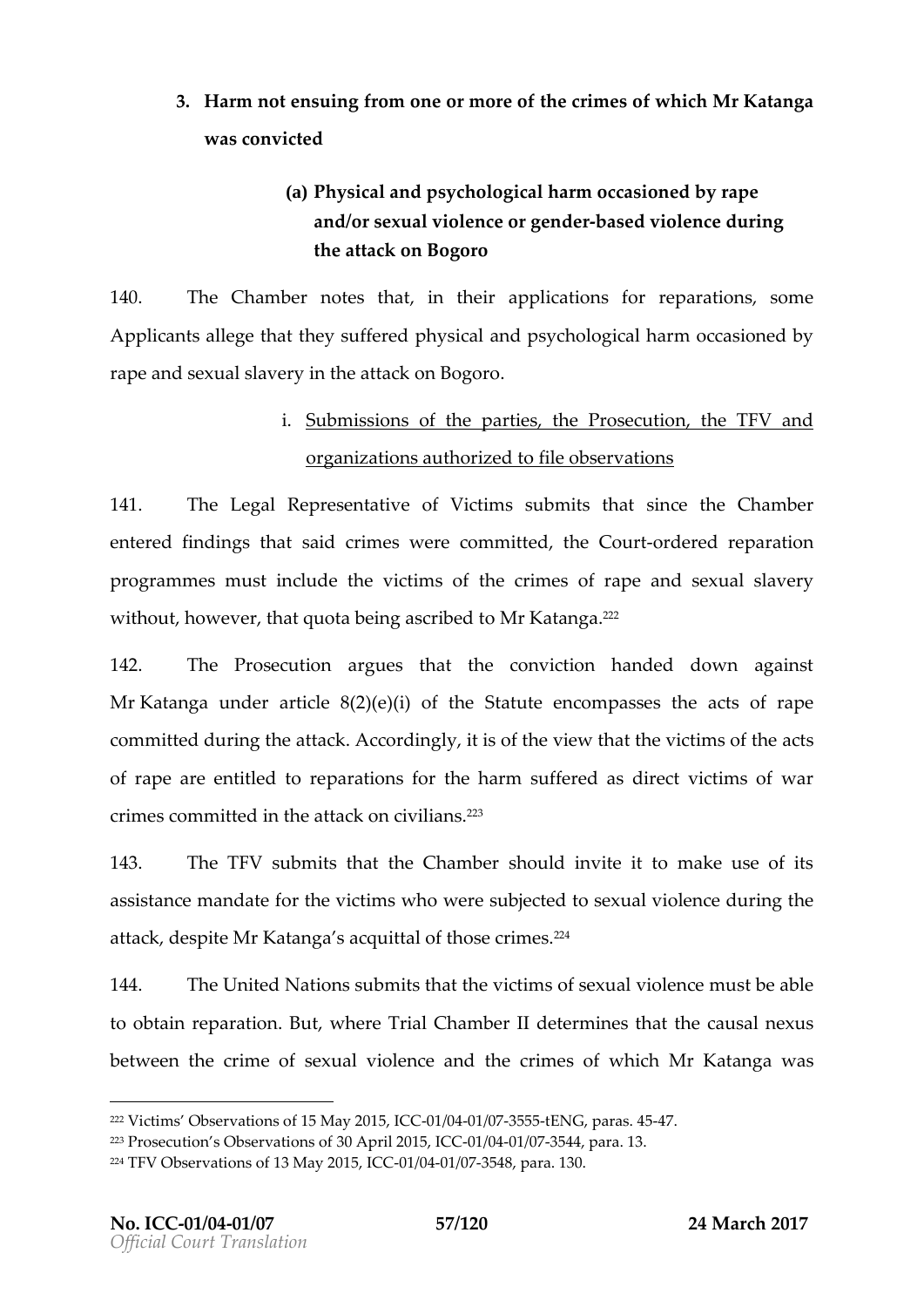### 3. Harm not ensuing from one or more of the crimes of which Mr Katanga was convicted

#### (a) Physical and psychological harm occasioned by rape and/or sexual violence or gender-based violence during the attack on Bogoro

140. The Chamber notes that, in their applications for reparations, some Applicants allege that they suffered physical and psychological harm occasioned by rape and sexual slavery in the attack on Bogoro.

##### i. Submissions of the parties, the Prosecution, the TFV and organizations authorized to file observations

141. The Legal Representative of Victims submits that since the Chamber entered findings that said crimes were committed, the Court-ordered reparation programmes must include the victims of the crimes of rape and sexual slavery without, however, that quota being ascribed to Mr Katanga.[222]

142. The Prosecution argues that the conviction handed down against Mr Katanga under article 8(2)(e)(i) of the Statute encompasses the acts of rape committed during the attack. Accordingly, it is of the view that the victims of the acts of rape are entitled to reparations for the harm suffered as direct victims of war crimes committed in the attack on civilians.[223]

143. The TFV submits that the Chamber should invite it to make use of its assistance mandate for the victims who were subjected to sexual violence during the attack, despite Mr Katanga's acquittal of those crimes.[224]

144. The United Nations submits that the victims of sexual violence must be able to obtain reparation. But, where Trial Chamber II determines that the causal nexus between the crime of sexual violence and the crimes of which Mr Katanga was

---

[222] Victims' Observations of 15 May 2015, ICC-01/04-01/07-3555-tENG, paras. 45-47.

[223] Prosecution's Observations of 30 April 2015, ICC-01/04-01/07-3544, para. 13.

[224] TFV Observations of 13 May 2015, ICC-01/04-01/07-3548, para. 130.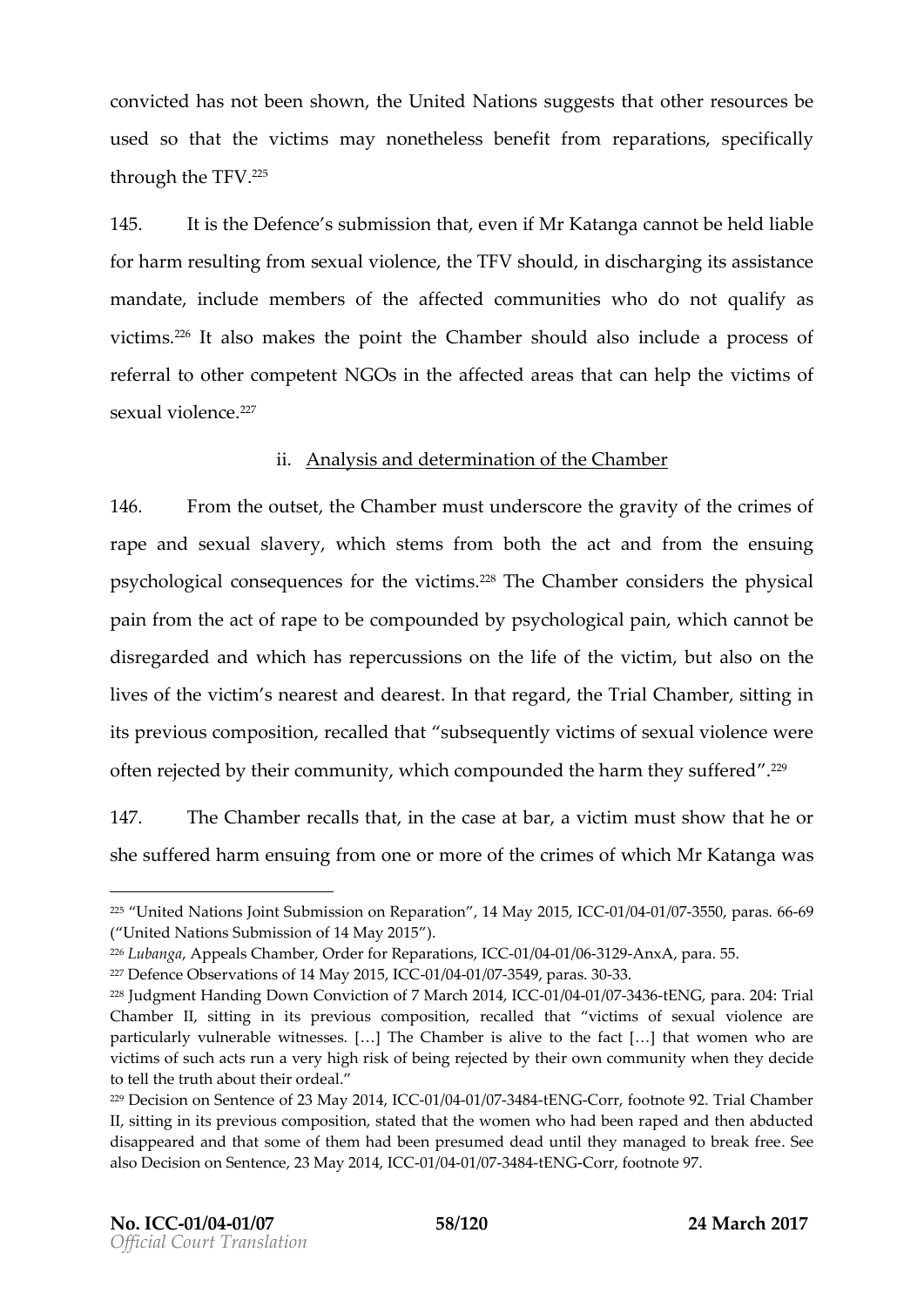convicted has not been shown, the United Nations suggests that other resources be used so that the victims may nonetheless benefit from reparations, specifically through the TFV.[225]

145. It is the Defence's submission that, even if Mr Katanga cannot be held liable for harm resulting from sexual violence, the TFV should, in discharging its assistance mandate, include members of the affected communities who do not qualify as victims.[226] It also makes the point the Chamber should also include a process of referral to other competent NGOs in the affected areas that can help the victims of sexual violence.[227]

ii. Analysis and determination of the Chamber

146. From the outset, the Chamber must underscore the gravity of the crimes of rape and sexual slavery, which stems from both the act and from the ensuing psychological consequences for the victims.[228] The Chamber considers the physical pain from the act of rape to be compounded by psychological pain, which cannot be disregarded and which has repercussions on the life of the victim, but also on the lives of the victim's nearest and dearest. In that regard, the Trial Chamber, sitting in its previous composition, recalled that "subsequently victims of sexual violence were often rejected by their community, which compounded the harm they suffered".[229]

147. The Chamber recalls that, in the case at bar, a victim must show that he or she suffered harm ensuing from one or more of the crimes of which Mr Katanga was

---

[225] "United Nations Joint Submission on Reparation", 14 May 2015, ICC-01/04-01/07-3550, paras. 66-69 ("United Nations Submission of 14 May 2015").

[226] *Lubanga*, Appeals Chamber, Order for Reparations, ICC-01/04-01/06-3129-AnxA, para. 55.

[227] Defence Observations of 14 May 2015, ICC-01/04-01/07-3549, paras. 30-33.

[228] Judgment Handing Down Conviction of 7 March 2014, ICC-01/04-01/07-3436-tENG, para. 204: Trial Chamber II, sitting in its previous composition, recalled that "victims of sexual violence are particularly vulnerable witnesses. […] The Chamber is alive to the fact […] that women who are victims of such acts run a very high risk of being rejected by their own community when they decide to tell the truth about their ordeal."

[229] Decision on Sentence of 23 May 2014, ICC-01/04-01/07-3484-tENG-Corr, footnote 92. Trial Chamber II, sitting in its previous composition, stated that the women who had been raped and then abducted disappeared and that some of them had been presumed dead until they managed to break free. See also Decision on Sentence, 23 May 2014, ICC-01/04-01/07-3484-tENG-Corr, footnote 97.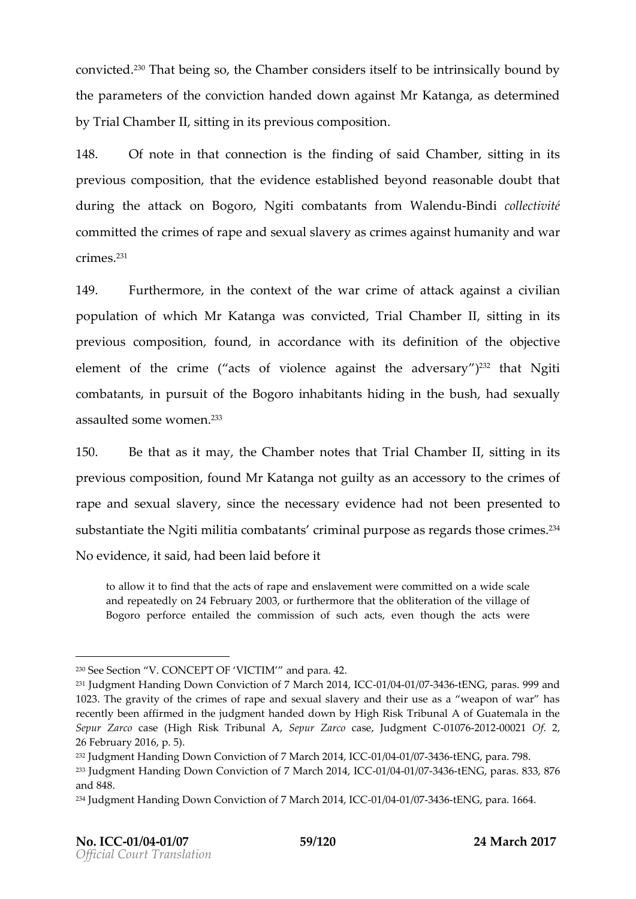convicted.[230] That being so, the Chamber considers itself to be intrinsically bound by the parameters of the conviction handed down against Mr Katanga, as determined by Trial Chamber II, sitting in its previous composition.

148. Of note in that connection is the finding of said Chamber, sitting in its previous composition, that the evidence established beyond reasonable doubt that during the attack on Bogoro, Ngiti combatants from Walendu-Bindi *collectivité* committed the crimes of rape and sexual slavery as crimes against humanity and war crimes.[231]

149. Furthermore, in the context of the war crime of attack against a civilian population of which Mr Katanga was convicted, Trial Chamber II, sitting in its previous composition, found, in accordance with its definition of the objective element of the crime ("acts of violence against the adversary")[232] that Ngiti combatants, in pursuit of the Bogoro inhabitants hiding in the bush, had sexually assaulted some women.[233]

150. Be that as it may, the Chamber notes that Trial Chamber II, sitting in its previous composition, found Mr Katanga not guilty as an accessory to the crimes of rape and sexual slavery, since the necessary evidence had not been presented to substantiate the Ngiti militia combatants' criminal purpose as regards those crimes.[234] No evidence, it said, had been laid before it

> to allow it to find that the acts of rape and enslavement were committed on a wide scale and repeatedly on 24 February 2003, or furthermore that the obliteration of the village of Bogoro perforce entailed the commission of such acts, even though the acts were

---

[230] See Section "V. CONCEPT OF 'VICTIM'" and para. 42.

[231] Judgment Handing Down Conviction of 7 March 2014, ICC-01/04-01/07-3436-tENG, paras. 999 and 1023. The gravity of the crimes of rape and sexual slavery and their use as a "weapon of war" has recently been affirmed in the judgment handed down by High Risk Tribunal A of Guatemala in the *Sepur Zarco* case (High Risk Tribunal A, *Sepur Zarco* case, Judgment C-01076-2012-00021 *Of.* 2, 26 February 2016, p. 5).

[232] Judgment Handing Down Conviction of 7 March 2014, ICC-01/04-01/07-3436-tENG, para. 798.

[233] Judgment Handing Down Conviction of 7 March 2014, ICC-01/04-01/07-3436-tENG, paras. 833, 876 and 848.

[234] Judgment Handing Down Conviction of 7 March 2014, ICC-01/04-01/07-3436-tENG, para. 1664.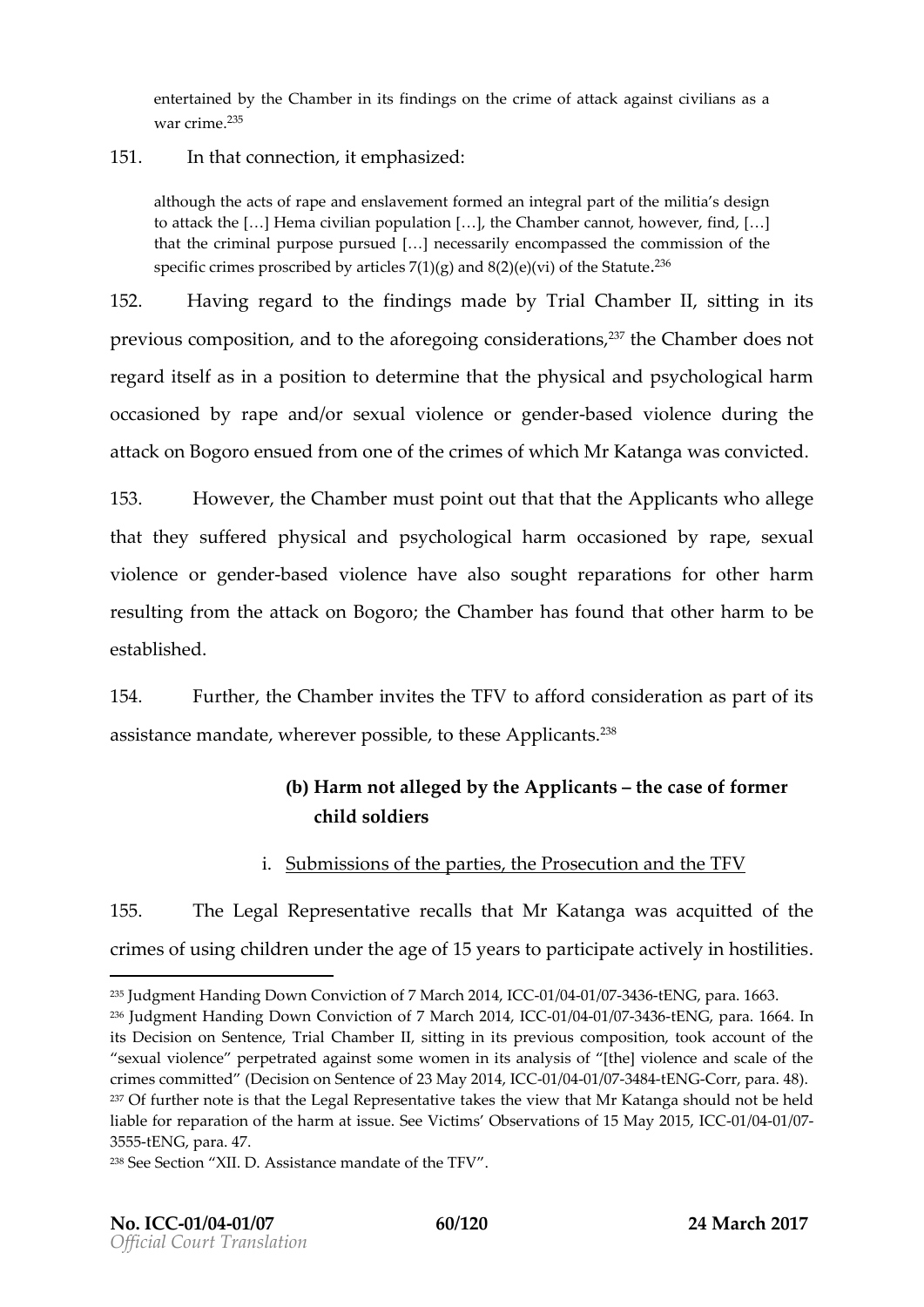entertained by the Chamber in its findings on the crime of attack against civilians as a war crime.[235]

151. In that connection, it emphasized:

> although the acts of rape and enslavement formed an integral part of the militia's design to attack the […] Hema civilian population […], the Chamber cannot, however, find, […] that the criminal purpose pursued […] necessarily encompassed the commission of the specific crimes proscribed by articles 7(1)(g) and 8(2)(e)(vi) of the Statute.[236]

152. Having regard to the findings made by Trial Chamber II, sitting in its previous composition, and to the aforegoing considerations,[237] the Chamber does not regard itself as in a position to determine that the physical and psychological harm occasioned by rape and/or sexual violence or gender-based violence during the attack on Bogoro ensued from one of the crimes of which Mr Katanga was convicted.

153. However, the Chamber must point out that that the Applicants who allege that they suffered physical and psychological harm occasioned by rape, sexual violence or gender-based violence have also sought reparations for other harm resulting from the attack on Bogoro; the Chamber has found that other harm to be established.

154. Further, the Chamber invites the TFV to afford consideration as part of its assistance mandate, wherever possible, to these Applicants.[238]

### (b) Harm not alleged by the Applicants – the case of former child soldiers

#### i. Submissions of the parties, the Prosecution and the TFV

155. The Legal Representative recalls that Mr Katanga was acquitted of the crimes of using children under the age of 15 years to participate actively in hostilities.

---

[235] Judgment Handing Down Conviction of 7 March 2014, ICC-01/04-01/07-3436-tENG, para. 1663.

[236] Judgment Handing Down Conviction of 7 March 2014, ICC-01/04-01/07-3436-tENG, para. 1664. In its Decision on Sentence, Trial Chamber II, sitting in its previous composition, took account of the "sexual violence" perpetrated against some women in its analysis of "[the] violence and scale of the crimes committed" (Decision on Sentence of 23 May 2014, ICC-01/04-01/07-3484-tENG-Corr, para. 48).

[237] Of further note is that the Legal Representative takes the view that Mr Katanga should not be held liable for reparation of the harm at issue. See Victims' Observations of 15 May 2015, ICC-01/04-01/07-3555-tENG, para. 47.

[238] See Section "XII. D. Assistance mandate of the TFV".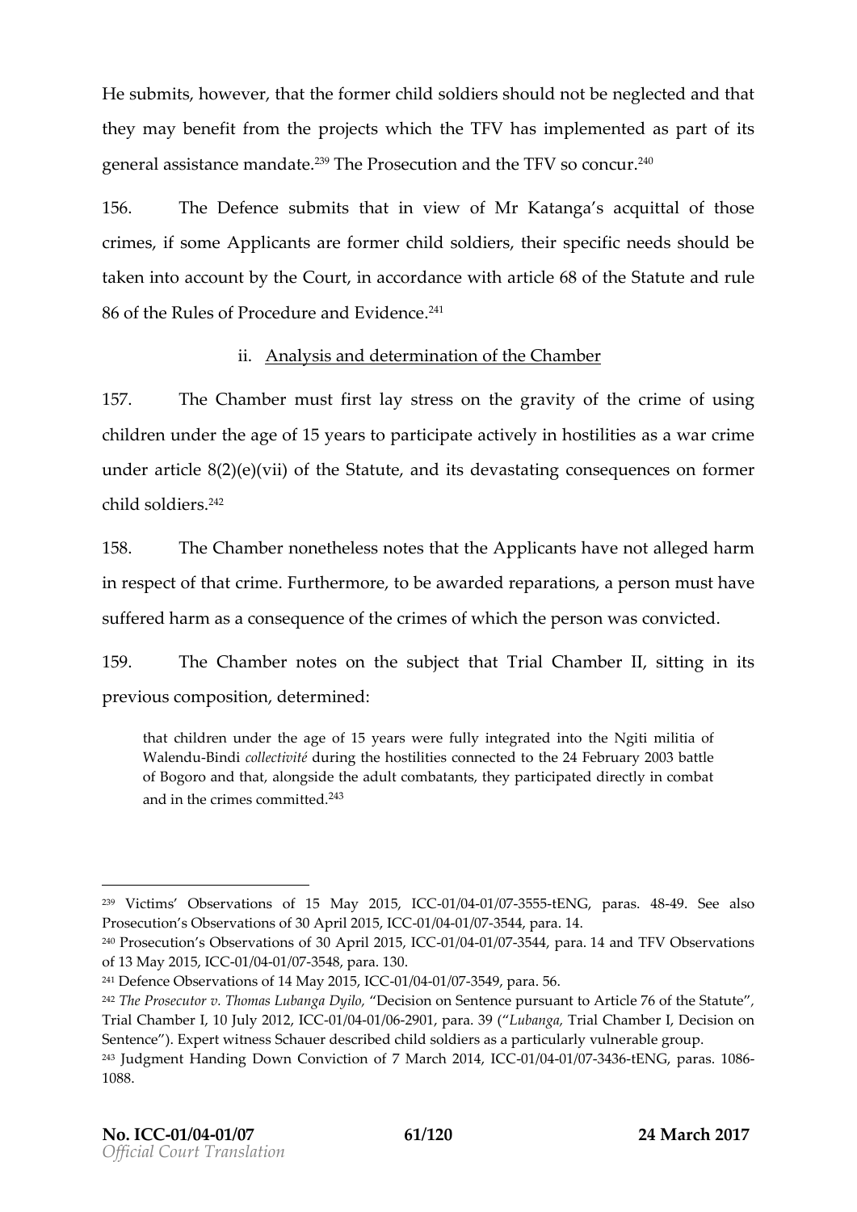He submits, however, that the former child soldiers should not be neglected and that they may benefit from the projects which the TFV has implemented as part of its general assistance mandate.[239] The Prosecution and the TFV so concur.[240]

156. The Defence submits that in view of Mr Katanga's acquittal of those crimes, if some Applicants are former child soldiers, their specific needs should be taken into account by the Court, in accordance with article 68 of the Statute and rule 86 of the Rules of Procedure and Evidence.[241]

ii. Analysis and determination of the Chamber

157. The Chamber must first lay stress on the gravity of the crime of using children under the age of 15 years to participate actively in hostilities as a war crime under article 8(2)(e)(vii) of the Statute, and its devastating consequences on former child soldiers.[242]

158. The Chamber nonetheless notes that the Applicants have not alleged harm in respect of that crime. Furthermore, to be awarded reparations, a person must have suffered harm as a consequence of the crimes of which the person was convicted.

159. The Chamber notes on the subject that Trial Chamber II, sitting in its previous composition, determined:

> that children under the age of 15 years were fully integrated into the Ngiti militia of Walendu-Bindi *collectivité* during the hostilities connected to the 24 February 2003 battle of Bogoro and that, alongside the adult combatants, they participated directly in combat and in the crimes committed.[243]

---

[239] Victims' Observations of 15 May 2015, ICC-01/04-01/07-3555-tENG, paras. 48-49. See also Prosecution's Observations of 30 April 2015, ICC-01/04-01/07-3544, para. 14.

[240] Prosecution's Observations of 30 April 2015, ICC-01/04-01/07-3544, para. 14 and TFV Observations of 13 May 2015, ICC-01/04-01/07-3548, para. 130.

[241] Defence Observations of 14 May 2015, ICC-01/04-01/07-3549, para. 56.

[242] *The Prosecutor v. Thomas Lubanga Dyilo*, "Decision on Sentence pursuant to Article 76 of the Statute", Trial Chamber I, 10 July 2012, ICC-01/04-01/06-2901, para. 39 ("*Lubanga,* Trial Chamber I, Decision on Sentence"). Expert witness Schauer described child soldiers as a particularly vulnerable group.

[243] Judgment Handing Down Conviction of 7 March 2014, ICC-01/04-01/07-3436-tENG, paras. 1086-1088.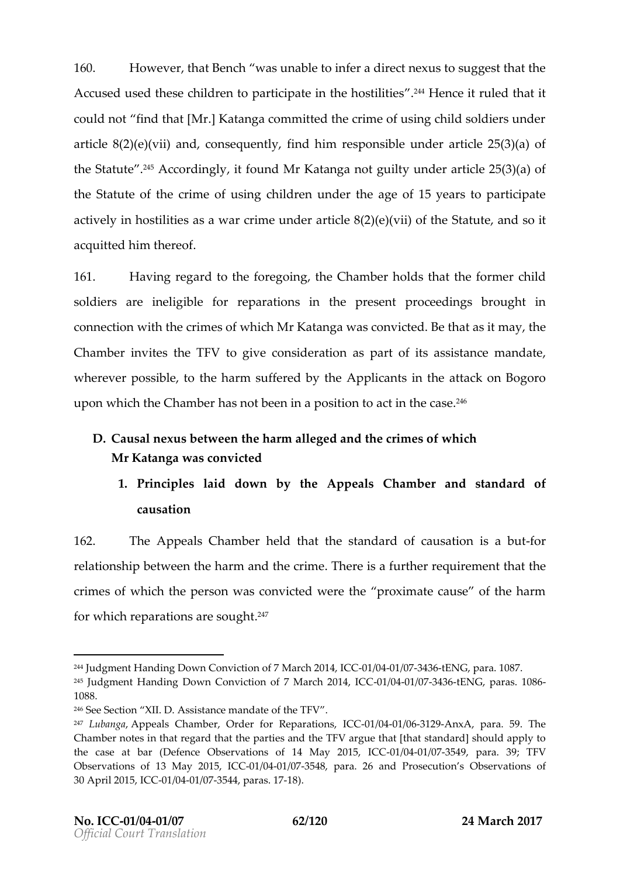160. However, that Bench "was unable to infer a direct nexus to suggest that the Accused used these children to participate in the hostilities".[244] Hence it ruled that it could not "find that [Mr.] Katanga committed the crime of using child soldiers under article 8(2)(e)(vii) and, consequently, find him responsible under article 25(3)(a) of the Statute".[245] Accordingly, it found Mr Katanga not guilty under article 25(3)(a) of the Statute of the crime of using children under the age of 15 years to participate actively in hostilities as a war crime under article 8(2)(e)(vii) of the Statute, and so it acquitted him thereof.

161. Having regard to the foregoing, the Chamber holds that the former child soldiers are ineligible for reparations in the present proceedings brought in connection with the crimes of which Mr Katanga was convicted. Be that as it may, the Chamber invites the TFV to give consideration as part of its assistance mandate, wherever possible, to the harm suffered by the Applicants in the attack on Bogoro upon which the Chamber has not been in a position to act in the case.[246]

## D. Causal nexus between the harm alleged and the crimes of which Mr Katanga was convicted

### 1. Principles laid down by the Appeals Chamber and standard of causation

162. The Appeals Chamber held that the standard of causation is a but-for relationship between the harm and the crime. There is a further requirement that the crimes of which the person was convicted were the "proximate cause" of the harm for which reparations are sought.[247]

---

[244] Judgment Handing Down Conviction of 7 March 2014, ICC-01/04-01/07-3436-tENG, para. 1087.

[245] Judgment Handing Down Conviction of 7 March 2014, ICC-01/04-01/07-3436-tENG, paras. 1086-1088.

[246] See Section "XII. D. Assistance mandate of the TFV".

[247] *Lubanga*, Appeals Chamber, Order for Reparations, ICC-01/04-01/06-3129-AnxA, para. 59. The Chamber notes in that regard that the parties and the TFV argue that [that standard] should apply to the case at bar (Defence Observations of 14 May 2015, ICC-01/04-01/07-3549, para. 39; TFV Observations of 13 May 2015, ICC-01/04-01/07-3548, para. 26 and Prosecution's Observations of 30 April 2015, ICC-01/04-01/07-3544, paras. 17-18).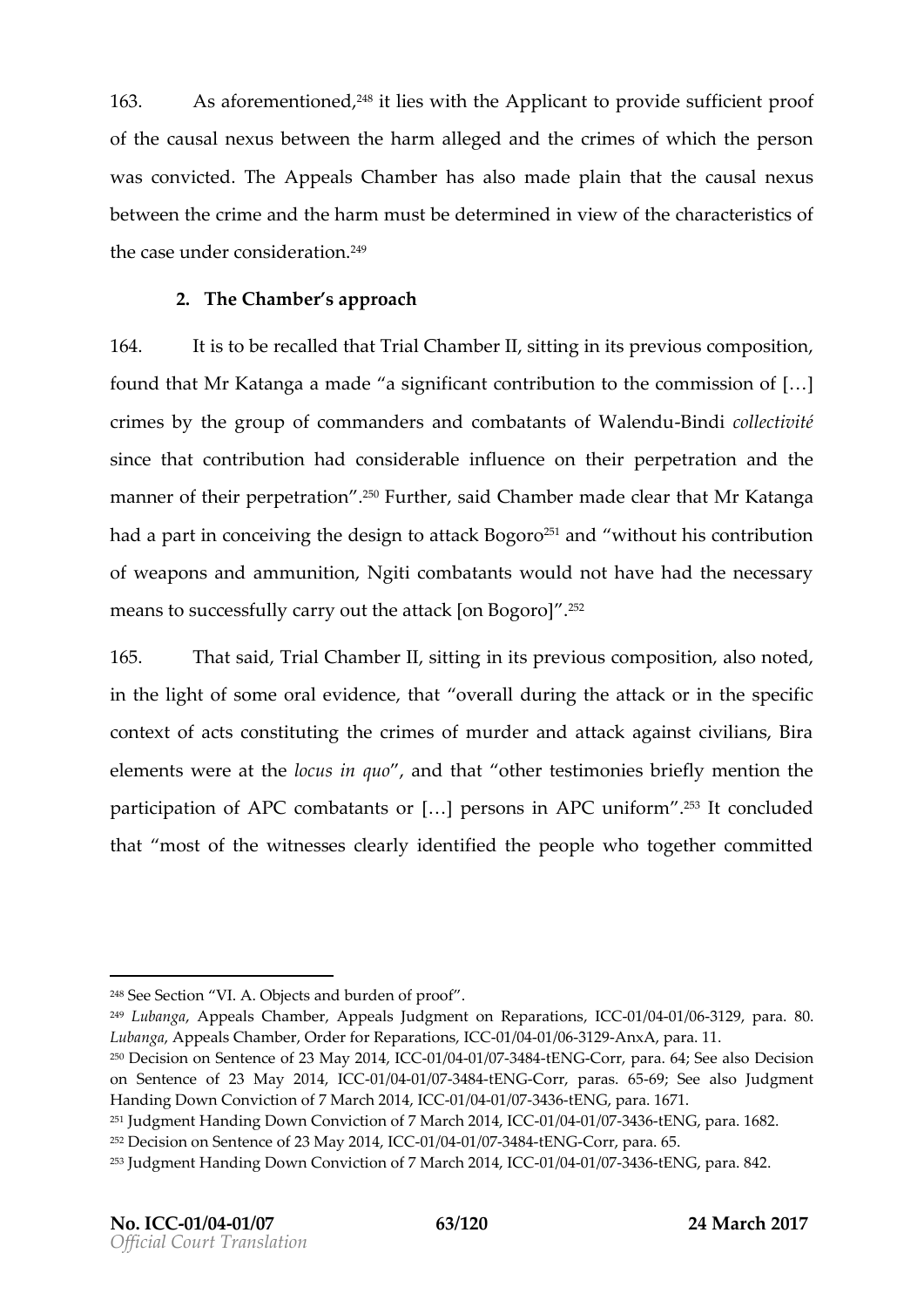163. As aforementioned,[248] it lies with the Applicant to provide sufficient proof of the causal nexus between the harm alleged and the crimes of which the person was convicted. The Appeals Chamber has also made plain that the causal nexus between the crime and the harm must be determined in view of the characteristics of the case under consideration.[249]

## 2. The Chamber's approach

164. It is to be recalled that Trial Chamber II, sitting in its previous composition, found that Mr Katanga a made "a significant contribution to the commission of […] crimes by the group of commanders and combatants of Walendu-Bindi *collectivité* since that contribution had considerable influence on their perpetration and the manner of their perpetration".[250] Further, said Chamber made clear that Mr Katanga had a part in conceiving the design to attack Bogoro[251] and "without his contribution of weapons and ammunition, Ngiti combatants would not have had the necessary means to successfully carry out the attack [on Bogoro]".[252]

165. That said, Trial Chamber II, sitting in its previous composition, also noted, in the light of some oral evidence, that "overall during the attack or in the specific context of acts constituting the crimes of murder and attack against civilians, Bira elements were at the *locus in quo*", and that "other testimonies briefly mention the participation of APC combatants or […] persons in APC uniform".[253] It concluded that "most of the witnesses clearly identified the people who together committed

---

[248] See Section "VI. A. Objects and burden of proof".

[249] *Lubanga*, Appeals Chamber, Appeals Judgment on Reparations, ICC-01/04-01/06-3129, para. 80. *Lubanga*, Appeals Chamber, Order for Reparations, ICC-01/04-01/06-3129-AnxA, para. 11.

[250] Decision on Sentence of 23 May 2014, ICC-01/04-01/07-3484-tENG-Corr, para. 64; See also Decision on Sentence of 23 May 2014, ICC-01/04-01/07-3484-tENG-Corr, paras. 65-69; See also Judgment Handing Down Conviction of 7 March 2014, ICC-01/04-01/07-3436-tENG, para. 1671.

[251] Judgment Handing Down Conviction of 7 March 2014, ICC-01/04-01/07-3436-tENG, para. 1682.

[252] Decision on Sentence of 23 May 2014, ICC-01/04-01/07-3484-tENG-Corr, para. 65.

[253] Judgment Handing Down Conviction of 7 March 2014, ICC-01/04-01/07-3436-tENG, para. 842.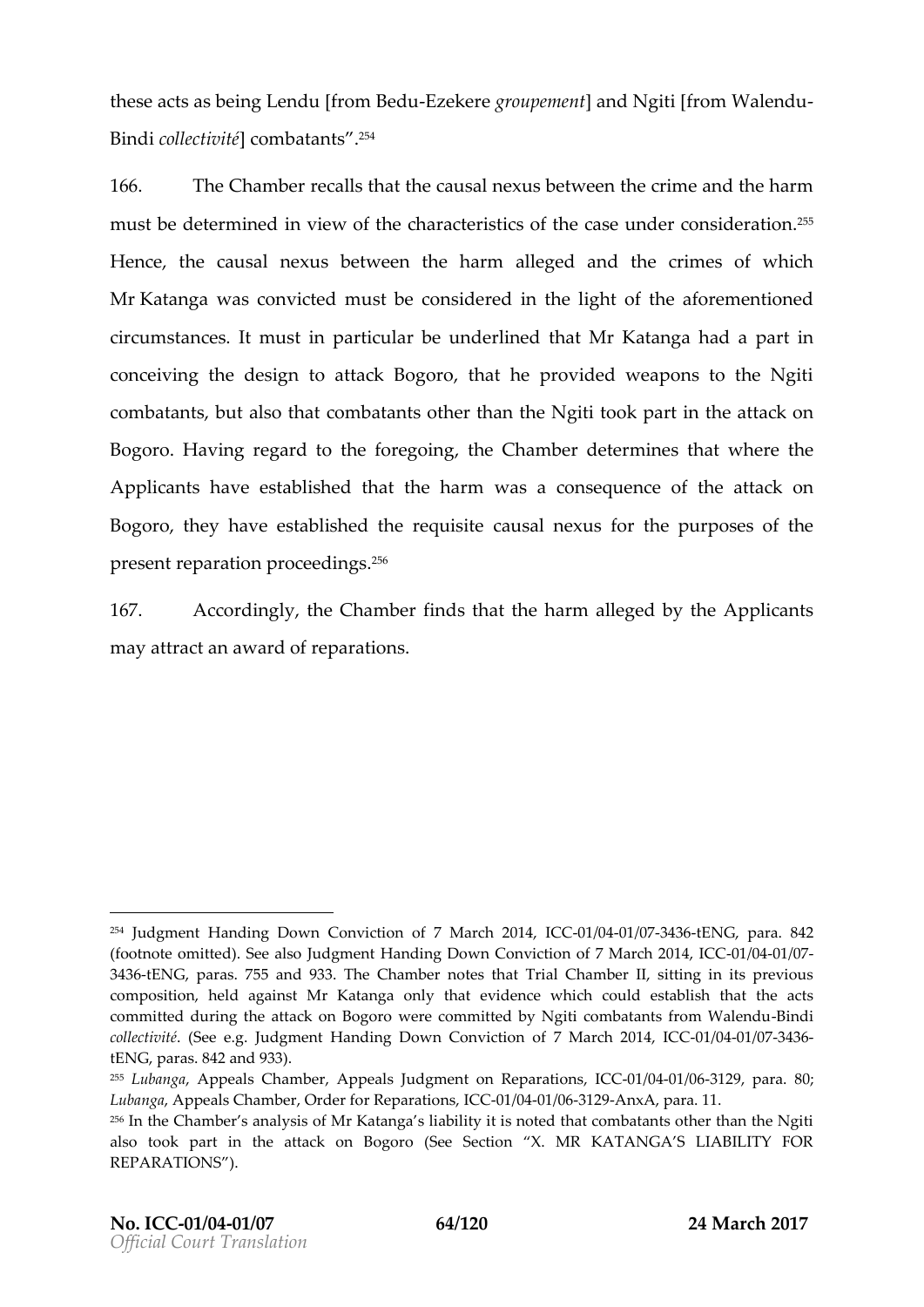these acts as being Lendu [from Bedu-Ezekere *groupement*] and Ngiti [from Walendu-Bindi *collectivité*] combatants".[254]

166. The Chamber recalls that the causal nexus between the crime and the harm must be determined in view of the characteristics of the case under consideration.[255] Hence, the causal nexus between the harm alleged and the crimes of which Mr Katanga was convicted must be considered in the light of the aforementioned circumstances. It must in particular be underlined that Mr Katanga had a part in conceiving the design to attack Bogoro, that he provided weapons to the Ngiti combatants, but also that combatants other than the Ngiti took part in the attack on Bogoro. Having regard to the foregoing, the Chamber determines that where the Applicants have established that the harm was a consequence of the attack on Bogoro, they have established the requisite causal nexus for the purposes of the present reparation proceedings.[256]

167. Accordingly, the Chamber finds that the harm alleged by the Applicants may attract an award of reparations.

---

[254] Judgment Handing Down Conviction of 7 March 2014, ICC-01/04-01/07-3436-tENG, para. 842 (footnote omitted). See also Judgment Handing Down Conviction of 7 March 2014, ICC-01/04-01/07-3436-tENG, paras. 755 and 933. The Chamber notes that Trial Chamber II, sitting in its previous composition, held against Mr Katanga only that evidence which could establish that the acts committed during the attack on Bogoro were committed by Ngiti combatants from Walendu-Bindi *collectivité*. (See e.g. Judgment Handing Down Conviction of 7 March 2014, ICC-01/04-01/07-3436-tENG, paras. 842 and 933).

[255] *Lubanga*, Appeals Chamber, Appeals Judgment on Reparations, ICC-01/04-01/06-3129, para. 80; *Lubanga*, Appeals Chamber, Order for Reparations, ICC-01/04-01/06-3129-AnxA, para. 11.

[256] In the Chamber's analysis of Mr Katanga's liability it is noted that combatants other than the Ngiti also took part in the attack on Bogoro (See Section "X. MR KATANGA'S LIABILITY FOR REPARATIONS").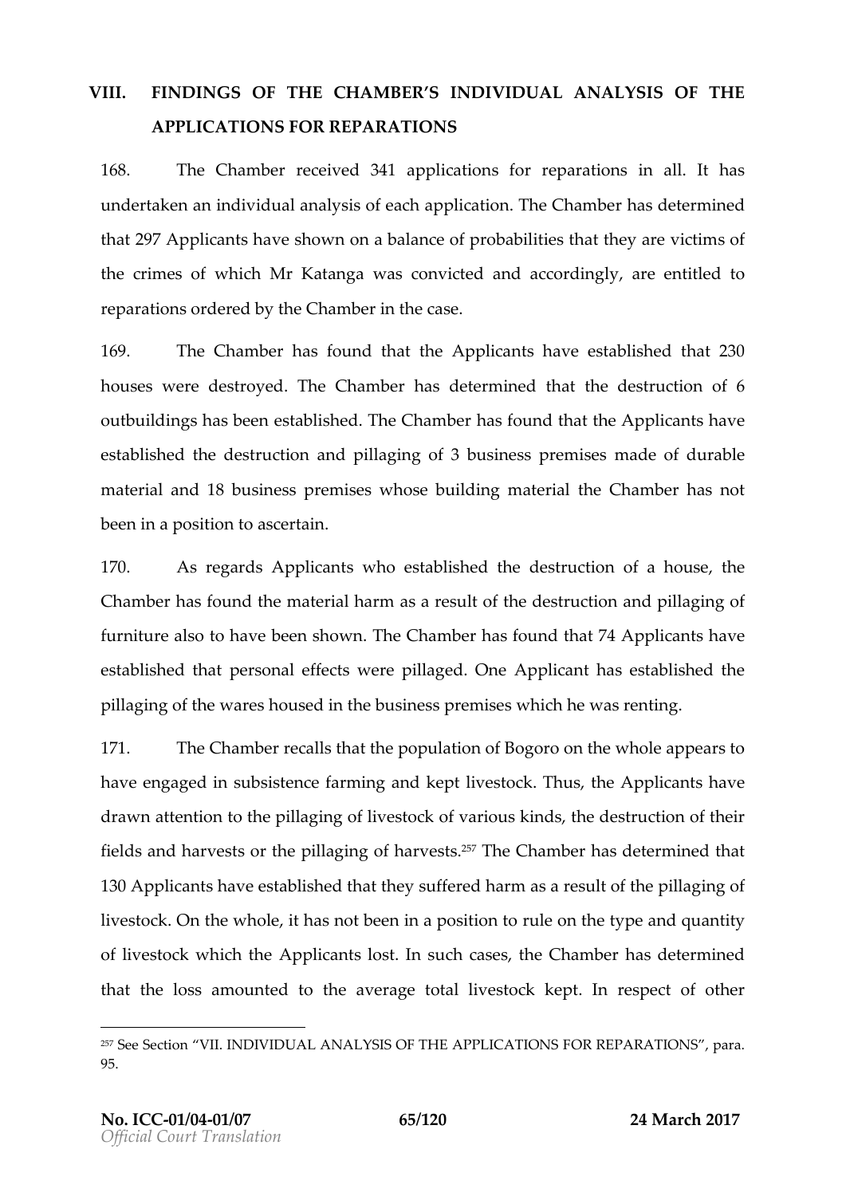## VIII. FINDINGS OF THE CHAMBER'S INDIVIDUAL ANALYSIS OF THE APPLICATIONS FOR REPARATIONS

168. The Chamber received 341 applications for reparations in all. It has undertaken an individual analysis of each application. The Chamber has determined that 297 Applicants have shown on a balance of probabilities that they are victims of the crimes of which Mr Katanga was convicted and accordingly, are entitled to reparations ordered by the Chamber in the case.

169. The Chamber has found that the Applicants have established that 230 houses were destroyed. The Chamber has determined that the destruction of 6 outbuildings has been established. The Chamber has found that the Applicants have established the destruction and pillaging of 3 business premises made of durable material and 18 business premises whose building material the Chamber has not been in a position to ascertain.

170. As regards Applicants who established the destruction of a house, the Chamber has found the material harm as a result of the destruction and pillaging of furniture also to have been shown. The Chamber has found that 74 Applicants have established that personal effects were pillaged. One Applicant has established the pillaging of the wares housed in the business premises which he was renting.

171. The Chamber recalls that the population of Bogoro on the whole appears to have engaged in subsistence farming and kept livestock. Thus, the Applicants have drawn attention to the pillaging of livestock of various kinds, the destruction of their fields and harvests or the pillaging of harvests.[257] The Chamber has determined that 130 Applicants have established that they suffered harm as a result of the pillaging of livestock. On the whole, it has not been in a position to rule on the type and quantity of livestock which the Applicants lost. In such cases, the Chamber has determined that the loss amounted to the average total livestock kept. In respect of other

[257] See Section "VII. INDIVIDUAL ANALYSIS OF THE APPLICATIONS FOR REPARATIONS", para. 95.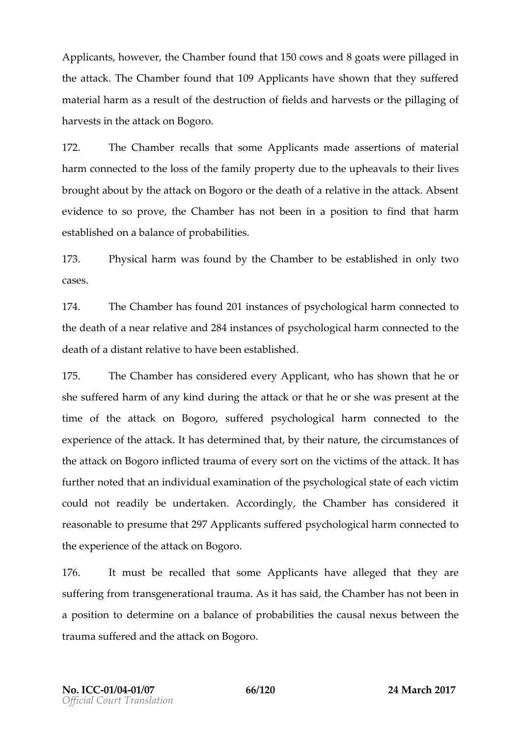Applicants, however, the Chamber found that 150 cows and 8 goats were pillaged in the attack. The Chamber found that 109 Applicants have shown that they suffered material harm as a result of the destruction of fields and harvests or the pillaging of harvests in the attack on Bogoro.

172. The Chamber recalls that some Applicants made assertions of material harm connected to the loss of the family property due to the upheavals to their lives brought about by the attack on Bogoro or the death of a relative in the attack. Absent evidence to so prove, the Chamber has not been in a position to find that harm established on a balance of probabilities.

173. Physical harm was found by the Chamber to be established in only two cases.

174. The Chamber has found 201 instances of psychological harm connected to the death of a near relative and 284 instances of psychological harm connected to the death of a distant relative to have been established.

175. The Chamber has considered every Applicant, who has shown that he or she suffered harm of any kind during the attack or that he or she was present at the time of the attack on Bogoro, suffered psychological harm connected to the experience of the attack. It has determined that, by their nature, the circumstances of the attack on Bogoro inflicted trauma of every sort on the victims of the attack. It has further noted that an individual examination of the psychological state of each victim could not readily be undertaken. Accordingly, the Chamber has considered it reasonable to presume that 297 Applicants suffered psychological harm connected to the experience of the attack on Bogoro.

176. It must be recalled that some Applicants have alleged that they are suffering from transgenerational trauma. As it has said, the Chamber has not been in a position to determine on a balance of probabilities the causal nexus between the trauma suffered and the attack on Bogoro.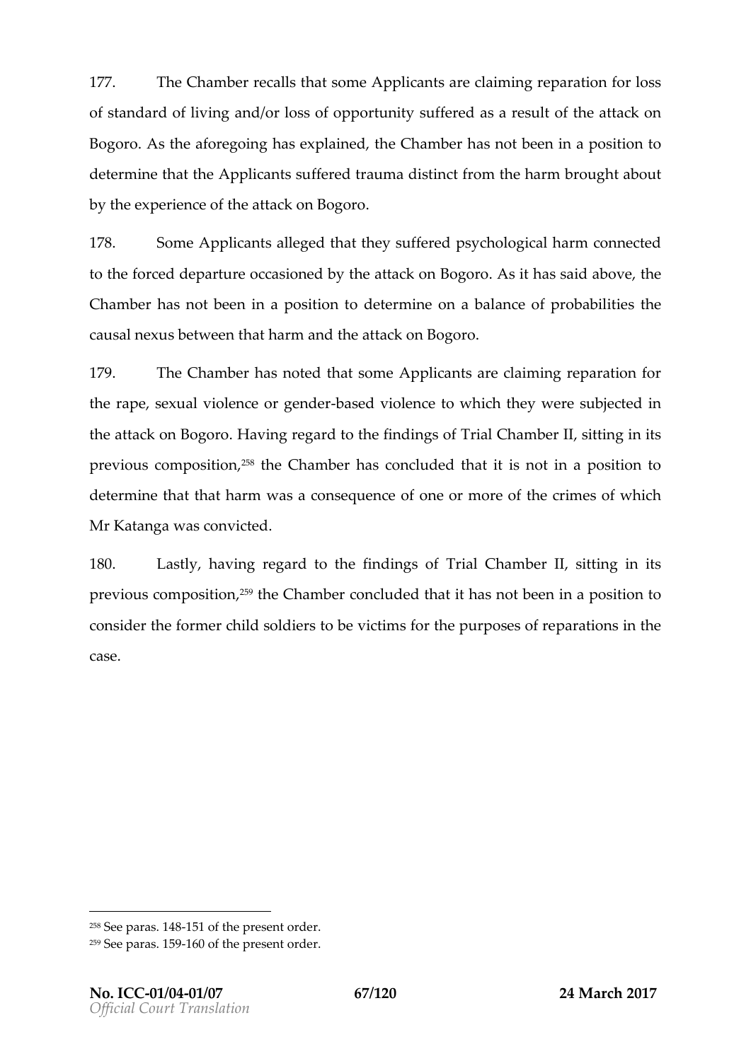177. The Chamber recalls that some Applicants are claiming reparation for loss of standard of living and/or loss of opportunity suffered as a result of the attack on Bogoro. As the aforegoing has explained, the Chamber has not been in a position to determine that the Applicants suffered trauma distinct from the harm brought about by the experience of the attack on Bogoro.

178. Some Applicants alleged that they suffered psychological harm connected to the forced departure occasioned by the attack on Bogoro. As it has said above, the Chamber has not been in a position to determine on a balance of probabilities the causal nexus between that harm and the attack on Bogoro.

179. The Chamber has noted that some Applicants are claiming reparation for the rape, sexual violence or gender-based violence to which they were subjected in the attack on Bogoro. Having regard to the findings of Trial Chamber II, sitting in its previous composition,[258] the Chamber has concluded that it is not in a position to determine that that harm was a consequence of one or more of the crimes of which Mr Katanga was convicted.

180. Lastly, having regard to the findings of Trial Chamber II, sitting in its previous composition,[259] the Chamber concluded that it has not been in a position to consider the former child soldiers to be victims for the purposes of reparations in the case.

---

[258] See paras. 148-151 of the present order.

[259] See paras. 159-160 of the present order.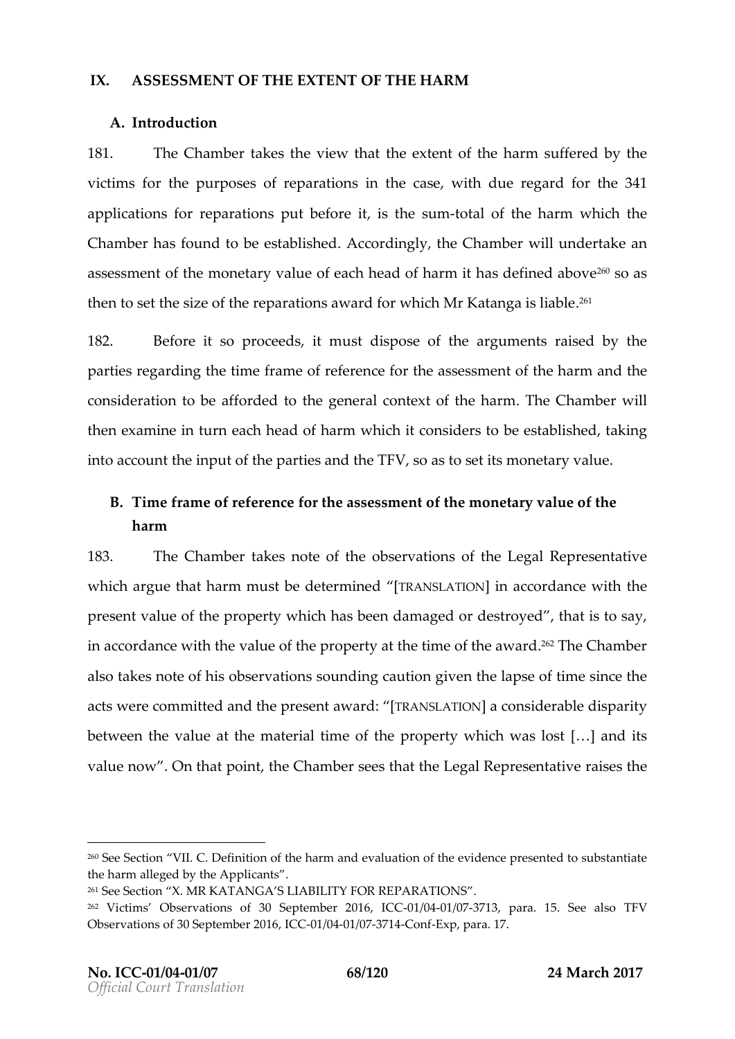## IX. ASSESSMENT OF THE EXTENT OF THE HARM

### A. Introduction

181. The Chamber takes the view that the extent of the harm suffered by the victims for the purposes of reparations in the case, with due regard for the 341 applications for reparations put before it, is the sum-total of the harm which the Chamber has found to be established. Accordingly, the Chamber will undertake an assessment of the monetary value of each head of harm it has defined above[260] so as then to set the size of the reparations award for which Mr Katanga is liable.[261]

182. Before it so proceeds, it must dispose of the arguments raised by the parties regarding the time frame of reference for the assessment of the harm and the consideration to be afforded to the general context of the harm. The Chamber will then examine in turn each head of harm which it considers to be established, taking into account the input of the parties and the TFV, so as to set its monetary value.

### B. Time frame of reference for the assessment of the monetary value of the harm

183. The Chamber takes note of the observations of the Legal Representative which argue that harm must be determined "[TRANSLATION] in accordance with the present value of the property which has been damaged or destroyed", that is to say, in accordance with the value of the property at the time of the award.[262] The Chamber also takes note of his observations sounding caution given the lapse of time since the acts were committed and the present award: "[TRANSLATION] a considerable disparity between the value at the material time of the property which was lost […] and its value now". On that point, the Chamber sees that the Legal Representative raises the

---

[260] See Section "VII. C. Definition of the harm and evaluation of the evidence presented to substantiate the harm alleged by the Applicants".

[261] See Section "X. MR KATANGA'S LIABILITY FOR REPARATIONS".

[262] Victims' Observations of 30 September 2016, ICC-01/04-01/07-3713, para. 15. See also TFV Observations of 30 September 2016, ICC-01/04-01/07-3714-Conf-Exp, para. 17.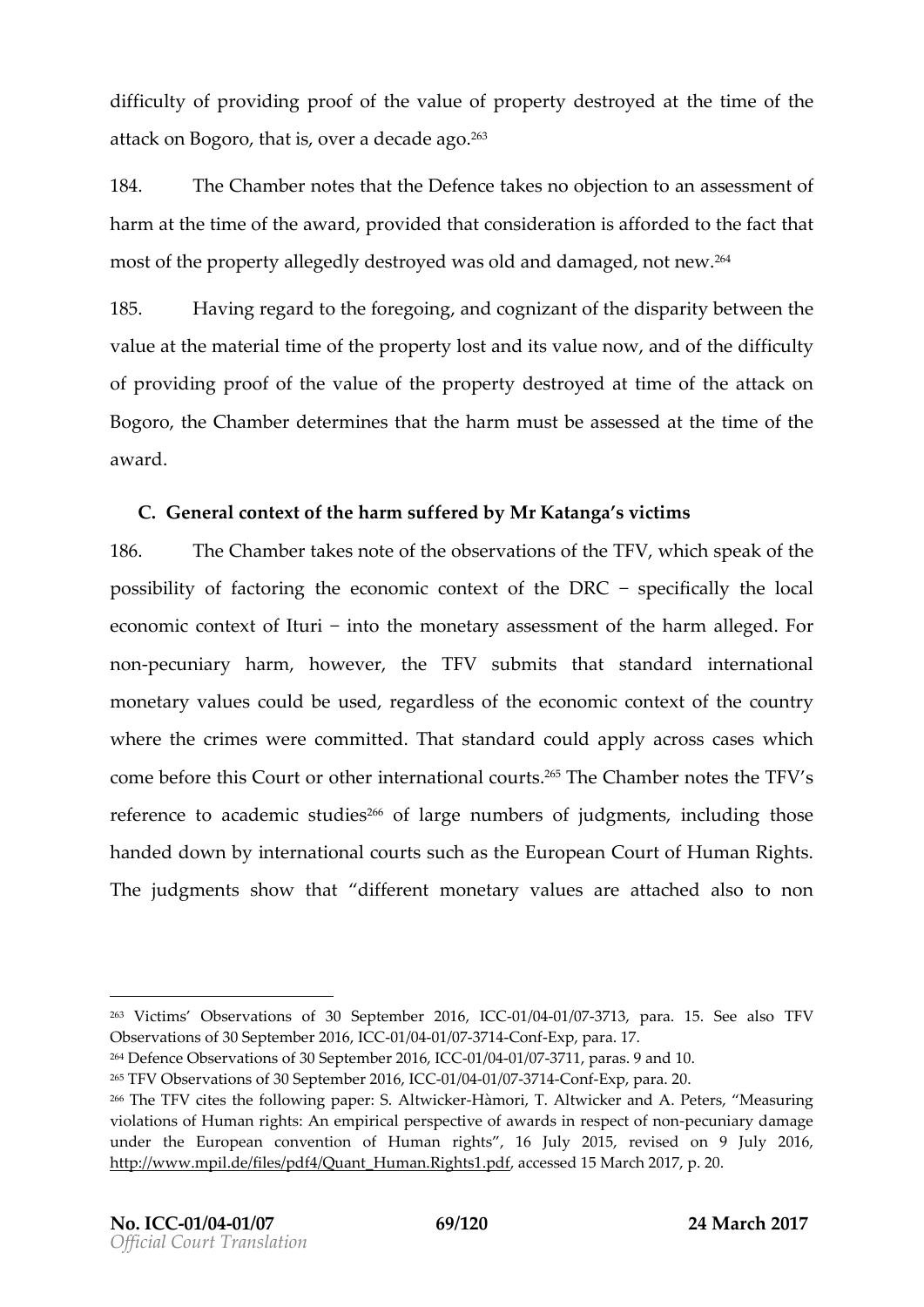difficulty of providing proof of the value of property destroyed at the time of the attack on Bogoro, that is, over a decade ago.[263]

184. The Chamber notes that the Defence takes no objection to an assessment of harm at the time of the award, provided that consideration is afforded to the fact that most of the property allegedly destroyed was old and damaged, not new.[264]

185. Having regard to the foregoing, and cognizant of the disparity between the value at the material time of the property lost and its value now, and of the difficulty of providing proof of the value of the property destroyed at time of the attack on Bogoro, the Chamber determines that the harm must be assessed at the time of the award.

## C. General context of the harm suffered by Mr Katanga's victims

186. The Chamber takes note of the observations of the TFV, which speak of the possibility of factoring the economic context of the DRC − specifically the local economic context of Ituri − into the monetary assessment of the harm alleged. For non-pecuniary harm, however, the TFV submits that standard international monetary values could be used, regardless of the economic context of the country where the crimes were committed. That standard could apply across cases which come before this Court or other international courts.[265] The Chamber notes the TFV's reference to academic studies[266] of large numbers of judgments, including those handed down by international courts such as the European Court of Human Rights. The judgments show that "different monetary values are attached also to non

---

[263] Victims' Observations of 30 September 2016, ICC-01/04-01/07-3713, para. 15. See also TFV Observations of 30 September 2016, ICC-01/04-01/07-3714-Conf-Exp, para. 17.

[264] Defence Observations of 30 September 2016, ICC-01/04-01/07-3711, paras. 9 and 10.

[265] TFV Observations of 30 September 2016, ICC-01/04-01/07-3714-Conf-Exp, para. 20.

[266] The TFV cites the following paper: S. Altwicker-Hàmori, T. Altwicker and A. Peters, "Measuring violations of Human rights: An empirical perspective of awards in respect of non-pecuniary damage under the European convention of Human rights", 16 July 2015, revised on 9 July 2016, http://www.mpil.de/files/pdf4/Quant_Human.Rights1.pdf, accessed 15 March 2017, p. 20.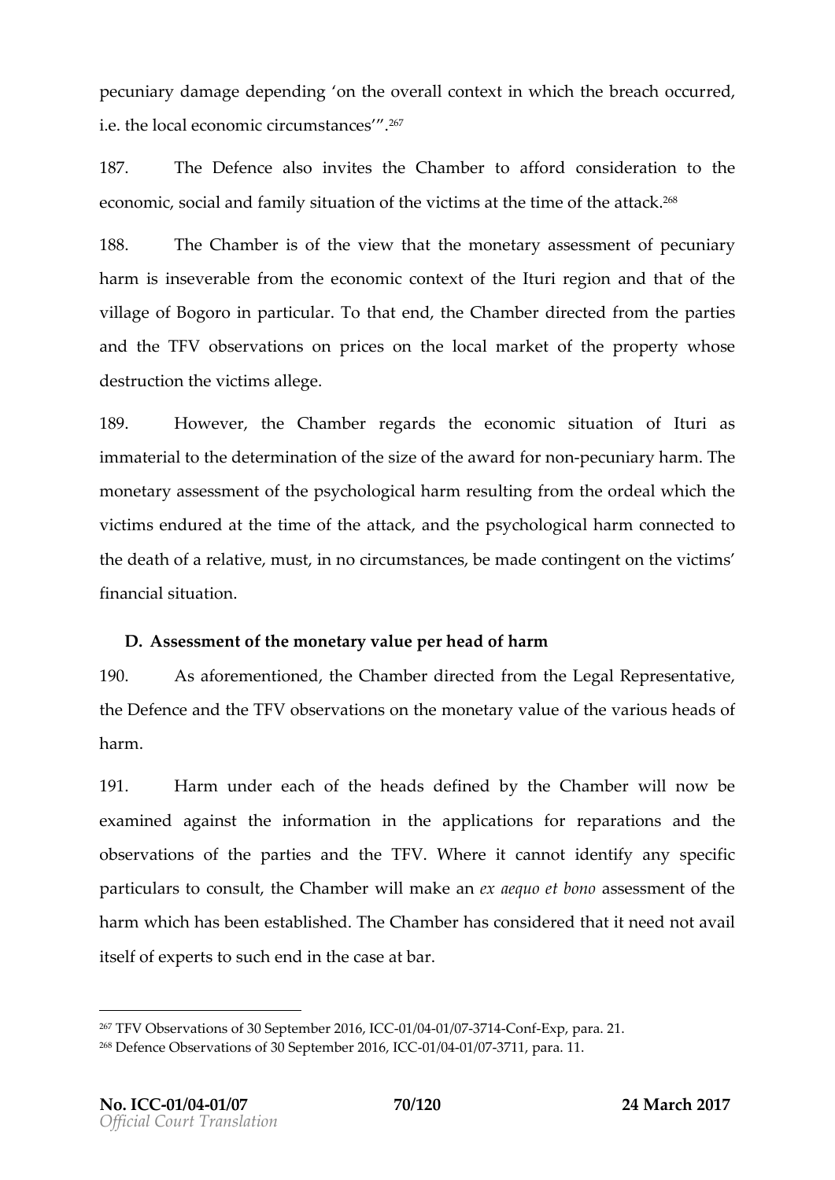pecuniary damage depending 'on the overall context in which the breach occurred, i.e. the local economic circumstances'".[267]

187. The Defence also invites the Chamber to afford consideration to the economic, social and family situation of the victims at the time of the attack.[268]

188. The Chamber is of the view that the monetary assessment of pecuniary harm is inseverable from the economic context of the Ituri region and that of the village of Bogoro in particular. To that end, the Chamber directed from the parties and the TFV observations on prices on the local market of the property whose destruction the victims allege.

189. However, the Chamber regards the economic situation of Ituri as immaterial to the determination of the size of the award for non-pecuniary harm. The monetary assessment of the psychological harm resulting from the ordeal which the victims endured at the time of the attack, and the psychological harm connected to the death of a relative, must, in no circumstances, be made contingent on the victims' financial situation.

## D. Assessment of the monetary value per head of harm

190. As aforementioned, the Chamber directed from the Legal Representative, the Defence and the TFV observations on the monetary value of the various heads of harm.

191. Harm under each of the heads defined by the Chamber will now be examined against the information in the applications for reparations and the observations of the parties and the TFV. Where it cannot identify any specific particulars to consult, the Chamber will make an *ex aequo et bono* assessment of the harm which has been established. The Chamber has considered that it need not avail itself of experts to such end in the case at bar.

---

[267] TFV Observations of 30 September 2016, ICC-01/04-01/07-3714-Conf-Exp, para. 21.

[268] Defence Observations of 30 September 2016, ICC-01/04-01/07-3711, para. 11.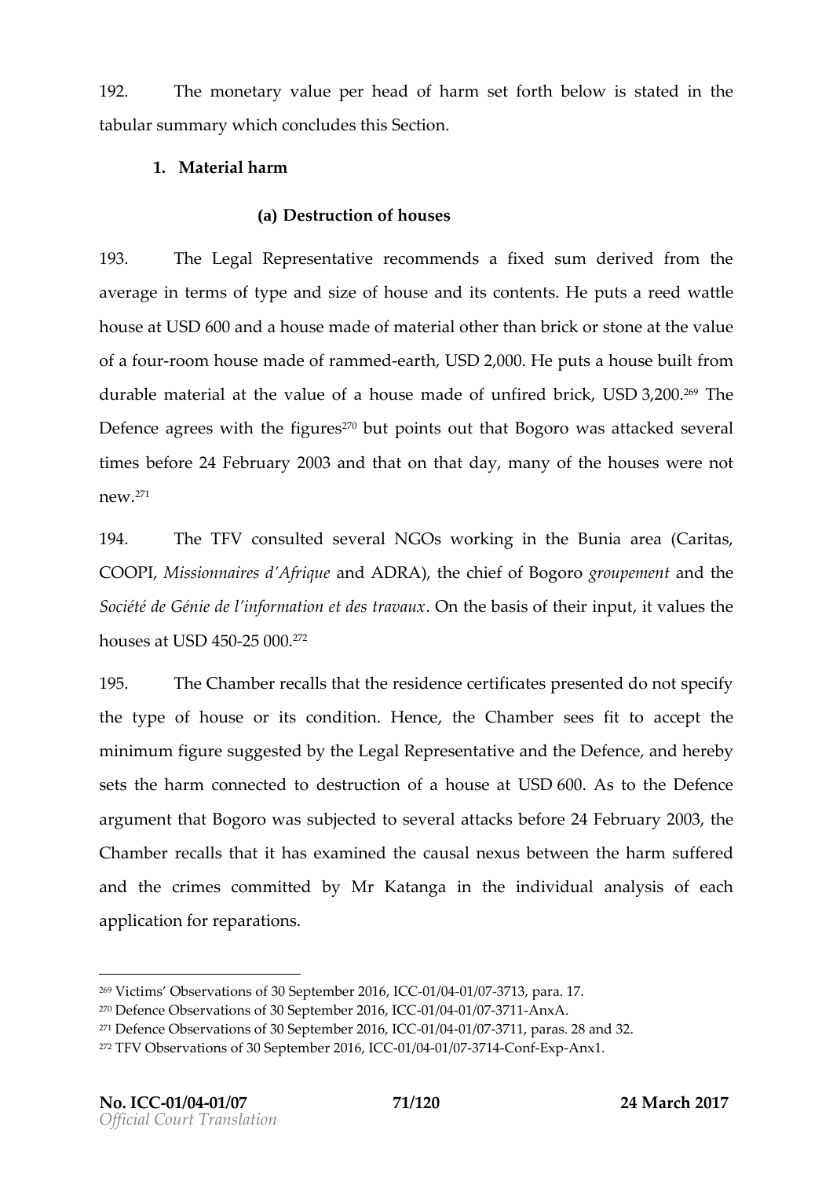192. The monetary value per head of harm set forth below is stated in the tabular summary which concludes this Section.

### 1. Material harm

#### (a) Destruction of houses

193. The Legal Representative recommends a fixed sum derived from the average in terms of type and size of house and its contents. He puts a reed wattle house at USD 600 and a house made of material other than brick or stone at the value of a four-room house made of rammed-earth, USD 2,000. He puts a house built from durable material at the value of a house made of unfired brick, USD 3,200.[269] The Defence agrees with the figures[270] but points out that Bogoro was attacked several times before 24 February 2003 and that on that day, many of the houses were not new.[271]

194. The TFV consulted several NGOs working in the Bunia area (Caritas, COOPI, *Missionnaires d'Afrique* and ADRA), the chief of Bogoro *groupement* and the *Société de Génie de l'information et des travaux*. On the basis of their input, it values the houses at USD 450-25 000.[272]

195. The Chamber recalls that the residence certificates presented do not specify the type of house or its condition. Hence, the Chamber sees fit to accept the minimum figure suggested by the Legal Representative and the Defence, and hereby sets the harm connected to destruction of a house at USD 600. As to the Defence argument that Bogoro was subjected to several attacks before 24 February 2003, the Chamber recalls that it has examined the causal nexus between the harm suffered and the crimes committed by Mr Katanga in the individual analysis of each application for reparations.

---

[269] Victims' Observations of 30 September 2016, ICC-01/04-01/07-3713, para. 17.
[270] Defence Observations of 30 September 2016, ICC-01/04-01/07-3711-AnxA.
[271] Defence Observations of 30 September 2016, ICC-01/04-01/07-3711, paras. 28 and 32.
[272] TFV Observations of 30 September 2016, ICC-01/04-01/07-3714-Conf-Exp-Anx1.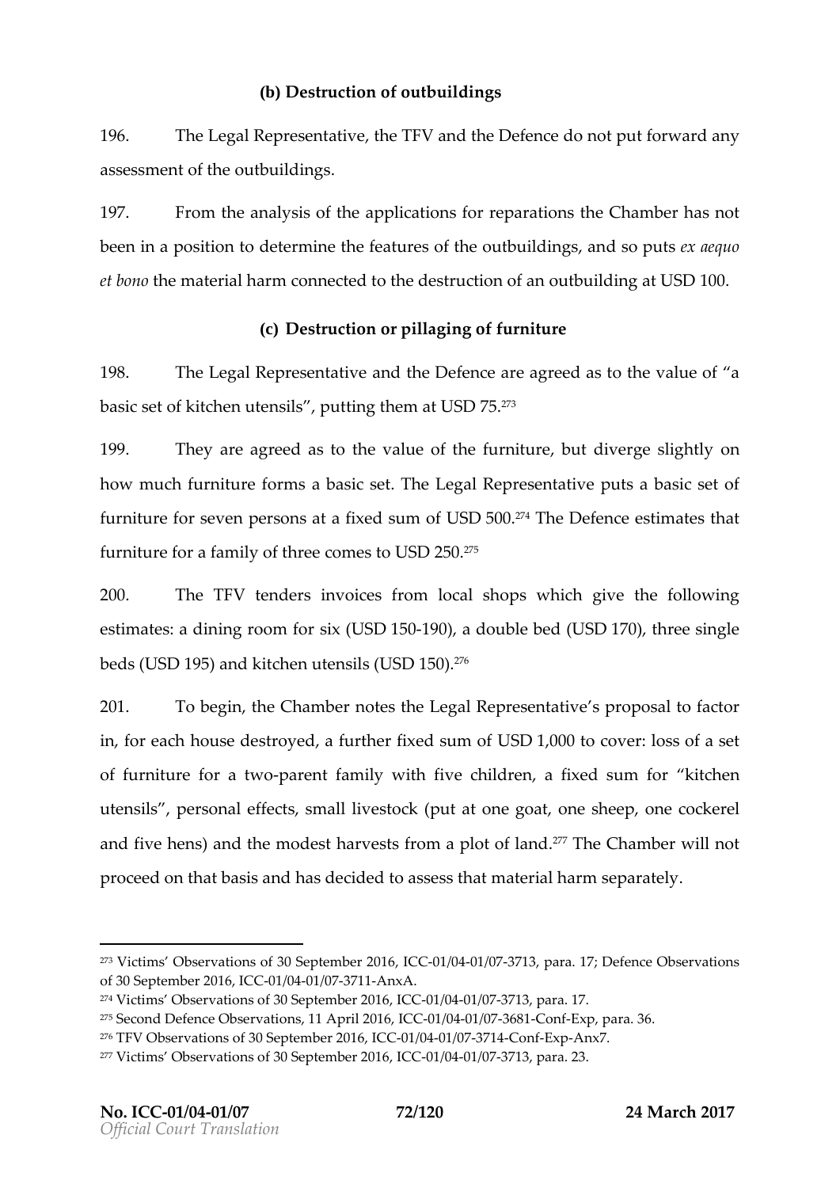### (b) Destruction of outbuildings

196. The Legal Representative, the TFV and the Defence do not put forward any assessment of the outbuildings.

197. From the analysis of the applications for reparations the Chamber has not been in a position to determine the features of the outbuildings, and so puts *ex aequo et bono* the material harm connected to the destruction of an outbuilding at USD 100.

### (c) Destruction or pillaging of furniture

198. The Legal Representative and the Defence are agreed as to the value of "a basic set of kitchen utensils", putting them at USD 75.[273]

199. They are agreed as to the value of the furniture, but diverge slightly on how much furniture forms a basic set. The Legal Representative puts a basic set of furniture for seven persons at a fixed sum of USD 500.[274] The Defence estimates that furniture for a family of three comes to USD 250.[275]

200. The TFV tenders invoices from local shops which give the following estimates: a dining room for six (USD 150-190), a double bed (USD 170), three single beds (USD 195) and kitchen utensils (USD 150).[276]

201. To begin, the Chamber notes the Legal Representative's proposal to factor in, for each house destroyed, a further fixed sum of USD 1,000 to cover: loss of a set of furniture for a two-parent family with five children, a fixed sum for "kitchen utensils", personal effects, small livestock (put at one goat, one sheep, one cockerel and five hens) and the modest harvests from a plot of land.[277] The Chamber will not proceed on that basis and has decided to assess that material harm separately.

---

[273] Victims' Observations of 30 September 2016, ICC-01/04-01/07-3713, para. 17; Defence Observations of 30 September 2016, ICC-01/04-01/07-3711-AnxA.

[274] Victims' Observations of 30 September 2016, ICC-01/04-01/07-3713, para. 17.

[275] Second Defence Observations, 11 April 2016, ICC-01/04-01/07-3681-Conf-Exp, para. 36.

[276] TFV Observations of 30 September 2016, ICC-01/04-01/07-3714-Conf-Exp-Anx7.

[277] Victims' Observations of 30 September 2016, ICC-01/04-01/07-3713, para. 23.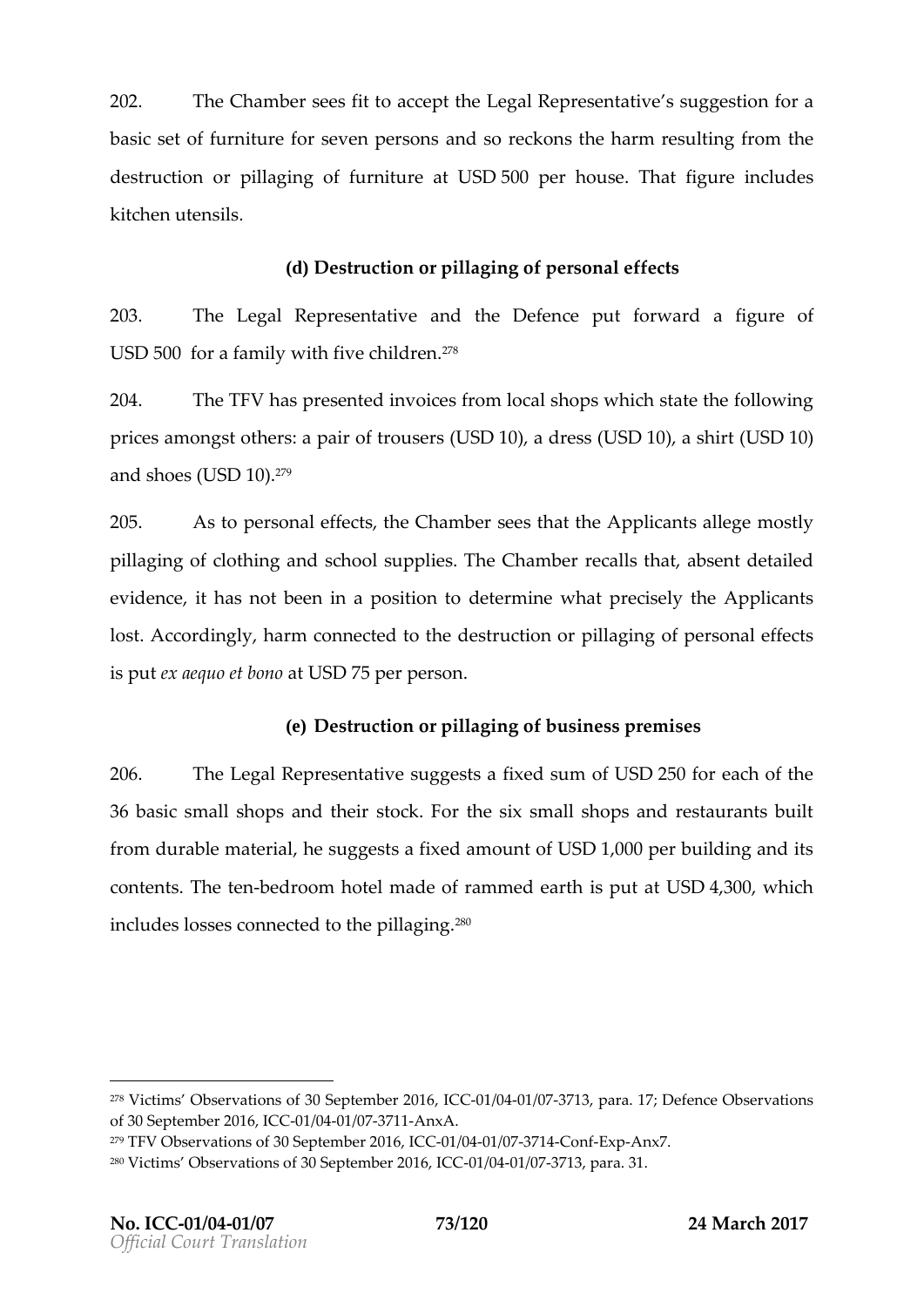202. The Chamber sees fit to accept the Legal Representative's suggestion for a basic set of furniture for seven persons and so reckons the harm resulting from the destruction or pillaging of furniture at USD 500 per house. That figure includes kitchen utensils.

### (d) Destruction or pillaging of personal effects

203. The Legal Representative and the Defence put forward a figure of USD 500 for a family with five children.[278]

204. The TFV has presented invoices from local shops which state the following prices amongst others: a pair of trousers (USD 10), a dress (USD 10), a shirt (USD 10) and shoes (USD 10).[279]

205. As to personal effects, the Chamber sees that the Applicants allege mostly pillaging of clothing and school supplies. The Chamber recalls that, absent detailed evidence, it has not been in a position to determine what precisely the Applicants lost. Accordingly, harm connected to the destruction or pillaging of personal effects is put *ex aequo et bono* at USD 75 per person.

### (e) Destruction or pillaging of business premises

206. The Legal Representative suggests a fixed sum of USD 250 for each of the 36 basic small shops and their stock. For the six small shops and restaurants built from durable material, he suggests a fixed amount of USD 1,000 per building and its contents. The ten-bedroom hotel made of rammed earth is put at USD 4,300, which includes losses connected to the pillaging.[280]

---

[278] Victims' Observations of 30 September 2016, ICC-01/04-01/07-3713, para. 17; Defence Observations of 30 September 2016, ICC-01/04-01/07-3711-AnxA.

[279] TFV Observations of 30 September 2016, ICC-01/04-01/07-3714-Conf-Exp-Anx7.

[280] Victims' Observations of 30 September 2016, ICC-01/04-01/07-3713, para. 31.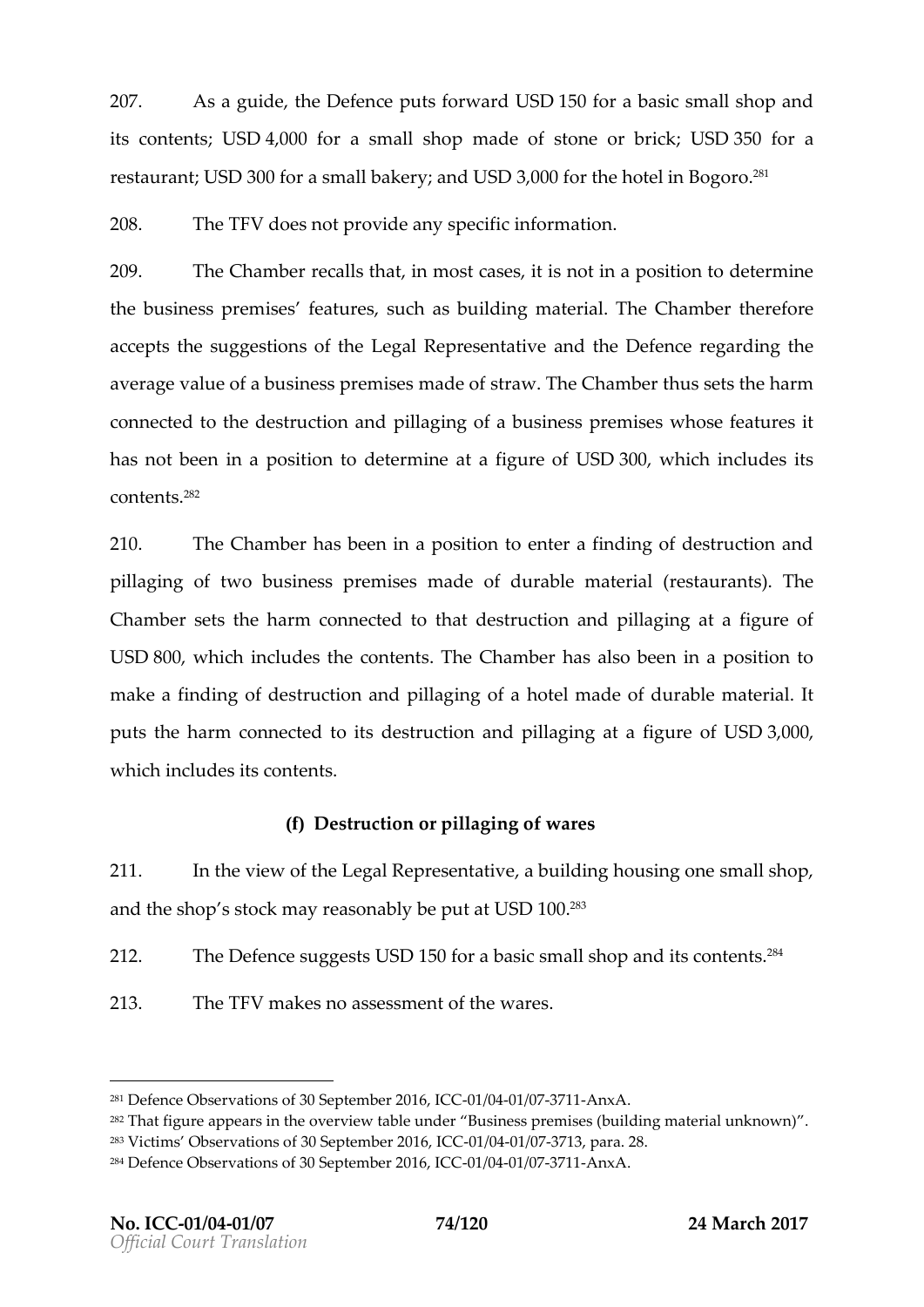207. As a guide, the Defence puts forward USD 150 for a basic small shop and its contents; USD 4,000 for a small shop made of stone or brick; USD 350 for a restaurant; USD 300 for a small bakery; and USD 3,000 for the hotel in Bogoro.[281]

208. The TFV does not provide any specific information.

209. The Chamber recalls that, in most cases, it is not in a position to determine the business premises' features, such as building material. The Chamber therefore accepts the suggestions of the Legal Representative and the Defence regarding the average value of a business premises made of straw. The Chamber thus sets the harm connected to the destruction and pillaging of a business premises whose features it has not been in a position to determine at a figure of USD 300, which includes its contents.[282]

210. The Chamber has been in a position to enter a finding of destruction and pillaging of two business premises made of durable material (restaurants). The Chamber sets the harm connected to that destruction and pillaging at a figure of USD 800, which includes the contents. The Chamber has also been in a position to make a finding of destruction and pillaging of a hotel made of durable material. It puts the harm connected to its destruction and pillaging at a figure of USD 3,000, which includes its contents.

### (f) Destruction or pillaging of wares

211. In the view of the Legal Representative, a building housing one small shop, and the shop's stock may reasonably be put at USD 100.[283]

212. The Defence suggests USD 150 for a basic small shop and its contents.[284]

213. The TFV makes no assessment of the wares.

---

[281] Defence Observations of 30 September 2016, ICC-01/04-01/07-3711-AnxA.

[282] That figure appears in the overview table under "Business premises (building material unknown)".

[283] Victims' Observations of 30 September 2016, ICC-01/04-01/07-3713, para. 28.

[284] Defence Observations of 30 September 2016, ICC-01/04-01/07-3711-AnxA.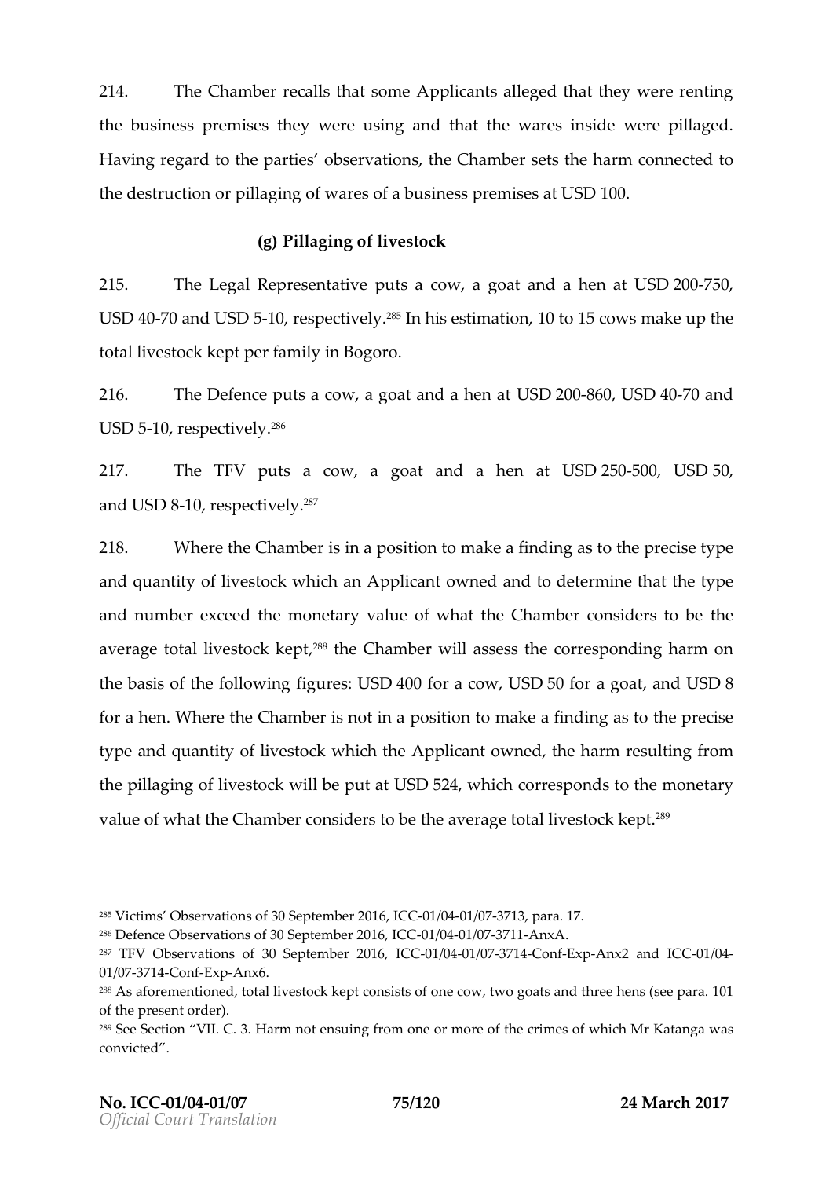214. The Chamber recalls that some Applicants alleged that they were renting the business premises they were using and that the wares inside were pillaged. Having regard to the parties' observations, the Chamber sets the harm connected to the destruction or pillaging of wares of a business premises at USD 100.

### (g) Pillaging of livestock

215. The Legal Representative puts a cow, a goat and a hen at USD 200-750, USD 40-70 and USD 5-10, respectively.[285] In his estimation, 10 to 15 cows make up the total livestock kept per family in Bogoro.

216. The Defence puts a cow, a goat and a hen at USD 200-860, USD 40-70 and USD 5-10, respectively.[286]

217. The TFV puts a cow, a goat and a hen at USD 250-500, USD 50, and USD 8-10, respectively.[287]

218. Where the Chamber is in a position to make a finding as to the precise type and quantity of livestock which an Applicant owned and to determine that the type and number exceed the monetary value of what the Chamber considers to be the average total livestock kept,[288] the Chamber will assess the corresponding harm on the basis of the following figures: USD 400 for a cow, USD 50 for a goat, and USD 8 for a hen. Where the Chamber is not in a position to make a finding as to the precise type and quantity of livestock which the Applicant owned, the harm resulting from the pillaging of livestock will be put at USD 524, which corresponds to the monetary value of what the Chamber considers to be the average total livestock kept.[289]

---

[285] Victims' Observations of 30 September 2016, ICC-01/04-01/07-3713, para. 17.

[286] Defence Observations of 30 September 2016, ICC-01/04-01/07-3711-AnxA.

[287] TFV Observations of 30 September 2016, ICC-01/04-01/07-3714-Conf-Exp-Anx2 and ICC-01/04-01/07-3714-Conf-Exp-Anx6.

[288] As aforementioned, total livestock kept consists of one cow, two goats and three hens (see para. 101 of the present order).

[289] See Section "VII. C. 3. Harm not ensuing from one or more of the crimes of which Mr Katanga was convicted".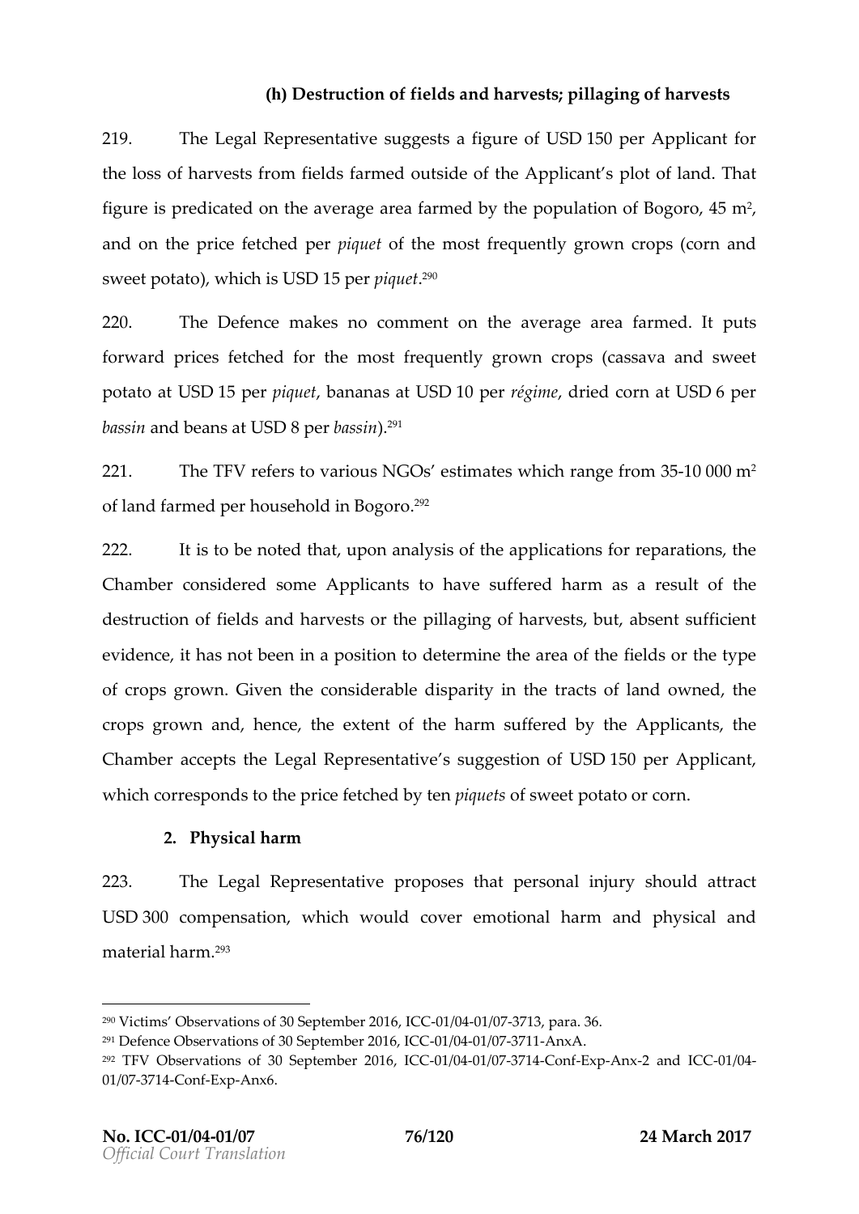### (h) Destruction of fields and harvests; pillaging of harvests

219. The Legal Representative suggests a figure of USD 150 per Applicant for the loss of harvests from fields farmed outside of the Applicant's plot of land. That figure is predicated on the average area farmed by the population of Bogoro, 45 $m^2$, and on the price fetched per *piquet* of the most frequently grown crops (corn and sweet potato), which is USD 15 per *piquet*.[290]

220. The Defence makes no comment on the average area farmed. It puts forward prices fetched for the most frequently grown crops (cassava and sweet potato at USD 15 per *piquet*, bananas at USD 10 per *régime*, dried corn at USD 6 per *bassin* and beans at USD 8 per *bassin*).[291]

221. The TFV refers to various NGOs' estimates which range from 35-10 000 $m^2$ of land farmed per household in Bogoro.[292]

222. It is to be noted that, upon analysis of the applications for reparations, the Chamber considered some Applicants to have suffered harm as a result of the destruction of fields and harvests or the pillaging of harvests, but, absent sufficient evidence, it has not been in a position to determine the area of the fields or the type of crops grown. Given the considerable disparity in the tracts of land owned, the crops grown and, hence, the extent of the harm suffered by the Applicants, the Chamber accepts the Legal Representative's suggestion of USD 150 per Applicant, which corresponds to the price fetched by ten *piquets* of sweet potato or corn.

## 2. Physical harm

223. The Legal Representative proposes that personal injury should attract USD 300 compensation, which would cover emotional harm and physical and material harm.[293]

---

[290] Victims' Observations of 30 September 2016, ICC-01/04-01/07-3713, para. 36.

[291] Defence Observations of 30 September 2016, ICC-01/04-01/07-3711-AnxA.

[292] TFV Observations of 30 September 2016, ICC-01/04-01/07-3714-Conf-Exp-Anx-2 and ICC-01/04-01/07-3714-Conf-Exp-Anx6.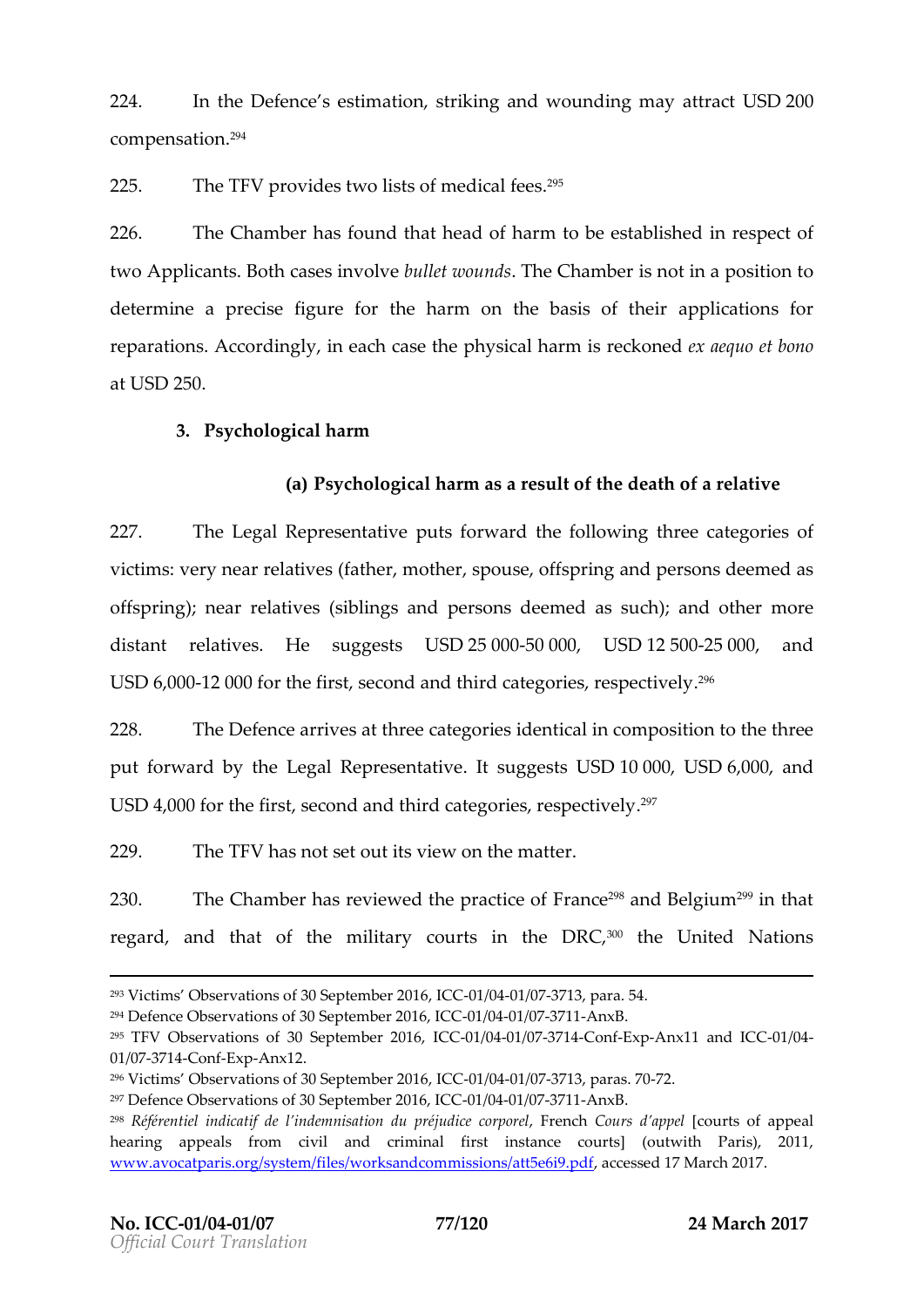224. In the Defence's estimation, striking and wounding may attract USD 200 compensation.[294]

225. The TFV provides two lists of medical fees.[295]

226. The Chamber has found that head of harm to be established in respect of two Applicants. Both cases involve *bullet wounds*. The Chamber is not in a position to determine a precise figure for the harm on the basis of their applications for reparations. Accordingly, in each case the physical harm is reckoned *ex aequo et bono* at USD 250.

### 3. Psychological harm

#### (a) Psychological harm as a result of the death of a relative

227. The Legal Representative puts forward the following three categories of victims: very near relatives (father, mother, spouse, offspring and persons deemed as offspring); near relatives (siblings and persons deemed as such); and other more distant relatives. He suggests USD 25 000-50 000, USD 12 500-25 000, and USD 6,000-12 000 for the first, second and third categories, respectively.[296]

228. The Defence arrives at three categories identical in composition to the three put forward by the Legal Representative. It suggests USD 10 000, USD 6,000, and USD 4,000 for the first, second and third categories, respectively.[297]

229. The TFV has not set out its view on the matter.

230. The Chamber has reviewed the practice of France[298] and Belgium[299] in that regard, and that of the military courts in the DRC,[300] the United Nations

---

[293] Victims' Observations of 30 September 2016, ICC-01/04-01/07-3713, para. 54.

[294] Defence Observations of 30 September 2016, ICC-01/04-01/07-3711-AnxB.

[295] TFV Observations of 30 September 2016, ICC-01/04-01/07-3714-Conf-Exp-Anx11 and ICC-01/04-01/07-3714-Conf-Exp-Anx12.

[296] Victims' Observations of 30 September 2016, ICC-01/04-01/07-3713, paras. 70-72.

[297] Defence Observations of 30 September 2016, ICC-01/04-01/07-3711-AnxB.

[298] *Référentiel indicatif de l'indemnisation du préjudice corporel*, French *Cours d'appel* [courts of appeal hearing appeals from civil and criminal first instance courts] (outwith Paris), 2011, www.avocatparis.org/system/files/worksandcommissions/att5e6i9.pdf, accessed 17 March 2017.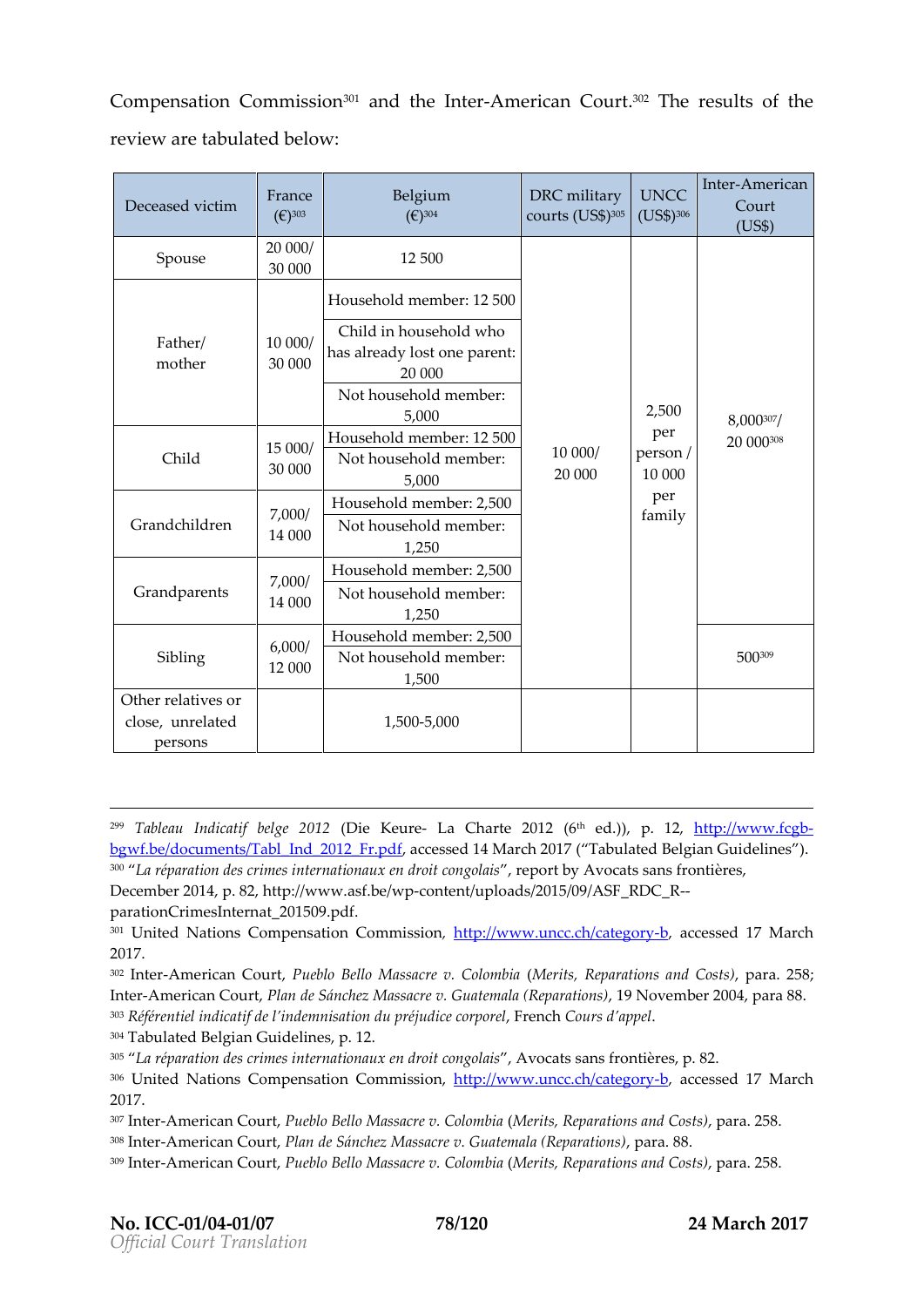Compensation Commission[301] and the Inter-American Court.[302] The results of the review are tabulated below:

| Deceased victim | France (€)[303] | Belgium (€)[304] | DRC military courts (US$)[305] | UNCC (US$)[306] | Inter-American Court (US$) |
|---|---|---|---|---|---|
| Spouse | 20 000/ 30 000 | 12 500 | 10 000/ 20 000 | 2,500 per person / 10 000 per family | 8,000[307]/ 20 000[308] |
| Father/ mother | 10 000/ 30 000 | Household member: 12 500 | | | |
| | | Child in household who has already lost one parent: 20 000 | | | |
| | | Not household member: 5,000 | | | |
| Child | 15 000/ 30 000 | Household member: 12 500 | | | |
| | | Not household member: 5,000 | | | |
| Grandchildren | 7,000/ 14 000 | Household member: 2,500 | | | |
| | | Not household member: 1,250 | | | |
| Grandparents | 7,000/ 14 000 | Household member: 2,500 | | | |
| | | Not household member: 1,250 | | | |
| Sibling | 6,000/ 12 000 | Household member: 2,500 | | | 500[309] |
| | | Not household member: 1,500 | | | |
| Other relatives or close, unrelated persons | | 1,500-5,000 | | | |

---

[299] *Tableau Indicatif belge 2012* (Die Keure- La Charte 2012 (6th ed.)), p. 12, http://www.fcgb-bgwf.be/documents/Tabl_Ind_2012_Fr.pdf, accessed 14 March 2017 ("Tabulated Belgian Guidelines").

[300] "*La réparation des crimes internationaux en droit congolais*", report by Avocats sans frontières, December 2014, p. 82, http://www.asf.be/wp-content/uploads/2015/09/ASF_RDC_R--parationCrimesInternat_201509.pdf.

[301] United Nations Compensation Commission, http://www.uncc.ch/category-b, accessed 17 March 2017.

[302] Inter-American Court, *Pueblo Bello Massacre v. Colombia* (*Merits, Reparations and Costs*), para. 258; Inter-American Court, *Plan de Sánchez Massacre v. Guatemala (Reparations)*, 19 November 2004, para 88.

[303] *Référentiel indicatif de l'indemnisation du préjudice corporel*, French *Cours d'appel*.

[304] Tabulated Belgian Guidelines, p. 12.

[305] "*La réparation des crimes internationaux en droit congolais*", Avocats sans frontières, p. 82.

[306] United Nations Compensation Commission, http://www.uncc.ch/category-b, accessed 17 March 2017.

[307] Inter-American Court, *Pueblo Bello Massacre v. Colombia* (*Merits, Reparations and Costs*), para. 258.

[308] Inter-American Court, *Plan de Sánchez Massacre v. Guatemala (Reparations)*, para. 88.

[309] Inter-American Court, *Pueblo Bello Massacre v. Colombia* (*Merits, Reparations and Costs*), para. 258.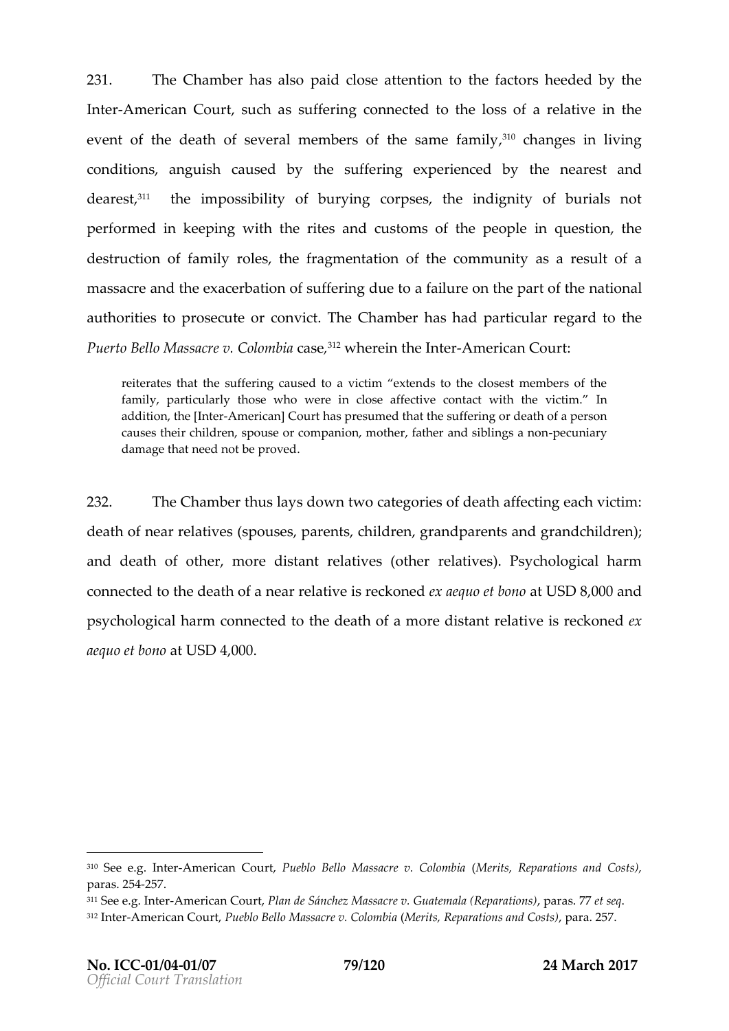231. The Chamber has also paid close attention to the factors heeded by the Inter-American Court, such as suffering connected to the loss of a relative in the event of the death of several members of the same family,[310] changes in living conditions, anguish caused by the suffering experienced by the nearest and dearest,[311] the impossibility of burying corpses, the indignity of burials not performed in keeping with the rites and customs of the people in question, the destruction of family roles, the fragmentation of the community as a result of a massacre and the exacerbation of suffering due to a failure on the part of the national authorities to prosecute or convict. The Chamber has had particular regard to the *Puerto Bello Massacre v. Colombia* case,[312] wherein the Inter-American Court:

> reiterates that the suffering caused to a victim "extends to the closest members of the family, particularly those who were in close affective contact with the victim." In addition, the [Inter-American] Court has presumed that the suffering or death of a person causes their children, spouse or companion, mother, father and siblings a non-pecuniary damage that need not be proved.

232. The Chamber thus lays down two categories of death affecting each victim: death of near relatives (spouses, parents, children, grandparents and grandchildren); and death of other, more distant relatives (other relatives). Psychological harm connected to the death of a near relative is reckoned *ex aequo et bono* at USD 8,000 and psychological harm connected to the death of a more distant relative is reckoned *ex aequo et bono* at USD 4,000.

---

[310] See e.g. Inter-American Court, *Pueblo Bello Massacre v. Colombia* (*Merits, Reparations and Costs*), paras. 254-257.

[311] See e.g. Inter-American Court, *Plan de Sánchez Massacre v. Guatemala (Reparations)*, paras. 77 *et seq*.

[312] Inter-American Court, *Pueblo Bello Massacre v. Colombia* (*Merits, Reparations and Costs*), para. 257.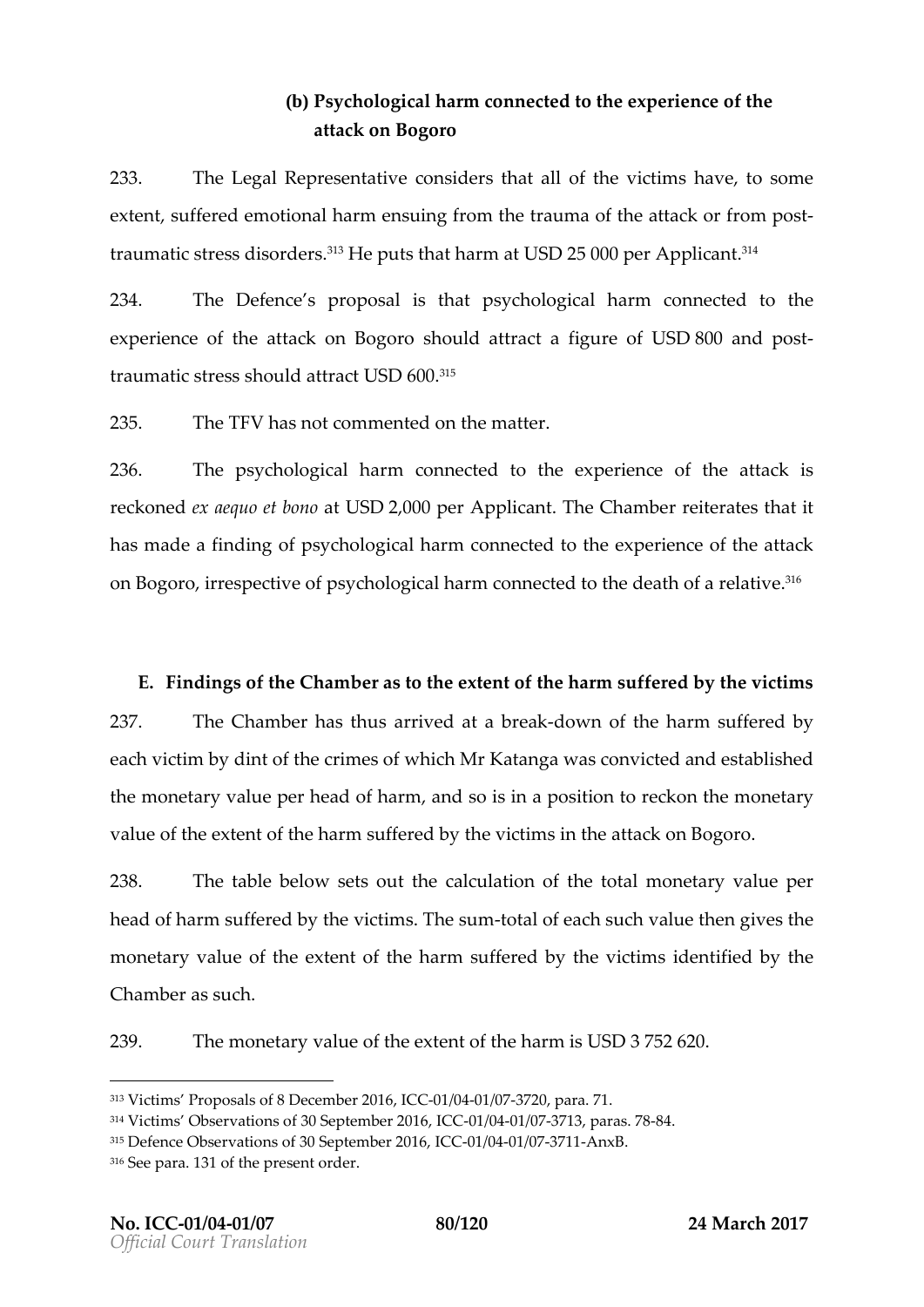#### (b) Psychological harm connected to the experience of the attack on Bogoro

233. The Legal Representative considers that all of the victims have, to some extent, suffered emotional harm ensuing from the trauma of the attack or from post-traumatic stress disorders.[313] He puts that harm at USD 25 000 per Applicant.[314]

234. The Defence's proposal is that psychological harm connected to the experience of the attack on Bogoro should attract a figure of USD 800 and post-traumatic stress should attract USD 600.[315]

235. The TFV has not commented on the matter.

236. The psychological harm connected to the experience of the attack is reckoned *ex aequo et bono* at USD 2,000 per Applicant. The Chamber reiterates that it has made a finding of psychological harm connected to the experience of the attack on Bogoro, irrespective of psychological harm connected to the death of a relative.[316]

## E. Findings of the Chamber as to the extent of the harm suffered by the victims

237. The Chamber has thus arrived at a break-down of the harm suffered by each victim by dint of the crimes of which Mr Katanga was convicted and established the monetary value per head of harm, and so is in a position to reckon the monetary value of the extent of the harm suffered by the victims in the attack on Bogoro.

238. The table below sets out the calculation of the total monetary value per head of harm suffered by the victims. The sum-total of each such value then gives the monetary value of the extent of the harm suffered by the victims identified by the Chamber as such.

239. The monetary value of the extent of the harm is USD 3 752 620.

---

[313] Victims' Proposals of 8 December 2016, ICC-01/04-01/07-3720, para. 71.

[314] Victims' Observations of 30 September 2016, ICC-01/04-01/07-3713, paras. 78-84.

[315] Defence Observations of 30 September 2016, ICC-01/04-01/07-3711-AnxB.

[316] See para. 131 of the present order.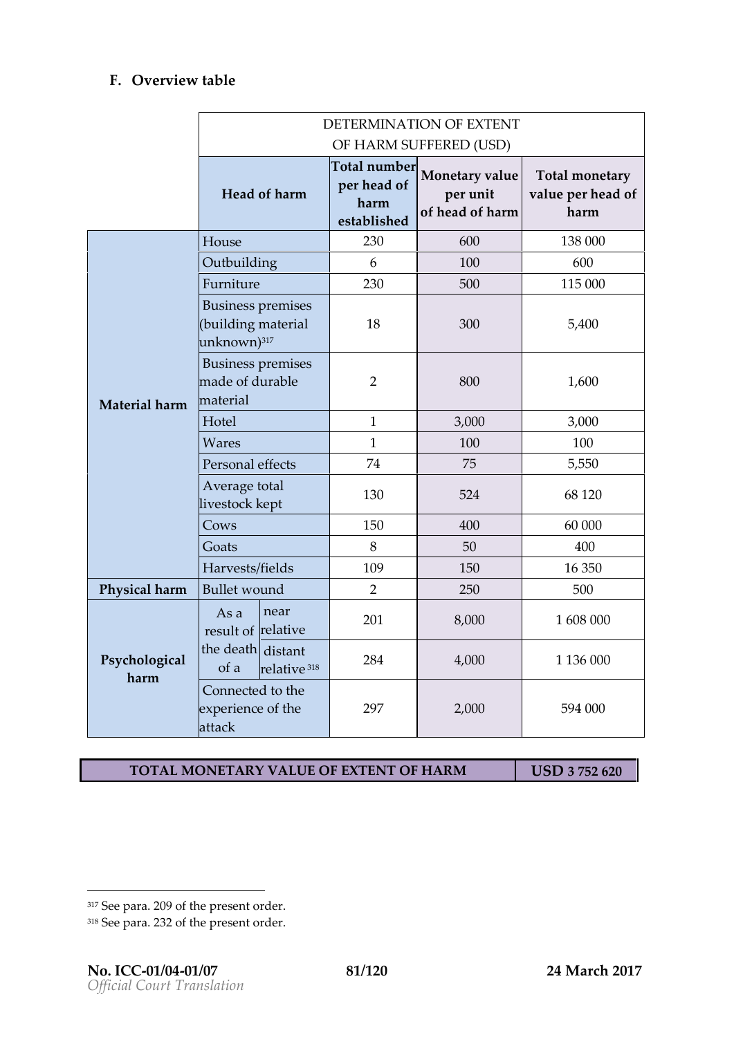## F. Overview table

| | DETERMINATION OF EXTENT OF HARM SUFFERED (USD) | | | | |
|---|---|---|---|---|---|
| | **Head of harm** | | **Total number per head of harm established** | **Monetary value per unit of head of harm** | **Total monetary value per head of harm** |
| **Material harm** | House | | 230 | 600 | 138 000 |
| | Outbuilding | | 6 | 100 | 600 |
| | Furniture | | 230 | 500 | 115 000 |
| | Business premises (building material unknown)[317] | | 18 | 300 | 5,400 |
| | Business premises made of durable material | | 2 | 800 | 1,600 |
| | Hotel | | 1 | 3,000 | 3,000 |
| | Wares | | 1 | 100 | 100 |
| | Personal effects | | 74 | 75 | 5,550 |
| | Average total livestock kept | | 130 | 524 | 68 120 |
| | Cows | | 150 | 400 | 60 000 |
| | Goats | | 8 | 50 | 400 |
| | Harvests/fields | | 109 | 150 | 16 350 |
| **Physical harm** | Bullet wound | | 2 | 250 | 500 |
| **Psychological harm** | As a result of the death of a | near relative | 201 | 8,000 | 1 608 000 |
| | | distant relative[318] | 284 | 4,000 | 1 136 000 |
| | Connected to the experience of the attack | | 297 | 2,000 | 594 000 |

| **TOTAL MONETARY VALUE OF EXTENT OF HARM** | **USD 3 752 620** |
|---|---|

---

[317] See para. 209 of the present order.

[318] See para. 232 of the present order.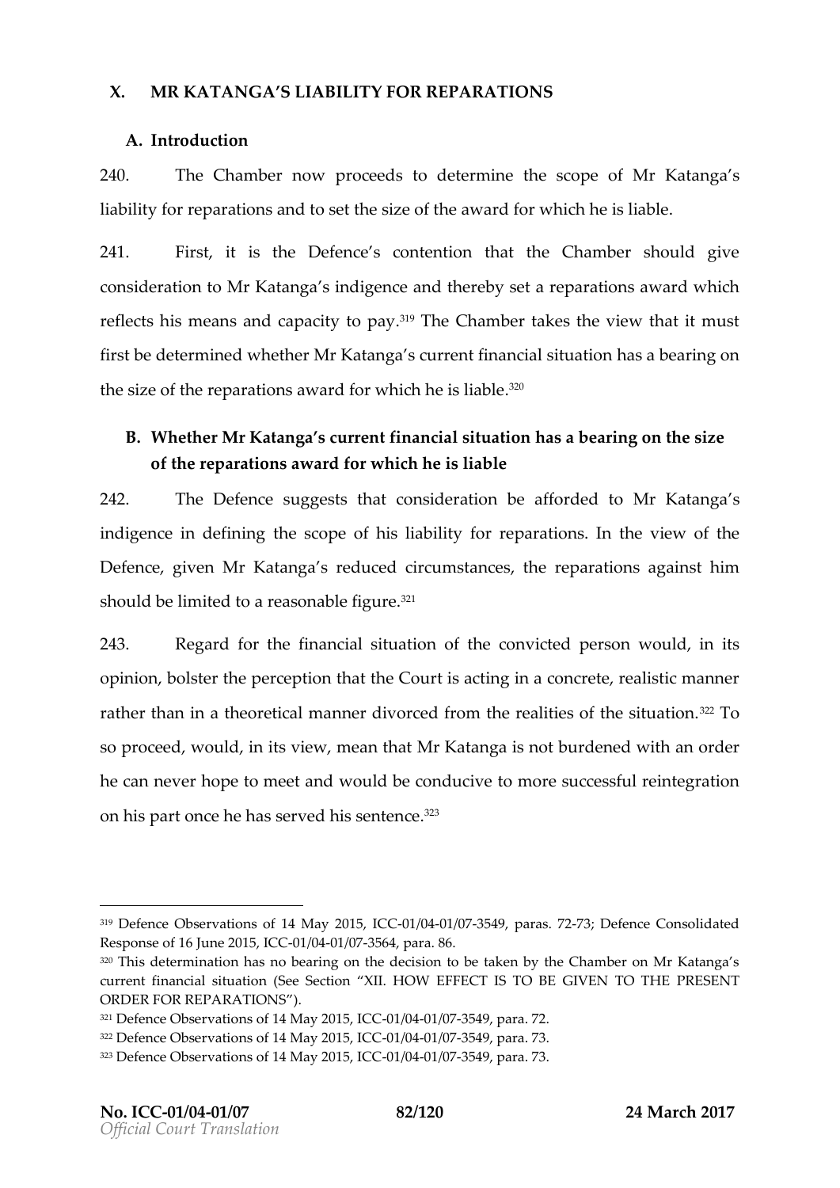## X. MR KATANGA'S LIABILITY FOR REPARATIONS

### A. Introduction

240. The Chamber now proceeds to determine the scope of Mr Katanga's liability for reparations and to set the size of the award for which he is liable.

241. First, it is the Defence's contention that the Chamber should give consideration to Mr Katanga's indigence and thereby set a reparations award which reflects his means and capacity to pay.[319] The Chamber takes the view that it must first be determined whether Mr Katanga's current financial situation has a bearing on the size of the reparations award for which he is liable.[320]

### B. Whether Mr Katanga's current financial situation has a bearing on the size of the reparations award for which he is liable

242. The Defence suggests that consideration be afforded to Mr Katanga's indigence in defining the scope of his liability for reparations. In the view of the Defence, given Mr Katanga's reduced circumstances, the reparations against him should be limited to a reasonable figure.[321]

243. Regard for the financial situation of the convicted person would, in its opinion, bolster the perception that the Court is acting in a concrete, realistic manner rather than in a theoretical manner divorced from the realities of the situation.[322] To so proceed, would, in its view, mean that Mr Katanga is not burdened with an order he can never hope to meet and would be conducive to more successful reintegration on his part once he has served his sentence.[323]

---

[319] Defence Observations of 14 May 2015, ICC-01/04-01/07-3549, paras. 72-73; Defence Consolidated Response of 16 June 2015, ICC-01/04-01/07-3564, para. 86.

[320] This determination has no bearing on the decision to be taken by the Chamber on Mr Katanga's current financial situation (See Section "XII. HOW EFFECT IS TO BE GIVEN TO THE PRESENT ORDER FOR REPARATIONS").

[321] Defence Observations of 14 May 2015, ICC-01/04-01/07-3549, para. 72.

[322] Defence Observations of 14 May 2015, ICC-01/04-01/07-3549, para. 73.

[323] Defence Observations of 14 May 2015, ICC-01/04-01/07-3549, para. 73.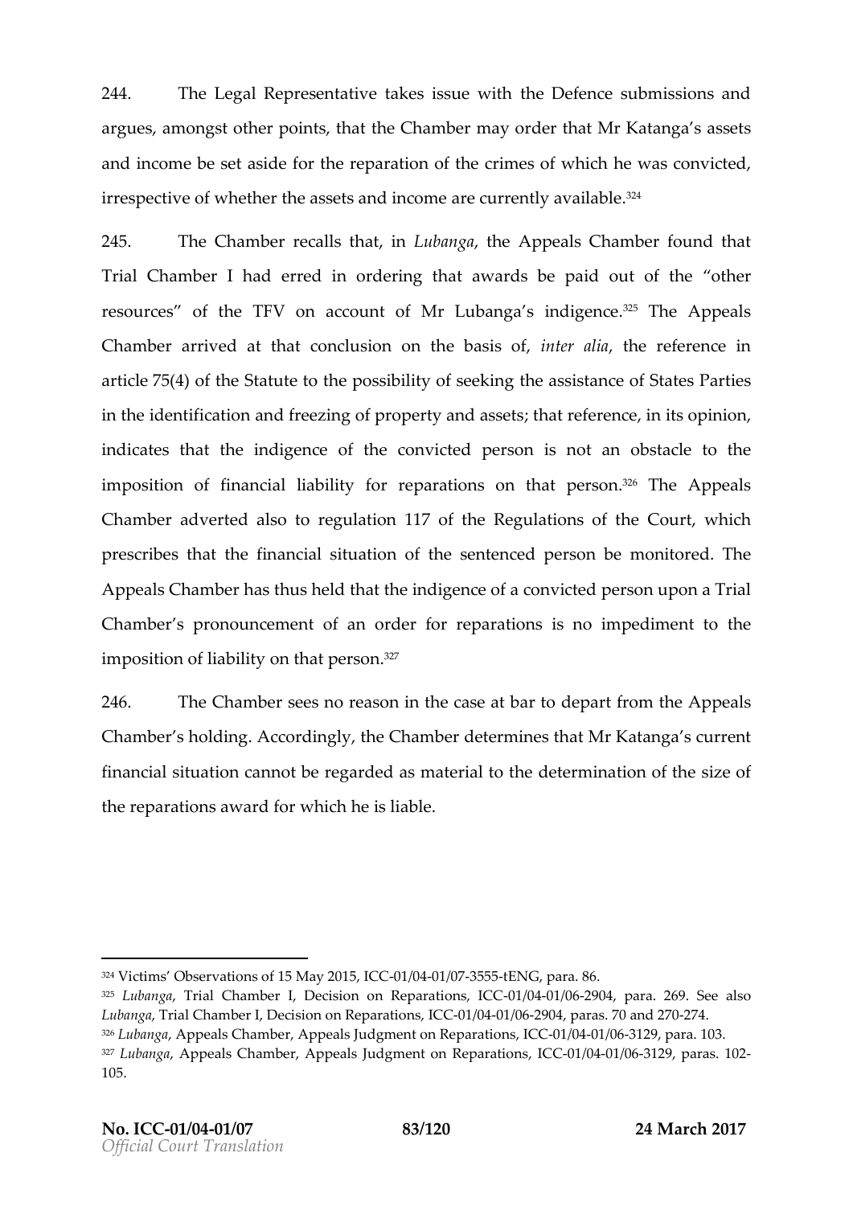244. The Legal Representative takes issue with the Defence submissions and argues, amongst other points, that the Chamber may order that Mr Katanga's assets and income be set aside for the reparation of the crimes of which he was convicted, irrespective of whether the assets and income are currently available.[324]

245. The Chamber recalls that, in *Lubanga*, the Appeals Chamber found that Trial Chamber I had erred in ordering that awards be paid out of the "other resources" of the TFV on account of Mr Lubanga's indigence.[325] The Appeals Chamber arrived at that conclusion on the basis of, *inter alia*, the reference in article 75(4) of the Statute to the possibility of seeking the assistance of States Parties in the identification and freezing of property and assets; that reference, in its opinion, indicates that the indigence of the convicted person is not an obstacle to the imposition of financial liability for reparations on that person.[326] The Appeals Chamber adverted also to regulation 117 of the Regulations of the Court, which prescribes that the financial situation of the sentenced person be monitored. The Appeals Chamber has thus held that the indigence of a convicted person upon a Trial Chamber's pronouncement of an order for reparations is no impediment to the imposition of liability on that person.[327]

246. The Chamber sees no reason in the case at bar to depart from the Appeals Chamber's holding. Accordingly, the Chamber determines that Mr Katanga's current financial situation cannot be regarded as material to the determination of the size of the reparations award for which he is liable.

---

[324] Victims' Observations of 15 May 2015, ICC-01/04-01/07-3555-tENG, para. 86.

[325] *Lubanga*, Trial Chamber I, Decision on Reparations, ICC-01/04-01/06-2904, para. 269. See also *Lubanga*, Trial Chamber I, Decision on Reparations, ICC-01/04-01/06-2904, paras. 70 and 270-274.

[326] *Lubanga*, Appeals Chamber, Appeals Judgment on Reparations, ICC-01/04-01/06-3129, para. 103.

[327] *Lubanga*, Appeals Chamber, Appeals Judgment on Reparations, ICC-01/04-01/06-3129, paras. 102-105.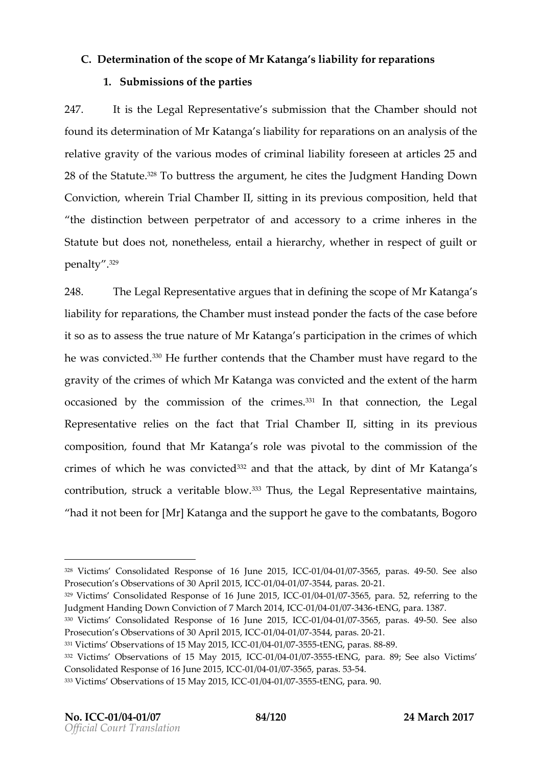### C. Determination of the scope of Mr Katanga's liability for reparations

#### 1. Submissions of the parties

247. It is the Legal Representative's submission that the Chamber should not found its determination of Mr Katanga's liability for reparations on an analysis of the relative gravity of the various modes of criminal liability foreseen at articles 25 and 28 of the Statute.[328] To buttress the argument, he cites the Judgment Handing Down Conviction, wherein Trial Chamber II, sitting in its previous composition, held that "the distinction between perpetrator of and accessory to a crime inheres in the Statute but does not, nonetheless, entail a hierarchy, whether in respect of guilt or penalty".[329]

248. The Legal Representative argues that in defining the scope of Mr Katanga's liability for reparations, the Chamber must instead ponder the facts of the case before it so as to assess the true nature of Mr Katanga's participation in the crimes of which he was convicted.[330] He further contends that the Chamber must have regard to the gravity of the crimes of which Mr Katanga was convicted and the extent of the harm occasioned by the commission of the crimes.[331] In that connection, the Legal Representative relies on the fact that Trial Chamber II, sitting in its previous composition, found that Mr Katanga's role was pivotal to the commission of the crimes of which he was convicted[332] and that the attack, by dint of Mr Katanga's contribution, struck a veritable blow.[333] Thus, the Legal Representative maintains, "had it not been for [Mr] Katanga and the support he gave to the combatants, Bogoro

---

[328] Victims' Consolidated Response of 16 June 2015, ICC-01/04-01/07-3565, paras. 49-50. See also Prosecution's Observations of 30 April 2015, ICC-01/04-01/07-3544, paras. 20-21.

[329] Victims' Consolidated Response of 16 June 2015, ICC-01/04-01/07-3565, para. 52, referring to the Judgment Handing Down Conviction of 7 March 2014, ICC-01/04-01/07-3436-tENG, para. 1387.

[330] Victims' Consolidated Response of 16 June 2015, ICC-01/04-01/07-3565, paras. 49-50. See also Prosecution's Observations of 30 April 2015, ICC-01/04-01/07-3544, paras. 20-21.

[331] Victims' Observations of 15 May 2015, ICC-01/04-01/07-3555-tENG, paras. 88-89.

[332] Victims' Observations of 15 May 2015, ICC-01/04-01/07-3555-tENG, para. 89; See also Victims' Consolidated Response of 16 June 2015, ICC-01/04-01/07-3565, paras. 53-54.

[333] Victims' Observations of 15 May 2015, ICC-01/04-01/07-3555-tENG, para. 90.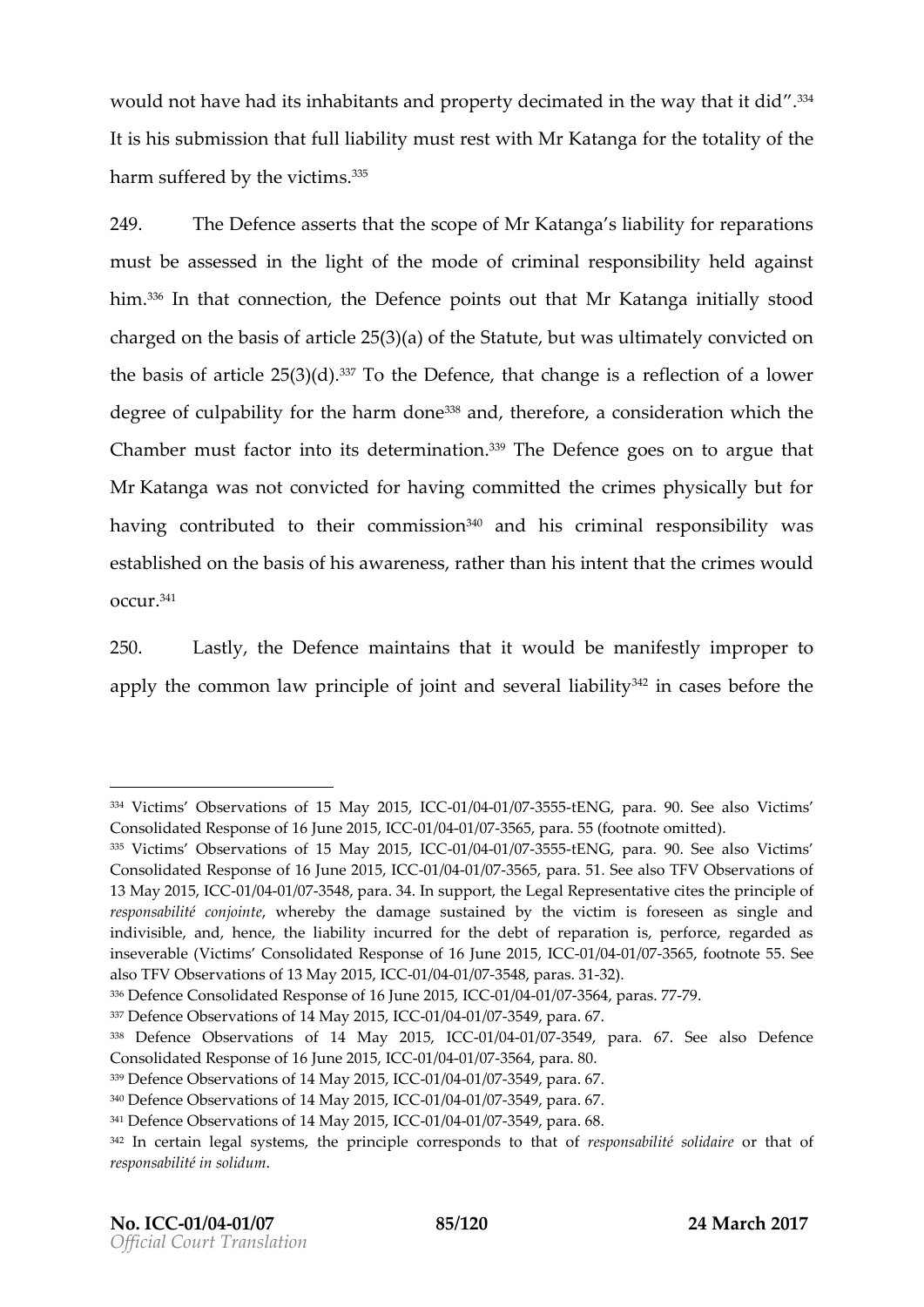would not have had its inhabitants and property decimated in the way that it did".[334] It is his submission that full liability must rest with Mr Katanga for the totality of the harm suffered by the victims.[335]

249. The Defence asserts that the scope of Mr Katanga's liability for reparations must be assessed in the light of the mode of criminal responsibility held against him.[336] In that connection, the Defence points out that Mr Katanga initially stood charged on the basis of article 25(3)(a) of the Statute, but was ultimately convicted on the basis of article 25(3)(d).[337] To the Defence, that change is a reflection of a lower degree of culpability for the harm done[338] and, therefore, a consideration which the Chamber must factor into its determination.[339] The Defence goes on to argue that Mr Katanga was not convicted for having committed the crimes physically but for having contributed to their commission[340] and his criminal responsibility was established on the basis of his awareness, rather than his intent that the crimes would occur.[341]

250. Lastly, the Defence maintains that it would be manifestly improper to apply the common law principle of joint and several liability[342] in cases before the

---

[334] Victims' Observations of 15 May 2015, ICC-01/04-01/07-3555-tENG, para. 90. See also Victims' Consolidated Response of 16 June 2015, ICC-01/04-01/07-3565, para. 55 (footnote omitted).

[335] Victims' Observations of 15 May 2015, ICC-01/04-01/07-3555-tENG, para. 90. See also Victims' Consolidated Response of 16 June 2015, ICC-01/04-01/07-3565, para. 51. See also TFV Observations of 13 May 2015, ICC-01/04-01/07-3548, para. 34. In support, the Legal Representative cites the principle of *responsabilité conjointe*, whereby the damage sustained by the victim is foreseen as single and indivisible, and, hence, the liability incurred for the debt of reparation is, perforce, regarded as inseverable (Victims' Consolidated Response of 16 June 2015, ICC-01/04-01/07-3565, footnote 55. See also TFV Observations of 13 May 2015, ICC-01/04-01/07-3548, paras. 31-32).

[336] Defence Consolidated Response of 16 June 2015, ICC-01/04-01/07-3564, paras. 77-79.

[337] Defence Observations of 14 May 2015, ICC-01/04-01/07-3549, para. 67.

[338] Defence Observations of 14 May 2015, ICC-01/04-01/07-3549, para. 67. See also Defence Consolidated Response of 16 June 2015, ICC-01/04-01/07-3564, para. 80.

[339] Defence Observations of 14 May 2015, ICC-01/04-01/07-3549, para. 67.

[340] Defence Observations of 14 May 2015, ICC-01/04-01/07-3549, para. 67.

[341] Defence Observations of 14 May 2015, ICC-01/04-01/07-3549, para. 68.

[342] In certain legal systems, the principle corresponds to that of *responsabilité solidaire* or that of *responsabilité in solidum*.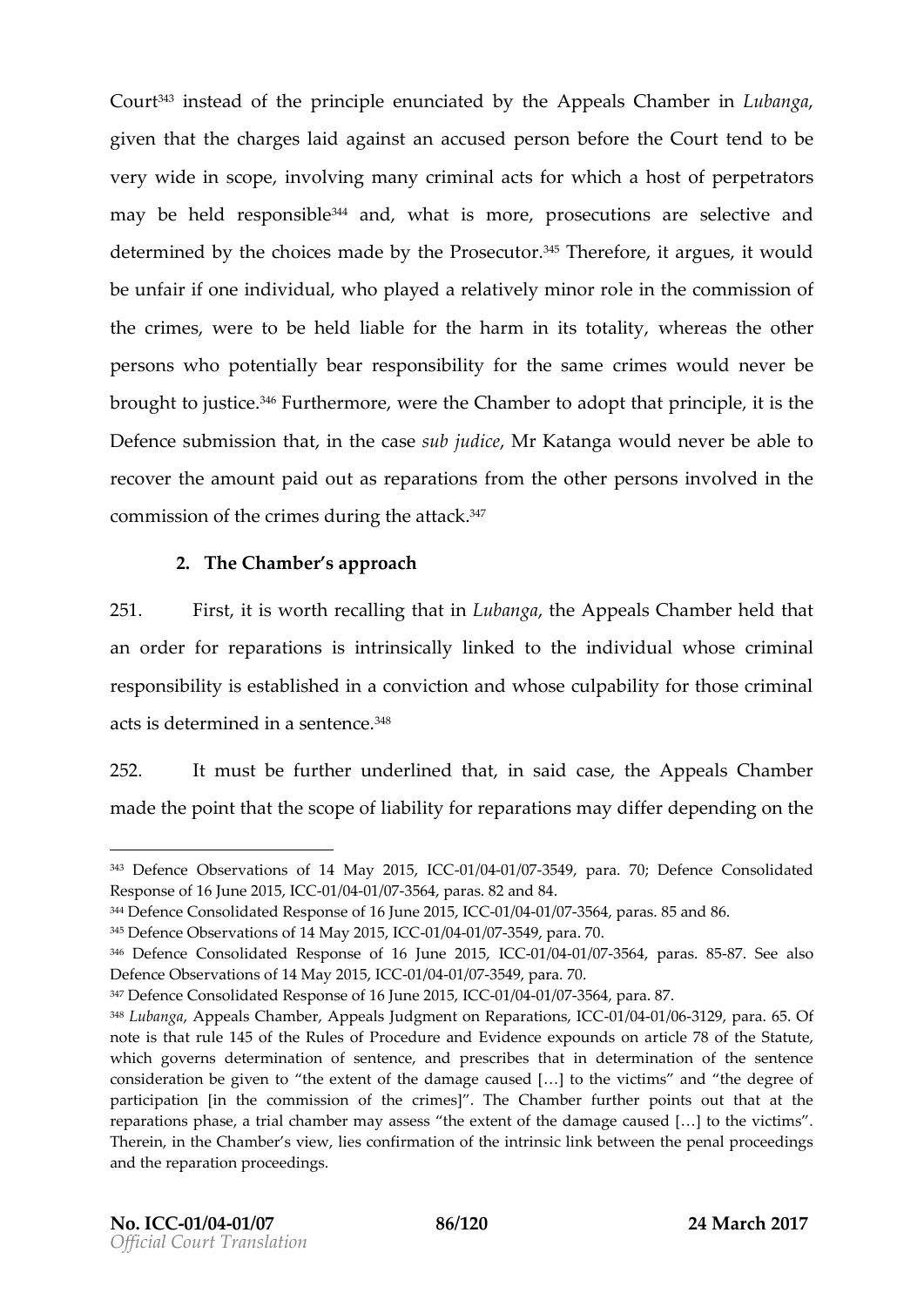Court[343] instead of the principle enunciated by the Appeals Chamber in *Lubanga*, given that the charges laid against an accused person before the Court tend to be very wide in scope, involving many criminal acts for which a host of perpetrators may be held responsible[344] and, what is more, prosecutions are selective and determined by the choices made by the Prosecutor.[345] Therefore, it argues, it would be unfair if one individual, who played a relatively minor role in the commission of the crimes, were to be held liable for the harm in its totality, whereas the other persons who potentially bear responsibility for the same crimes would never be brought to justice.[346] Furthermore, were the Chamber to adopt that principle, it is the Defence submission that, in the case *sub judice*, Mr Katanga would never be able to recover the amount paid out as reparations from the other persons involved in the commission of the crimes during the attack.[347]

**2. The Chamber's approach**

251. First, it is worth recalling that in *Lubanga*, the Appeals Chamber held that an order for reparations is intrinsically linked to the individual whose criminal responsibility is established in a conviction and whose culpability for those criminal acts is determined in a sentence.[348]

252. It must be further underlined that, in said case, the Appeals Chamber made the point that the scope of liability for reparations may differ depending on the

---

[343] Defence Observations of 14 May 2015, ICC-01/04-01/07-3549, para. 70; Defence Consolidated Response of 16 June 2015, ICC-01/04-01/07-3564, paras. 82 and 84.

[344] Defence Consolidated Response of 16 June 2015, ICC-01/04-01/07-3564, paras. 85 and 86.

[345] Defence Observations of 14 May 2015, ICC-01/04-01/07-3549, para. 70.

[346] Defence Consolidated Response of 16 June 2015, ICC-01/04-01/07-3564, paras. 85-87. See also Defence Observations of 14 May 2015, ICC-01/04-01/07-3549, para. 70.

[347] Defence Consolidated Response of 16 June 2015, ICC-01/04-01/07-3564, para. 87.

[348] *Lubanga*, Appeals Chamber, Appeals Judgment on Reparations, ICC-01/04-01/06-3129, para. 65. Of note is that rule 145 of the Rules of Procedure and Evidence expounds on article 78 of the Statute, which governs determination of sentence, and prescribes that in determination of the sentence consideration be given to "the extent of the damage caused […] to the victims" and "the degree of participation [in the commission of the crimes]". The Chamber further points out that at the reparations phase, a trial chamber may assess "the extent of the damage caused […] to the victims". Therein, in the Chamber's view, lies confirmation of the intrinsic link between the penal proceedings and the reparation proceedings.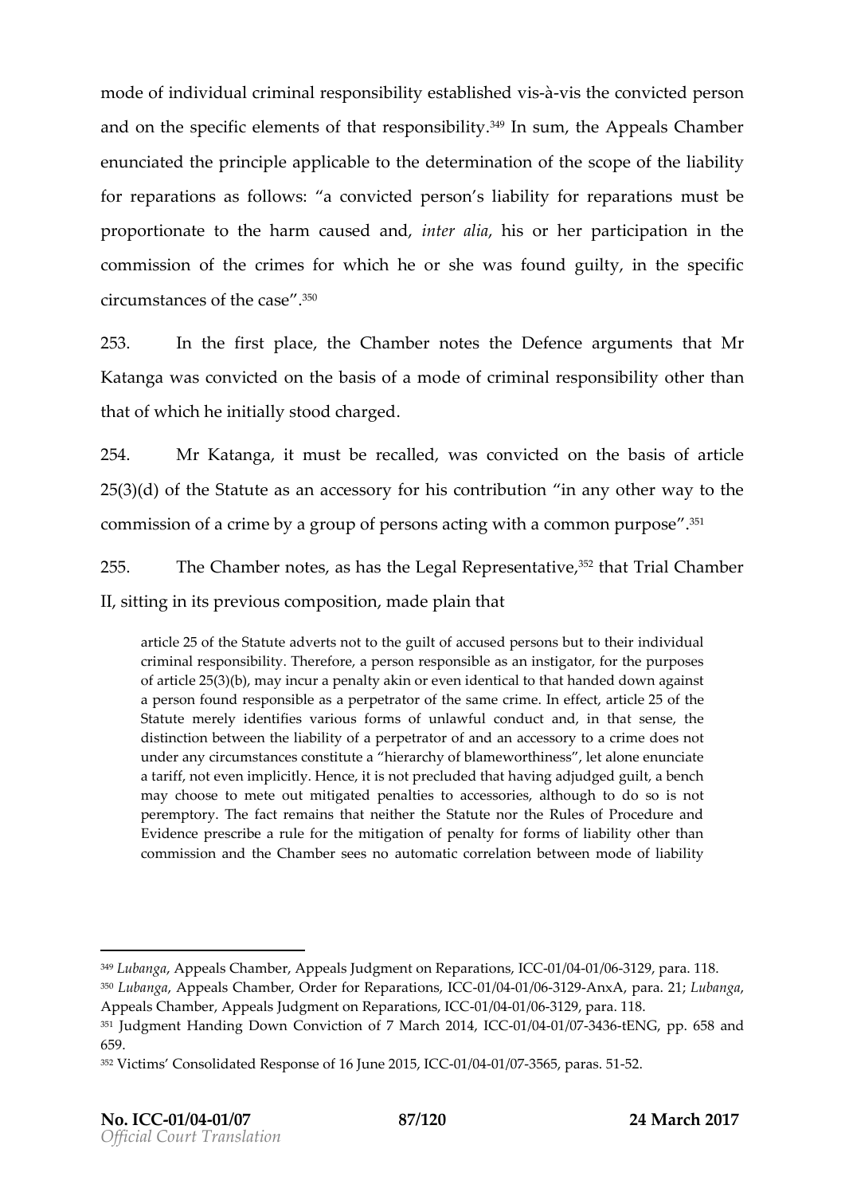mode of individual criminal responsibility established vis-à-vis the convicted person and on the specific elements of that responsibility.[349] In sum, the Appeals Chamber enunciated the principle applicable to the determination of the scope of the liability for reparations as follows: "a convicted person's liability for reparations must be proportionate to the harm caused and, *inter alia*, his or her participation in the commission of the crimes for which he or she was found guilty, in the specific circumstances of the case".[350]

253. In the first place, the Chamber notes the Defence arguments that Mr Katanga was convicted on the basis of a mode of criminal responsibility other than that of which he initially stood charged.

254. Mr Katanga, it must be recalled, was convicted on the basis of article 25(3)(d) of the Statute as an accessory for his contribution "in any other way to the commission of a crime by a group of persons acting with a common purpose".[351]

255. The Chamber notes, as has the Legal Representative,[352] that Trial Chamber II, sitting in its previous composition, made plain that

> article 25 of the Statute adverts not to the guilt of accused persons but to their individual criminal responsibility. Therefore, a person responsible as an instigator, for the purposes of article 25(3)(b), may incur a penalty akin or even identical to that handed down against a person found responsible as a perpetrator of the same crime. In effect, article 25 of the Statute merely identifies various forms of unlawful conduct and, in that sense, the distinction between the liability of a perpetrator of and an accessory to a crime does not under any circumstances constitute a "hierarchy of blameworthiness", let alone enunciate a tariff, not even implicitly. Hence, it is not precluded that having adjudged guilt, a bench may choose to mete out mitigated penalties to accessories, although to do so is not peremptory. The fact remains that neither the Statute nor the Rules of Procedure and Evidence prescribe a rule for the mitigation of penalty for forms of liability other than commission and the Chamber sees no automatic correlation between mode of liability

---

[349] *Lubanga*, Appeals Chamber, Appeals Judgment on Reparations, ICC-01/04-01/06-3129, para. 118.

[350] *Lubanga*, Appeals Chamber, Order for Reparations, ICC-01/04-01/06-3129-AnxA, para. 21; *Lubanga*, Appeals Chamber, Appeals Judgment on Reparations, ICC-01/04-01/06-3129, para. 118.

[351] Judgment Handing Down Conviction of 7 March 2014, ICC-01/04-01/07-3436-tENG, pp. 658 and 659.

[352] Victims' Consolidated Response of 16 June 2015, ICC-01/04-01/07-3565, paras. 51-52.

**No. ICC-01/04-01/07** **24 March 2017**
*Official Court Translation*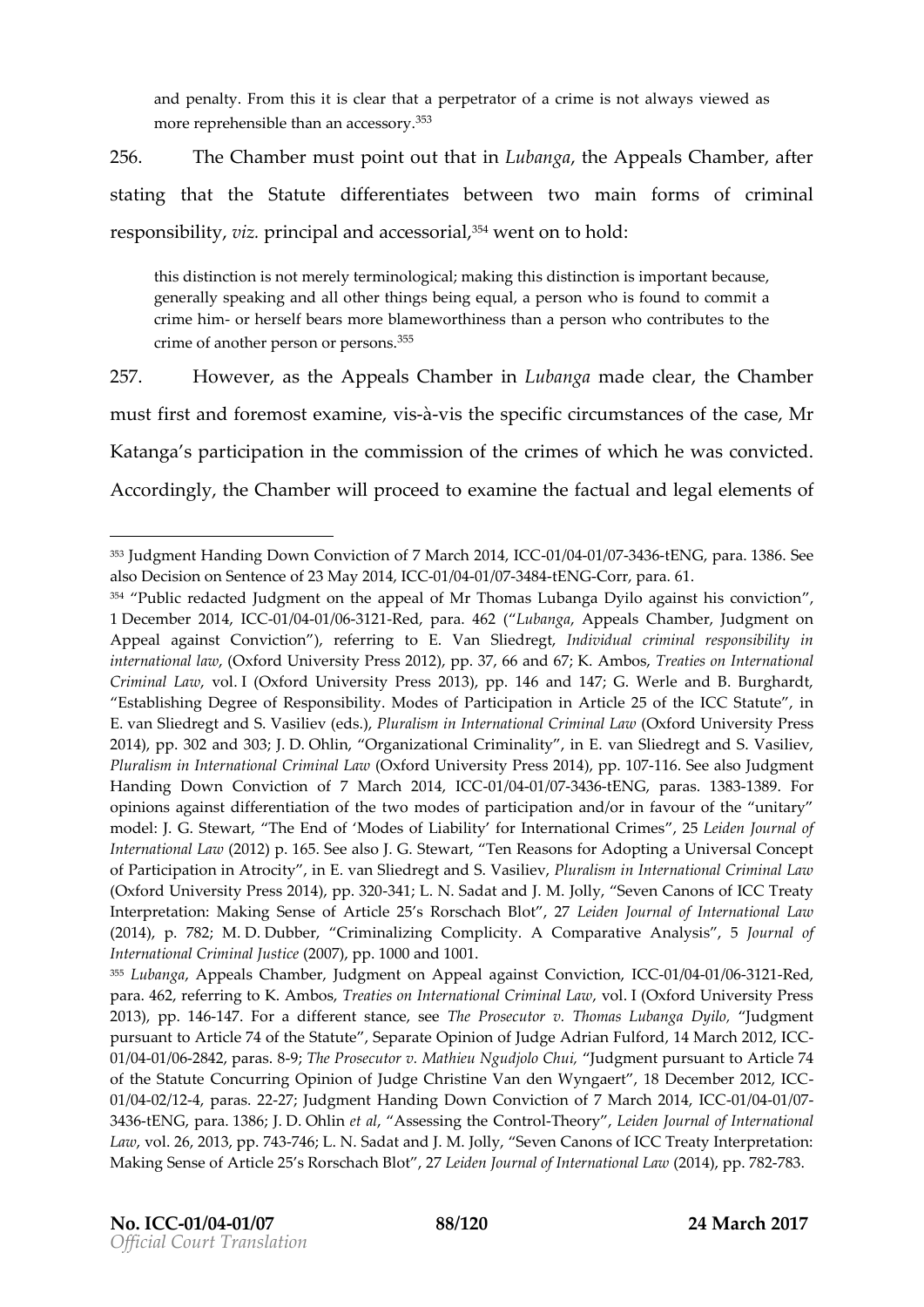and penalty. From this it is clear that a perpetrator of a crime is not always viewed as more reprehensible than an accessory.[353]

256. The Chamber must point out that in *Lubanga*, the Appeals Chamber, after stating that the Statute differentiates between two main forms of criminal responsibility, *viz.* principal and accessorial,[354] went on to hold:

> this distinction is not merely terminological; making this distinction is important because, generally speaking and all other things being equal, a person who is found to commit a crime him- or herself bears more blameworthiness than a person who contributes to the crime of another person or persons.[355]

257. However, as the Appeals Chamber in *Lubanga* made clear, the Chamber must first and foremost examine, vis-à-vis the specific circumstances of the case, Mr Katanga's participation in the commission of the crimes of which he was convicted. Accordingly, the Chamber will proceed to examine the factual and legal elements of

---

[353] Judgment Handing Down Conviction of 7 March 2014, ICC-01/04-01/07-3436-tENG, para. 1386. See also Decision on Sentence of 23 May 2014, ICC-01/04-01/07-3484-tENG-Corr, para. 61.

[354] "Public redacted Judgment on the appeal of Mr Thomas Lubanga Dyilo against his conviction", 1 December 2014, ICC-01/04-01/06-3121-Red, para. 462 ("*Lubanga*, Appeals Chamber, Judgment on Appeal against Conviction"), referring to E. Van Sliedregt, *Individual criminal responsibility in international law*, (Oxford University Press 2012), pp. 37, 66 and 67; K. Ambos, *Treaties on International Criminal Law*, vol. I (Oxford University Press 2013), pp. 146 and 147; G. Werle and B. Burghardt, "Establishing Degree of Responsibility. Modes of Participation in Article 25 of the ICC Statute", in E. van Sliedregt and S. Vasiliev (eds.), *Pluralism in International Criminal Law* (Oxford University Press 2014), pp. 302 and 303; J. D. Ohlin, "Organizational Criminality", in E. van Sliedregt and S. Vasiliev, *Pluralism in International Criminal Law* (Oxford University Press 2014), pp. 107-116. See also Judgment Handing Down Conviction of 7 March 2014, ICC-01/04-01/07-3436-tENG, paras. 1383-1389. For opinions against differentiation of the two modes of participation and/or in favour of the "unitary" model: J. G. Stewart, "The End of 'Modes of Liability' for International Crimes", 25 *Leiden Journal of International Law* (2012) p. 165. See also J. G. Stewart, "Ten Reasons for Adopting a Universal Concept of Participation in Atrocity", in E. van Sliedregt and S. Vasiliev, *Pluralism in International Criminal Law* (Oxford University Press 2014), pp. 320-341; L. N. Sadat and J. M. Jolly, "Seven Canons of ICC Treaty Interpretation: Making Sense of Article 25's Rorschach Blot", 27 *Leiden Journal of International Law* (2014), p. 782; M. D. Dubber, "Criminalizing Complicity. A Comparative Analysis", 5 *Journal of International Criminal Justice* (2007), pp. 1000 and 1001.

[355] *Lubanga*, Appeals Chamber, Judgment on Appeal against Conviction, ICC-01/04-01/06-3121-Red, para. 462, referring to K. Ambos, *Treaties on International Criminal Law*, vol. I (Oxford University Press 2013), pp. 146-147. For a different stance, see *The Prosecutor v. Thomas Lubanga Dyilo*, "Judgment pursuant to Article 74 of the Statute", Separate Opinion of Judge Adrian Fulford, 14 March 2012, ICC-01/04-01/06-2842, paras. 8-9; *The Prosecutor v. Mathieu Ngudjolo Chui*, "Judgment pursuant to Article 74 of the Statute Concurring Opinion of Judge Christine Van den Wyngaert", 18 December 2012, ICC-01/04-02/12-4, paras. 22-27; Judgment Handing Down Conviction of 7 March 2014, ICC-01/04-01/07-3436-tENG, para. 1386; J. D. Ohlin *et al*, "Assessing the Control-Theory", *Leiden Journal of International Law*, vol. 26, 2013, pp. 743-746; L. N. Sadat and J. M. Jolly, "Seven Canons of ICC Treaty Interpretation: Making Sense of Article 25's Rorschach Blot", 27 *Leiden Journal of International Law* (2014), pp. 782-783.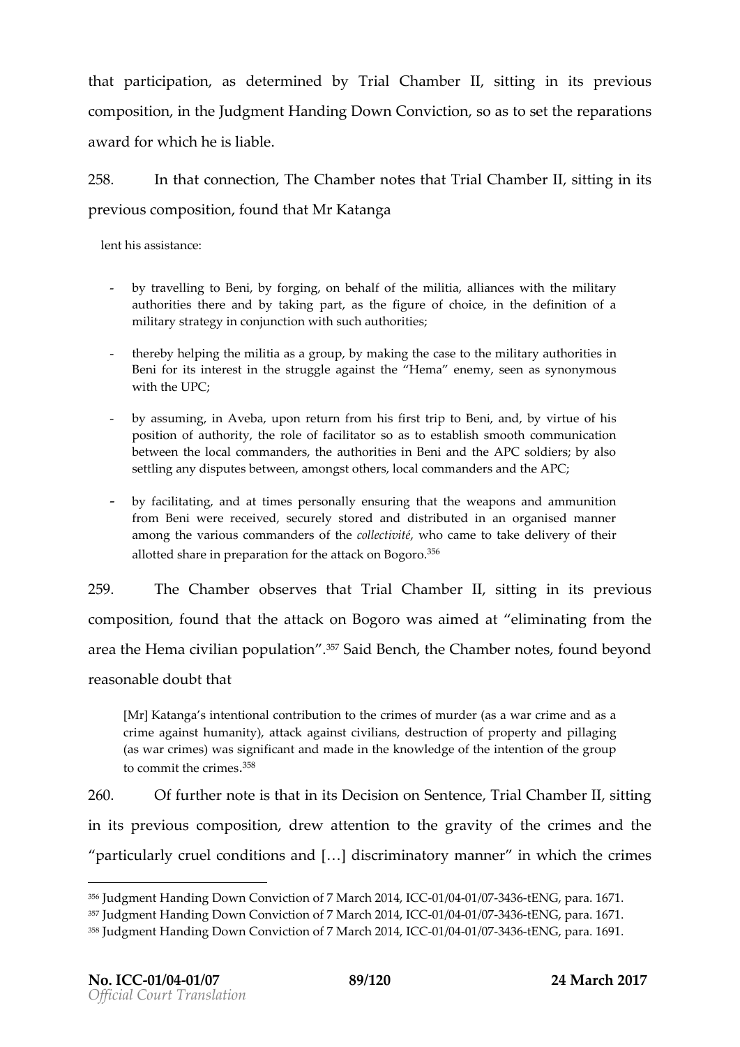that participation, as determined by Trial Chamber II, sitting in its previous composition, in the Judgment Handing Down Conviction, so as to set the reparations award for which he is liable.

258. In that connection, The Chamber notes that Trial Chamber II, sitting in its previous composition, found that Mr Katanga

> lent his assistance:
>
> - by travelling to Beni, by forging, on behalf of the militia, alliances with the military authorities there and by taking part, as the figure of choice, in the definition of a military strategy in conjunction with such authorities;
> - thereby helping the militia as a group, by making the case to the military authorities in Beni for its interest in the struggle against the "Hema" enemy, seen as synonymous with the UPC;
> - by assuming, in Aveba, upon return from his first trip to Beni, and, by virtue of his position of authority, the role of facilitator so as to establish smooth communication between the local commanders, the authorities in Beni and the APC soldiers; by also settling any disputes between, amongst others, local commanders and the APC;
> - by facilitating, and at times personally ensuring that the weapons and ammunition from Beni were received, securely stored and distributed in an organised manner among the various commanders of the *collectivité*, who came to take delivery of their allotted share in preparation for the attack on Bogoro.[356]

259. The Chamber observes that Trial Chamber II, sitting in its previous composition, found that the attack on Bogoro was aimed at "eliminating from the area the Hema civilian population".[357] Said Bench, the Chamber notes, found beyond reasonable doubt that

> [Mr] Katanga's intentional contribution to the crimes of murder (as a war crime and as a crime against humanity), attack against civilians, destruction of property and pillaging (as war crimes) was significant and made in the knowledge of the intention of the group to commit the crimes.[358]

260. Of further note is that in its Decision on Sentence, Trial Chamber II, sitting in its previous composition, drew attention to the gravity of the crimes and the "particularly cruel conditions and […] discriminatory manner" in which the crimes

---

[356] Judgment Handing Down Conviction of 7 March 2014, ICC-01/04-01/07-3436-tENG, para. 1671.
[357] Judgment Handing Down Conviction of 7 March 2014, ICC-01/04-01/07-3436-tENG, para. 1671.
[358] Judgment Handing Down Conviction of 7 March 2014, ICC-01/04-01/07-3436-tENG, para. 1691.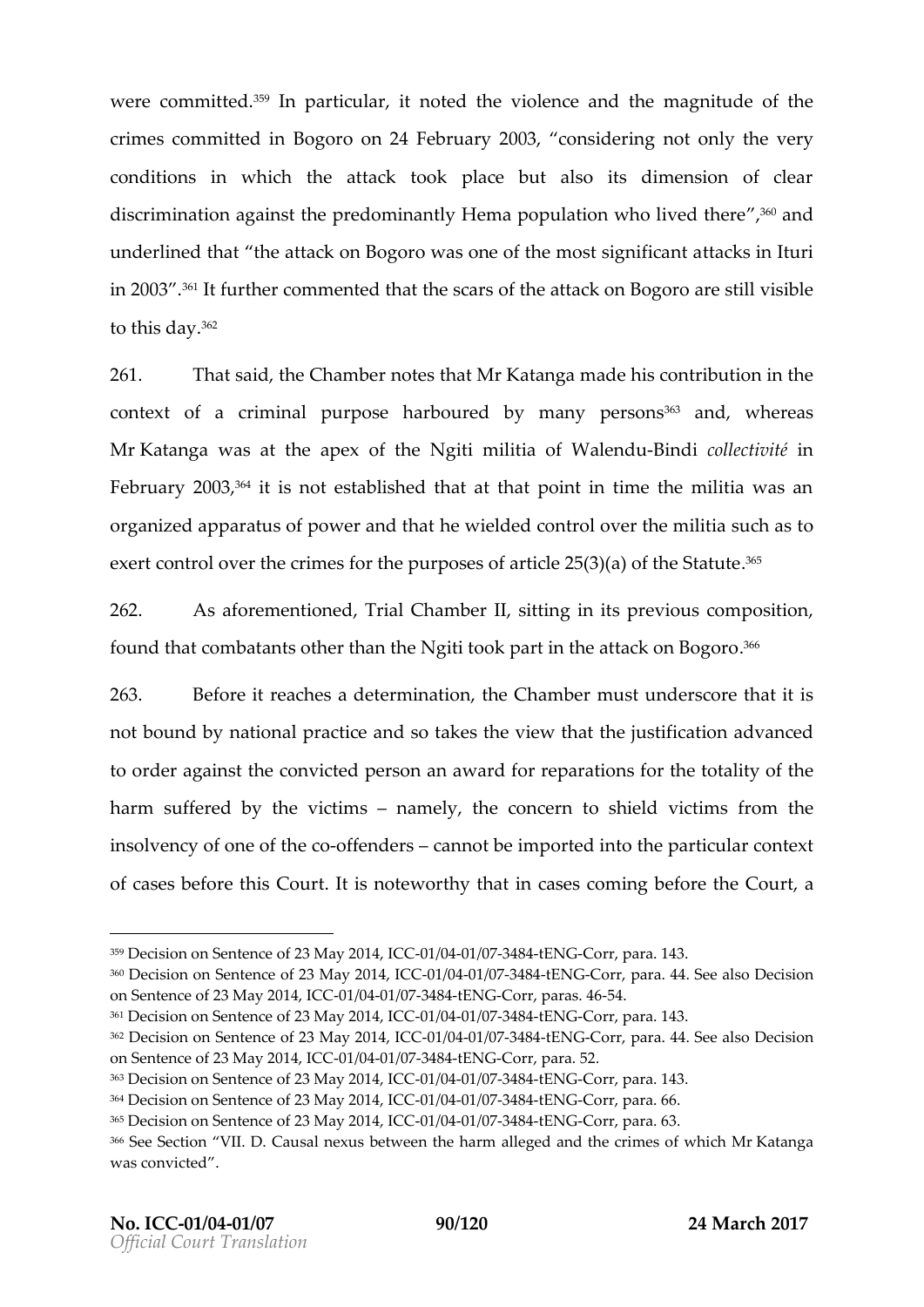were committed.[359] In particular, it noted the violence and the magnitude of the crimes committed in Bogoro on 24 February 2003, "considering not only the very conditions in which the attack took place but also its dimension of clear discrimination against the predominantly Hema population who lived there",[360] and underlined that "the attack on Bogoro was one of the most significant attacks in Ituri in 2003".[361] It further commented that the scars of the attack on Bogoro are still visible to this day.[362]

261. That said, the Chamber notes that Mr Katanga made his contribution in the context of a criminal purpose harboured by many persons[363] and, whereas Mr Katanga was at the apex of the Ngiti militia of Walendu-Bindi *collectivité* in February 2003,[364] it is not established that at that point in time the militia was an organized apparatus of power and that he wielded control over the militia such as to exert control over the crimes for the purposes of article 25(3)(a) of the Statute.[365]

262. As aforementioned, Trial Chamber II, sitting in its previous composition, found that combatants other than the Ngiti took part in the attack on Bogoro.[366]

263. Before it reaches a determination, the Chamber must underscore that it is not bound by national practice and so takes the view that the justification advanced to order against the convicted person an award for reparations for the totality of the harm suffered by the victims – namely, the concern to shield victims from the insolvency of one of the co-offenders – cannot be imported into the particular context of cases before this Court. It is noteworthy that in cases coming before the Court, a

---

[359] Decision on Sentence of 23 May 2014, ICC-01/04-01/07-3484-tENG-Corr, para. 143.

[360] Decision on Sentence of 23 May 2014, ICC-01/04-01/07-3484-tENG-Corr, para. 44. See also Decision on Sentence of 23 May 2014, ICC-01/04-01/07-3484-tENG-Corr, paras. 46-54.

[361] Decision on Sentence of 23 May 2014, ICC-01/04-01/07-3484-tENG-Corr, para. 143.

[362] Decision on Sentence of 23 May 2014, ICC-01/04-01/07-3484-tENG-Corr, para. 44. See also Decision on Sentence of 23 May 2014, ICC-01/04-01/07-3484-tENG-Corr, para. 52.

[363] Decision on Sentence of 23 May 2014, ICC-01/04-01/07-3484-tENG-Corr, para. 143.

[364] Decision on Sentence of 23 May 2014, ICC-01/04-01/07-3484-tENG-Corr, para. 66.

[365] Decision on Sentence of 23 May 2014, ICC-01/04-01/07-3484-tENG-Corr, para. 63.

[366] See Section "VII. D. Causal nexus between the harm alleged and the crimes of which Mr Katanga was convicted".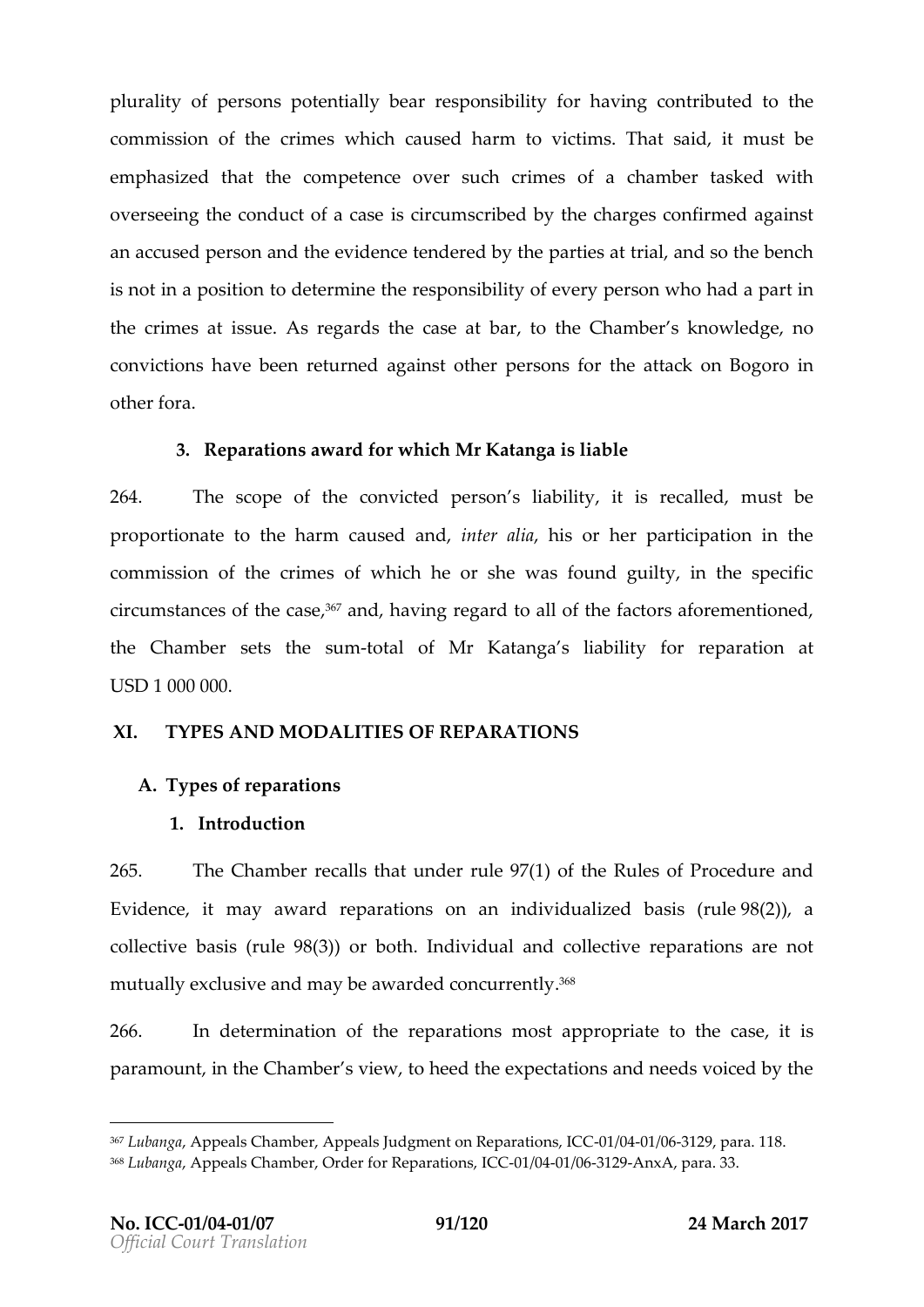plurality of persons potentially bear responsibility for having contributed to the commission of the crimes which caused harm to victims. That said, it must be emphasized that the competence over such crimes of a chamber tasked with overseeing the conduct of a case is circumscribed by the charges confirmed against an accused person and the evidence tendered by the parties at trial, and so the bench is not in a position to determine the responsibility of every person who had a part in the crimes at issue. As regards the case at bar, to the Chamber's knowledge, no convictions have been returned against other persons for the attack on Bogoro in other fora.

### 3. Reparations award for which Mr Katanga is liable

264. The scope of the convicted person's liability, it is recalled, must be proportionate to the harm caused and, *inter alia*, his or her participation in the commission of the crimes of which he or she was found guilty, in the specific circumstances of the case,[367] and, having regard to all of the factors aforementioned, the Chamber sets the sum-total of Mr Katanga's liability for reparation at USD 1 000 000.

## XI. TYPES AND MODALITIES OF REPARATIONS

### A. Types of reparations

#### 1. Introduction

265. The Chamber recalls that under rule 97(1) of the Rules of Procedure and Evidence, it may award reparations on an individualized basis (rule 98(2)), a collective basis (rule 98(3)) or both. Individual and collective reparations are not mutually exclusive and may be awarded concurrently.[368]

266. In determination of the reparations most appropriate to the case, it is paramount, in the Chamber's view, to heed the expectations and needs voiced by the

---

[367] *Lubanga*, Appeals Chamber, Appeals Judgment on Reparations, ICC-01/04-01/06-3129, para. 118.
[368] *Lubanga*, Appeals Chamber, Order for Reparations, ICC-01/04-01/06-3129-AnxA, para. 33.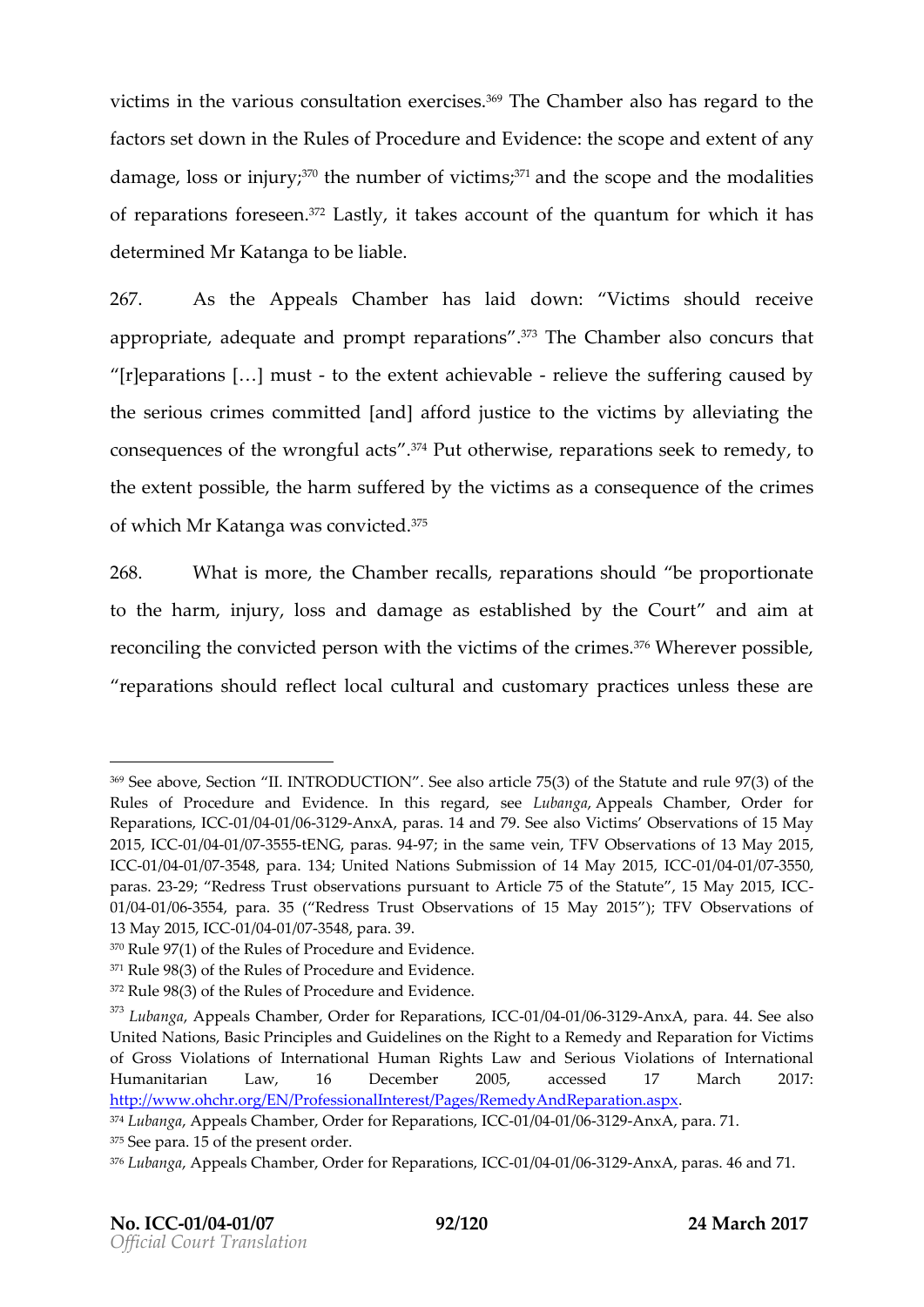victims in the various consultation exercises.[369] The Chamber also has regard to the factors set down in the Rules of Procedure and Evidence: the scope and extent of any damage, loss or injury;[370] the number of victims;[371] and the scope and the modalities of reparations foreseen.[372] Lastly, it takes account of the quantum for which it has determined Mr Katanga to be liable.

267. As the Appeals Chamber has laid down: "Victims should receive appropriate, adequate and prompt reparations".[373] The Chamber also concurs that "[r]eparations […] must - to the extent achievable - relieve the suffering caused by the serious crimes committed [and] afford justice to the victims by alleviating the consequences of the wrongful acts".[374] Put otherwise, reparations seek to remedy, to the extent possible, the harm suffered by the victims as a consequence of the crimes of which Mr Katanga was convicted.[375]

268. What is more, the Chamber recalls, reparations should "be proportionate to the harm, injury, loss and damage as established by the Court" and aim at reconciling the convicted person with the victims of the crimes.[376] Wherever possible, "reparations should reflect local cultural and customary practices unless these are

---

[369] See above, Section "II. INTRODUCTION". See also article 75(3) of the Statute and rule 97(3) of the Rules of Procedure and Evidence. In this regard, see *Lubanga*, Appeals Chamber, Order for Reparations, ICC-01/04-01/06-3129-AnxA, paras. 14 and 79. See also Victims' Observations of 15 May 2015, ICC-01/04-01/07-3555-tENG, paras. 94-97; in the same vein, TFV Observations of 13 May 2015, ICC-01/04-01/07-3548, para. 134; United Nations Submission of 14 May 2015, ICC-01/04-01/07-3550, paras. 23-29; "Redress Trust observations pursuant to Article 75 of the Statute", 15 May 2015, ICC-01/04-01/06-3554, para. 35 ("Redress Trust Observations of 15 May 2015"); TFV Observations of 13 May 2015, ICC-01/04-01/07-3548, para. 39.

[370] Rule 97(1) of the Rules of Procedure and Evidence.

[371] Rule 98(3) of the Rules of Procedure and Evidence.

[372] Rule 98(3) of the Rules of Procedure and Evidence.

[373] *Lubanga*, Appeals Chamber, Order for Reparations, ICC-01/04-01/06-3129-AnxA, para. 44. See also United Nations, Basic Principles and Guidelines on the Right to a Remedy and Reparation for Victims of Gross Violations of International Human Rights Law and Serious Violations of International Humanitarian Law, 16 December 2005, accessed 17 March 2017: http://www.ohchr.org/EN/ProfessionalInterest/Pages/RemedyAndReparation.aspx.

[374] *Lubanga*, Appeals Chamber, Order for Reparations, ICC-01/04-01/06-3129-AnxA, para. 71.

[375] See para. 15 of the present order.

[376] *Lubanga*, Appeals Chamber, Order for Reparations, ICC-01/04-01/06-3129-AnxA, paras. 46 and 71.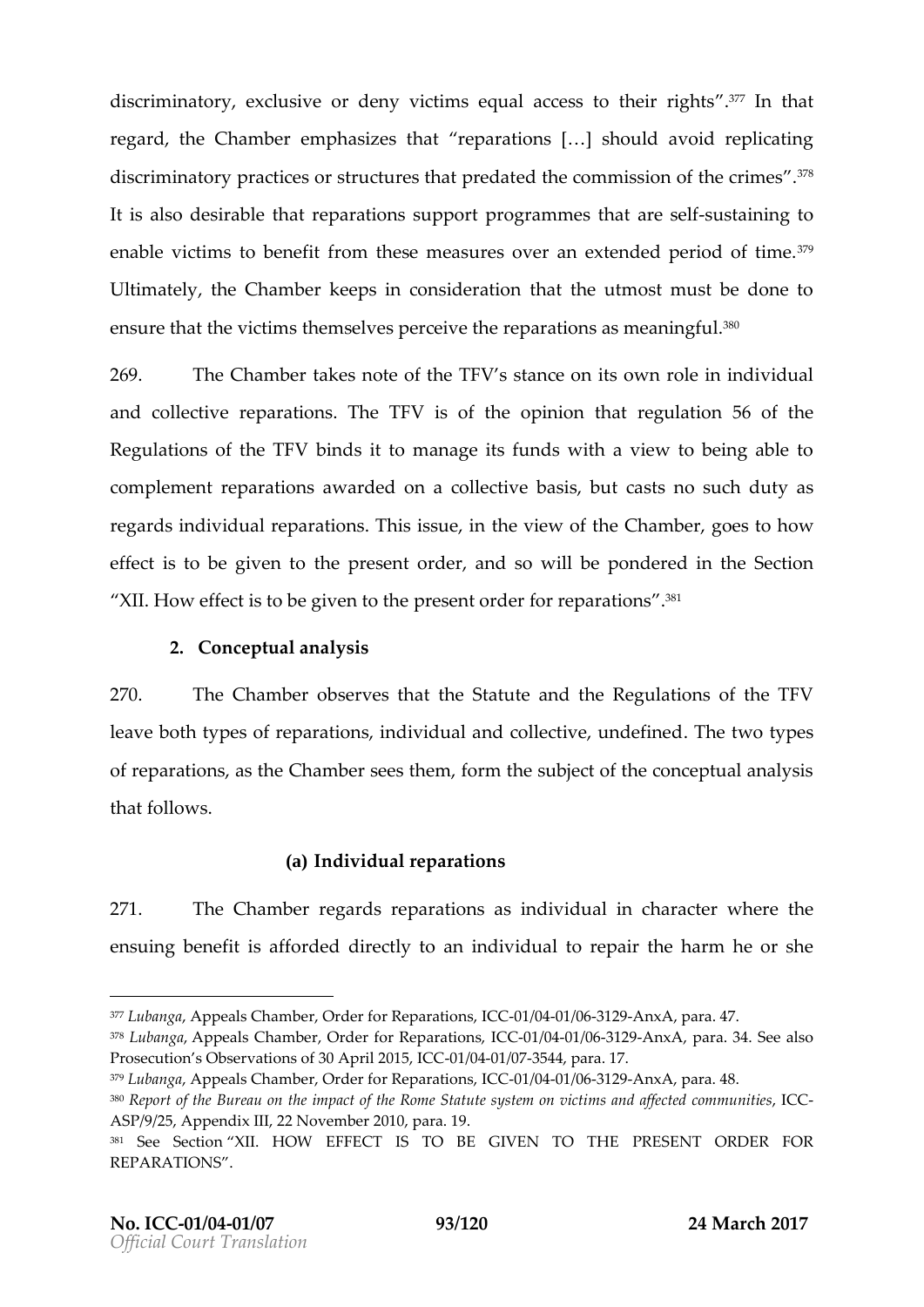discriminatory, exclusive or deny victims equal access to their rights".[377] In that regard, the Chamber emphasizes that "reparations […] should avoid replicating discriminatory practices or structures that predated the commission of the crimes".[378] It is also desirable that reparations support programmes that are self-sustaining to enable victims to benefit from these measures over an extended period of time.[379] Ultimately, the Chamber keeps in consideration that the utmost must be done to ensure that the victims themselves perceive the reparations as meaningful.[380]

269. The Chamber takes note of the TFV's stance on its own role in individual and collective reparations. The TFV is of the opinion that regulation 56 of the Regulations of the TFV binds it to manage its funds with a view to being able to complement reparations awarded on a collective basis, but casts no such duty as regards individual reparations. This issue, in the view of the Chamber, goes to how effect is to be given to the present order, and so will be pondered in the Section "XII. How effect is to be given to the present order for reparations".[381]

### 2. Conceptual analysis

270. The Chamber observes that the Statute and the Regulations of the TFV leave both types of reparations, individual and collective, undefined. The two types of reparations, as the Chamber sees them, form the subject of the conceptual analysis that follows.

#### (a) Individual reparations

271. The Chamber regards reparations as individual in character where the ensuing benefit is afforded directly to an individual to repair the harm he or she

---

[377] *Lubanga*, Appeals Chamber, Order for Reparations, ICC-01/04-01/06-3129-AnxA, para. 47.

[378] *Lubanga*, Appeals Chamber, Order for Reparations, ICC-01/04-01/06-3129-AnxA, para. 34. See also Prosecution's Observations of 30 April 2015, ICC-01/04-01/07-3544, para. 17.

[379] *Lubanga*, Appeals Chamber, Order for Reparations, ICC-01/04-01/06-3129-AnxA, para. 48.

[380] *Report of the Bureau on the impact of the Rome Statute system on victims and affected communities*, ICC-ASP/9/25, Appendix III, 22 November 2010, para. 19.

[381] See Section "XII. HOW EFFECT IS TO BE GIVEN TO THE PRESENT ORDER FOR REPARATIONS".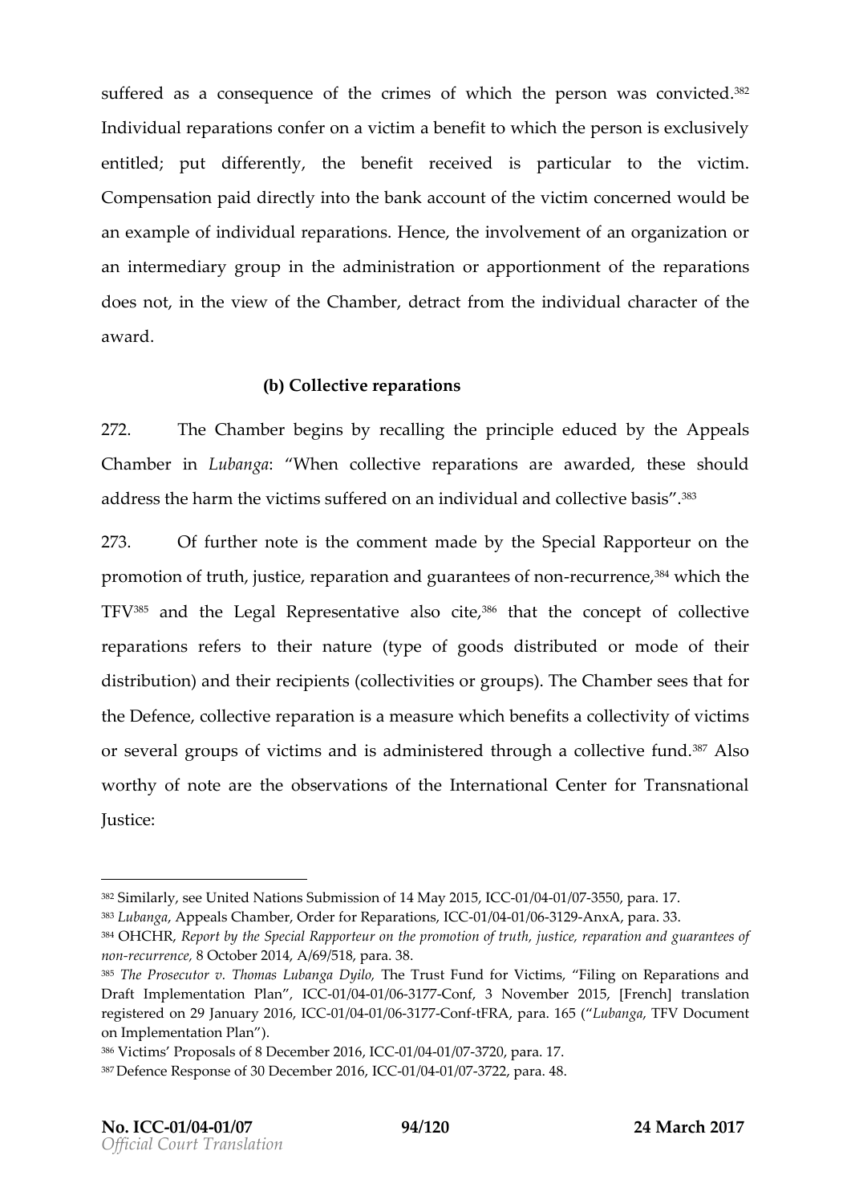suffered as a consequence of the crimes of which the person was convicted.[382] Individual reparations confer on a victim a benefit to which the person is exclusively entitled; put differently, the benefit received is particular to the victim. Compensation paid directly into the bank account of the victim concerned would be an example of individual reparations. Hence, the involvement of an organization or an intermediary group in the administration or apportionment of the reparations does not, in the view of the Chamber, detract from the individual character of the award.

### (b) Collective reparations

272. The Chamber begins by recalling the principle educed by the Appeals Chamber in *Lubanga*: "When collective reparations are awarded, these should address the harm the victims suffered on an individual and collective basis".[383]

273. Of further note is the comment made by the Special Rapporteur on the promotion of truth, justice, reparation and guarantees of non-recurrence,[384] which the TFV[385] and the Legal Representative also cite,[386] that the concept of collective reparations refers to their nature (type of goods distributed or mode of their distribution) and their recipients (collectivities or groups). The Chamber sees that for the Defence, collective reparation is a measure which benefits a collectivity of victims or several groups of victims and is administered through a collective fund.[387] Also worthy of note are the observations of the International Center for Transnational Justice:

---

[382] Similarly, see United Nations Submission of 14 May 2015, ICC-01/04-01/07-3550, para. 17.

[383] *Lubanga*, Appeals Chamber, Order for Reparations, ICC-01/04-01/06-3129-AnxA, para. 33.

[384] OHCHR, *Report by the Special Rapporteur on the promotion of truth, justice, reparation and guarantees of non-recurrence*, 8 October 2014, A/69/518, para. 38.

[385] *The Prosecutor v. Thomas Lubanga Dyilo*, The Trust Fund for Victims, "Filing on Reparations and Draft Implementation Plan", ICC-01/04-01/06-3177-Conf, 3 November 2015, [French] translation registered on 29 January 2016, ICC-01/04-01/06-3177-Conf-tFRA, para. 165 ("*Lubanga*, TFV Document on Implementation Plan").

[386] Victims' Proposals of 8 December 2016, ICC-01/04-01/07-3720, para. 17.

[387] Defence Response of 30 December 2016, ICC-01/04-01/07-3722, para. 48.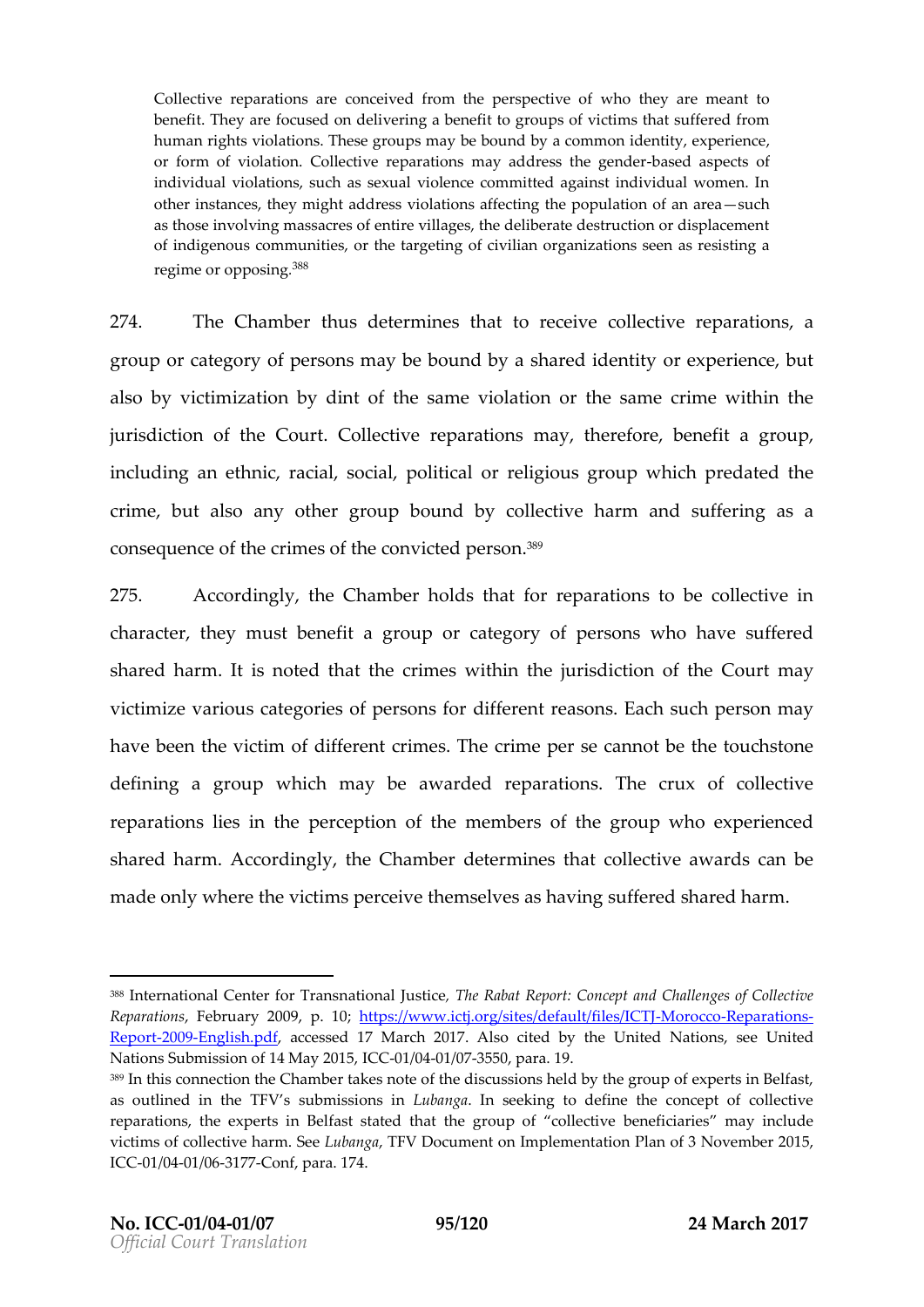> Collective reparations are conceived from the perspective of who they are meant to benefit. They are focused on delivering a benefit to groups of victims that suffered from human rights violations. These groups may be bound by a common identity, experience, or form of violation. Collective reparations may address the gender-based aspects of individual violations, such as sexual violence committed against individual women. In other instances, they might address violations affecting the population of an area—such as those involving massacres of entire villages, the deliberate destruction or displacement of indigenous communities, or the targeting of civilian organizations seen as resisting a regime or opposing.[388]

274. The Chamber thus determines that to receive collective reparations, a group or category of persons may be bound by a shared identity or experience, but also by victimization by dint of the same violation or the same crime within the jurisdiction of the Court. Collective reparations may, therefore, benefit a group, including an ethnic, racial, social, political or religious group which predated the crime, but also any other group bound by collective harm and suffering as a consequence of the crimes of the convicted person.[389]

275. Accordingly, the Chamber holds that for reparations to be collective in character, they must benefit a group or category of persons who have suffered shared harm. It is noted that the crimes within the jurisdiction of the Court may victimize various categories of persons for different reasons. Each such person may have been the victim of different crimes. The crime per se cannot be the touchstone defining a group which may be awarded reparations. The crux of collective reparations lies in the perception of the members of the group who experienced shared harm. Accordingly, the Chamber determines that collective awards can be made only where the victims perceive themselves as having suffered shared harm.

---

[388] International Center for Transnational Justice, *The Rabat Report: Concept and Challenges of Collective Reparations*, February 2009, p. 10; https://www.ictj.org/sites/default/files/ICTJ-Morocco-Reparations-Report-2009-English.pdf, accessed 17 March 2017. Also cited by the United Nations, see United Nations Submission of 14 May 2015, ICC-01/04-01/07-3550, para. 19.

[389] In this connection the Chamber takes note of the discussions held by the group of experts in Belfast, as outlined in the TFV's submissions in *Lubanga*. In seeking to define the concept of collective reparations, the experts in Belfast stated that the group of "collective beneficiaries" may include victims of collective harm. See *Lubanga*, TFV Document on Implementation Plan of 3 November 2015, ICC-01/04-01/06-3177-Conf, para. 174.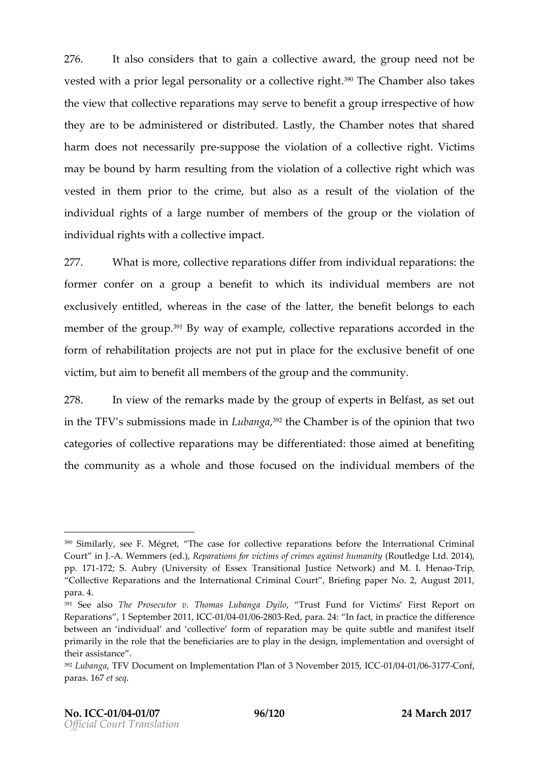276. It also considers that to gain a collective award, the group need not be vested with a prior legal personality or a collective right.[390] The Chamber also takes the view that collective reparations may serve to benefit a group irrespective of how they are to be administered or distributed. Lastly, the Chamber notes that shared harm does not necessarily pre-suppose the violation of a collective right. Victims may be bound by harm resulting from the violation of a collective right which was vested in them prior to the crime, but also as a result of the violation of the individual rights of a large number of members of the group or the violation of individual rights with a collective impact.

277. What is more, collective reparations differ from individual reparations: the former confer on a group a benefit to which its individual members are not exclusively entitled, whereas in the case of the latter, the benefit belongs to each member of the group.[391] By way of example, collective reparations accorded in the form of rehabilitation projects are not put in place for the exclusive benefit of one victim, but aim to benefit all members of the group and the community.

278. In view of the remarks made by the group of experts in Belfast, as set out in the TFV's submissions made in *Lubanga*,[392] the Chamber is of the opinion that two categories of collective reparations may be differentiated: those aimed at benefiting the community as a whole and those focused on the individual members of the

---

[390] Similarly, see F. Mégret, "The case for collective reparations before the International Criminal Court" in J.-A. Wemmers (ed.), *Reparations for victims of crimes against humanity* (Routledge Ltd. 2014), pp. 171-172; S. Aubry (University of Essex Transitional Justice Network) and M. I. Henao-Trip, "Collective Reparations and the International Criminal Court", Briefing paper No. 2, August 2011, para. 4.

[391] See also *The Prosecutor v. Thomas Lubanga Dyilo*, "Trust Fund for Victims' First Report on Reparations", 1 September 2011, ICC-01/04-01/06-2803-Red, para. 24: "In fact, in practice the difference between an 'individual' and 'collective' form of reparation may be quite subtle and manifest itself primarily in the role that the beneficiaries are to play in the design, implementation and oversight of their assistance".

[392] *Lubanga*, TFV Document on Implementation Plan of 3 November 2015, ICC-01/04-01/06-3177-Conf, paras. 167 *et seq*.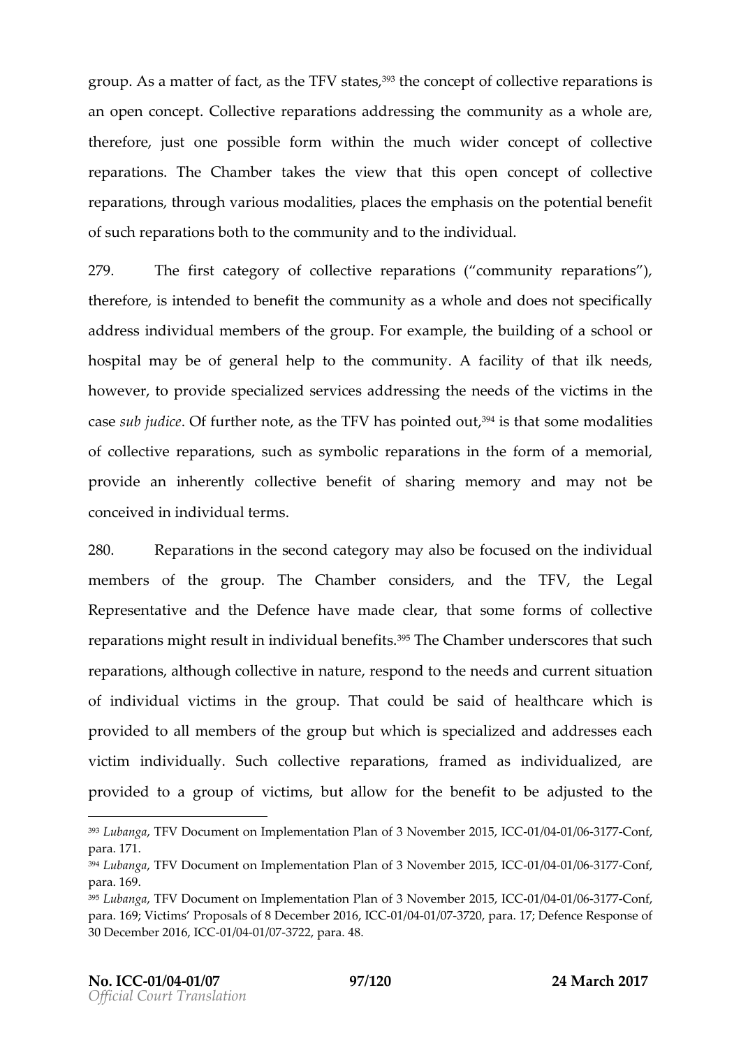group. As a matter of fact, as the TFV states,[393] the concept of collective reparations is an open concept. Collective reparations addressing the community as a whole are, therefore, just one possible form within the much wider concept of collective reparations. The Chamber takes the view that this open concept of collective reparations, through various modalities, places the emphasis on the potential benefit of such reparations both to the community and to the individual.

279. The first category of collective reparations ("community reparations"), therefore, is intended to benefit the community as a whole and does not specifically address individual members of the group. For example, the building of a school or hospital may be of general help to the community. A facility of that ilk needs, however, to provide specialized services addressing the needs of the victims in the case *sub judice*. Of further note, as the TFV has pointed out,[394] is that some modalities of collective reparations, such as symbolic reparations in the form of a memorial, provide an inherently collective benefit of sharing memory and may not be conceived in individual terms.

280. Reparations in the second category may also be focused on the individual members of the group. The Chamber considers, and the TFV, the Legal Representative and the Defence have made clear, that some forms of collective reparations might result in individual benefits.[395] The Chamber underscores that such reparations, although collective in nature, respond to the needs and current situation of individual victims in the group. That could be said of healthcare which is provided to all members of the group but which is specialized and addresses each victim individually. Such collective reparations, framed as individualized, are provided to a group of victims, but allow for the benefit to be adjusted to the

---

[393] *Lubanga*, TFV Document on Implementation Plan of 3 November 2015, ICC-01/04-01/06-3177-Conf, para. 171.

[394] *Lubanga*, TFV Document on Implementation Plan of 3 November 2015, ICC-01/04-01/06-3177-Conf, para. 169.

[395] *Lubanga*, TFV Document on Implementation Plan of 3 November 2015, ICC-01/04-01/06-3177-Conf, para. 169; Victims' Proposals of 8 December 2016, ICC-01/04-01/07-3720, para. 17; Defence Response of 30 December 2016, ICC-01/04-01/07-3722, para. 48.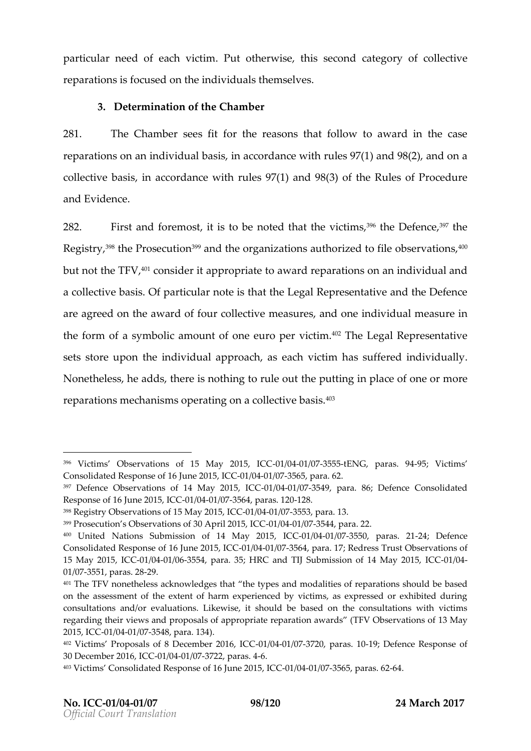particular need of each victim. Put otherwise, this second category of collective reparations is focused on the individuals themselves.

### 3. Determination of the Chamber

281. The Chamber sees fit for the reasons that follow to award in the case reparations on an individual basis, in accordance with rules 97(1) and 98(2), and on a collective basis, in accordance with rules 97(1) and 98(3) of the Rules of Procedure and Evidence.

282. First and foremost, it is to be noted that the victims,[396] the Defence,[397] the Registry,[398] the Prosecution[399] and the organizations authorized to file observations,[400] but not the TFV,[401] consider it appropriate to award reparations on an individual and a collective basis. Of particular note is that the Legal Representative and the Defence are agreed on the award of four collective measures, and one individual measure in the form of a symbolic amount of one euro per victim.[402] The Legal Representative sets store upon the individual approach, as each victim has suffered individually. Nonetheless, he adds, there is nothing to rule out the putting in place of one or more reparations mechanisms operating on a collective basis.[403]

---

[396] Victims' Observations of 15 May 2015, ICC-01/04-01/07-3555-tENG, paras. 94-95; Victims' Consolidated Response of 16 June 2015, ICC-01/04-01/07-3565, para. 62.

[397] Defence Observations of 14 May 2015, ICC-01/04-01/07-3549, para. 86; Defence Consolidated Response of 16 June 2015, ICC-01/04-01/07-3564, paras. 120-128.

[398] Registry Observations of 15 May 2015, ICC-01/04-01/07-3553, para. 13.

[399] Prosecution's Observations of 30 April 2015, ICC-01/04-01/07-3544, para. 22.

[400] United Nations Submission of 14 May 2015, ICC-01/04-01/07-3550, paras. 21-24; Defence Consolidated Response of 16 June 2015, ICC-01/04-01/07-3564, para. 17; Redress Trust Observations of 15 May 2015, ICC-01/04-01/06-3554, para. 35; HRC and TIJ Submission of 14 May 2015, ICC-01/04-01/07-3551, paras. 28-29.

[401] The TFV nonetheless acknowledges that "the types and modalities of reparations should be based on the assessment of the extent of harm experienced by victims, as expressed or exhibited during consultations and/or evaluations. Likewise, it should be based on the consultations with victims regarding their views and proposals of appropriate reparation awards" (TFV Observations of 13 May 2015, ICC-01/04-01/07-3548, para. 134).

[402] Victims' Proposals of 8 December 2016, ICC-01/04-01/07-3720, paras. 10-19; Defence Response of 30 December 2016, ICC-01/04-01/07-3722, paras. 4-6.

[403] Victims' Consolidated Response of 16 June 2015, ICC-01/04-01/07-3565, paras. 62-64.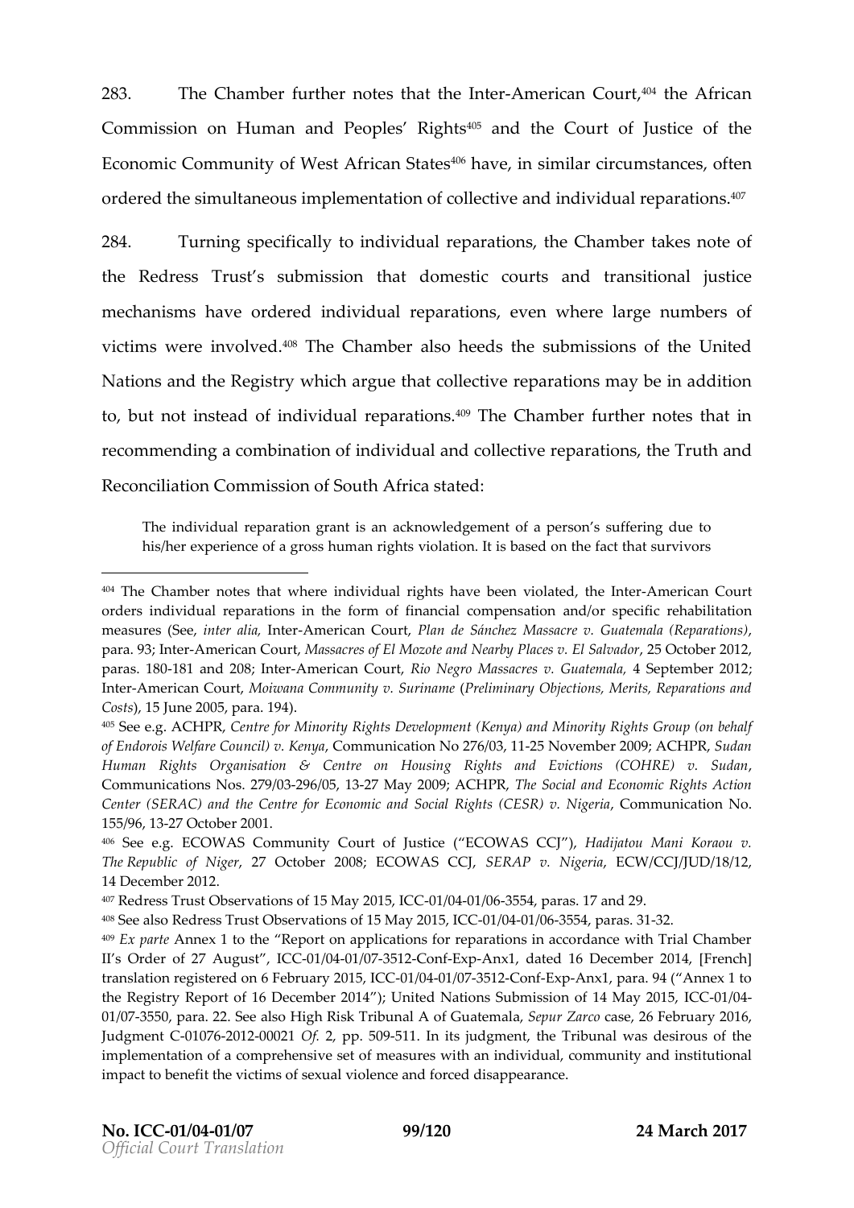283. The Chamber further notes that the Inter-American Court,[404] the African Commission on Human and Peoples' Rights[405] and the Court of Justice of the Economic Community of West African States[406] have, in similar circumstances, often ordered the simultaneous implementation of collective and individual reparations.[407]

284. Turning specifically to individual reparations, the Chamber takes note of the Redress Trust's submission that domestic courts and transitional justice mechanisms have ordered individual reparations, even where large numbers of victims were involved.[408] The Chamber also heeds the submissions of the United Nations and the Registry which argue that collective reparations may be in addition to, but not instead of individual reparations.[409] The Chamber further notes that in recommending a combination of individual and collective reparations, the Truth and Reconciliation Commission of South Africa stated:

> The individual reparation grant is an acknowledgement of a person's suffering due to his/her experience of a gross human rights violation. It is based on the fact that survivors

---

[404] The Chamber notes that where individual rights have been violated, the Inter-American Court orders individual reparations in the form of financial compensation and/or specific rehabilitation measures (See, *inter alia*, Inter-American Court, *Plan de Sánchez Massacre v. Guatemala (Reparations)*, para. 93; Inter-American Court, *Massacres of El Mozote and Nearby Places v. El Salvador*, 25 October 2012, paras. 180-181 and 208; Inter-American Court, *Rio Negro Massacres v. Guatemala*, 4 September 2012; Inter-American Court, *Moiwana Community v. Suriname* (*Preliminary Objections, Merits, Reparations and Costs*), 15 June 2005, para. 194).

[405] See e.g. ACHPR, *Centre for Minority Rights Development (Kenya) and Minority Rights Group (on behalf of Endorois Welfare Council) v. Kenya*, Communication No 276/03, 11-25 November 2009; ACHPR, *Sudan Human Rights Organisation & Centre on Housing Rights and Evictions (COHRE) v. Sudan*, Communications Nos. 279/03-296/05, 13-27 May 2009; ACHPR, *The Social and Economic Rights Action Center (SERAC) and the Centre for Economic and Social Rights (CESR) v. Nigeria*, Communication No. 155/96, 13-27 October 2001.

[406] See e.g. ECOWAS Community Court of Justice ("ECOWAS CCJ"), *Hadijatou Mani Koraou v. The Republic of Niger*, 27 October 2008; ECOWAS CCJ, *SERAP v. Nigeria*, ECW/CCJ/JUD/18/12, 14 December 2012.

[407] Redress Trust Observations of 15 May 2015, ICC-01/04-01/06-3554, paras. 17 and 29.

[408] See also Redress Trust Observations of 15 May 2015, ICC-01/04-01/06-3554, paras. 31-32.

[409] *Ex parte* Annex 1 to the "Report on applications for reparations in accordance with Trial Chamber II's Order of 27 August", ICC-01/04-01/07-3512-Conf-Exp-Anx1, dated 16 December 2014, [French] translation registered on 6 February 2015, ICC-01/04-01/07-3512-Conf-Exp-Anx1, para. 94 ("Annex 1 to the Registry Report of 16 December 2014"); United Nations Submission of 14 May 2015, ICC-01/04-01/07-3550, para. 22. See also High Risk Tribunal A of Guatemala, *Sepur Zarco* case, 26 February 2016, Judgment C-01076-2012-00021 *Of.* 2, pp. 509-511. In its judgment, the Tribunal was desirous of the implementation of a comprehensive set of measures with an individual, community and institutional impact to benefit the victims of sexual violence and forced disappearance.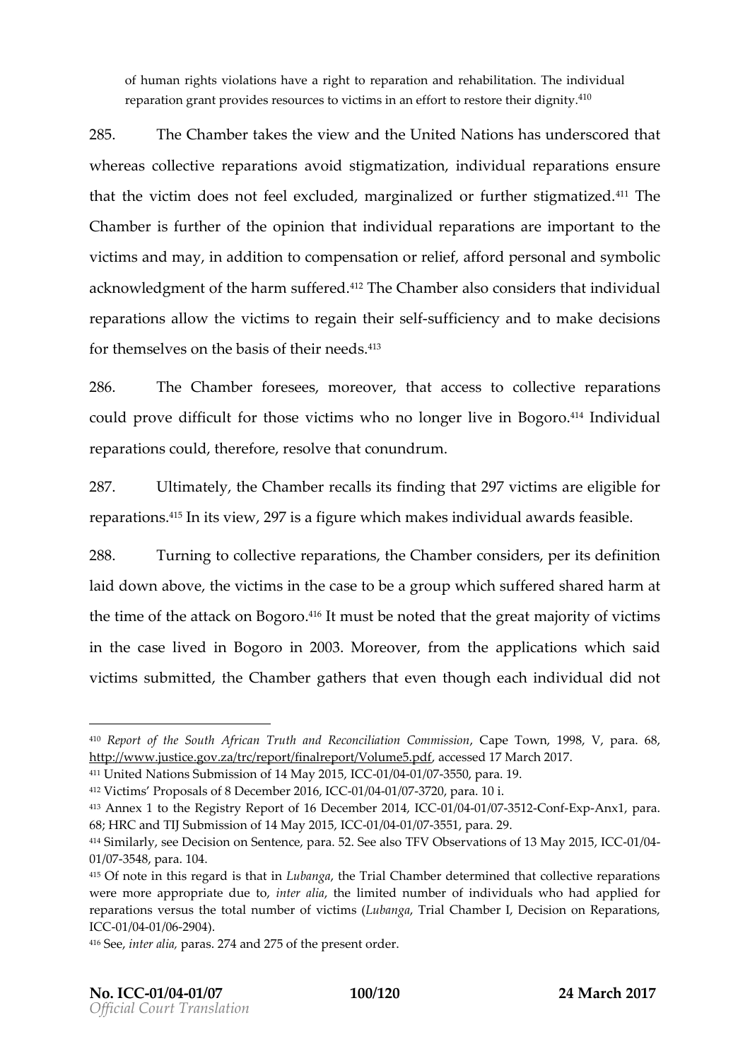of human rights violations have a right to reparation and rehabilitation. The individual reparation grant provides resources to victims in an effort to restore their dignity.[410]

285. The Chamber takes the view and the United Nations has underscored that whereas collective reparations avoid stigmatization, individual reparations ensure that the victim does not feel excluded, marginalized or further stigmatized.[411] The Chamber is further of the opinion that individual reparations are important to the victims and may, in addition to compensation or relief, afford personal and symbolic acknowledgment of the harm suffered.[412] The Chamber also considers that individual reparations allow the victims to regain their self-sufficiency and to make decisions for themselves on the basis of their needs.[413]

286. The Chamber foresees, moreover, that access to collective reparations could prove difficult for those victims who no longer live in Bogoro.[414] Individual reparations could, therefore, resolve that conundrum.

287. Ultimately, the Chamber recalls its finding that 297 victims are eligible for reparations.[415] In its view, 297 is a figure which makes individual awards feasible.

288. Turning to collective reparations, the Chamber considers, per its definition laid down above, the victims in the case to be a group which suffered shared harm at the time of the attack on Bogoro.[416] It must be noted that the great majority of victims in the case lived in Bogoro in 2003. Moreover, from the applications which said victims submitted, the Chamber gathers that even though each individual did not

---

[410] *Report of the South African Truth and Reconciliation Commission*, Cape Town, 1998, V, para. 68, http://www.justice.gov.za/trc/report/finalreport/Volume5.pdf, accessed 17 March 2017.

[411] United Nations Submission of 14 May 2015, ICC-01/04-01/07-3550, para. 19.

[412] Victims' Proposals of 8 December 2016, ICC-01/04-01/07-3720, para. 10 i.

[413] Annex 1 to the Registry Report of 16 December 2014, ICC-01/04-01/07-3512-Conf-Exp-Anx1, para. 68; HRC and TIJ Submission of 14 May 2015, ICC-01/04-01/07-3551, para. 29.

[414] Similarly, see Decision on Sentence, para. 52. See also TFV Observations of 13 May 2015, ICC-01/04-01/07-3548, para. 104.

[415] Of note in this regard is that in *Lubanga*, the Trial Chamber determined that collective reparations were more appropriate due to, *inter alia*, the limited number of individuals who had applied for reparations versus the total number of victims (*Lubanga*, Trial Chamber I, Decision on Reparations, ICC-01/04-01/06-2904).

[416] See, *inter alia*, paras. 274 and 275 of the present order.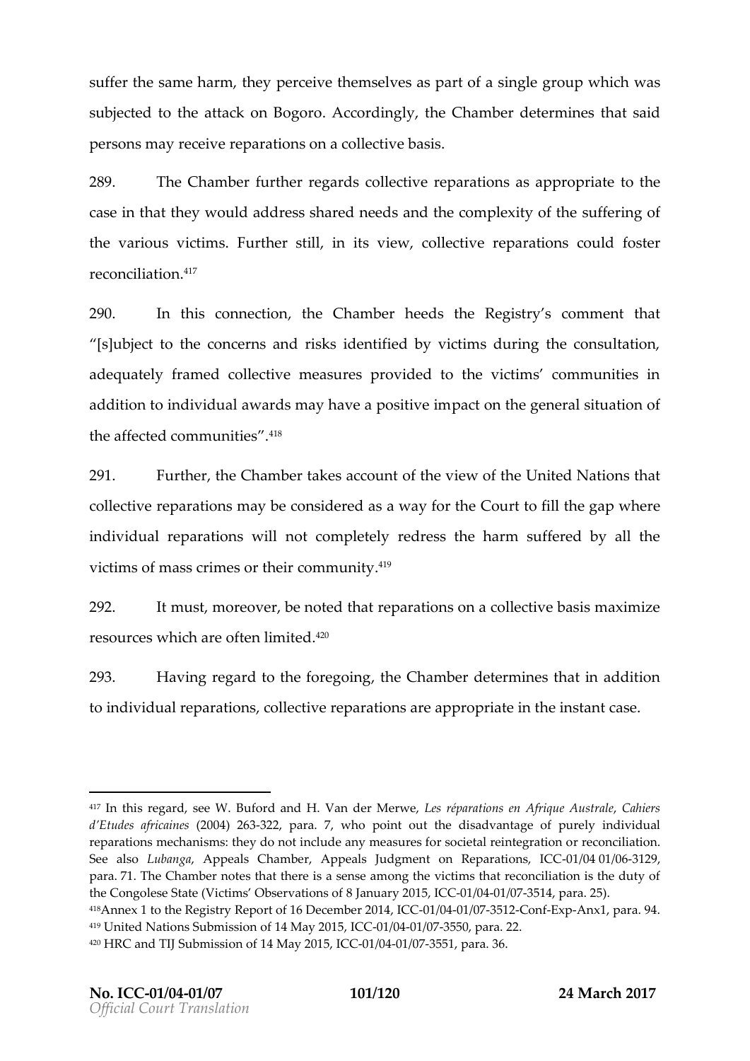suffer the same harm, they perceive themselves as part of a single group which was subjected to the attack on Bogoro. Accordingly, the Chamber determines that said persons may receive reparations on a collective basis.

289. The Chamber further regards collective reparations as appropriate to the case in that they would address shared needs and the complexity of the suffering of the various victims. Further still, in its view, collective reparations could foster reconciliation.[417]

290. In this connection, the Chamber heeds the Registry's comment that "[s]ubject to the concerns and risks identified by victims during the consultation, adequately framed collective measures provided to the victims' communities in addition to individual awards may have a positive impact on the general situation of the affected communities".[418]

291. Further, the Chamber takes account of the view of the United Nations that collective reparations may be considered as a way for the Court to fill the gap where individual reparations will not completely redress the harm suffered by all the victims of mass crimes or their community.[419]

292. It must, moreover, be noted that reparations on a collective basis maximize resources which are often limited.[420]

293. Having regard to the foregoing, the Chamber determines that in addition to individual reparations, collective reparations are appropriate in the instant case.

---

[417] In this regard, see W. Buford and H. Van der Merwe, *Les réparations en Afrique Australe*, *Cahiers d'Etudes africaines* (2004) 263-322, para. 7, who point out the disadvantage of purely individual reparations mechanisms: they do not include any measures for societal reintegration or reconciliation. See also *Lubanga*, Appeals Chamber, Appeals Judgment on Reparations, ICC-01/04 01/06-3129, para. 71. The Chamber notes that there is a sense among the victims that reconciliation is the duty of the Congolese State (Victims' Observations of 8 January 2015, ICC-01/04-01/07-3514, para. 25).

[418] Annex 1 to the Registry Report of 16 December 2014, ICC-01/04-01/07-3512-Conf-Exp-Anx1, para. 94.

[419] United Nations Submission of 14 May 2015, ICC-01/04-01/07-3550, para. 22.

[420] HRC and TIJ Submission of 14 May 2015, ICC-01/04-01/07-3551, para. 36.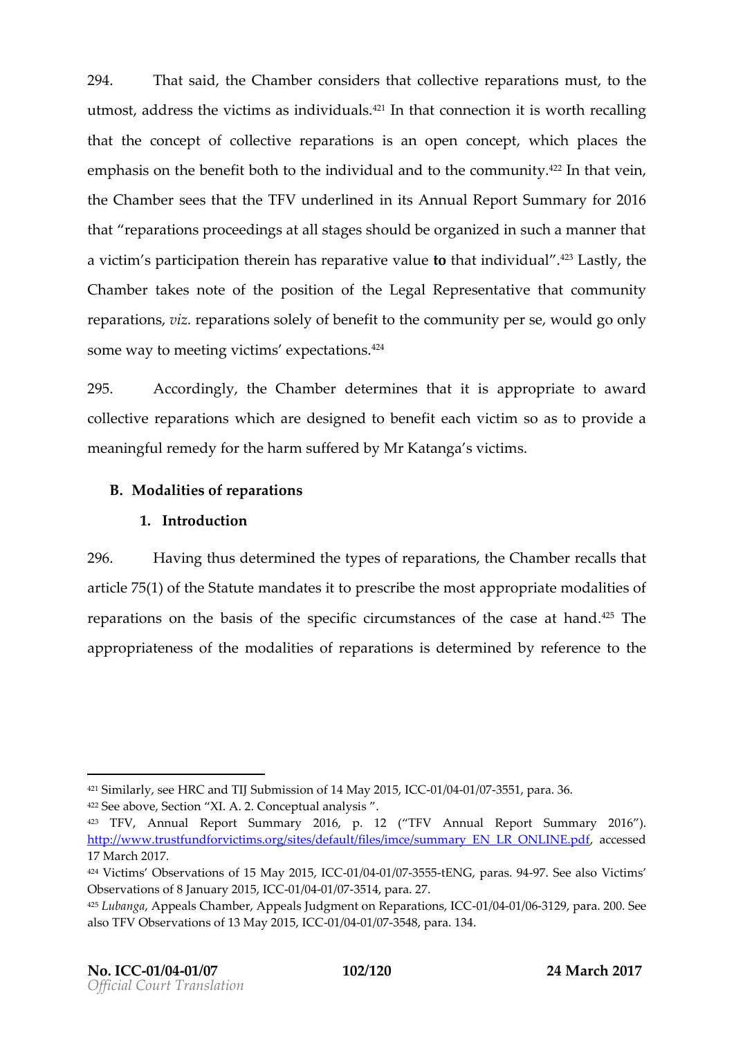294. That said, the Chamber considers that collective reparations must, to the utmost, address the victims as individuals.[421] In that connection it is worth recalling that the concept of collective reparations is an open concept, which places the emphasis on the benefit both to the individual and to the community.[422] In that vein, the Chamber sees that the TFV underlined in its Annual Report Summary for 2016 that "reparations proceedings at all stages should be organized in such a manner that a victim's participation therein has reparative value **to** that individual".[423] Lastly, the Chamber takes note of the position of the Legal Representative that community reparations, *viz.* reparations solely of benefit to the community per se, would go only some way to meeting victims' expectations.[424]

295. Accordingly, the Chamber determines that it is appropriate to award collective reparations which are designed to benefit each victim so as to provide a meaningful remedy for the harm suffered by Mr Katanga's victims.

## B. Modalities of reparations

### 1. Introduction

296. Having thus determined the types of reparations, the Chamber recalls that article 75(1) of the Statute mandates it to prescribe the most appropriate modalities of reparations on the basis of the specific circumstances of the case at hand.[425] The appropriateness of the modalities of reparations is determined by reference to the

---

[421] Similarly, see HRC and TIJ Submission of 14 May 2015, ICC-01/04-01/07-3551, para. 36.

[422] See above, Section "XI. A. 2. Conceptual analysis ".

[423] TFV, Annual Report Summary 2016, p. 12 ("TFV Annual Report Summary 2016"). http://www.trustfundforvictims.org/sites/default/files/imce/summary_EN_LR_ONLINE.pdf, accessed 17 March 2017.

[424] Victims' Observations of 15 May 2015, ICC-01/04-01/07-3555-tENG, paras. 94-97. See also Victims' Observations of 8 January 2015, ICC-01/04-01/07-3514, para. 27.

[425] *Lubanga*, Appeals Chamber, Appeals Judgment on Reparations, ICC-01/04-01/06-3129, para. 200. See also TFV Observations of 13 May 2015, ICC-01/04-01/07-3548, para. 134.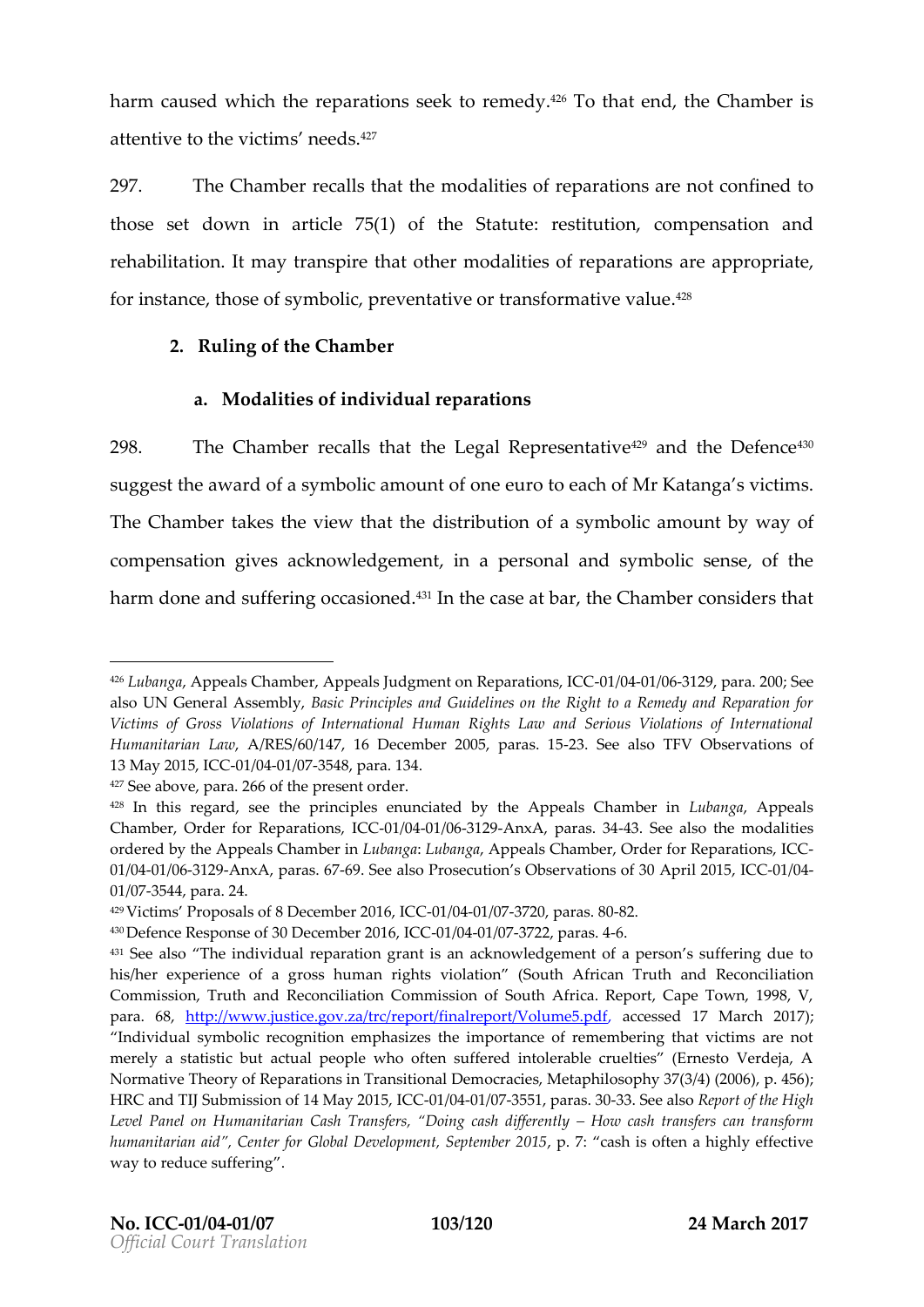harm caused which the reparations seek to remedy.[426] To that end, the Chamber is attentive to the victims' needs.[427]

297. The Chamber recalls that the modalities of reparations are not confined to those set down in article 75(1) of the Statute: restitution, compensation and rehabilitation. It may transpire that other modalities of reparations are appropriate, for instance, those of symbolic, preventative or transformative value.[428]

### 2. Ruling of the Chamber

#### a. Modalities of individual reparations

298. The Chamber recalls that the Legal Representative[429] and the Defence[430] suggest the award of a symbolic amount of one euro to each of Mr Katanga's victims. The Chamber takes the view that the distribution of a symbolic amount by way of compensation gives acknowledgement, in a personal and symbolic sense, of the harm done and suffering occasioned.[431] In the case at bar, the Chamber considers that

---

[426] *Lubanga*, Appeals Chamber, Appeals Judgment on Reparations, ICC-01/04-01/06-3129, para. 200; See also UN General Assembly, *Basic Principles and Guidelines on the Right to a Remedy and Reparation for Victims of Gross Violations of International Human Rights Law and Serious Violations of International Humanitarian Law*, A/RES/60/147, 16 December 2005, paras. 15-23. See also TFV Observations of 13 May 2015, ICC-01/04-01/07-3548, para. 134.

[427] See above, para. 266 of the present order.

[428] In this regard, see the principles enunciated by the Appeals Chamber in *Lubanga*, Appeals Chamber, Order for Reparations, ICC-01/04-01/06-3129-AnxA, paras. 34-43. See also the modalities ordered by the Appeals Chamber in *Lubanga*: *Lubanga*, Appeals Chamber, Order for Reparations, ICC-01/04-01/06-3129-AnxA, paras. 67-69. See also Prosecution's Observations of 30 April 2015, ICC-01/04-01/07-3544, para. 24.

[429] Victims' Proposals of 8 December 2016, ICC-01/04-01/07-3720, paras. 80-82.

[430] Defence Response of 30 December 2016, ICC-01/04-01/07-3722, paras. 4-6.

[431] See also "The individual reparation grant is an acknowledgement of a person's suffering due to his/her experience of a gross human rights violation" (South African Truth and Reconciliation Commission, Truth and Reconciliation Commission of South Africa. Report, Cape Town, 1998, V, para. 68, http://www.justice.gov.za/trc/report/finalreport/Volume5.pdf, accessed 17 March 2017); "Individual symbolic recognition emphasizes the importance of remembering that victims are not merely a statistic but actual people who often suffered intolerable cruelties" (Ernesto Verdeja, A Normative Theory of Reparations in Transitional Democracies, Metaphilosophy 37(3/4) (2006), p. 456); HRC and TIJ Submission of 14 May 2015, ICC-01/04-01/07-3551, paras. 30-33. See also *Report of the High Level Panel on Humanitarian Cash Transfers, "Doing cash differently – How cash transfers can transform humanitarian aid", Center for Global Development, September 2015*, p. 7: "cash is often a highly effective way to reduce suffering".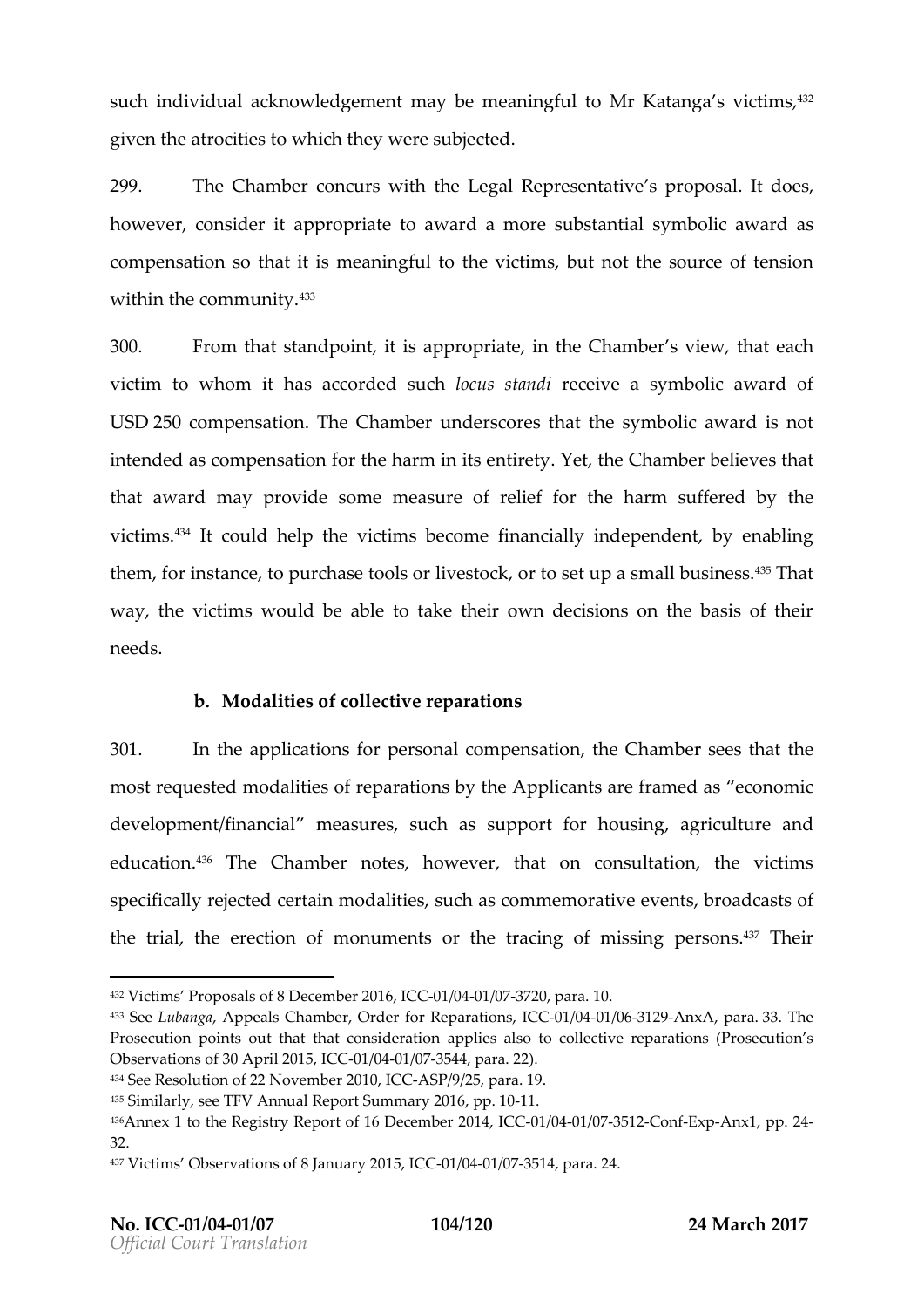such individual acknowledgement may be meaningful to Mr Katanga's victims,[432] given the atrocities to which they were subjected.

299. The Chamber concurs with the Legal Representative's proposal. It does, however, consider it appropriate to award a more substantial symbolic award as compensation so that it is meaningful to the victims, but not the source of tension within the community.[433]

300. From that standpoint, it is appropriate, in the Chamber's view, that each victim to whom it has accorded such *locus standi* receive a symbolic award of USD 250 compensation. The Chamber underscores that the symbolic award is not intended as compensation for the harm in its entirety. Yet, the Chamber believes that that award may provide some measure of relief for the harm suffered by the victims.[434] It could help the victims become financially independent, by enabling them, for instance, to purchase tools or livestock, or to set up a small business.[435] That way, the victims would be able to take their own decisions on the basis of their needs.

**b. Modalities of collective reparations**

301. In the applications for personal compensation, the Chamber sees that the most requested modalities of reparations by the Applicants are framed as "economic development/financial" measures, such as support for housing, agriculture and education.[436] The Chamber notes, however, that on consultation, the victims specifically rejected certain modalities, such as commemorative events, broadcasts of the trial, the erection of monuments or the tracing of missing persons.[437] Their

---

[432] Victims' Proposals of 8 December 2016, ICC-01/04-01/07-3720, para. 10.

[433] See *Lubanga*, Appeals Chamber, Order for Reparations, ICC-01/04-01/06-3129-AnxA, para. 33. The Prosecution points out that that consideration applies also to collective reparations (Prosecution's Observations of 30 April 2015, ICC-01/04-01/07-3544, para. 22).

[434] See Resolution of 22 November 2010, ICC-ASP/9/25, para. 19.

[435] Similarly, see TFV Annual Report Summary 2016, pp. 10-11.

[436] Annex 1 to the Registry Report of 16 December 2014, ICC-01/04-01/07-3512-Conf-Exp-Anx1, pp. 24-32.

[437] Victims' Observations of 8 January 2015, ICC-01/04-01/07-3514, para. 24.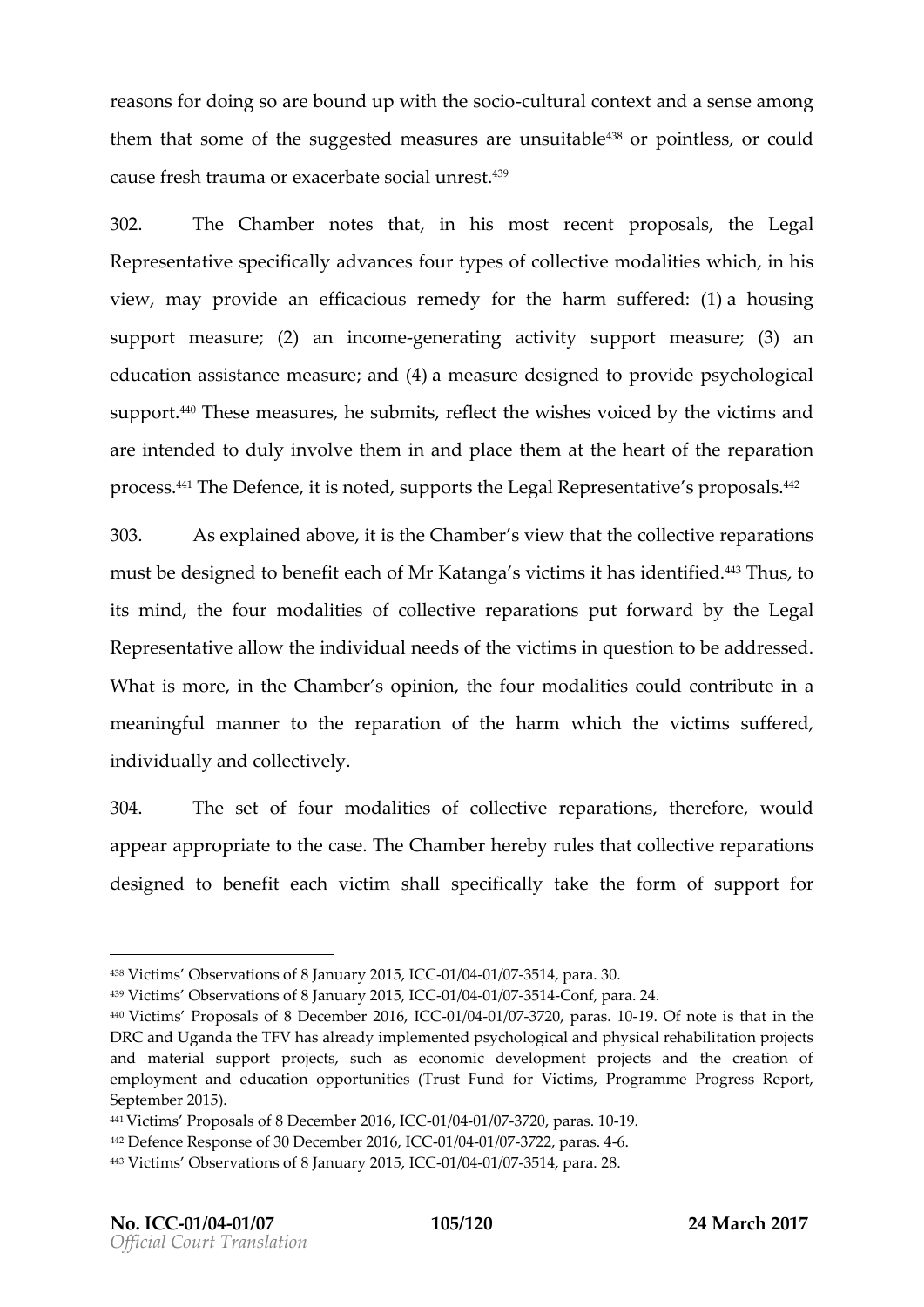reasons for doing so are bound up with the socio-cultural context and a sense among them that some of the suggested measures are unsuitable[438] or pointless, or could cause fresh trauma or exacerbate social unrest.[439]

302. The Chamber notes that, in his most recent proposals, the Legal Representative specifically advances four types of collective modalities which, in his view, may provide an efficacious remedy for the harm suffered: (1) a housing support measure; (2) an income-generating activity support measure; (3) an education assistance measure; and (4) a measure designed to provide psychological support.[440] These measures, he submits, reflect the wishes voiced by the victims and are intended to duly involve them in and place them at the heart of the reparation process.[441] The Defence, it is noted, supports the Legal Representative's proposals.[442]

303. As explained above, it is the Chamber's view that the collective reparations must be designed to benefit each of Mr Katanga's victims it has identified.[443] Thus, to its mind, the four modalities of collective reparations put forward by the Legal Representative allow the individual needs of the victims in question to be addressed. What is more, in the Chamber's opinion, the four modalities could contribute in a meaningful manner to the reparation of the harm which the victims suffered, individually and collectively.

304. The set of four modalities of collective reparations, therefore, would appear appropriate to the case. The Chamber hereby rules that collective reparations designed to benefit each victim shall specifically take the form of support for

---

[438] Victims' Observations of 8 January 2015, ICC-01/04-01/07-3514, para. 30.

[439] Victims' Observations of 8 January 2015, ICC-01/04-01/07-3514-Conf, para. 24.

[440] Victims' Proposals of 8 December 2016, ICC-01/04-01/07-3720, paras. 10-19. Of note is that in the DRC and Uganda the TFV has already implemented psychological and physical rehabilitation projects and material support projects, such as economic development projects and the creation of employment and education opportunities (Trust Fund for Victims, Programme Progress Report, September 2015).

[441] Victims' Proposals of 8 December 2016, ICC-01/04-01/07-3720, paras. 10-19.

[442] Defence Response of 30 December 2016, ICC-01/04-01/07-3722, paras. 4-6.

[443] Victims' Observations of 8 January 2015, ICC-01/04-01/07-3514, para. 28.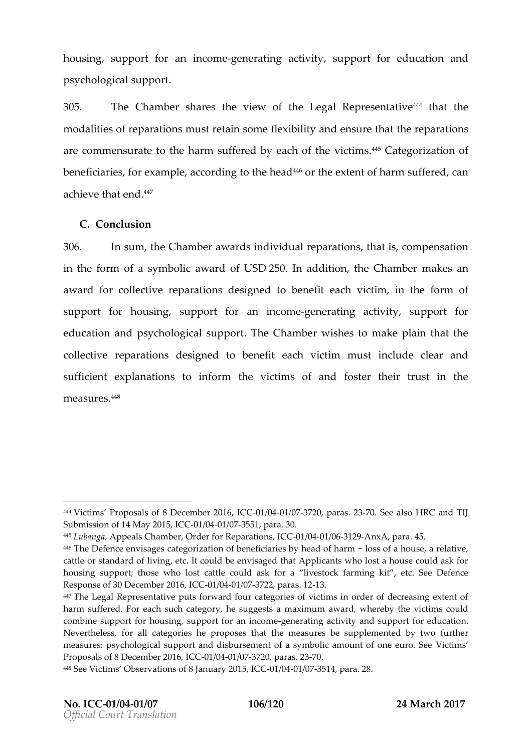housing, support for an income-generating activity, support for education and psychological support.

305. The Chamber shares the view of the Legal Representative[444] that the modalities of reparations must retain some flexibility and ensure that the reparations are commensurate to the harm suffered by each of the victims.[445] Categorization of beneficiaries, for example, according to the head[446] or the extent of harm suffered, can achieve that end.[447]

## C. Conclusion

306. In sum, the Chamber awards individual reparations, that is, compensation in the form of a symbolic award of USD 250. In addition, the Chamber makes an award for collective reparations designed to benefit each victim, in the form of support for housing, support for an income-generating activity, support for education and psychological support. The Chamber wishes to make plain that the collective reparations designed to benefit each victim must include clear and sufficient explanations to inform the victims of and foster their trust in the measures.[448]

---

[444] Victims' Proposals of 8 December 2016, ICC-01/04-01/07-3720, paras. 23-70. See also HRC and TIJ Submission of 14 May 2015, ICC-01/04-01/07-3551, para. 30.

[445] *Lubanga*, Appeals Chamber, Order for Reparations, ICC-01/04-01/06-3129-AnxA, para. 45.

[446] The Defence envisages categorization of beneficiaries by head of harm − loss of a house, a relative, cattle or standard of living, etc. It could be envisaged that Applicants who lost a house could ask for housing support; those who lost cattle could ask for a "livestock farming kit", etc. See Defence Response of 30 December 2016, ICC-01/04-01/07-3722, paras. 12-13.

[447] The Legal Representative puts forward four categories of victims in order of decreasing extent of harm suffered. For each such category, he suggests a maximum award, whereby the victims could combine support for housing, support for an income-generating activity and support for education. Nevertheless, for all categories he proposes that the measures be supplemented by two further measures: psychological support and disbursement of a symbolic amount of one euro. See Victims' Proposals of 8 December 2016, ICC-01/04-01/07-3720, paras. 23-70.

[448] See Victims' Observations of 8 January 2015, ICC-01/04-01/07-3514, para. 28.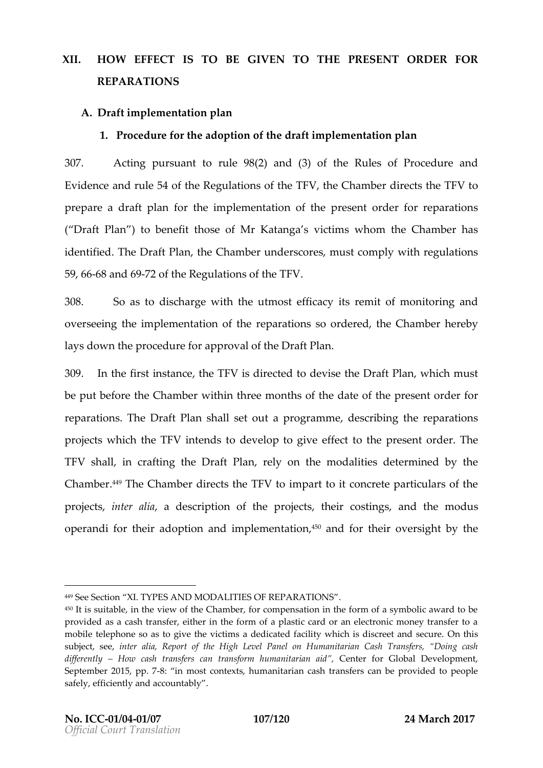# XII. HOW EFFECT IS TO BE GIVEN TO THE PRESENT ORDER FOR REPARATIONS

## A. Draft implementation plan

### 1. Procedure for the adoption of the draft implementation plan

307. Acting pursuant to rule 98(2) and (3) of the Rules of Procedure and Evidence and rule 54 of the Regulations of the TFV, the Chamber directs the TFV to prepare a draft plan for the implementation of the present order for reparations ("Draft Plan") to benefit those of Mr Katanga's victims whom the Chamber has identified. The Draft Plan, the Chamber underscores, must comply with regulations 59, 66-68 and 69-72 of the Regulations of the TFV.

308. So as to discharge with the utmost efficacy its remit of monitoring and overseeing the implementation of the reparations so ordered, the Chamber hereby lays down the procedure for approval of the Draft Plan.

309. In the first instance, the TFV is directed to devise the Draft Plan, which must be put before the Chamber within three months of the date of the present order for reparations. The Draft Plan shall set out a programme, describing the reparations projects which the TFV intends to develop to give effect to the present order. The TFV shall, in crafting the Draft Plan, rely on the modalities determined by the Chamber.[449] The Chamber directs the TFV to impart to it concrete particulars of the projects, *inter alia*, a description of the projects, their costings, and the modus operandi for their adoption and implementation,[450] and for their oversight by the

---

[449] See Section "XI. TYPES AND MODALITIES OF REPARATIONS".

[450] It is suitable, in the view of the Chamber, for compensation in the form of a symbolic award to be provided as a cash transfer, either in the form of a plastic card or an electronic money transfer to a mobile telephone so as to give the victims a dedicated facility which is discreet and secure. On this subject, see, *inter alia*, *Report of the High Level Panel on Humanitarian Cash Transfers, "Doing cash differently – How cash transfers can transform humanitarian aid"*, Center for Global Development, September 2015, pp. 7-8: "in most contexts, humanitarian cash transfers can be provided to people safely, efficiently and accountably".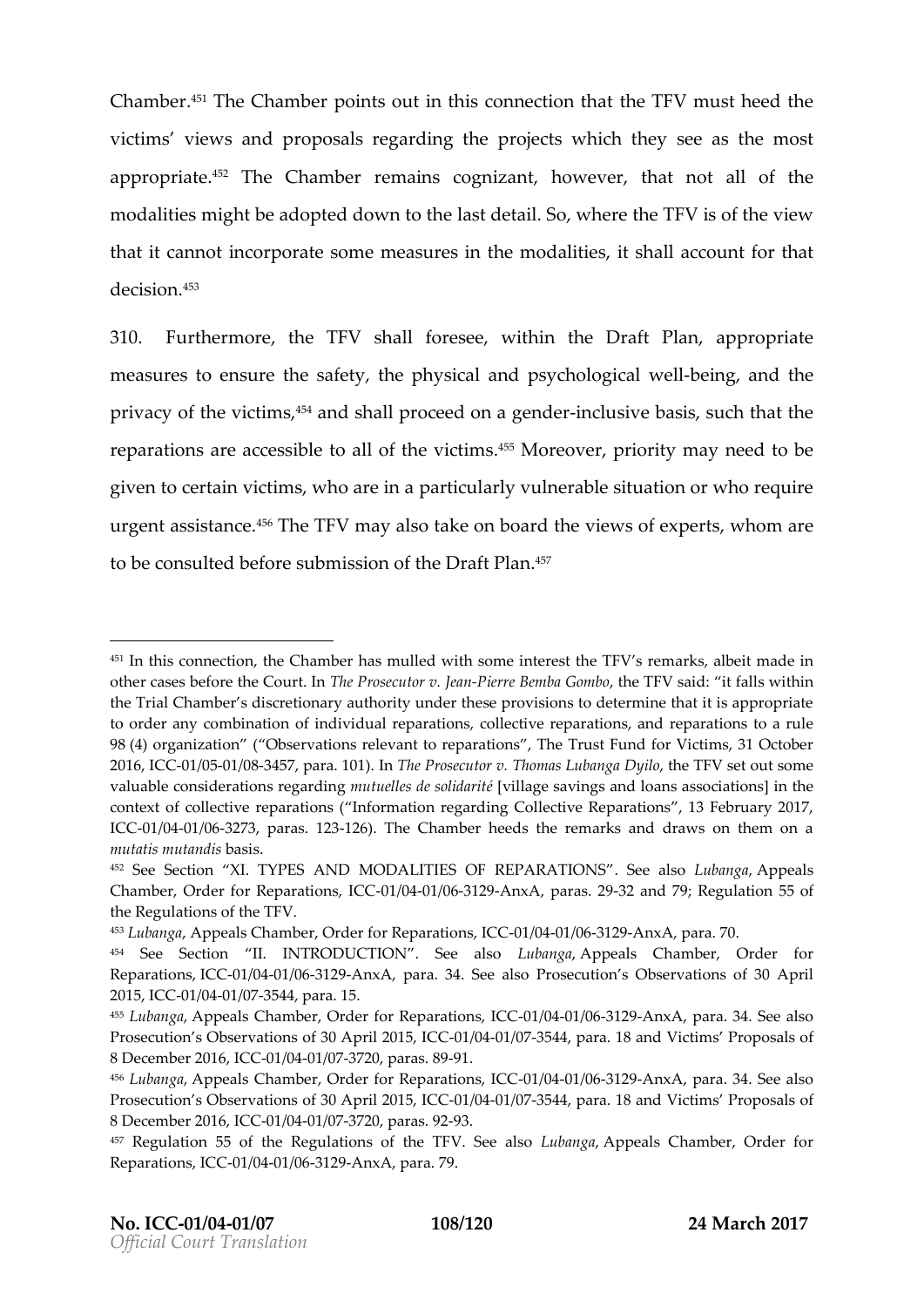Chamber.[451] The Chamber points out in this connection that the TFV must heed the victims' views and proposals regarding the projects which they see as the most appropriate.[452] The Chamber remains cognizant, however, that not all of the modalities might be adopted down to the last detail. So, where the TFV is of the view that it cannot incorporate some measures in the modalities, it shall account for that decision.[453]

310. Furthermore, the TFV shall foresee, within the Draft Plan, appropriate measures to ensure the safety, the physical and psychological well-being, and the privacy of the victims,[454] and shall proceed on a gender-inclusive basis, such that the reparations are accessible to all of the victims.[455] Moreover, priority may need to be given to certain victims, who are in a particularly vulnerable situation or who require urgent assistance.[456] The TFV may also take on board the views of experts, whom are to be consulted before submission of the Draft Plan.[457]

---

[451] In this connection, the Chamber has mulled with some interest the TFV's remarks, albeit made in other cases before the Court. In *The Prosecutor v. Jean-Pierre Bemba Gombo*, the TFV said: "it falls within the Trial Chamber's discretionary authority under these provisions to determine that it is appropriate to order any combination of individual reparations, collective reparations, and reparations to a rule 98 (4) organization" ("Observations relevant to reparations", The Trust Fund for Victims, 31 October 2016, ICC-01/05-01/08-3457, para. 101). In *The Prosecutor v. Thomas Lubanga Dyilo*, the TFV set out some valuable considerations regarding *mutuelles de solidarité* [village savings and loans associations] in the context of collective reparations ("Information regarding Collective Reparations", 13 February 2017, ICC-01/04-01/06-3273, paras. 123-126). The Chamber heeds the remarks and draws on them on a *mutatis mutandis* basis.

[452] See Section "XI. TYPES AND MODALITIES OF REPARATIONS". See also *Lubanga*, Appeals Chamber, Order for Reparations, ICC-01/04-01/06-3129-AnxA, paras. 29-32 and 79; Regulation 55 of the Regulations of the TFV.

[453] *Lubanga*, Appeals Chamber, Order for Reparations, ICC-01/04-01/06-3129-AnxA, para. 70.

[454] See Section "II. INTRODUCTION". See also *Lubanga*, Appeals Chamber, Order for Reparations, ICC-01/04-01/06-3129-AnxA, para. 34. See also Prosecution's Observations of 30 April 2015, ICC-01/04-01/07-3544, para. 15.

[455] *Lubanga*, Appeals Chamber, Order for Reparations, ICC-01/04-01/06-3129-AnxA, para. 34. See also Prosecution's Observations of 30 April 2015, ICC-01/04-01/07-3544, para. 18 and Victims' Proposals of 8 December 2016, ICC-01/04-01/07-3720, paras. 89-91.

[456] *Lubanga*, Appeals Chamber, Order for Reparations, ICC-01/04-01/06-3129-AnxA, para. 34. See also Prosecution's Observations of 30 April 2015, ICC-01/04-01/07-3544, para. 18 and Victims' Proposals of 8 December 2016, ICC-01/04-01/07-3720, paras. 92-93.

[457] Regulation 55 of the Regulations of the TFV. See also *Lubanga*, Appeals Chamber, Order for Reparations, ICC-01/04-01/06-3129-AnxA, para. 79.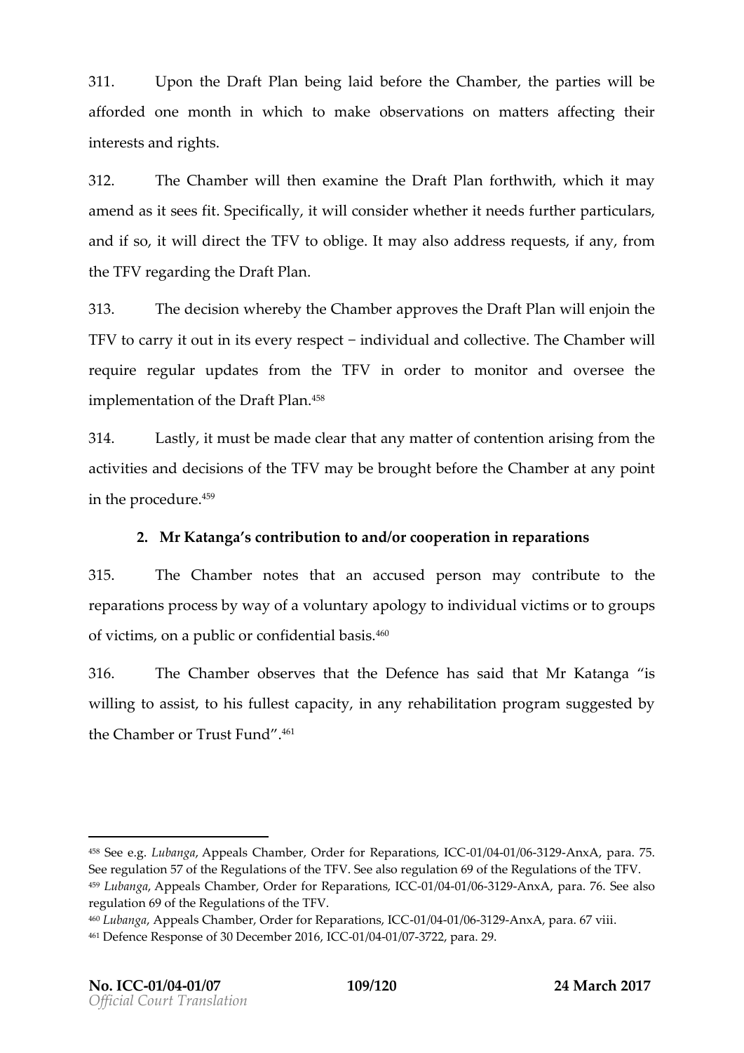311. Upon the Draft Plan being laid before the Chamber, the parties will be afforded one month in which to make observations on matters affecting their interests and rights.

312. The Chamber will then examine the Draft Plan forthwith, which it may amend as it sees fit. Specifically, it will consider whether it needs further particulars, and if so, it will direct the TFV to oblige. It may also address requests, if any, from the TFV regarding the Draft Plan.

313. The decision whereby the Chamber approves the Draft Plan will enjoin the TFV to carry it out in its every respect – individual and collective. The Chamber will require regular updates from the TFV in order to monitor and oversee the implementation of the Draft Plan.[458]

314. Lastly, it must be made clear that any matter of contention arising from the activities and decisions of the TFV may be brought before the Chamber at any point in the procedure.[459]

**2. Mr Katanga's contribution to and/or cooperation in reparations**

315. The Chamber notes that an accused person may contribute to the reparations process by way of a voluntary apology to individual victims or to groups of victims, on a public or confidential basis.[460]

316. The Chamber observes that the Defence has said that Mr Katanga "is willing to assist, to his fullest capacity, in any rehabilitation program suggested by the Chamber or Trust Fund".[461]

---

[458] See e.g. *Lubanga*, Appeals Chamber, Order for Reparations, ICC-01/04-01/06-3129-AnxA, para. 75. See regulation 57 of the Regulations of the TFV. See also regulation 69 of the Regulations of the TFV.

[459] *Lubanga*, Appeals Chamber, Order for Reparations, ICC-01/04-01/06-3129-AnxA, para. 76. See also regulation 69 of the Regulations of the TFV.

[460] *Lubanga*, Appeals Chamber, Order for Reparations, ICC-01/04-01/06-3129-AnxA, para. 67 viii.

[461] Defence Response of 30 December 2016, ICC-01/04-01/07-3722, para. 29.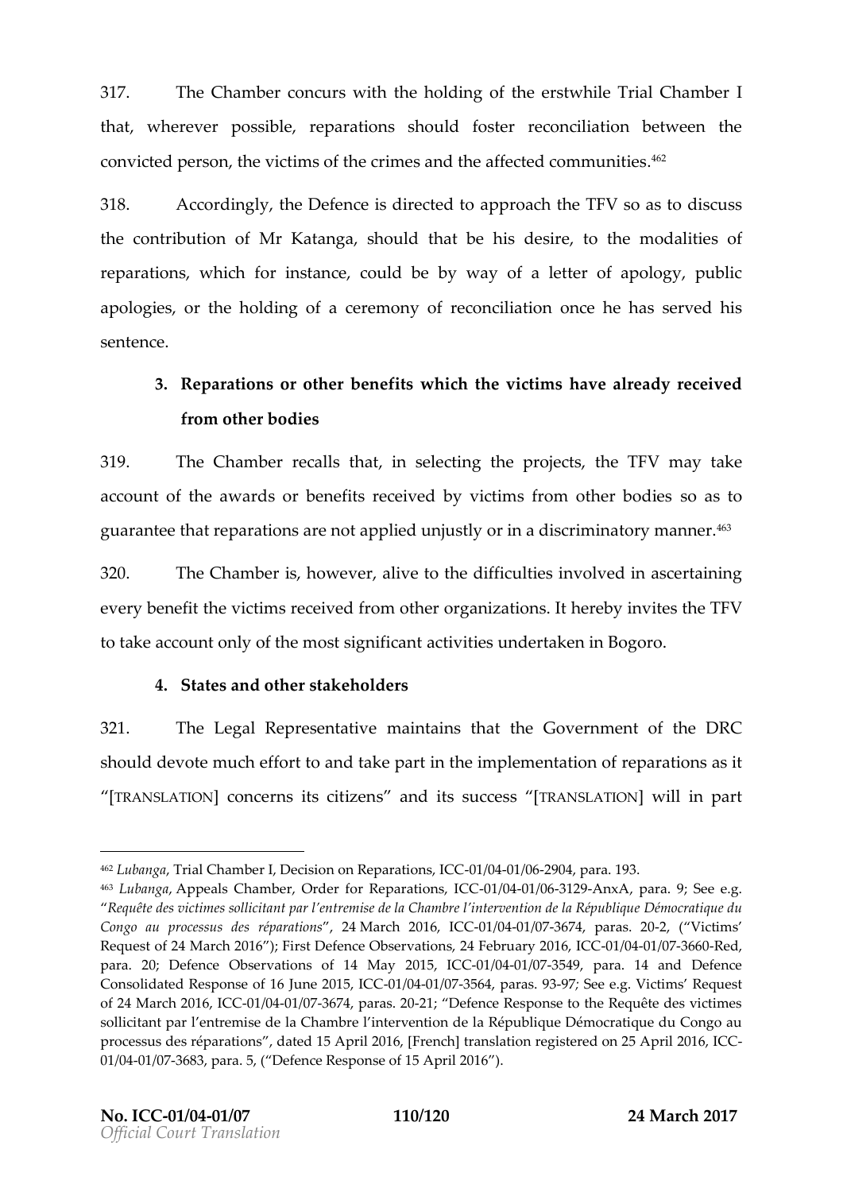317. The Chamber concurs with the holding of the erstwhile Trial Chamber I that, wherever possible, reparations should foster reconciliation between the convicted person, the victims of the crimes and the affected communities.[462]

318. Accordingly, the Defence is directed to approach the TFV so as to discuss the contribution of Mr Katanga, should that be his desire, to the modalities of reparations, which for instance, could be by way of a letter of apology, public apologies, or the holding of a ceremony of reconciliation once he has served his sentence.

### 3. Reparations or other benefits which the victims have already received from other bodies

319. The Chamber recalls that, in selecting the projects, the TFV may take account of the awards or benefits received by victims from other bodies so as to guarantee that reparations are not applied unjustly or in a discriminatory manner.[463]

320. The Chamber is, however, alive to the difficulties involved in ascertaining every benefit the victims received from other organizations. It hereby invites the TFV to take account only of the most significant activities undertaken in Bogoro.

### 4. States and other stakeholders

321. The Legal Representative maintains that the Government of the DRC should devote much effort to and take part in the implementation of reparations as it "[TRANSLATION] concerns its citizens" and its success "[TRANSLATION] will in part

---

[462] *Lubanga*, Trial Chamber I, Decision on Reparations, ICC-01/04-01/06-2904, para. 193.

[463] *Lubanga*, Appeals Chamber, Order for Reparations, ICC-01/04-01/06-3129-AnxA, para. 9; See e.g. "*Requête des victimes sollicitant par l'entremise de la Chambre l'intervention de la République Démocratique du Congo au processus des réparations*", 24 March 2016, ICC-01/04-01/07-3674, paras. 20-2, ("Victims' Request of 24 March 2016"); First Defence Observations, 24 February 2016, ICC-01/04-01/07-3660-Red, para. 20; Defence Observations of 14 May 2015, ICC-01/04-01/07-3549, para. 14 and Defence Consolidated Response of 16 June 2015, ICC-01/04-01/07-3564, paras. 93-97; See e.g. Victims' Request of 24 March 2016, ICC-01/04-01/07-3674, paras. 20-21; "Defence Response to the Requête des victimes sollicitant par l'entremise de la Chambre l'intervention de la République Démocratique du Congo au processus des réparations", dated 15 April 2016, [French] translation registered on 25 April 2016, ICC-01/04-01/07-3683, para. 5, ("Defence Response of 15 April 2016").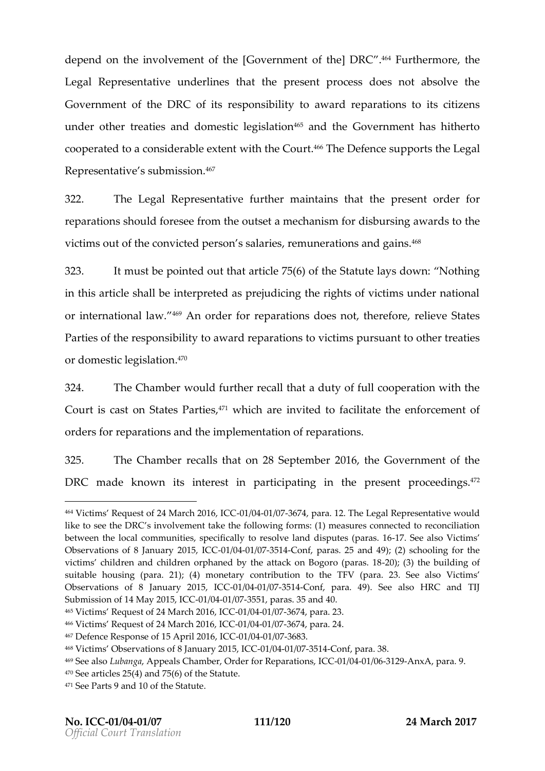depend on the involvement of the [Government of the] DRC".[464] Furthermore, the Legal Representative underlines that the present process does not absolve the Government of the DRC of its responsibility to award reparations to its citizens under other treaties and domestic legislation[465] and the Government has hitherto cooperated to a considerable extent with the Court.[466] The Defence supports the Legal Representative's submission.[467]

322. The Legal Representative further maintains that the present order for reparations should foresee from the outset a mechanism for disbursing awards to the victims out of the convicted person's salaries, remunerations and gains.[468]

323. It must be pointed out that article 75(6) of the Statute lays down: "Nothing in this article shall be interpreted as prejudicing the rights of victims under national or international law."[469] An order for reparations does not, therefore, relieve States Parties of the responsibility to award reparations to victims pursuant to other treaties or domestic legislation.[470]

324. The Chamber would further recall that a duty of full cooperation with the Court is cast on States Parties,[471] which are invited to facilitate the enforcement of orders for reparations and the implementation of reparations.

325. The Chamber recalls that on 28 September 2016, the Government of the DRC made known its interest in participating in the present proceedings.[472]

---

[464] Victims' Request of 24 March 2016, ICC-01/04-01/07-3674, para. 12. The Legal Representative would like to see the DRC's involvement take the following forms: (1) measures connected to reconciliation between the local communities, specifically to resolve land disputes (paras. 16-17. See also Victims' Observations of 8 January 2015, ICC-01/04-01/07-3514-Conf, paras. 25 and 49); (2) schooling for the victims' children and children orphaned by the attack on Bogoro (paras. 18-20); (3) the building of suitable housing (para. 21); (4) monetary contribution to the TFV (para. 23. See also Victims' Observations of 8 January 2015, ICC-01/04-01/07-3514-Conf, para. 49). See also HRC and TIJ Submission of 14 May 2015, ICC-01/04-01/07-3551, paras. 35 and 40.

[465] Victims' Request of 24 March 2016, ICC-01/04-01/07-3674, para. 23.

[466] Victims' Request of 24 March 2016, ICC-01/04-01/07-3674, para. 24.

[467] Defence Response of 15 April 2016, ICC-01/04-01/07-3683.

[468] Victims' Observations of 8 January 2015, ICC-01/04-01/07-3514-Conf, para. 38.

[469] See also *Lubanga*, Appeals Chamber, Order for Reparations, ICC-01/04-01/06-3129-AnxA, para. 9.

[470] See articles 25(4) and 75(6) of the Statute.

[471] See Parts 9 and 10 of the Statute.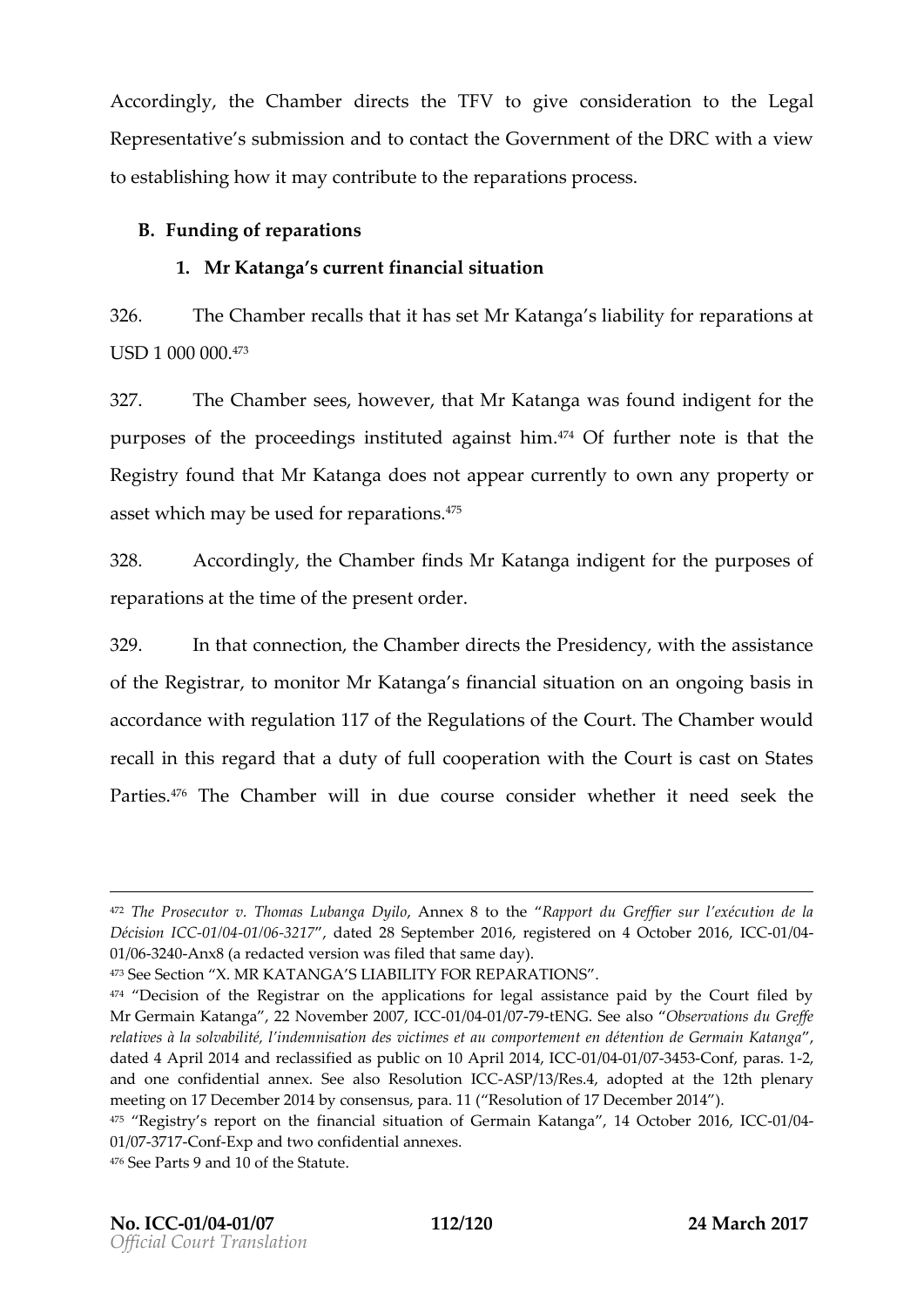Accordingly, the Chamber directs the TFV to give consideration to the Legal Representative's submission and to contact the Government of the DRC with a view to establishing how it may contribute to the reparations process.

## B. Funding of reparations

### 1. Mr Katanga's current financial situation

326. The Chamber recalls that it has set Mr Katanga's liability for reparations at USD 1 000 000.[473]

327. The Chamber sees, however, that Mr Katanga was found indigent for the purposes of the proceedings instituted against him.[474] Of further note is that the Registry found that Mr Katanga does not appear currently to own any property or asset which may be used for reparations.[475]

328. Accordingly, the Chamber finds Mr Katanga indigent for the purposes of reparations at the time of the present order.

329. In that connection, the Chamber directs the Presidency, with the assistance of the Registrar, to monitor Mr Katanga's financial situation on an ongoing basis in accordance with regulation 117 of the Regulations of the Court. The Chamber would recall in this regard that a duty of full cooperation with the Court is cast on States Parties.[476] The Chamber will in due course consider whether it need seek the

---

[472] *The Prosecutor v. Thomas Lubanga Dyilo*, Annex 8 to the "*Rapport du Greffier sur l'exécution de la Décision ICC-01/04-01/06-3217*", dated 28 September 2016, registered on 4 October 2016, ICC-01/04-01/06-3240-Anx8 (a redacted version was filed that same day).

[473] See Section "X. MR KATANGA'S LIABILITY FOR REPARATIONS".

[474] "Decision of the Registrar on the applications for legal assistance paid by the Court filed by Mr Germain Katanga", 22 November 2007, ICC-01/04-01/07-79-tENG. See also "*Observations du Greffe relatives à la solvabilité, l'indemnisation des victimes et au comportement en détention de Germain Katanga*", dated 4 April 2014 and reclassified as public on 10 April 2014, ICC-01/04-01/07-3453-Conf, paras. 1-2, and one confidential annex. See also Resolution ICC-ASP/13/Res.4, adopted at the 12th plenary meeting on 17 December 2014 by consensus, para. 11 ("Resolution of 17 December 2014").

[475] "Registry's report on the financial situation of Germain Katanga", 14 October 2016, ICC-01/04-01/07-3717-Conf-Exp and two confidential annexes.

[476] See Parts 9 and 10 of the Statute.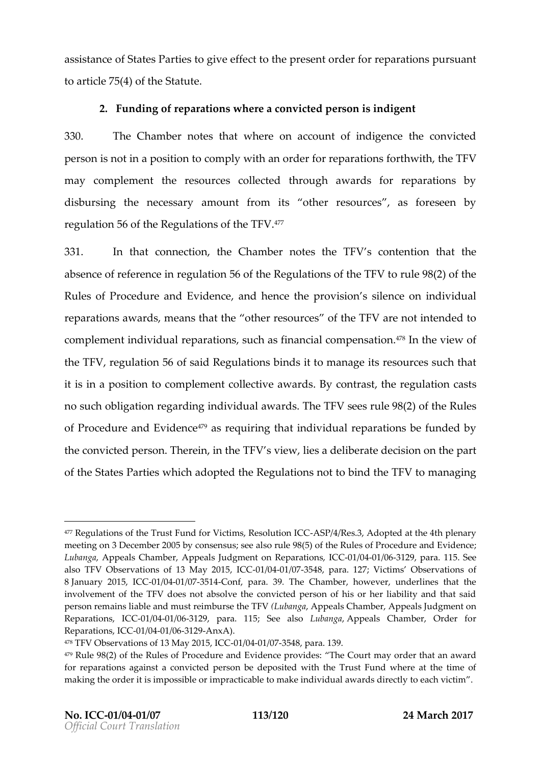assistance of States Parties to give effect to the present order for reparations pursuant to article 75(4) of the Statute.

### 2. Funding of reparations where a convicted person is indigent

330. The Chamber notes that where on account of indigence the convicted person is not in a position to comply with an order for reparations forthwith, the TFV may complement the resources collected through awards for reparations by disbursing the necessary amount from its "other resources", as foreseen by regulation 56 of the Regulations of the TFV.[477]

331. In that connection, the Chamber notes the TFV's contention that the absence of reference in regulation 56 of the Regulations of the TFV to rule 98(2) of the Rules of Procedure and Evidence, and hence the provision's silence on individual reparations awards, means that the "other resources" of the TFV are not intended to complement individual reparations, such as financial compensation.[478] In the view of the TFV, regulation 56 of said Regulations binds it to manage its resources such that it is in a position to complement collective awards. By contrast, the regulation casts no such obligation regarding individual awards. The TFV sees rule 98(2) of the Rules of Procedure and Evidence[479] as requiring that individual reparations be funded by the convicted person. Therein, in the TFV's view, lies a deliberate decision on the part of the States Parties which adopted the Regulations not to bind the TFV to managing

---

[477] Regulations of the Trust Fund for Victims, Resolution ICC-ASP/4/Res.3, Adopted at the 4th plenary meeting on 3 December 2005 by consensus; see also rule 98(5) of the Rules of Procedure and Evidence; *Lubanga*, Appeals Chamber, Appeals Judgment on Reparations, ICC-01/04-01/06-3129, para. 115. See also TFV Observations of 13 May 2015, ICC-01/04-01/07-3548, para. 127; Victims' Observations of 8 January 2015, ICC-01/04-01/07-3514-Conf, para. 39. The Chamber, however, underlines that the involvement of the TFV does not absolve the convicted person of his or her liability and that said person remains liable and must reimburse the TFV (*Lubanga*, Appeals Chamber, Appeals Judgment on Reparations, ICC-01/04-01/06-3129, para. 115; See also *Lubanga*, Appeals Chamber, Order for Reparations, ICC-01/04-01/06-3129-AnxA).

[478] TFV Observations of 13 May 2015, ICC-01/04-01/07-3548, para. 139.

[479] Rule 98(2) of the Rules of Procedure and Evidence provides: "The Court may order that an award for reparations against a convicted person be deposited with the Trust Fund where at the time of making the order it is impossible or impracticable to make individual awards directly to each victim".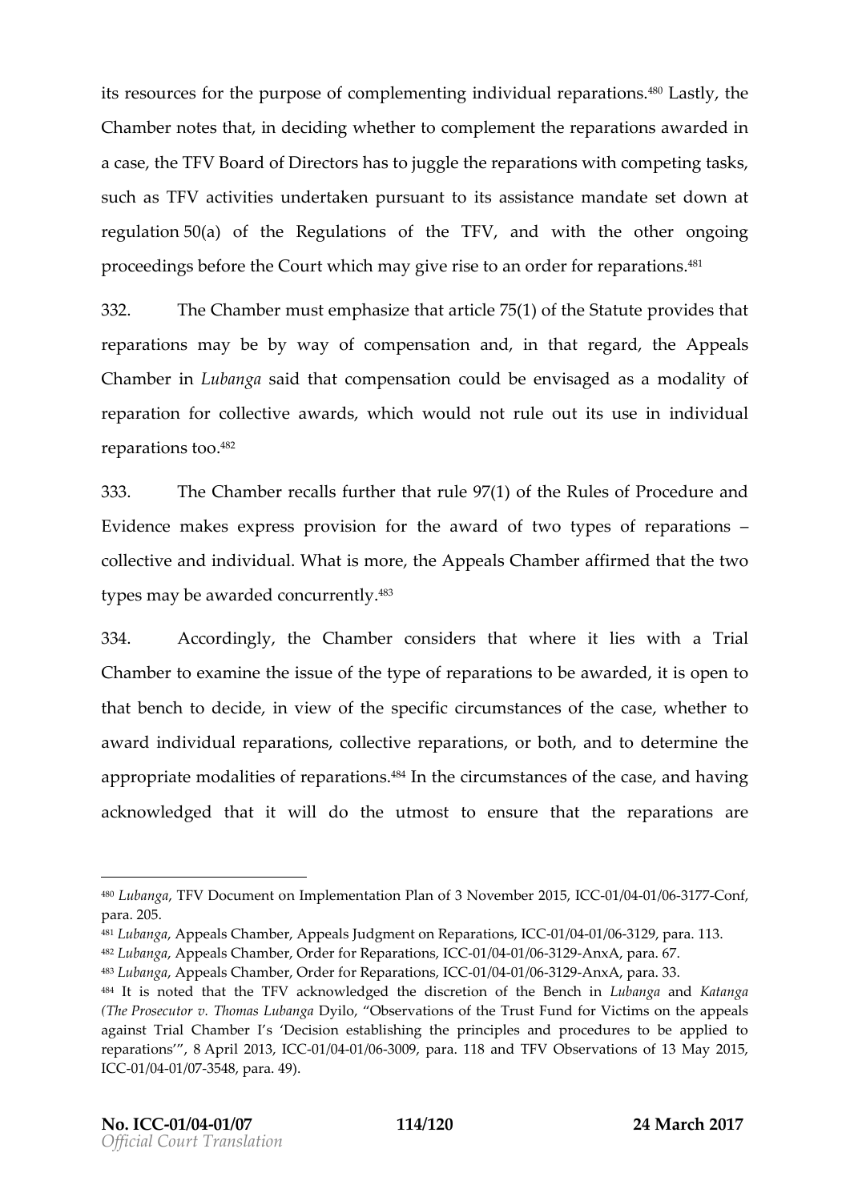its resources for the purpose of complementing individual reparations.[480] Lastly, the Chamber notes that, in deciding whether to complement the reparations awarded in a case, the TFV Board of Directors has to juggle the reparations with competing tasks, such as TFV activities undertaken pursuant to its assistance mandate set down at regulation 50(a) of the Regulations of the TFV, and with the other ongoing proceedings before the Court which may give rise to an order for reparations.[481]

332. The Chamber must emphasize that article 75(1) of the Statute provides that reparations may be by way of compensation and, in that regard, the Appeals Chamber in *Lubanga* said that compensation could be envisaged as a modality of reparation for collective awards, which would not rule out its use in individual reparations too.[482]

333. The Chamber recalls further that rule 97(1) of the Rules of Procedure and Evidence makes express provision for the award of two types of reparations – collective and individual. What is more, the Appeals Chamber affirmed that the two types may be awarded concurrently.[483]

334. Accordingly, the Chamber considers that where it lies with a Trial Chamber to examine the issue of the type of reparations to be awarded, it is open to that bench to decide, in view of the specific circumstances of the case, whether to award individual reparations, collective reparations, or both, and to determine the appropriate modalities of reparations.[484] In the circumstances of the case, and having acknowledged that it will do the utmost to ensure that the reparations are

---

[480] *Lubanga*, TFV Document on Implementation Plan of 3 November 2015, ICC-01/04-01/06-3177-Conf, para. 205.

[481] *Lubanga*, Appeals Chamber, Appeals Judgment on Reparations, ICC-01/04-01/06-3129, para. 113.

[482] *Lubanga*, Appeals Chamber, Order for Reparations, ICC-01/04-01/06-3129-AnxA, para. 67.

[483] *Lubanga*, Appeals Chamber, Order for Reparations, ICC-01/04-01/06-3129-AnxA, para. 33.

[484] It is noted that the TFV acknowledged the discretion of the Bench in *Lubanga* and *Katanga* (*The Prosecutor v. Thomas Lubanga* Dyilo, "Observations of the Trust Fund for Victims on the appeals against Trial Chamber I's 'Decision establishing the principles and procedures to be applied to reparations'", 8 April 2013, ICC-01/04-01/06-3009, para. 118 and TFV Observations of 13 May 2015, ICC-01/04-01/07-3548, para. 49).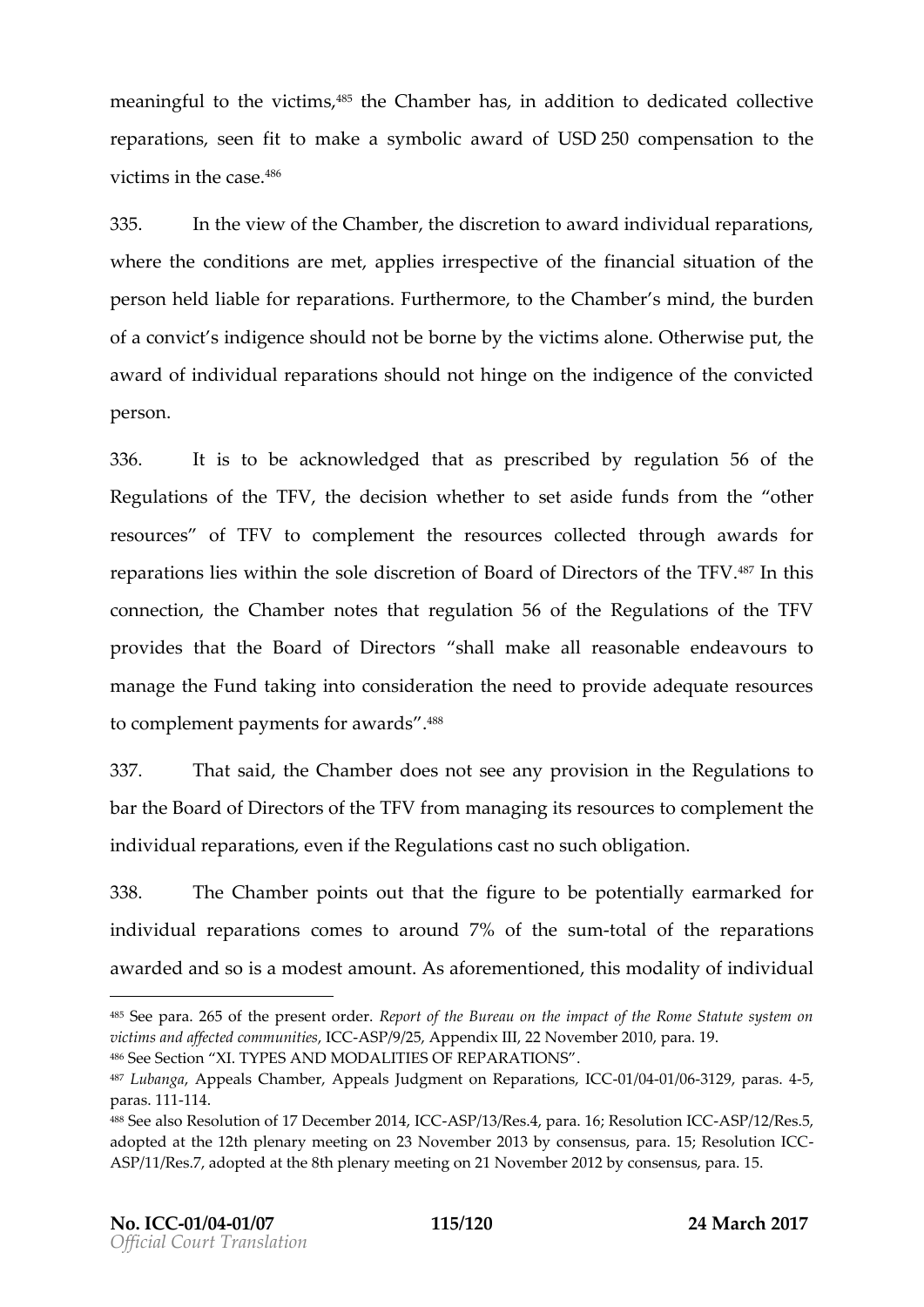meaningful to the victims,[485] the Chamber has, in addition to dedicated collective reparations, seen fit to make a symbolic award of USD 250 compensation to the victims in the case.[486]

335. In the view of the Chamber, the discretion to award individual reparations, where the conditions are met, applies irrespective of the financial situation of the person held liable for reparations. Furthermore, to the Chamber's mind, the burden of a convict's indigence should not be borne by the victims alone. Otherwise put, the award of individual reparations should not hinge on the indigence of the convicted person.

336. It is to be acknowledged that as prescribed by regulation 56 of the Regulations of the TFV, the decision whether to set aside funds from the "other resources" of TFV to complement the resources collected through awards for reparations lies within the sole discretion of Board of Directors of the TFV.[487] In this connection, the Chamber notes that regulation 56 of the Regulations of the TFV provides that the Board of Directors "shall make all reasonable endeavours to manage the Fund taking into consideration the need to provide adequate resources to complement payments for awards".[488]

337. That said, the Chamber does not see any provision in the Regulations to bar the Board of Directors of the TFV from managing its resources to complement the individual reparations, even if the Regulations cast no such obligation.

338. The Chamber points out that the figure to be potentially earmarked for individual reparations comes to around 7% of the sum-total of the reparations awarded and so is a modest amount. As aforementioned, this modality of individual

---

[485] See para. 265 of the present order. *Report of the Bureau on the impact of the Rome Statute system on victims and affected communities*, ICC-ASP/9/25, Appendix III, 22 November 2010, para. 19.

[486] See Section "XI. TYPES AND MODALITIES OF REPARATIONS".

[487] *Lubanga*, Appeals Chamber, Appeals Judgment on Reparations, ICC-01/04-01/06-3129, paras. 4-5, paras. 111-114.

[488] See also Resolution of 17 December 2014, ICC-ASP/13/Res.4, para. 16; Resolution ICC-ASP/12/Res.5, adopted at the 12th plenary meeting on 23 November 2013 by consensus, para. 15; Resolution ICC-ASP/11/Res.7, adopted at the 8th plenary meeting on 21 November 2012 by consensus, para. 15.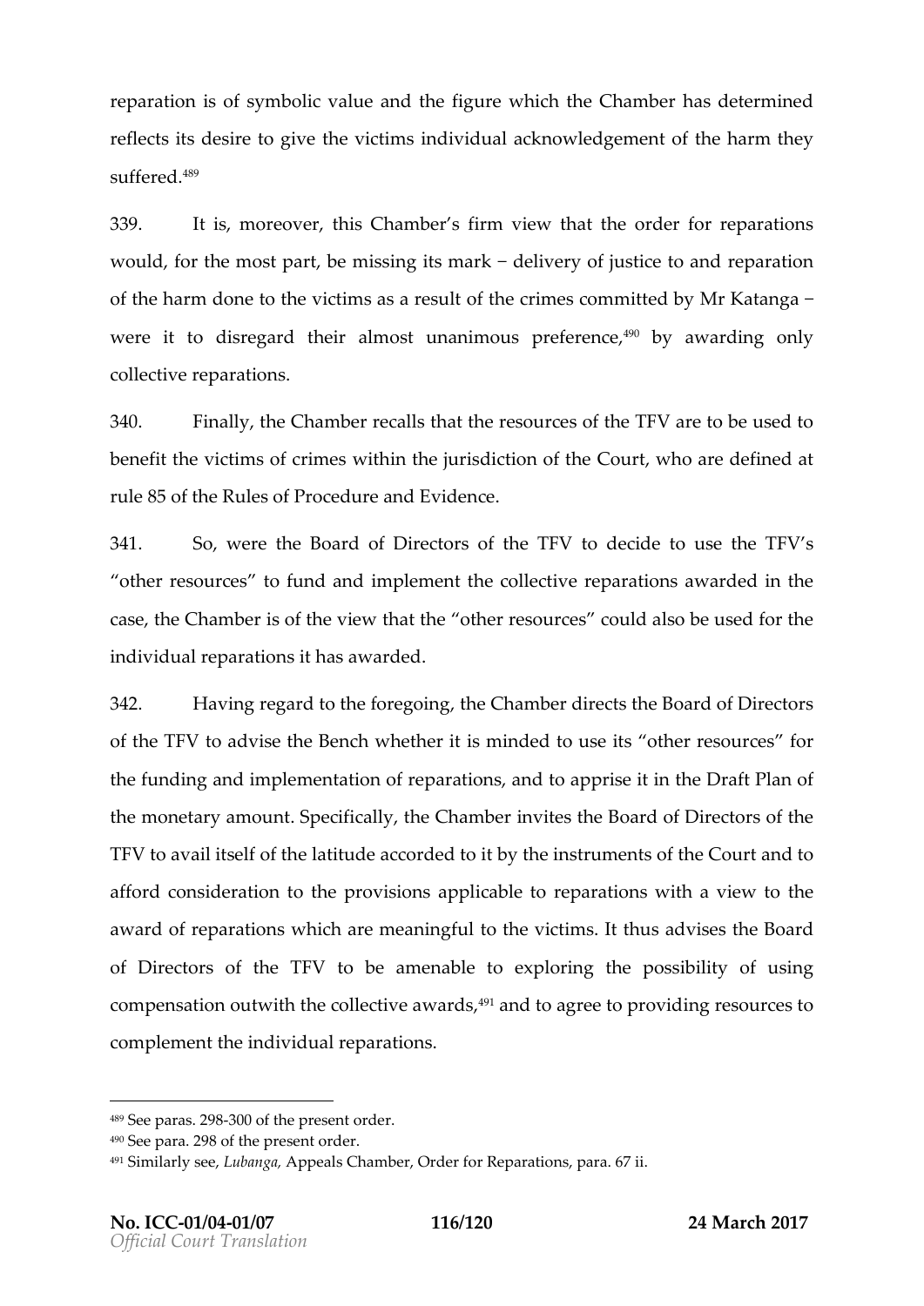reparation is of symbolic value and the figure which the Chamber has determined reflects its desire to give the victims individual acknowledgement of the harm they suffered.[489]

339. It is, moreover, this Chamber's firm view that the order for reparations would, for the most part, be missing its mark − delivery of justice to and reparation of the harm done to the victims as a result of the crimes committed by Mr Katanga − were it to disregard their almost unanimous preference,[490] by awarding only collective reparations.

340. Finally, the Chamber recalls that the resources of the TFV are to be used to benefit the victims of crimes within the jurisdiction of the Court, who are defined at rule 85 of the Rules of Procedure and Evidence.

341. So, were the Board of Directors of the TFV to decide to use the TFV's "other resources" to fund and implement the collective reparations awarded in the case, the Chamber is of the view that the "other resources" could also be used for the individual reparations it has awarded.

342. Having regard to the foregoing, the Chamber directs the Board of Directors of the TFV to advise the Bench whether it is minded to use its "other resources" for the funding and implementation of reparations, and to apprise it in the Draft Plan of the monetary amount. Specifically, the Chamber invites the Board of Directors of the TFV to avail itself of the latitude accorded to it by the instruments of the Court and to afford consideration to the provisions applicable to reparations with a view to the award of reparations which are meaningful to the victims. It thus advises the Board of Directors of the TFV to be amenable to exploring the possibility of using compensation outwith the collective awards,[491] and to agree to providing resources to complement the individual reparations.

---

[489] See paras. 298-300 of the present order.

[490] See para. 298 of the present order.

[491] Similarly see, *Lubanga*, Appeals Chamber, Order for Reparations, para. 67 ii.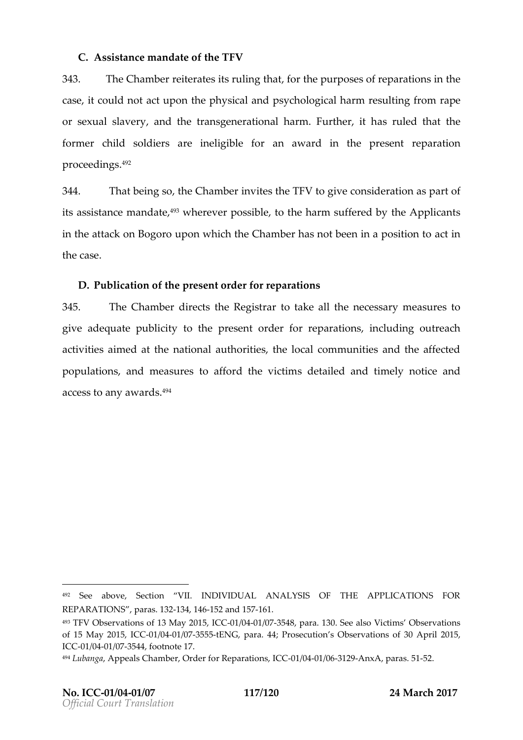### C. Assistance mandate of the TFV

343. The Chamber reiterates its ruling that, for the purposes of reparations in the case, it could not act upon the physical and psychological harm resulting from rape or sexual slavery, and the transgenerational harm. Further, it has ruled that the former child soldiers are ineligible for an award in the present reparation proceedings.[492]

344. That being so, the Chamber invites the TFV to give consideration as part of its assistance mandate,[493] wherever possible, to the harm suffered by the Applicants in the attack on Bogoro upon which the Chamber has not been in a position to act in the case.

### D. Publication of the present order for reparations

345. The Chamber directs the Registrar to take all the necessary measures to give adequate publicity to the present order for reparations, including outreach activities aimed at the national authorities, the local communities and the affected populations, and measures to afford the victims detailed and timely notice and access to any awards.[494]

---

[492] See above, Section "VII. INDIVIDUAL ANALYSIS OF THE APPLICATIONS FOR REPARATIONS", paras. 132-134, 146-152 and 157-161.

[493] TFV Observations of 13 May 2015, ICC-01/04-01/07-3548, para. 130. See also Victims' Observations of 15 May 2015, ICC-01/04-01/07-3555-tENG, para. 44; Prosecution's Observations of 30 April 2015, ICC-01/04-01/07-3544, footnote 17.

[494] *Lubanga*, Appeals Chamber, Order for Reparations, ICC-01/04-01/06-3129-AnxA, paras. 51-52.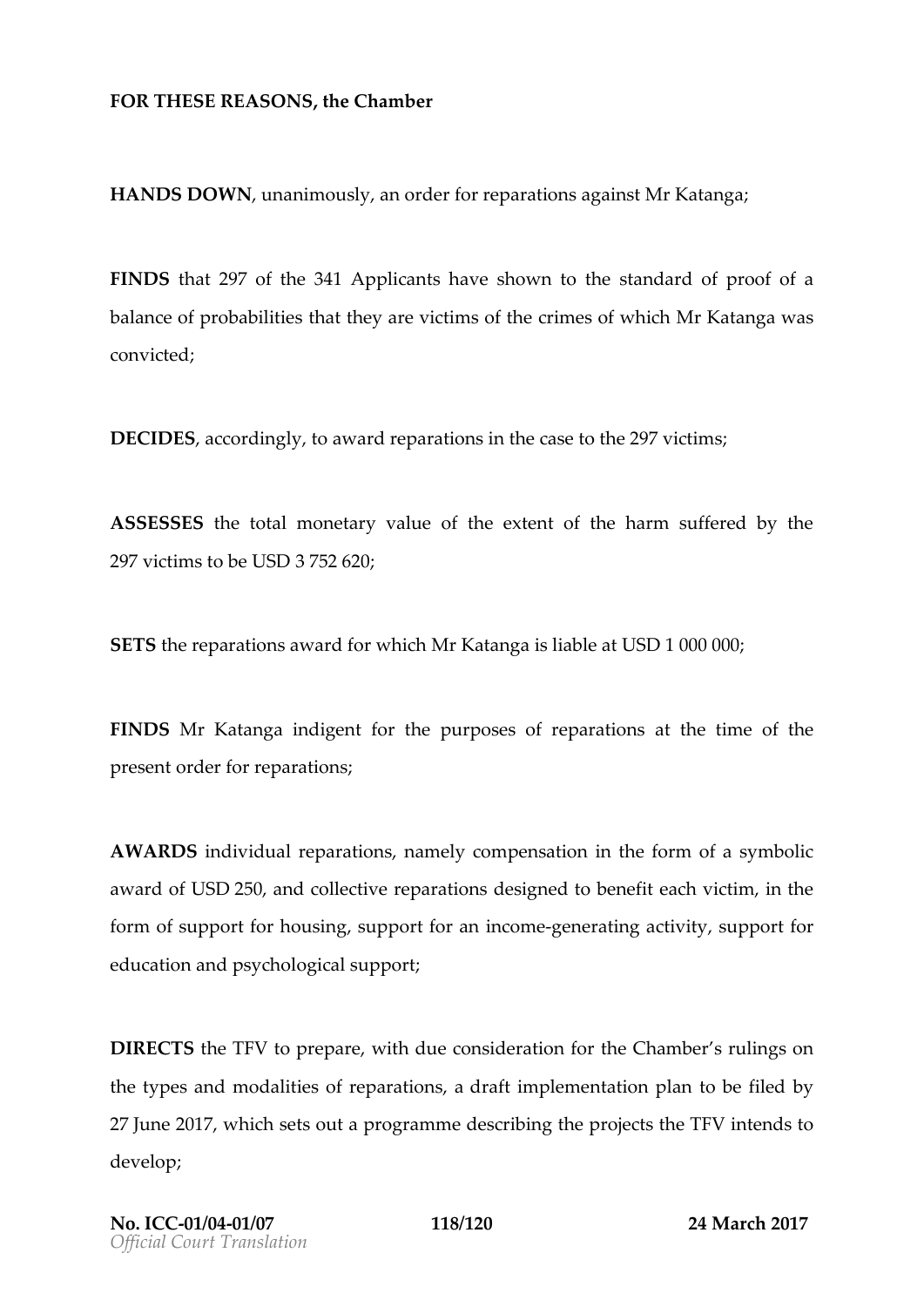**FOR THESE REASONS, the Chamber**

**HANDS DOWN**, unanimously, an order for reparations against Mr Katanga;

**FINDS** that 297 of the 341 Applicants have shown to the standard of proof of a balance of probabilities that they are victims of the crimes of which Mr Katanga was convicted;

**DECIDES**, accordingly, to award reparations in the case to the 297 victims;

**ASSESSES** the total monetary value of the extent of the harm suffered by the 297 victims to be USD 3 752 620;

**SETS** the reparations award for which Mr Katanga is liable at USD 1 000 000;

**FINDS** Mr Katanga indigent for the purposes of reparations at the time of the present order for reparations;

**AWARDS** individual reparations, namely compensation in the form of a symbolic award of USD 250, and collective reparations designed to benefit each victim, in the form of support for housing, support for an income-generating activity, support for education and psychological support;

**DIRECTS** the TFV to prepare, with due consideration for the Chamber's rulings on the types and modalities of reparations, a draft implementation plan to be filed by 27 June 2017, which sets out a programme describing the projects the TFV intends to develop;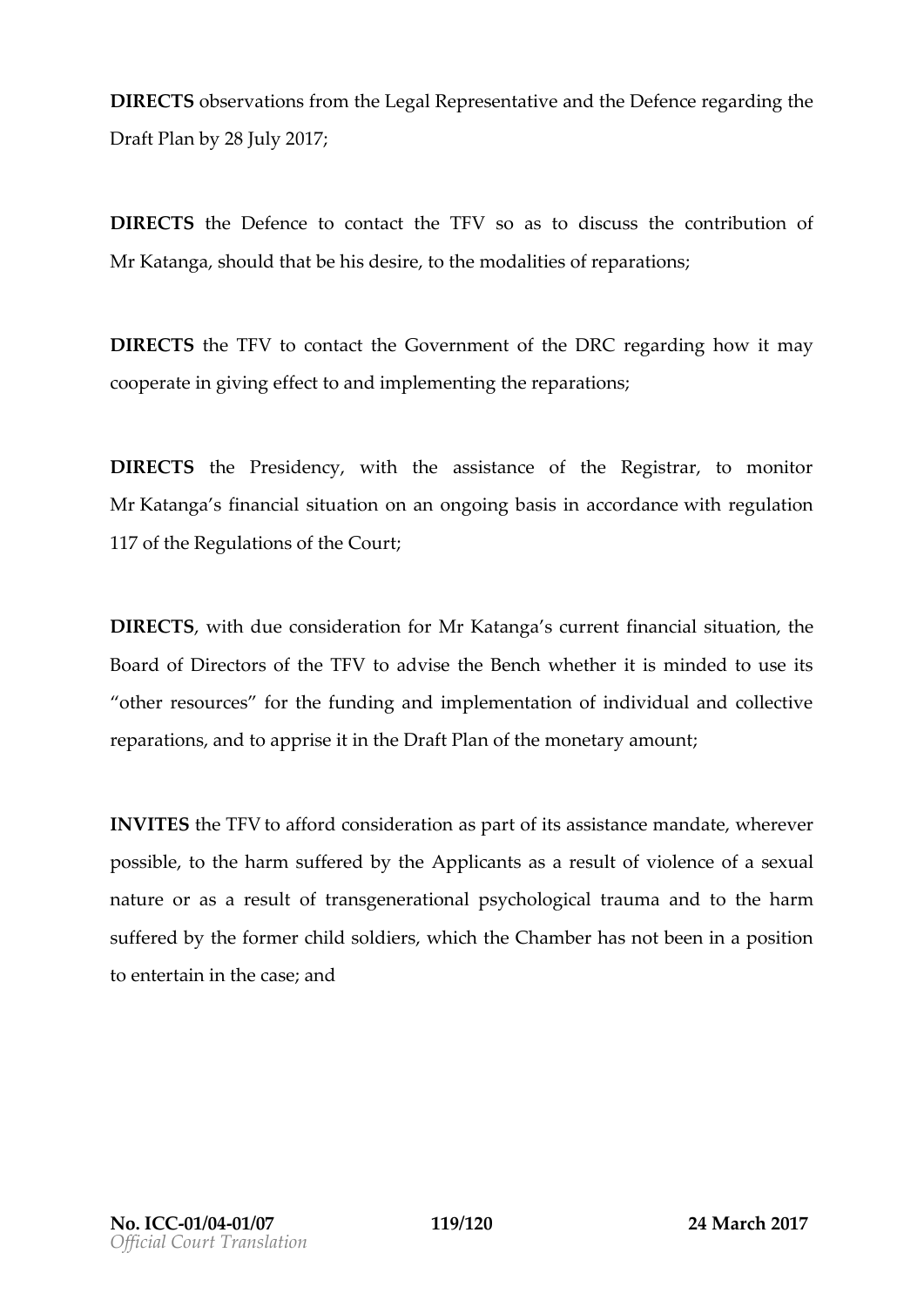**DIRECTS** observations from the Legal Representative and the Defence regarding the Draft Plan by 28 July 2017;

**DIRECTS** the Defence to contact the TFV so as to discuss the contribution of Mr Katanga, should that be his desire, to the modalities of reparations;

**DIRECTS** the TFV to contact the Government of the DRC regarding how it may cooperate in giving effect to and implementing the reparations;

**DIRECTS** the Presidency, with the assistance of the Registrar, to monitor Mr Katanga's financial situation on an ongoing basis in accordance with regulation 117 of the Regulations of the Court;

**DIRECTS**, with due consideration for Mr Katanga's current financial situation, the Board of Directors of the TFV to advise the Bench whether it is minded to use its "other resources" for the funding and implementation of individual and collective reparations, and to apprise it in the Draft Plan of the monetary amount;

**INVITES** the TFV to afford consideration as part of its assistance mandate, wherever possible, to the harm suffered by the Applicants as a result of violence of a sexual nature or as a result of transgenerational psychological trauma and to the harm suffered by the former child soldiers, which the Chamber has not been in a position to entertain in the case; and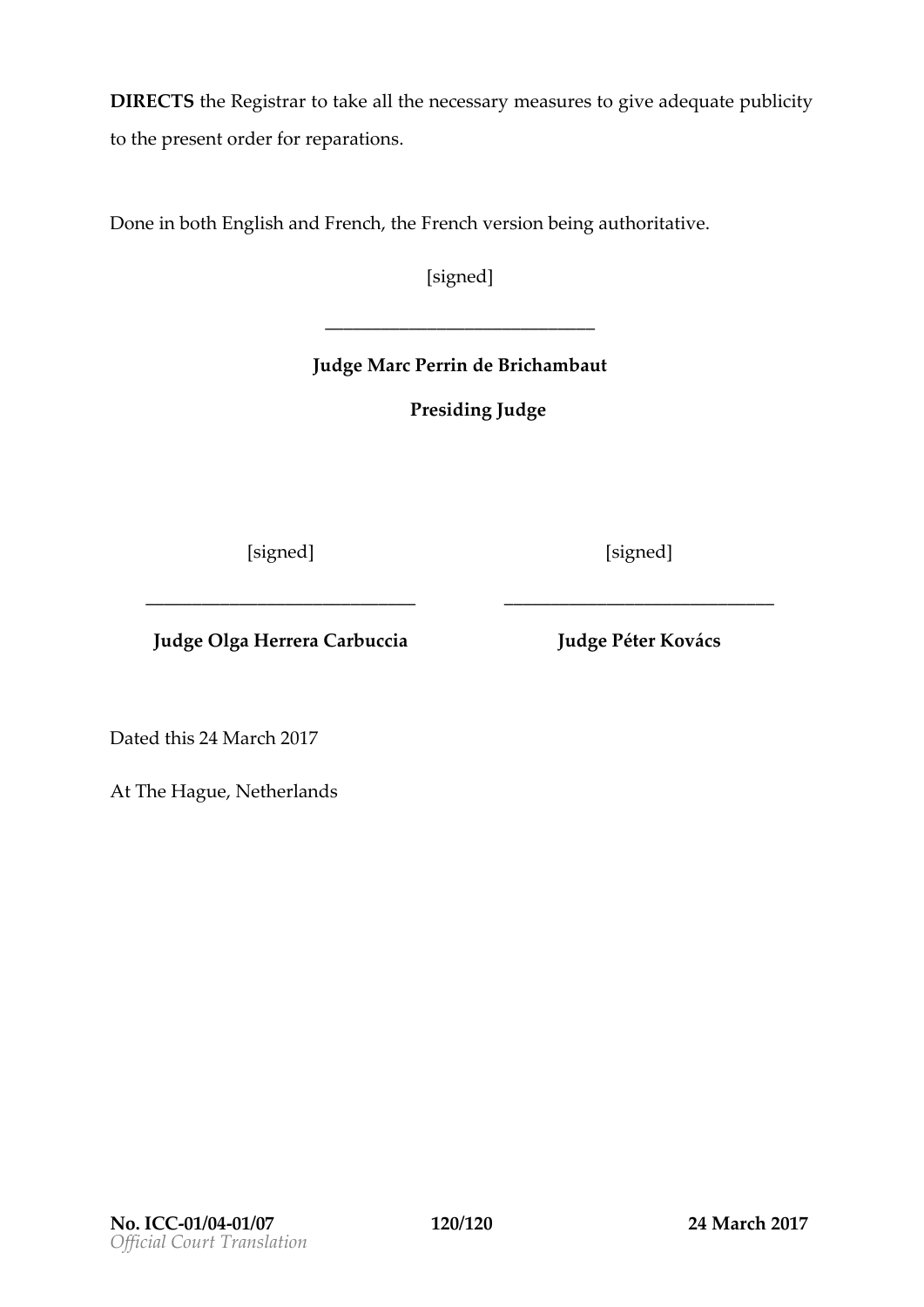**DIRECTS** the Registrar to take all the necessary measures to give adequate publicity to the present order for reparations.

Done in both English and French, the French version being authoritative.

[signed]

_____________________________

**Judge Marc Perrin de Brichambaut**

**Presiding Judge**

[signed]

_____________________________

**Judge Olga Herrera Carbuccia**

[signed]

_____________________________

**Judge Péter Kovács**

Dated this 24 March 2017

At The Hague, Netherlands